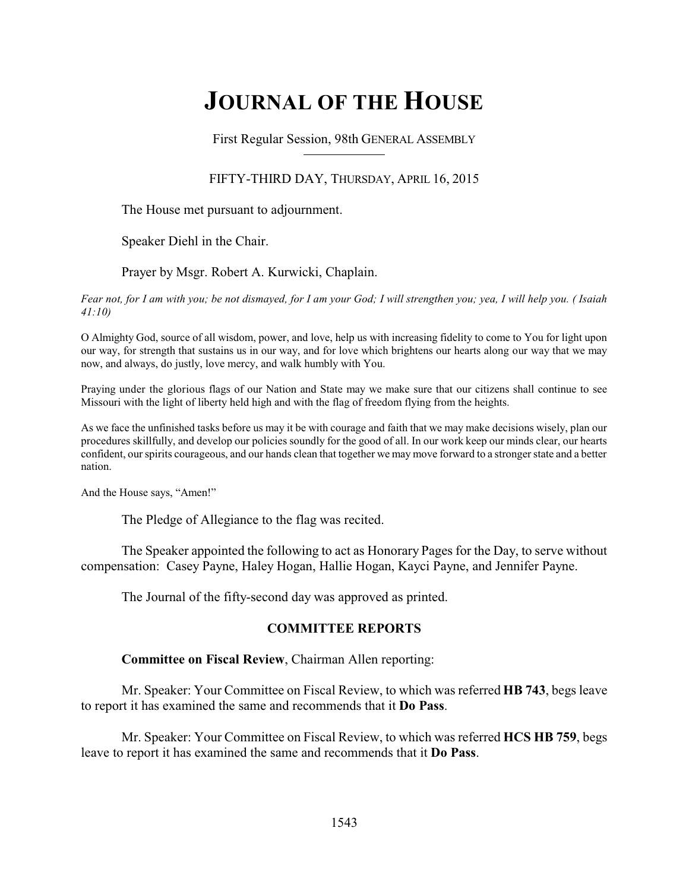# JOURNAL OF THE HOUSE

First Regular Session, 98th GENERAL ASSEMBLY

FIFTY-THIRD DAY, THURSDAY, APRIL 16, 2015

The House met pursuant to adjournment.

Speaker Diehl in the Chair.

Prayer by Msgr. Robert A. Kurwicki, Chaplain.

*Fear not, for I am with you; be not dismayed, for I am your God; I will strengthen you; yea, I will help you. ( Isaiah 41:10)*

O Almighty God, source of all wisdom, power, and love, help us with increasing fidelity to come to You for light upon our way, for strength that sustains us in our way, and for love which brightens our hearts along our way that we may now, and always, do justly, love mercy, and walk humbly with You.

Praying under the glorious flags of our Nation and State may we make sure that our citizens shall continue to see Missouri with the light of liberty held high and with the flag of freedom flying from the heights.

As we face the unfinished tasks before us may it be with courage and faith that we may make decisions wisely, plan our procedures skillfully, and develop our policies soundly for the good of all. In our work keep our minds clear, our hearts confident, our spirits courageous, and our hands clean that together we may move forward to a stronger state and a better nation.

And the House says, "Amen!"

The Pledge of Allegiance to the flag was recited.

The Speaker appointed the following to act as Honorary Pages for the Day, to serve without compensation: Casey Payne, Haley Hogan, Hallie Hogan, Kayci Payne, and Jennifer Payne.

The Journal of the fifty-second day was approved as printed.

## COMMITTEE REPORTS

**Committee on Fiscal Review**, Chairman Allen reporting:

Mr. Speaker: Your Committee on Fiscal Review, to which was referred **HB 743**, begs leave to report it has examined the same and recommends that it **Do Pass**.

Mr. Speaker: Your Committee on Fiscal Review, to which was referred **HCS HB 759**, begs leave to report it has examined the same and recommends that it **Do Pass**.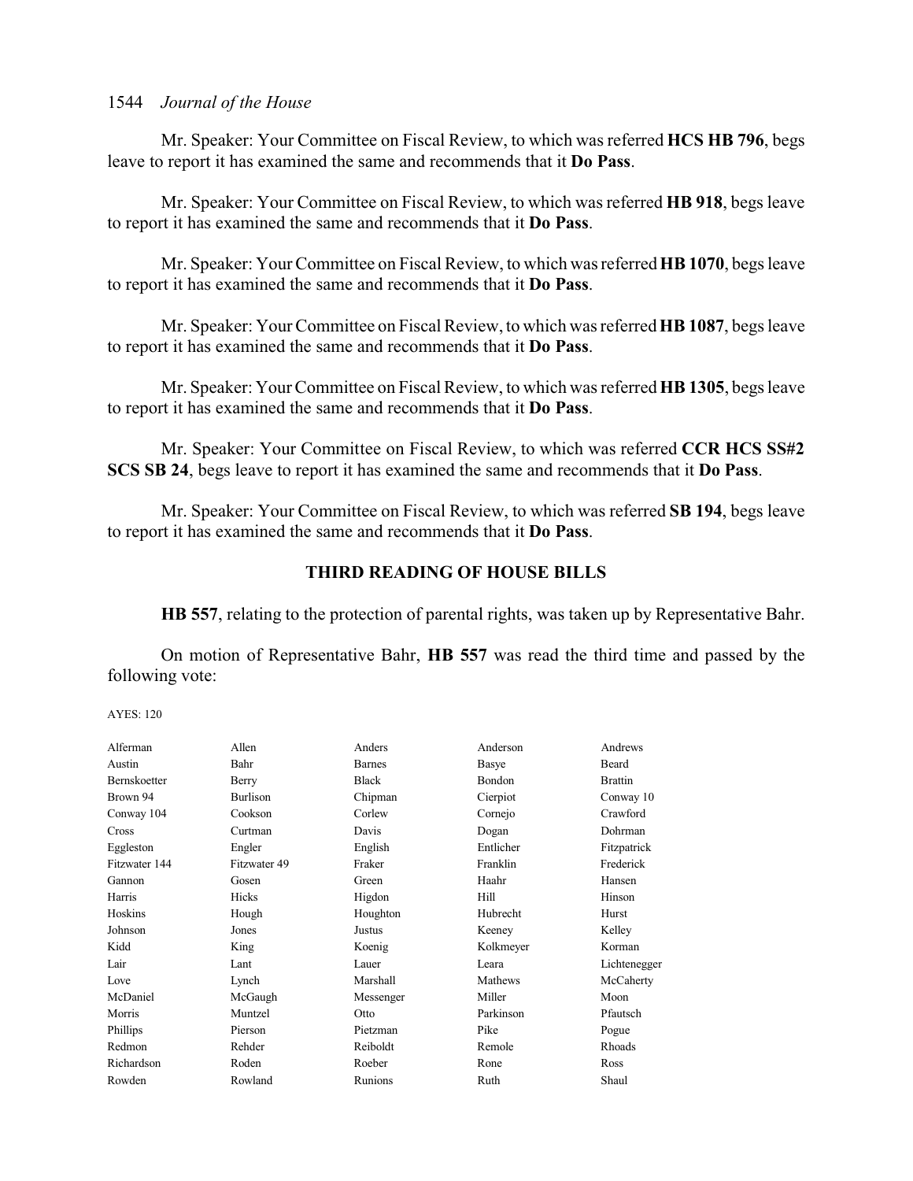Mr. Speaker: Your Committee on Fiscal Review, to which was referred **HCS HB 796**, begs leave to report it has examined the same and recommends that it **Do Pass**.

Mr. Speaker: Your Committee on Fiscal Review, to which was referred **HB 918**, begs leave to report it has examined the same and recommends that it **Do Pass**.

Mr. Speaker: Your Committee on Fiscal Review, to which was referred **HB 1070**, begs leave to report it has examined the same and recommends that it **Do Pass**.

Mr. Speaker: Your Committee on Fiscal Review, to which was referred **HB 1087**, begs leave to report it has examined the same and recommends that it **Do Pass**.

Mr. Speaker: Your Committee on Fiscal Review, to which was referred **HB 1305**, begs leave to report it has examined the same and recommends that it **Do Pass**.

Mr. Speaker: Your Committee on Fiscal Review, to which was referred **CCR HCS SS#2 SCS SB 24**, begs leave to report it has examined the same and recommends that it **Do Pass**.

Mr. Speaker: Your Committee on Fiscal Review, to which was referred **SB 194**, begs leave to report it has examined the same and recommends that it **Do Pass**.

## THIRD READING OF HOUSE BILLS

**HB 557**, relating to the protection of parental rights, was taken up by Representative Bahr.

On motion of Representative Bahr, **HB 557** was read the third time and passed by the following vote:

AYES: 120

| | | | | |
|---|---|---|---|---|
| Alferman | Allen | Anders | Anderson | Andrews |
| Austin | Bahr | Barnes | Basye | Beard |
| Bernskoetter | Berry | Black | Bondon | Brattin |
| Brown 94 | Burlison | Chipman | Cierpiot | Conway 10 |
| Conway 104 | Cookson | Corlew | Cornejo | Crawford |
| Cross | Curtman | Davis | Dogan | Dohrman |
| Eggleston | Engler | English | Entlicher | Fitzpatrick |
| Fitzwater 144 | Fitzwater 49 | Fraker | Franklin | Frederick |
| Gannon | Gosen | Green | Haahr | Hansen |
| Harris | Hicks | Higdon | Hill | Hinson |
| Hoskins | Hough | Houghton | Hubrecht | Hurst |
| Johnson | Jones | Justus | Keeney | Kelley |
| Kidd | King | Koenig | Kolkmeyer | Korman |
| Lair | Lant | Lauer | Leara | Lichtenegger |
| Love | Lynch | Marshall | Mathews | McCaherty |
| McDaniel | McGaugh | Messenger | Miller | Moon |
| Morris | Muntzel | Otto | Parkinson | Pfautsch |
| Phillips | Pierson | Pietzman | Pike | Pogue |
| Redmon | Rehder | Reiboldt | Remole | Rhoads |
| Richardson | Roden | Roeber | Rone | Ross |
| Rowden | Rowland | Runions | Ruth | Shaul |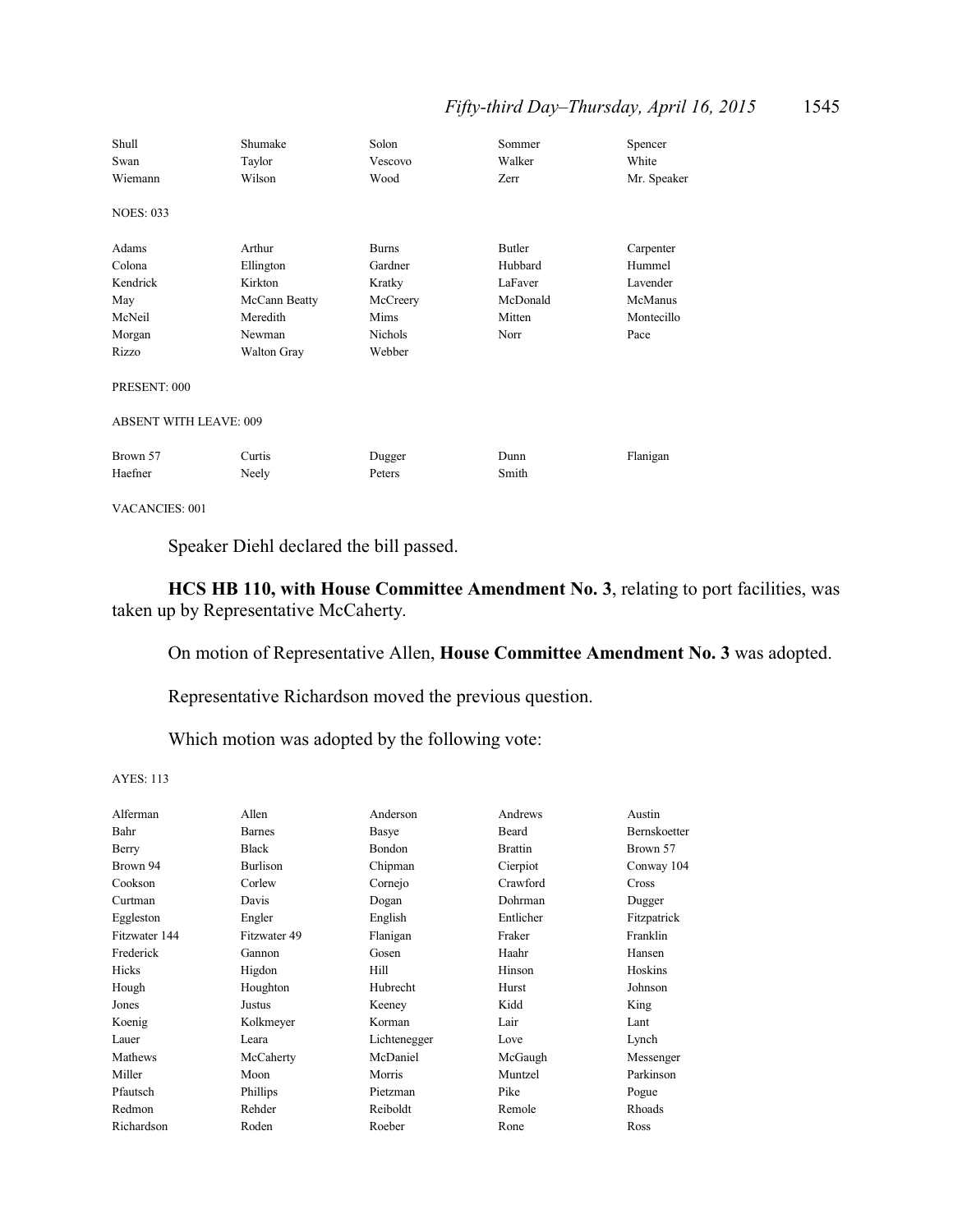| | | | | |
|---|---|---|---|---|
| Shull | Shumake | Solon | Sommer | Spencer |
| Swan | Taylor | Vescovo | Walker | White |
| Wiemann | Wilson | Wood | Zerr | Mr. Speaker |

NOES: 033

| | | | | |
|---|---|---|---|---|
| Adams | Arthur | Burns | Butler | Carpenter |
| Colona | Ellington | Gardner | Hubbard | Hummel |
| Kendrick | Kirkton | Kratky | LaFaver | Lavender |
| May | McCann Beatty | McCreery | McDonald | McManus |
| McNeil | Meredith | Mims | Mitten | Montecillo |
| Morgan | Newman | Nichols | Norr | Pace |
| Rizzo | Walton Gray | Webber | | |

PRESENT: 000

ABSENT WITH LEAVE: 009

| | | | | |
|---|---|---|---|---|
| Brown 57 | Curtis | Dugger | Dunn | Flanigan |
| Haefner | Neely | Peters | Smith | |

VACANCIES: 001

Speaker Diehl declared the bill passed.

**HCS HB 110, with House Committee Amendment No. 3**, relating to port facilities, was taken up by Representative McCaherty.

On motion of Representative Allen, **House Committee Amendment No. 3** was adopted.

Representative Richardson moved the previous question.

Which motion was adopted by the following vote:

AYES: 113

| | | | | |
|---|---|---|---|---|
| Alferman | Allen | Anderson | Andrews | Austin |
| Bahr | Barnes | Basye | Beard | Bernskoetter |
| Berry | Black | Bondon | Brattin | Brown 57 |
| Brown 94 | Burlison | Chipman | Cierpiot | Conway 104 |
| Cookson | Corlew | Cornejo | Crawford | Cross |
| Curtman | Davis | Dogan | Dohrman | Dugger |
| Eggleston | Engler | English | Entlicher | Fitzpatrick |
| Fitzwater 144 | Fitzwater 49 | Flanigan | Fraker | Franklin |
| Frederick | Gannon | Gosen | Haahr | Hansen |
| Hicks | Higdon | Hill | Hinson | Hoskins |
| Hough | Houghton | Hubrecht | Hurst | Johnson |
| Jones | Justus | Keeney | Kidd | King |
| Koenig | Kolkmeyer | Korman | Lair | Lant |
| Lauer | Leara | Lichtenegger | Love | Lynch |
| Mathews | McCaherty | McDaniel | McGaugh | Messenger |
| Miller | Moon | Morris | Muntzel | Parkinson |
| Pfautsch | Phillips | Pietzman | Pike | Pogue |
| Redmon | Rehder | Reiboldt | Remole | Rhoads |
| Richardson | Roden | Roeber | Rone | Ross |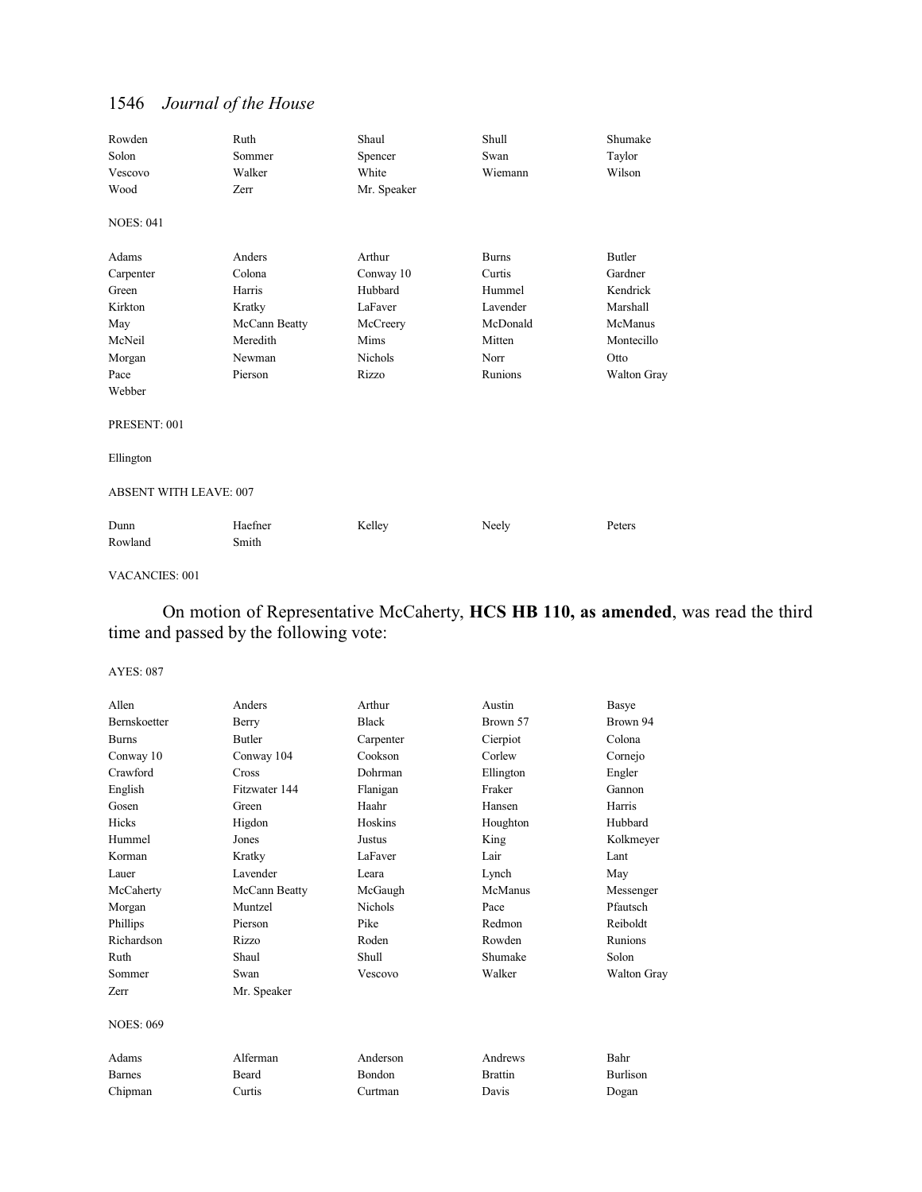| | | | | |
|---|---|---|---|---|
| Rowden | Ruth | Shaul | Shull | Shumake |
| Solon | Sommer | Spencer | Swan | Taylor |
| Vescovo | Walker | White | Wiemann | Wilson |
| Wood | Zerr | Mr. Speaker | | |

NOES: 041

| | | | | |
|---|---|---|---|---|
| Adams | Anders | Arthur | Burns | Butler |
| Carpenter | Colona | Conway 10 | Curtis | Gardner |
| Green | Harris | Hubbard | Hummel | Kendrick |
| Kirkton | Kratky | LaFaver | Lavender | Marshall |
| May | McCann Beatty | McCreery | McDonald | McManus |
| McNeil | Meredith | Mims | Mitten | Montecillo |
| Morgan | Newman | Nichols | Norr | Otto |
| Pace | Pierson | Rizzo | Runions | Walton Gray |
| Webber | | | | |

PRESENT: 001

Ellington

ABSENT WITH LEAVE: 007

| | | | | |
|---|---|---|---|---|
| Dunn | Haefner | Kelley | Neely | Peters |
| Rowland | Smith | | | |

VACANCIES: 001

On motion of Representative McCaherty, **HCS HB 110, as amended**, was read the third time and passed by the following vote:

AYES: 087

| | | | | |
|---|---|---|---|---|
| Allen | Anders | Arthur | Austin | Basye |
| Bernskoetter | Berry | Black | Brown 57 | Brown 94 |
| Burns | Butler | Carpenter | Cierpiot | Colona |
| Conway 10 | Conway 104 | Cookson | Corlew | Cornejo |
| Crawford | Cross | Dohrman | Ellington | Engler |
| English | Fitzwater 144 | Flanigan | Fraker | Gannon |
| Gosen | Green | Haahr | Hansen | Harris |
| Hicks | Higdon | Hoskins | Houghton | Hubbard |
| Hummel | Jones | Justus | King | Kolkmeyer |
| Korman | Kratky | LaFaver | Lair | Lant |
| Lauer | Lavender | Leara | Lynch | May |
| McCaherty | McCann Beatty | McGaugh | McManus | Messenger |
| Morgan | Muntzel | Nichols | Pace | Pfautsch |
| Phillips | Pierson | Pike | Redmon | Reiboldt |
| Richardson | Rizzo | Roden | Rowden | Runions |
| Ruth | Shaul | Shull | Shumake | Solon |
| Sommer | Swan | Vescovo | Walker | Walton Gray |
| Zerr | Mr. Speaker | | | |

NOES: 069

| | | | | |
|---|---|---|---|---|
| Adams | Alferman | Anderson | Andrews | Bahr |
| Barnes | Beard | Bondon | Brattin | Burlison |
| Chipman | Curtis | Curtman | Davis | Dogan |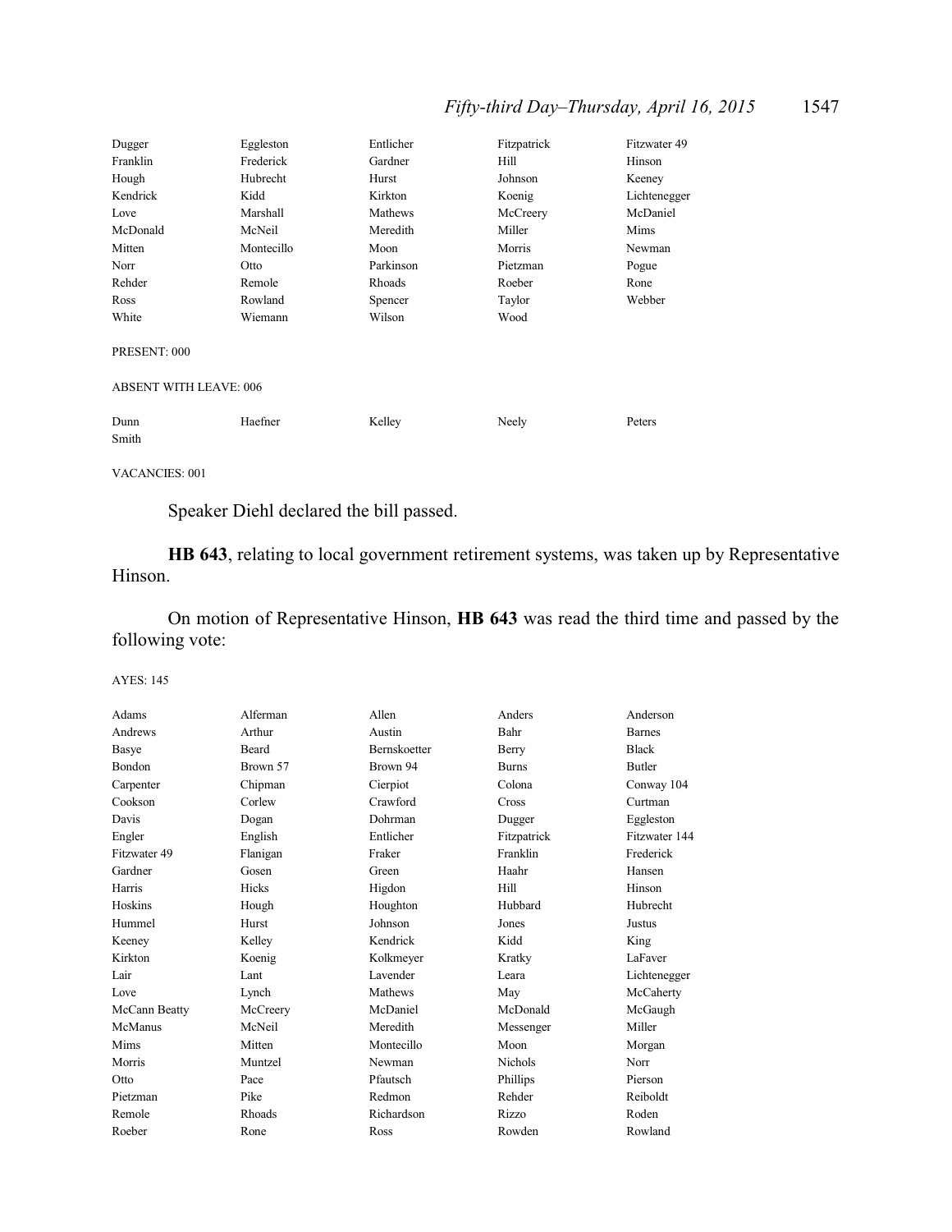| | | | | |
|---|---|---|---|---|
| Dugger | Eggleston | Entlicher | Fitzpatrick | Fitzwater 49 |
| Franklin | Frederick | Gardner | Hill | Hinson |
| Hough | Hubrecht | Hurst | Johnson | Keeney |
| Kendrick | Kidd | Kirkton | Koenig | Lichtenegger |
| Love | Marshall | Mathews | McCreery | McDaniel |
| McDonald | McNeil | Meredith | Miller | Mims |
| Mitten | Montecillo | Moon | Morris | Newman |
| Norr | Otto | Parkinson | Pietzman | Pogue |
| Rehder | Remole | Rhoads | Roeber | Rone |
| Ross | Rowland | Spencer | Taylor | Webber |
| White | Wiemann | Wilson | Wood | |

PRESENT: 000

ABSENT WITH LEAVE: 006

| | | | | |
|---|---|---|---|---|
| Dunn | Haefner | Kelley | Neely | Peters |
| Smith | | | | |

VACANCIES: 001

Speaker Diehl declared the bill passed.

**HB 643**, relating to local government retirement systems, was taken up by Representative Hinson.

On motion of Representative Hinson, **HB 643** was read the third time and passed by the following vote:

AYES: 145

| | | | | |
|---|---|---|---|---|
| Adams | Alferman | Allen | Anders | Anderson |
| Andrews | Arthur | Austin | Bahr | Barnes |
| Basye | Beard | Bernskoetter | Berry | Black |
| Bondon | Brown 57 | Brown 94 | Burns | Butler |
| Carpenter | Chipman | Cierpiot | Colona | Conway 104 |
| Cookson | Corlew | Crawford | Cross | Curtman |
| Davis | Dogan | Dohrman | Dugger | Eggleston |
| Engler | English | Entlicher | Fitzpatrick | Fitzwater 144 |
| Fitzwater 49 | Flanigan | Fraker | Franklin | Frederick |
| Gardner | Gosen | Green | Haahr | Hansen |
| Harris | Hicks | Higdon | Hill | Hinson |
| Hoskins | Hough | Houghton | Hubbard | Hubrecht |
| Hummel | Hurst | Johnson | Jones | Justus |
| Keeney | Kelley | Kendrick | Kidd | King |
| Kirkton | Koenig | Kolkmeyer | Kratky | LaFaver |
| Lair | Lant | Lavender | Leara | Lichtenegger |
| Love | Lynch | Mathews | May | McCaherty |
| McCann Beatty | McCreery | McDaniel | McDonald | McGaugh |
| McManus | McNeil | Meredith | Messenger | Miller |
| Mims | Mitten | Montecillo | Moon | Morgan |
| Morris | Muntzel | Newman | Nichols | Norr |
| Otto | Pace | Pfautsch | Phillips | Pierson |
| Pietzman | Pike | Redmon | Rehder | Reiboldt |
| Remole | Rhoads | Richardson | Rizzo | Roden |
| Roeber | Rone | Ross | Rowden | Rowland |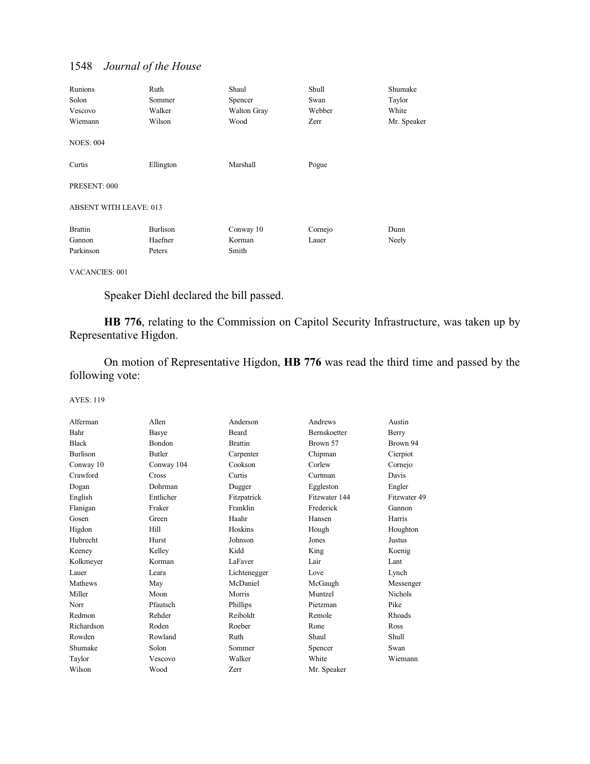| | | | | |
|---|---|---|---|---|
| Runions | Ruth | Shaul | Shull | Shumake |
| Solon | Sommer | Spencer | Swan | Taylor |
| Vescovo | Walker | Walton Gray | Webber | White |
| Wiemann | Wilson | Wood | Zerr | Mr. Speaker |

NOES: 004

| | | | |
|---|---|---|---|
| Curtis | Ellington | Marshall | Pogue |

PRESENT: 000

ABSENT WITH LEAVE: 013

| | | | | |
|---|---|---|---|---|
| Brattin | Burlison | Conway 10 | Cornejo | Dunn |
| Gannon | Haefner | Korman | Lauer | Neely |
| Parkinson | Peters | Smith | | |

VACANCIES: 001

Speaker Diehl declared the bill passed.

**HB 776**, relating to the Commission on Capitol Security Infrastructure, was taken up by Representative Higdon.

On motion of Representative Higdon, **HB 776** was read the third time and passed by the following vote:

AYES: 119

| | | | | |
|---|---|---|---|---|
| Alferman | Allen | Anderson | Andrews | Austin |
| Bahr | Basye | Beard | Bernskoetter | Berry |
| Black | Bondon | Brattin | Brown 57 | Brown 94 |
| Burlison | Butler | Carpenter | Chipman | Cierpiot |
| Conway 10 | Conway 104 | Cookson | Corlew | Cornejo |
| Crawford | Cross | Curtis | Curtman | Davis |
| Dogan | Dohrman | Dugger | Eggleston | Engler |
| English | Entlicher | Fitzpatrick | Fitzwater 144 | Fitzwater 49 |
| Flanigan | Fraker | Franklin | Frederick | Gannon |
| Gosen | Green | Haahr | Hansen | Harris |
| Higdon | Hill | Hoskins | Hough | Houghton |
| Hubrecht | Hurst | Johnson | Jones | Justus |
| Keeney | Kelley | Kidd | King | Koenig |
| Kolkmeyer | Korman | LaFaver | Lair | Lant |
| Lauer | Leara | Lichtenegger | Love | Lynch |
| Mathews | May | McDaniel | McGaugh | Messenger |
| Miller | Moon | Morris | Muntzel | Nichols |
| Norr | Pfautsch | Phillips | Pietzman | Pike |
| Redmon | Rehder | Reiboldt | Remole | Rhoads |
| Richardson | Roden | Roeber | Rone | Ross |
| Rowden | Rowland | Ruth | Shaul | Shull |
| Shumake | Solon | Sommer | Spencer | Swan |
| Taylor | Vescovo | Walker | White | Wiemann |
| Wilson | Wood | Zerr | Mr. Speaker | |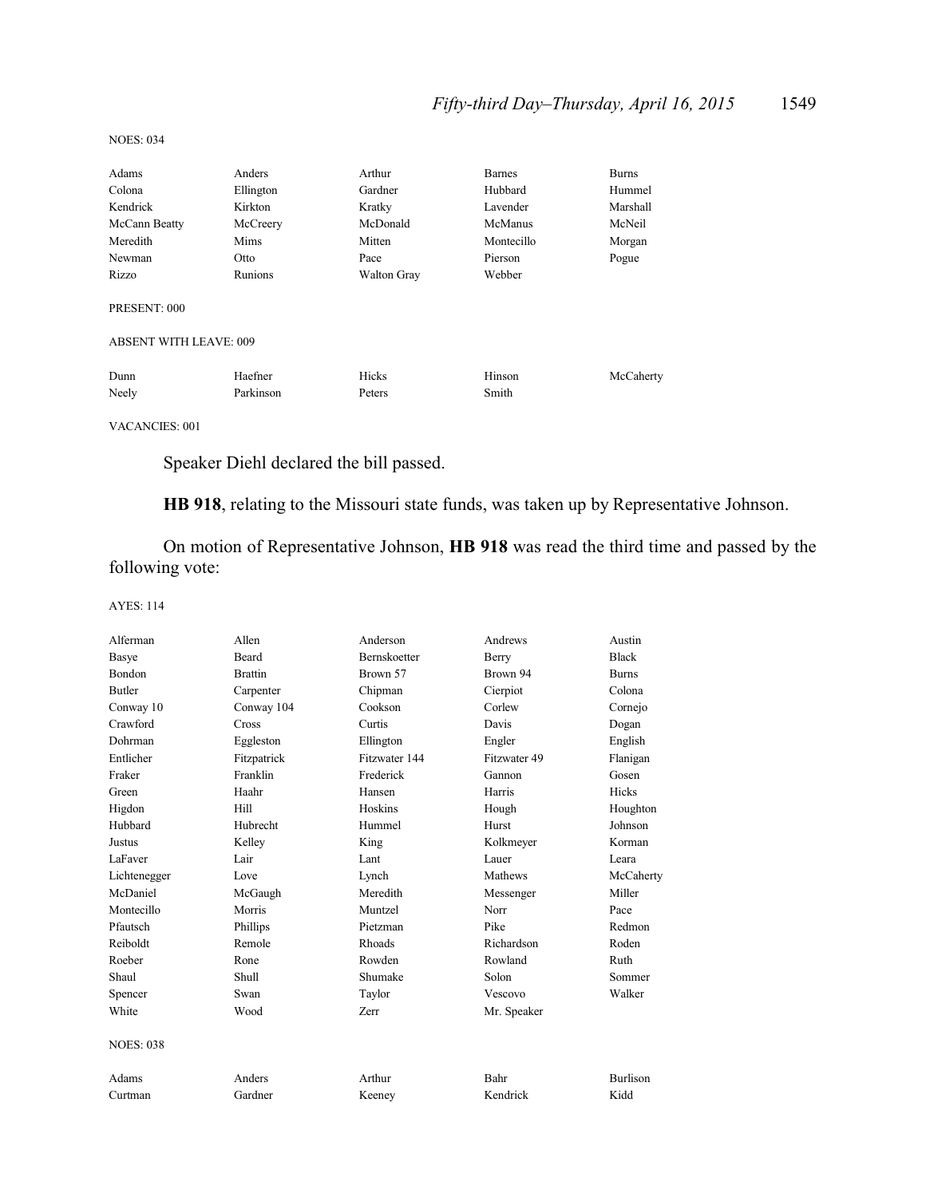NOES: 034

| | | | | |
|---|---|---|---|---|
| Adams | Anders | Arthur | Barnes | Burns |
| Colona | Ellington | Gardner | Hubbard | Hummel |
| Kendrick | Kirkton | Kratky | Lavender | Marshall |
| McCann Beatty | McCreery | McDonald | McManus | McNeil |
| Meredith | Mims | Mitten | Montecillo | Morgan |
| Newman | Otto | Pace | Pierson | Pogue |
| Rizzo | Runions | Walton Gray | Webber | |

PRESENT: 000

ABSENT WITH LEAVE: 009

| | | | | |
|---|---|---|---|---|
| Dunn | Haefner | Hicks | Hinson | McCaherty |
| Neely | Parkinson | Peters | Smith | |

VACANCIES: 001

Speaker Diehl declared the bill passed.

**HB 918**, relating to the Missouri state funds, was taken up by Representative Johnson.

On motion of Representative Johnson, **HB 918** was read the third time and passed by the following vote:

AYES: 114

| | | | | |
|---|---|---|---|---|
| Alferman | Allen | Anderson | Andrews | Austin |
| Basye | Beard | Bernskoetter | Berry | Black |
| Bondon | Brattin | Brown 57 | Brown 94 | Burns |
| Butler | Carpenter | Chipman | Cierpiot | Colona |
| Conway 10 | Conway 104 | Cookson | Corlew | Cornejo |
| Crawford | Cross | Curtis | Davis | Dogan |
| Dohrman | Eggleston | Ellington | Engler | English |
| Entlicher | Fitzpatrick | Fitzwater 144 | Fitzwater 49 | Flanigan |
| Fraker | Franklin | Frederick | Gannon | Gosen |
| Green | Haahr | Hansen | Harris | Hicks |
| Higdon | Hill | Hoskins | Hough | Houghton |
| Hubbard | Hubrecht | Hummel | Hurst | Johnson |
| Justus | Kelley | King | Kolkmeyer | Korman |
| LaFaver | Lair | Lant | Lauer | Leara |
| Lichtenegger | Love | Lynch | Mathews | McCaherty |
| McDaniel | McGaugh | Meredith | Messenger | Miller |
| Montecillo | Morris | Muntzel | Norr | Pace |
| Pfautsch | Phillips | Pietzman | Pike | Redmon |
| Reiboldt | Remole | Rhoads | Richardson | Roden |
| Roeber | Rone | Rowden | Rowland | Ruth |
| Shaul | Shull | Shumake | Solon | Sommer |
| Spencer | Swan | Taylor | Vescovo | Walker |
| White | Wood | Zerr | Mr. Speaker | |

NOES: 038

| | | | | |
|---|---|---|---|---|
| Adams | Anders | Arthur | Bahr | Burlison |
| Curtman | Gardner | Keeney | Kendrick | Kidd |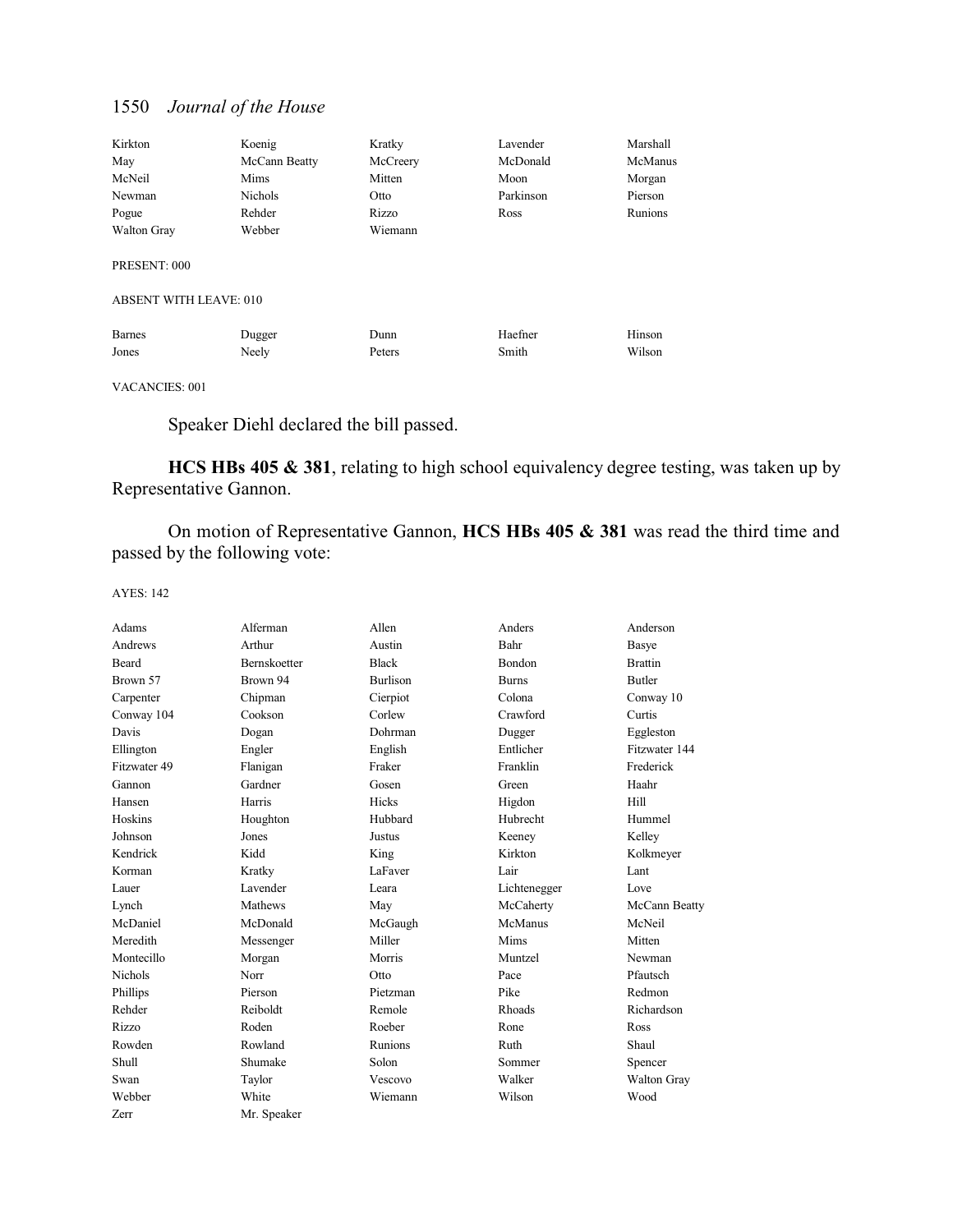| | | | | |
|---|---|---|---|---|
| Kirkton | Koenig | Kratky | Lavender | Marshall |
| May | McCann Beatty | McCreery | McDonald | McManus |
| McNeil | Mims | Mitten | Moon | Morgan |
| Newman | Nichols | Otto | Parkinson | Pierson |
| Pogue | Rehder | Rizzo | Ross | Runions |
| Walton Gray | Webber | Wiemann | | |

PRESENT: 000

ABSENT WITH LEAVE: 010

| | | | | |
|---|---|---|---|---|
| Barnes | Dugger | Dunn | Haefner | Hinson |
| Jones | Neely | Peters | Smith | Wilson |

VACANCIES: 001

Speaker Diehl declared the bill passed.

**HCS HBs 405 & 381**, relating to high school equivalency degree testing, was taken up by Representative Gannon.

On motion of Representative Gannon, **HCS HBs 405 & 381** was read the third time and passed by the following vote:

AYES: 142

| | | | | |
|---|---|---|---|---|
| Adams | Alferman | Allen | Anders | Anderson |
| Andrews | Arthur | Austin | Bahr | Basye |
| Beard | Bernskoetter | Black | Bondon | Brattin |
| Brown 57 | Brown 94 | Burlison | Burns | Butler |
| Carpenter | Chipman | Cierpiot | Colona | Conway 10 |
| Conway 104 | Cookson | Corlew | Crawford | Curtis |
| Davis | Dogan | Dohrman | Dugger | Eggleston |
| Ellington | Engler | English | Entlicher | Fitzwater 144 |
| Fitzwater 49 | Flanigan | Fraker | Franklin | Frederick |
| Gannon | Gardner | Gosen | Green | Haahr |
| Hansen | Harris | Hicks | Higdon | Hill |
| Hoskins | Houghton | Hubbard | Hubrecht | Hummel |
| Johnson | Jones | Justus | Keeney | Kelley |
| Kendrick | Kidd | King | Kirkton | Kolkmeyer |
| Korman | Kratky | LaFaver | Lair | Lant |
| Lauer | Lavender | Leara | Lichtenegger | Love |
| Lynch | Mathews | May | McCaherty | McCann Beatty |
| McDaniel | McDonald | McGaugh | McManus | McNeil |
| Meredith | Messenger | Miller | Mims | Mitten |
| Montecillo | Morgan | Morris | Muntzel | Newman |
| Nichols | Norr | Otto | Pace | Pfautsch |
| Phillips | Pierson | Pietzman | Pike | Redmon |
| Rehder | Reiboldt | Remole | Rhoads | Richardson |
| Rizzo | Roden | Roeber | Rone | Ross |
| Rowden | Rowland | Runions | Ruth | Shaul |
| Shull | Shumake | Solon | Sommer | Spencer |
| Swan | Taylor | Vescovo | Walker | Walton Gray |
| Webber | White | Wiemann | Wilson | Wood |
| Zerr | Mr. Speaker | | | |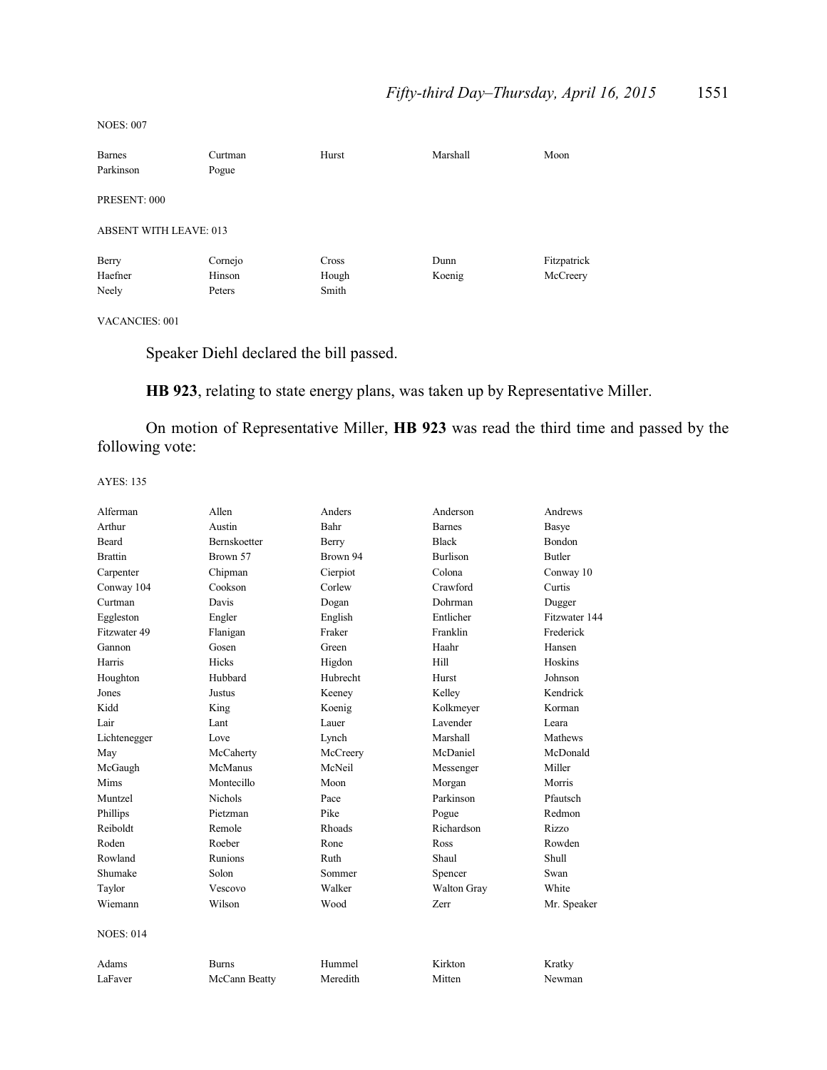NOES: 007

| | | | | |
|---|---|---|---|---|
| Barnes | Curtman | Hurst | Marshall | Moon |
| Parkinson | Pogue | | | |

PRESENT: 000

ABSENT WITH LEAVE: 013

| | | | | |
|---|---|---|---|---|
| Berry | Cornejo | Cross | Dunn | Fitzpatrick |
| Haefner | Hinson | Hough | Koenig | McCreery |
| Neely | Peters | Smith | | |

VACANCIES: 001

Speaker Diehl declared the bill passed.

**HB 923**, relating to state energy plans, was taken up by Representative Miller.

On motion of Representative Miller, **HB 923** was read the third time and passed by the following vote:

AYES: 135

| | | | | |
|---|---|---|---|---|
| Alferman | Allen | Anders | Anderson | Andrews |
| Arthur | Austin | Bahr | Barnes | Basye |
| Beard | Bernskoetter | Berry | Black | Bondon |
| Brattin | Brown 57 | Brown 94 | Burlison | Butler |
| Carpenter | Chipman | Cierpiot | Colona | Conway 10 |
| Conway 104 | Cookson | Corlew | Crawford | Curtis |
| Curtman | Davis | Dogan | Dohrman | Dugger |
| Eggleston | Engler | English | Entlicher | Fitzwater 144 |
| Fitzwater 49 | Flanigan | Fraker | Franklin | Frederick |
| Gannon | Gosen | Green | Haahr | Hansen |
| Harris | Hicks | Higdon | Hill | Hoskins |
| Houghton | Hubbard | Hubrecht | Hurst | Johnson |
| Jones | Justus | Keeney | Kelley | Kendrick |
| Kidd | King | Koenig | Kolkmeyer | Korman |
| Lair | Lant | Lauer | Lavender | Leara |
| Lichtenegger | Love | Lynch | Marshall | Mathews |
| May | McCaherty | McCreery | McDaniel | McDonald |
| McGaugh | McManus | McNeil | Messenger | Miller |
| Mims | Montecillo | Moon | Morgan | Morris |
| Muntzel | Nichols | Pace | Parkinson | Pfautsch |
| Phillips | Pietzman | Pike | Pogue | Redmon |
| Reiboldt | Remole | Rhoads | Richardson | Rizzo |
| Roden | Roeber | Rone | Ross | Rowden |
| Rowland | Runions | Ruth | Shaul | Shull |
| Shumake | Solon | Sommer | Spencer | Swan |
| Taylor | Vescovo | Walker | Walton Gray | White |
| Wiemann | Wilson | Wood | Zerr | Mr. Speaker |

NOES: 014

| | | | | |
|---|---|---|---|---|
| Adams | Burns | Hummel | Kirkton | Kratky |
| LaFaver | McCann Beatty | Meredith | Mitten | Newman |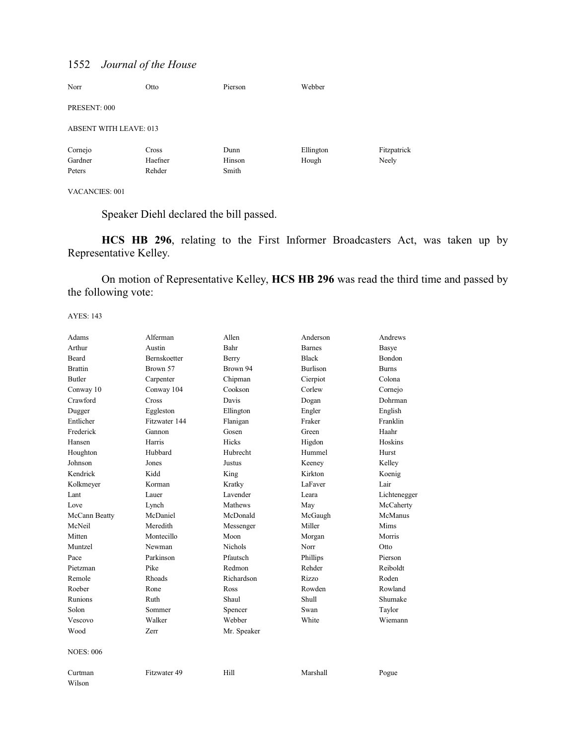| | | | | |
|---|---|---|---|---|
| Norr | Otto | Pierson | Webber | |

PRESENT: 000

ABSENT WITH LEAVE: 013

| | | | | |
|---|---|---|---|---|
| Cornejo | Cross | Dunn | Ellington | Fitzpatrick |
| Gardner | Haefner | Hinson | Hough | Neely |
| Peters | Rehder | Smith | | |

VACANCIES: 001

Speaker Diehl declared the bill passed.

**HCS HB 296**, relating to the First Informer Broadcasters Act, was taken up by Representative Kelley.

On motion of Representative Kelley, **HCS HB 296** was read the third time and passed by the following vote:

AYES: 143

| | | | | |
|---|---|---|---|---|
| Adams | Alferman | Allen | Anderson | Andrews |
| Arthur | Austin | Bahr | Barnes | Basye |
| Beard | Bernskoetter | Berry | Black | Bondon |
| Brattin | Brown 57 | Brown 94 | Burlison | Burns |
| Butler | Carpenter | Chipman | Cierpiot | Colona |
| Conway 10 | Conway 104 | Cookson | Corlew | Cornejo |
| Crawford | Cross | Davis | Dogan | Dohrman |
| Dugger | Eggleston | Ellington | Engler | English |
| Entlicher | Fitzwater 144 | Flanigan | Fraker | Franklin |
| Frederick | Gannon | Gosen | Green | Haahr |
| Hansen | Harris | Hicks | Higdon | Hoskins |
| Houghton | Hubbard | Hubrecht | Hummel | Hurst |
| Johnson | Jones | Justus | Keeney | Kelley |
| Kendrick | Kidd | King | Kirkton | Koenig |
| Kolkmeyer | Korman | Kratky | LaFaver | Lair |
| Lant | Lauer | Lavender | Leara | Lichtenegger |
| Love | Lynch | Mathews | May | McCaherty |
| McCann Beatty | McDaniel | McDonald | McGaugh | McManus |
| McNeil | Meredith | Messenger | Miller | Mims |
| Mitten | Montecillo | Moon | Morgan | Morris |
| Muntzel | Newman | Nichols | Norr | Otto |
| Pace | Parkinson | Pfautsch | Phillips | Pierson |
| Pietzman | Pike | Redmon | Rehder | Reiboldt |
| Remole | Rhoads | Richardson | Rizzo | Roden |
| Roeber | Rone | Ross | Rowden | Rowland |
| Runions | Ruth | Shaul | Shull | Shumake |
| Solon | Sommer | Spencer | Swan | Taylor |
| Vescovo | Walker | Webber | White | Wiemann |
| Wood | Zerr | Mr. Speaker | | |

NOES: 006

| | | | | |
|---|---|---|---|---|
| Curtman | Fitzwater 49 | Hill | Marshall | Pogue |
| Wilson | | | | |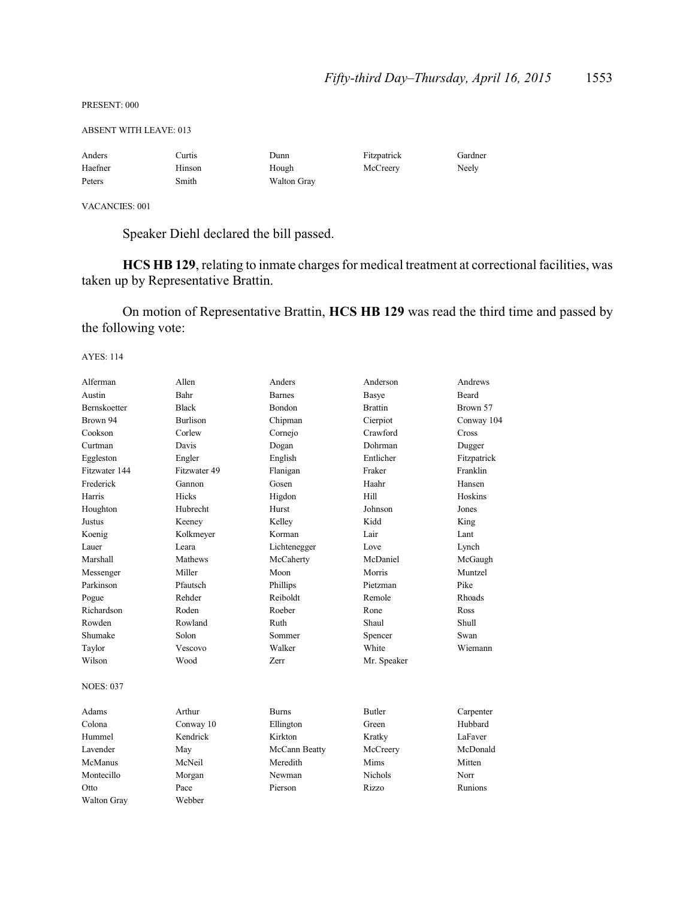PRESENT: 000

ABSENT WITH LEAVE: 013

| | | | | |
|---|---|---|---|---|
| Anders | Curtis | Dunn | Fitzpatrick | Gardner |
| Haefner | Hinson | Hough | McCreery | Neely |
| Peters | Smith | Walton Gray | | |

VACANCIES: 001

Speaker Diehl declared the bill passed.

**HCS HB 129**, relating to inmate charges for medical treatment at correctional facilities, was taken up by Representative Brattin.

On motion of Representative Brattin, **HCS HB 129** was read the third time and passed by the following vote:

AYES: 114

| | | | | |
|---|---|---|---|---|
| Alferman | Allen | Anders | Anderson | Andrews |
| Austin | Bahr | Barnes | Basye | Beard |
| Bernskoetter | Black | Bondon | Brattin | Brown 57 |
| Brown 94 | Burlison | Chipman | Cierpiot | Conway 104 |
| Cookson | Corlew | Cornejo | Crawford | Cross |
| Curtman | Davis | Dogan | Dohrman | Dugger |
| Eggleston | Engler | English | Entlicher | Fitzpatrick |
| Fitzwater 144 | Fitzwater 49 | Flanigan | Fraker | Franklin |
| Frederick | Gannon | Gosen | Haahr | Hansen |
| Harris | Hicks | Higdon | Hill | Hoskins |
| Houghton | Hubrecht | Hurst | Johnson | Jones |
| Justus | Keeney | Kelley | Kidd | King |
| Koenig | Kolkmeyer | Korman | Lair | Lant |
| Lauer | Leara | Lichtenegger | Love | Lynch |
| Marshall | Mathews | McCaherty | McDaniel | McGaugh |
| Messenger | Miller | Moon | Morris | Muntzel |
| Parkinson | Pfautsch | Phillips | Pietzman | Pike |
| Pogue | Rehder | Reiboldt | Remole | Rhoads |
| Richardson | Roden | Roeber | Rone | Ross |
| Rowden | Rowland | Ruth | Shaul | Shull |
| Shumake | Solon | Sommer | Spencer | Swan |
| Taylor | Vescovo | Walker | White | Wiemann |
| Wilson | Wood | Zerr | Mr. Speaker | |

NOES: 037

| | | | | |
|---|---|---|---|---|
| Adams | Arthur | Burns | Butler | Carpenter |
| Colona | Conway 10 | Ellington | Green | Hubbard |
| Hummel | Kendrick | Kirkton | Kratky | LaFaver |
| Lavender | May | McCann Beatty | McCreery | McDonald |
| McManus | McNeil | Meredith | Mims | Mitten |
| Montecillo | Morgan | Newman | Nichols | Norr |
| Otto | Pace | Pierson | Rizzo | Runions |
| Walton Gray | Webber | | | |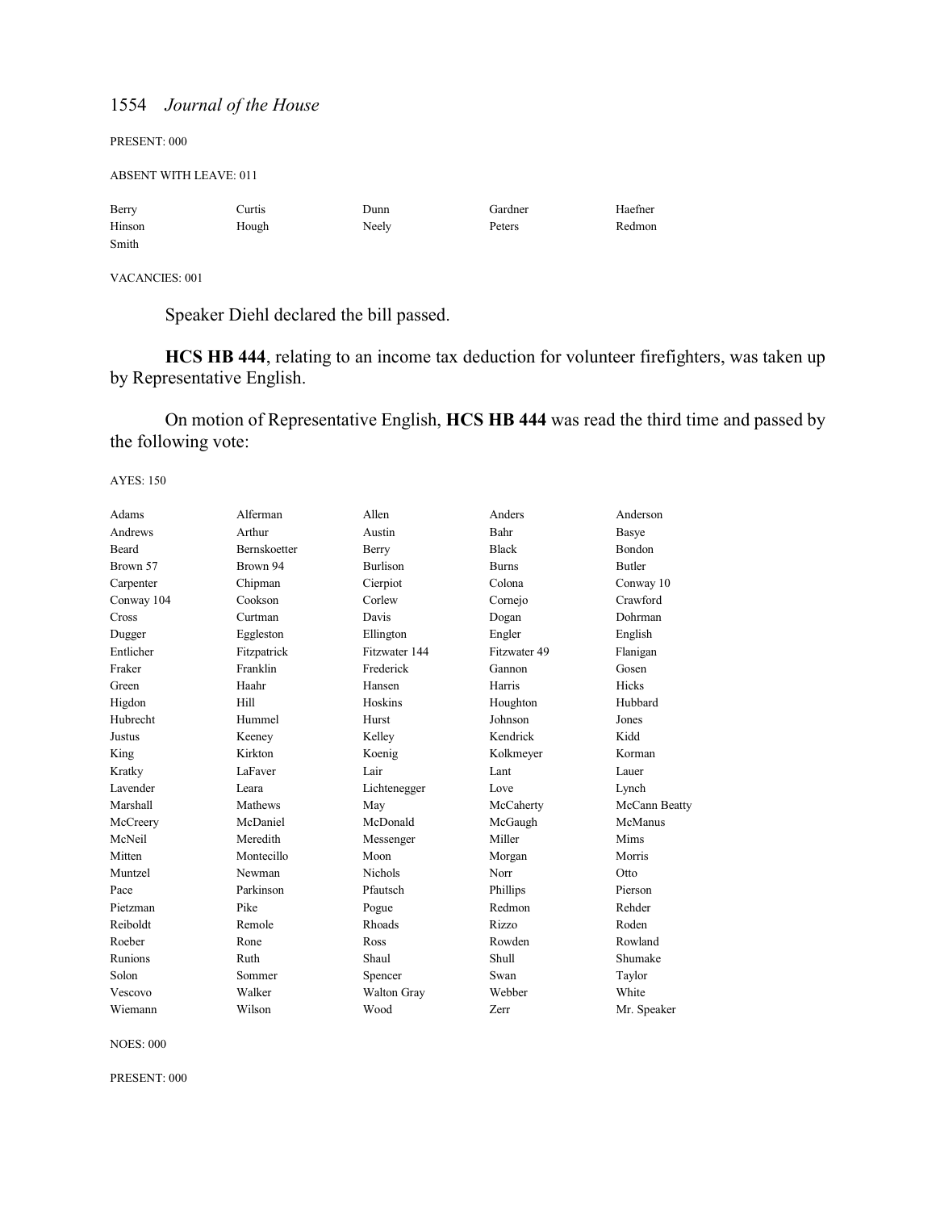PRESENT: 000

ABSENT WITH LEAVE: 011

| | | | | |
|---|---|---|---|---|
| Berry | Curtis | Dunn | Gardner | Haefner |
| Hinson | Hough | Neely | Peters | Redmon |
| Smith | | | | |

VACANCIES: 001

Speaker Diehl declared the bill passed.

**HCS HB 444**, relating to an income tax deduction for volunteer firefighters, was taken up by Representative English.

On motion of Representative English, **HCS HB 444** was read the third time and passed by the following vote:

AYES: 150

| | | | | |
|---|---|---|---|---|
| Adams | Alferman | Allen | Anders | Anderson |
| Andrews | Arthur | Austin | Bahr | Basye |
| Beard | Bernskoetter | Berry | Black | Bondon |
| Brown 57 | Brown 94 | Burlison | Burns | Butler |
| Carpenter | Chipman | Cierpiot | Colona | Conway 10 |
| Conway 104 | Cookson | Corlew | Cornejo | Crawford |
| Cross | Curtman | Davis | Dogan | Dohrman |
| Dugger | Eggleston | Ellington | Engler | English |
| Entlicher | Fitzpatrick | Fitzwater 144 | Fitzwater 49 | Flanigan |
| Fraker | Franklin | Frederick | Gannon | Gosen |
| Green | Haahr | Hansen | Harris | Hicks |
| Higdon | Hill | Hoskins | Houghton | Hubbard |
| Hubrecht | Hummel | Hurst | Johnson | Jones |
| Justus | Keeney | Kelley | Kendrick | Kidd |
| King | Kirkton | Koenig | Kolkmeyer | Korman |
| Kratky | LaFaver | Lair | Lant | Lauer |
| Lavender | Leara | Lichtenegger | Love | Lynch |
| Marshall | Mathews | May | McCaherty | McCann Beatty |
| McCreery | McDaniel | McDonald | McGaugh | McManus |
| McNeil | Meredith | Messenger | Miller | Mims |
| Mitten | Montecillo | Moon | Morgan | Morris |
| Muntzel | Newman | Nichols | Norr | Otto |
| Pace | Parkinson | Pfautsch | Phillips | Pierson |
| Pietzman | Pike | Pogue | Redmon | Rehder |
| Reiboldt | Remole | Rhoads | Rizzo | Roden |
| Roeber | Rone | Ross | Rowden | Rowland |
| Runions | Ruth | Shaul | Shull | Shumake |
| Solon | Sommer | Spencer | Swan | Taylor |
| Vescovo | Walker | Walton Gray | Webber | White |
| Wiemann | Wilson | Wood | Zerr | Mr. Speaker |

NOES: 000

PRESENT: 000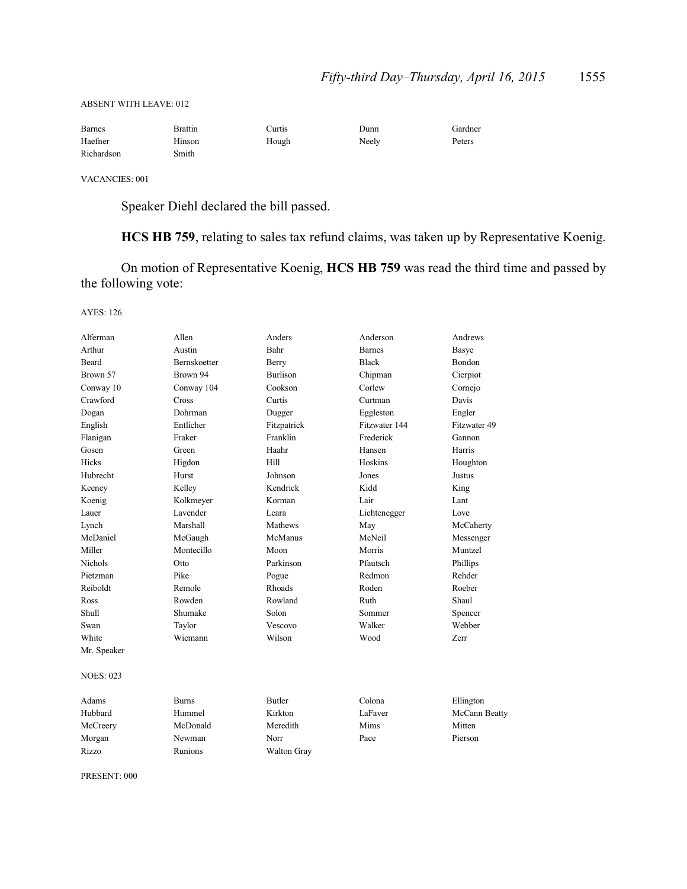ABSENT WITH LEAVE: 012

| | | | | |
|---|---|---|---|---|
| Barnes | Brattin | Curtis | Dunn | Gardner |
| Haefner | Hinson | Hough | Neely | Peters |
| Richardson | Smith | | | |

VACANCIES: 001

Speaker Diehl declared the bill passed.

**HCS HB 759**, relating to sales tax refund claims, was taken up by Representative Koenig.

On motion of Representative Koenig, **HCS HB 759** was read the third time and passed by the following vote:

AYES: 126

| | | | | |
|---|---|---|---|---|
| Alferman | Allen | Anders | Anderson | Andrews |
| Arthur | Austin | Bahr | Barnes | Basye |
| Beard | Bernskoetter | Berry | Black | Bondon |
| Brown 57 | Brown 94 | Burlison | Chipman | Cierpiot |
| Conway 10 | Conway 104 | Cookson | Corlew | Cornejo |
| Crawford | Cross | Curtis | Curtman | Davis |
| Dogan | Dohrman | Dugger | Eggleston | Engler |
| English | Entlicher | Fitzpatrick | Fitzwater 144 | Fitzwater 49 |
| Flanigan | Fraker | Franklin | Frederick | Gannon |
| Gosen | Green | Haahr | Hansen | Harris |
| Hicks | Higdon | Hill | Hoskins | Houghton |
| Hubrecht | Hurst | Johnson | Jones | Justus |
| Keeney | Kelley | Kendrick | Kidd | King |
| Koenig | Kolkmeyer | Korman | Lair | Lant |
| Lauer | Lavender | Leara | Lichtenegger | Love |
| Lynch | Marshall | Mathews | May | McCaherty |
| McDaniel | McGaugh | McManus | McNeil | Messenger |
| Miller | Montecillo | Moon | Morris | Muntzel |
| Nichols | Otto | Parkinson | Pfautsch | Phillips |
| Pietzman | Pike | Pogue | Redmon | Rehder |
| Reiboldt | Remole | Rhoads | Roden | Roeber |
| Ross | Rowden | Rowland | Ruth | Shaul |
| Shull | Shumake | Solon | Sommer | Spencer |
| Swan | Taylor | Vescovo | Walker | Webber |
| White | Wiemann | Wilson | Wood | Zerr |
| Mr. Speaker | | | | |

NOES: 023

| | | | | |
|---|---|---|---|---|
| Adams | Burns | Butler | Colona | Ellington |
| Hubbard | Hummel | Kirkton | LaFaver | McCann Beatty |
| McCreery | McDonald | Meredith | Mims | Mitten |
| Morgan | Newman | Norr | Pace | Pierson |
| Rizzo | Runions | Walton Gray | | |

PRESENT: 000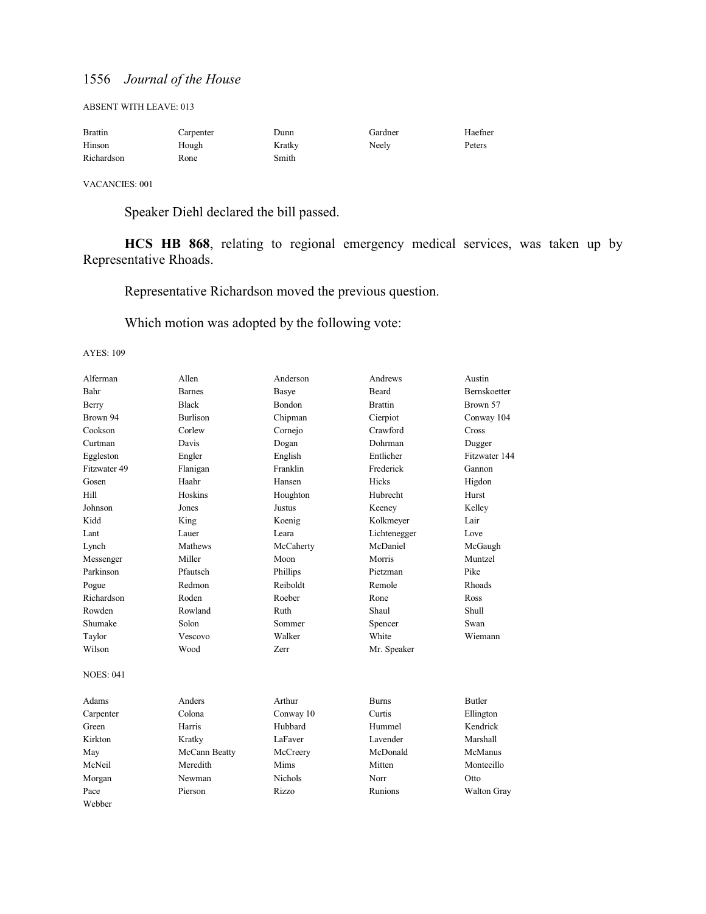ABSENT WITH LEAVE: 013

| | | | | |
|---|---|---|---|---|
| Brattin | Carpenter | Dunn | Gardner | Haefner |
| Hinson | Hough | Kratky | Neely | Peters |
| Richardson | Rone | Smith | | |

VACANCIES: 001

Speaker Diehl declared the bill passed.

**HCS HB 868**, relating to regional emergency medical services, was taken up by Representative Rhoads.

Representative Richardson moved the previous question.

Which motion was adopted by the following vote:

AYES: 109

| | | | | |
|---|---|---|---|---|
| Alferman | Allen | Anderson | Andrews | Austin |
| Bahr | Barnes | Basye | Beard | Bernskoetter |
| Berry | Black | Bondon | Brattin | Brown 57 |
| Brown 94 | Burlison | Chipman | Cierpiot | Conway 104 |
| Cookson | Corlew | Cornejo | Crawford | Cross |
| Curtman | Davis | Dogan | Dohrman | Dugger |
| Eggleston | Engler | English | Entlicher | Fitzwater 144 |
| Fitzwater 49 | Flanigan | Franklin | Frederick | Gannon |
| Gosen | Haahr | Hansen | Hicks | Higdon |
| Hill | Hoskins | Houghton | Hubrecht | Hurst |
| Johnson | Jones | Justus | Keeney | Kelley |
| Kidd | King | Koenig | Kolkmeyer | Lair |
| Lant | Lauer | Leara | Lichtenegger | Love |
| Lynch | Mathews | McCaherty | McDaniel | McGaugh |
| Messenger | Miller | Moon | Morris | Muntzel |
| Parkinson | Pfautsch | Phillips | Pietzman | Pike |
| Pogue | Redmon | Reiboldt | Remole | Rhoads |
| Richardson | Roden | Roeber | Rone | Ross |
| Rowden | Rowland | Ruth | Shaul | Shull |
| Shumake | Solon | Sommer | Spencer | Swan |
| Taylor | Vescovo | Walker | White | Wiemann |
| Wilson | Wood | Zerr | Mr. Speaker | |

NOES: 041

| | | | | |
|---|---|---|---|---|
| Adams | Anders | Arthur | Burns | Butler |
| Carpenter | Colona | Conway 10 | Curtis | Ellington |
| Green | Harris | Hubbard | Hummel | Kendrick |
| Kirkton | Kratky | LaFaver | Lavender | Marshall |
| May | McCann Beatty | McCreery | McDonald | McManus |
| McNeil | Meredith | Mims | Mitten | Montecillo |
| Morgan | Newman | Nichols | Norr | Otto |
| Pace | Pierson | Rizzo | Runions | Walton Gray |
| Webber | | | | |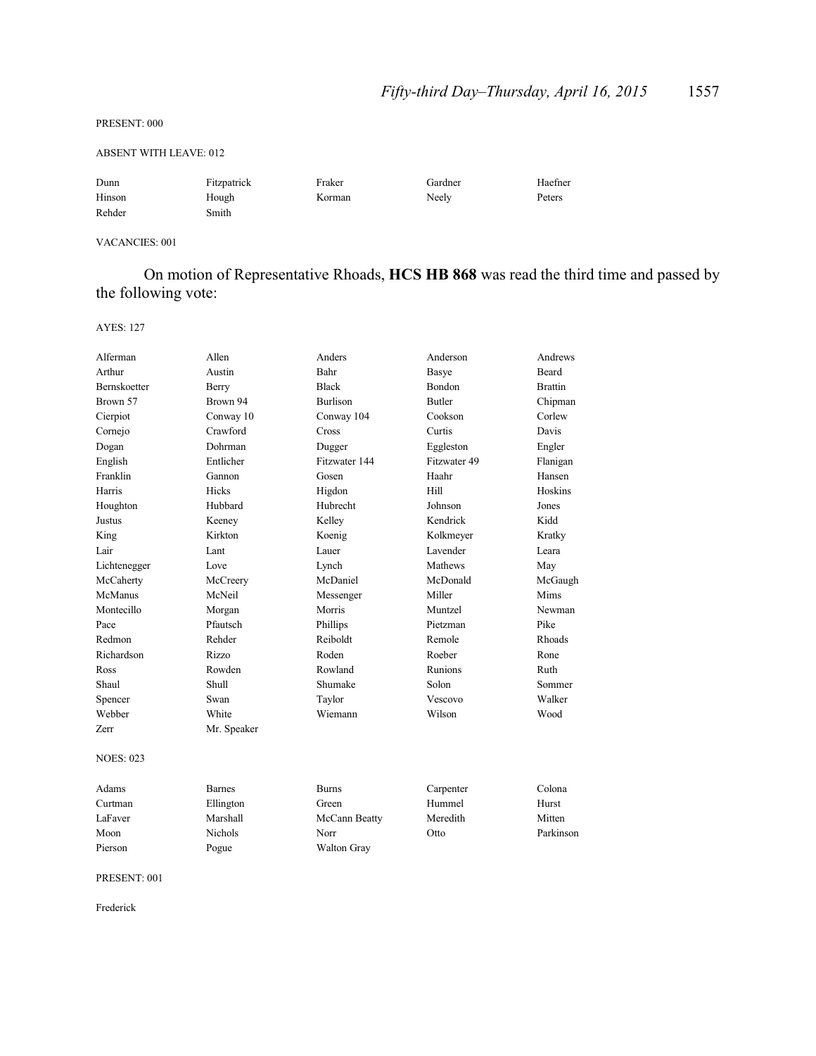PRESENT: 000

ABSENT WITH LEAVE: 012

| | | | | |
|---|---|---|---|---|
| Dunn | Fitzpatrick | Fraker | Gardner | Haefner |
| Hinson | Hough | Korman | Neely | Peters |
| Rehder | Smith | | | |

VACANCIES: 001

On motion of Representative Rhoads, **HCS HB 868** was read the third time and passed by the following vote:

AYES: 127

| | | | | |
|---|---|---|---|---|
| Alferman | Allen | Anders | Anderson | Andrews |
| Arthur | Austin | Bahr | Basye | Beard |
| Bernskoetter | Berry | Black | Bondon | Brattin |
| Brown 57 | Brown 94 | Burlison | Butler | Chipman |
| Cierpiot | Conway 10 | Conway 104 | Cookson | Corlew |
| Cornejo | Crawford | Cross | Curtis | Davis |
| Dogan | Dohrman | Dugger | Eggleston | Engler |
| English | Entlicher | Fitzwater 144 | Fitzwater 49 | Flanigan |
| Franklin | Gannon | Gosen | Haahr | Hansen |
| Harris | Hicks | Higdon | Hill | Hoskins |
| Houghton | Hubbard | Hubrecht | Johnson | Jones |
| Justus | Keeney | Kelley | Kendrick | Kidd |
| King | Kirkton | Koenig | Kolkmeyer | Kratky |
| Lair | Lant | Lauer | Lavender | Leara |
| Lichtenegger | Love | Lynch | Mathews | May |
| McCaherty | McCreery | McDaniel | McDonald | McGaugh |
| McManus | McNeil | Messenger | Miller | Mims |
| Montecillo | Morgan | Morris | Muntzel | Newman |
| Pace | Pfautsch | Phillips | Pietzman | Pike |
| Redmon | Rehder | Reiboldt | Remole | Rhoads |
| Richardson | Rizzo | Roden | Roeber | Rone |
| Ross | Rowden | Rowland | Runions | Ruth |
| Shaul | Shull | Shumake | Solon | Sommer |
| Spencer | Swan | Taylor | Vescovo | Walker |
| Webber | White | Wiemann | Wilson | Wood |
| Zerr | Mr. Speaker | | | |

NOES: 023

| | | | | |
|---|---|---|---|---|
| Adams | Barnes | Burns | Carpenter | Colona |
| Curtman | Ellington | Green | Hummel | Hurst |
| LaFaver | Marshall | McCann Beatty | Meredith | Mitten |
| Moon | Nichols | Norr | Otto | Parkinson |
| Pierson | Pogue | Walton Gray | | |

PRESENT: 001

Frederick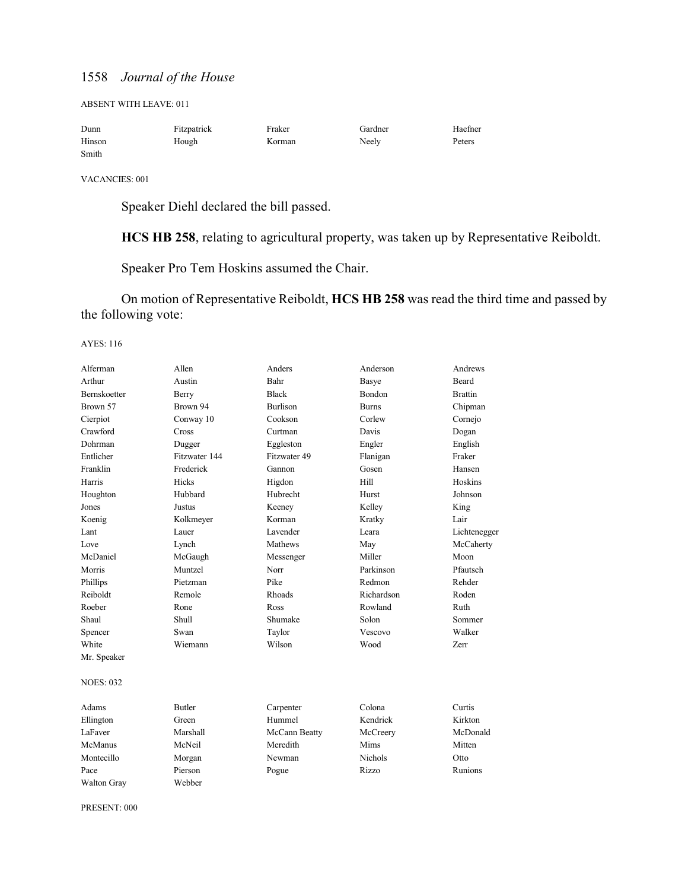ABSENT WITH LEAVE: 011

| | | | | |
|---|---|---|---|---|
| Dunn | Fitzpatrick | Fraker | Gardner | Haefner |
| Hinson | Hough | Korman | Neely | Peters |
| Smith | | | | |

VACANCIES: 001

Speaker Diehl declared the bill passed.

**HCS HB 258**, relating to agricultural property, was taken up by Representative Reiboldt.

Speaker Pro Tem Hoskins assumed the Chair.

On motion of Representative Reiboldt, **HCS HB 258** was read the third time and passed by the following vote:

AYES: 116

| | | | | |
|---|---|---|---|---|
| Alferman | Allen | Anders | Anderson | Andrews |
| Arthur | Austin | Bahr | Basye | Beard |
| Bernskoetter | Berry | Black | Bondon | Brattin |
| Brown 57 | Brown 94 | Burlison | Burns | Chipman |
| Cierpiot | Conway 10 | Cookson | Corlew | Cornejo |
| Crawford | Cross | Curtman | Davis | Dogan |
| Dohrman | Dugger | Eggleston | Engler | English |
| Entlicher | Fitzwater 144 | Fitzwater 49 | Flanigan | Fraker |
| Franklin | Frederick | Gannon | Gosen | Hansen |
| Harris | Hicks | Higdon | Hill | Hoskins |
| Houghton | Hubbard | Hubrecht | Hurst | Johnson |
| Jones | Justus | Keeney | Kelley | King |
| Koenig | Kolkmeyer | Korman | Kratky | Lair |
| Lant | Lauer | Lavender | Leara | Lichtenegger |
| Love | Lynch | Mathews | May | McCaherty |
| McDaniel | McGaugh | Messenger | Miller | Moon |
| Morris | Muntzel | Norr | Parkinson | Pfautsch |
| Phillips | Pietzman | Pike | Redmon | Rehder |
| Reiboldt | Remole | Rhoads | Richardson | Roden |
| Roeber | Rone | Ross | Rowland | Ruth |
| Shaul | Shull | Shumake | Solon | Sommer |
| Spencer | Swan | Taylor | Vescovo | Walker |
| White | Wiemann | Wilson | Wood | Zerr |
| Mr. Speaker | | | | |

NOES: 032

| | | | | |
|---|---|---|---|---|
| Adams | Butler | Carpenter | Colona | Curtis |
| Ellington | Green | Hummel | Kendrick | Kirkton |
| LaFaver | Marshall | McCann Beatty | McCreery | McDonald |
| McManus | McNeil | Meredith | Mims | Mitten |
| Montecillo | Morgan | Newman | Nichols | Otto |
| Pace | Pierson | Pogue | Rizzo | Runions |
| Walton Gray | Webber | | | |

PRESENT: 000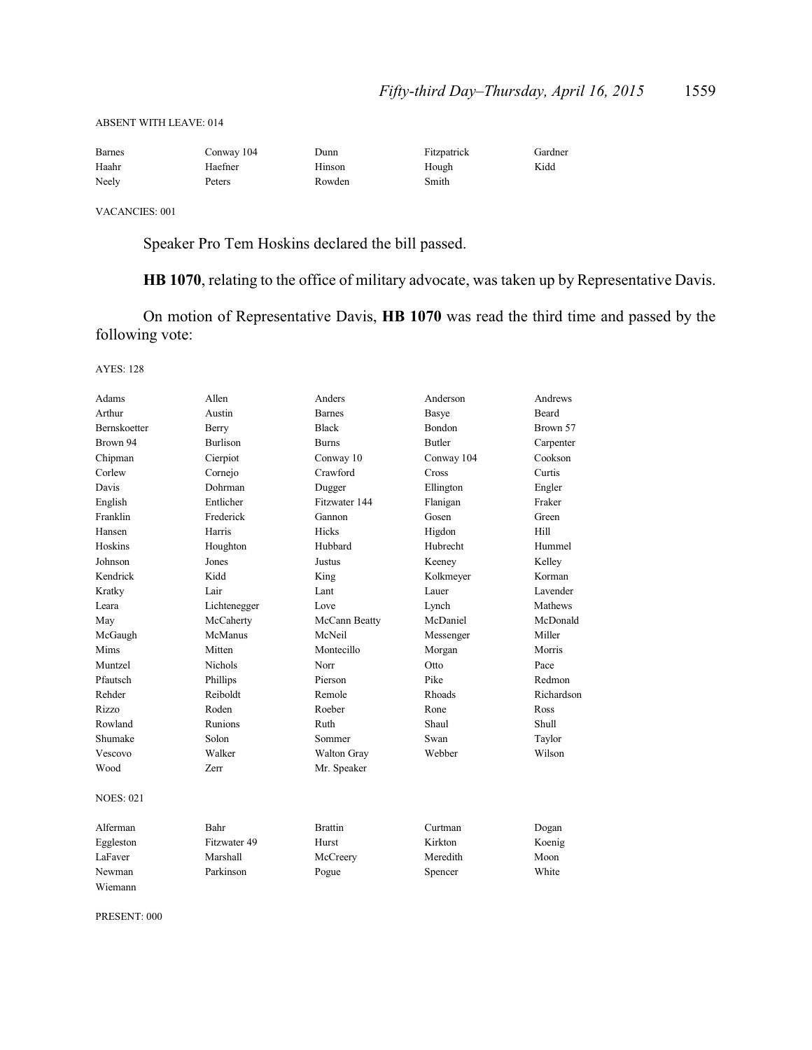ABSENT WITH LEAVE: 014

| | | | | |
|---|---|---|---|---|
| Barnes | Conway 104 | Dunn | Fitzpatrick | Gardner |
| Haahr | Haefner | Hinson | Hough | Kidd |
| Neely | Peters | Rowden | Smith | |

VACANCIES: 001

Speaker Pro Tem Hoskins declared the bill passed.

**HB 1070**, relating to the office of military advocate, was taken up by Representative Davis.

On motion of Representative Davis, **HB 1070** was read the third time and passed by the following vote:

AYES: 128

| | | | | |
|---|---|---|---|---|
| Adams | Allen | Anders | Anderson | Andrews |
| Arthur | Austin | Barnes | Basye | Beard |
| Bernskoetter | Berry | Black | Bondon | Brown 57 |
| Brown 94 | Burlison | Burns | Butler | Carpenter |
| Chipman | Cierpiot | Conway 10 | Conway 104 | Cookson |
| Corlew | Cornejo | Crawford | Cross | Curtis |
| Davis | Dohrman | Dugger | Ellington | Engler |
| English | Entlicher | Fitzwater 144 | Flanigan | Fraker |
| Franklin | Frederick | Gannon | Gosen | Green |
| Hansen | Harris | Hicks | Higdon | Hill |
| Hoskins | Houghton | Hubbard | Hubrecht | Hummel |
| Johnson | Jones | Justus | Keeney | Kelley |
| Kendrick | Kidd | King | Kolkmeyer | Korman |
| Kratky | Lair | Lant | Lauer | Lavender |
| Leara | Lichtenegger | Love | Lynch | Mathews |
| May | McCaherty | McCann Beatty | McDaniel | McDonald |
| McGaugh | McManus | McNeil | Messenger | Miller |
| Mims | Mitten | Montecillo | Morgan | Morris |
| Muntzel | Nichols | Norr | Otto | Pace |
| Pfautsch | Phillips | Pierson | Pike | Redmon |
| Rehder | Reiboldt | Remole | Rhoads | Richardson |
| Rizzo | Roden | Roeber | Rone | Ross |
| Rowland | Runions | Ruth | Shaul | Shull |
| Shumake | Solon | Sommer | Swan | Taylor |
| Vescovo | Walker | Walton Gray | Webber | Wilson |
| Wood | Zerr | Mr. Speaker | | |

NOES: 021

| | | | | |
|---|---|---|---|---|
| Alferman | Bahr | Brattin | Curtman | Dogan |
| Eggleston | Fitzwater 49 | Hurst | Kirkton | Koenig |
| LaFaver | Marshall | McCreery | Meredith | Moon |
| Newman | Parkinson | Pogue | Spencer | White |
| Wiemann | | | | |

PRESENT: 000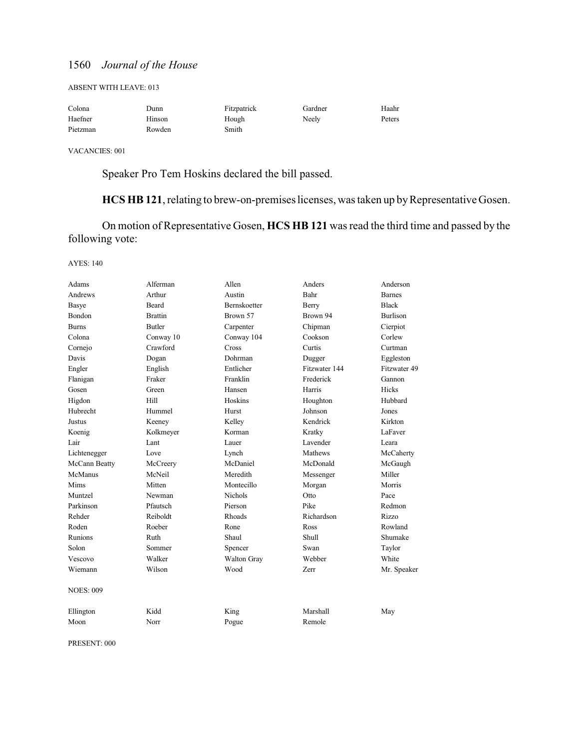ABSENT WITH LEAVE: 013

| | | | | |
|---|---|---|---|---|
| Colona | Dunn | Fitzpatrick | Gardner | Haahr |
| Haefner | Hinson | Hough | Neely | Peters |
| Pietzman | Rowden | Smith | | |

VACANCIES: 001

Speaker Pro Tem Hoskins declared the bill passed.

**HCS HB 121**, relating to brew-on-premises licenses, was taken up by Representative Gosen.

On motion of Representative Gosen, **HCS HB 121** was read the third time and passed by the following vote:

AYES: 140

| | | | | |
|---|---|---|---|---|
| Adams | Alferman | Allen | Anders | Anderson |
| Andrews | Arthur | Austin | Bahr | Barnes |
| Basye | Beard | Bernskoetter | Berry | Black |
| Bondon | Brattin | Brown 57 | Brown 94 | Burlison |
| Burns | Butler | Carpenter | Chipman | Cierpiot |
| Colona | Conway 10 | Conway 104 | Cookson | Corlew |
| Cornejo | Crawford | Cross | Curtis | Curtman |
| Davis | Dogan | Dohrman | Dugger | Eggleston |
| Engler | English | Entlicher | Fitzwater 144 | Fitzwater 49 |
| Flanigan | Fraker | Franklin | Frederick | Gannon |
| Gosen | Green | Hansen | Harris | Hicks |
| Higdon | Hill | Hoskins | Houghton | Hubbard |
| Hubrecht | Hummel | Hurst | Johnson | Jones |
| Justus | Keeney | Kelley | Kendrick | Kirkton |
| Koenig | Kolkmeyer | Korman | Kratky | LaFaver |
| Lair | Lant | Lauer | Lavender | Leara |
| Lichtenegger | Love | Lynch | Mathews | McCaherty |
| McCann Beatty | McCreery | McDaniel | McDonald | McGaugh |
| McManus | McNeil | Meredith | Messenger | Miller |
| Mims | Mitten | Montecillo | Morgan | Morris |
| Muntzel | Newman | Nichols | Otto | Pace |
| Parkinson | Pfautsch | Pierson | Pike | Redmon |
| Rehder | Reiboldt | Rhoads | Richardson | Rizzo |
| Roden | Roeber | Rone | Ross | Rowland |
| Runions | Ruth | Shaul | Shull | Shumake |
| Solon | Sommer | Spencer | Swan | Taylor |
| Vescovo | Walker | Walton Gray | Webber | White |
| Wiemann | Wilson | Wood | Zerr | Mr. Speaker |

NOES: 009

| | | | | |
|---|---|---|---|---|
| Ellington | Kidd | King | Marshall | May |
| Moon | Norr | Pogue | Remole | |

PRESENT: 000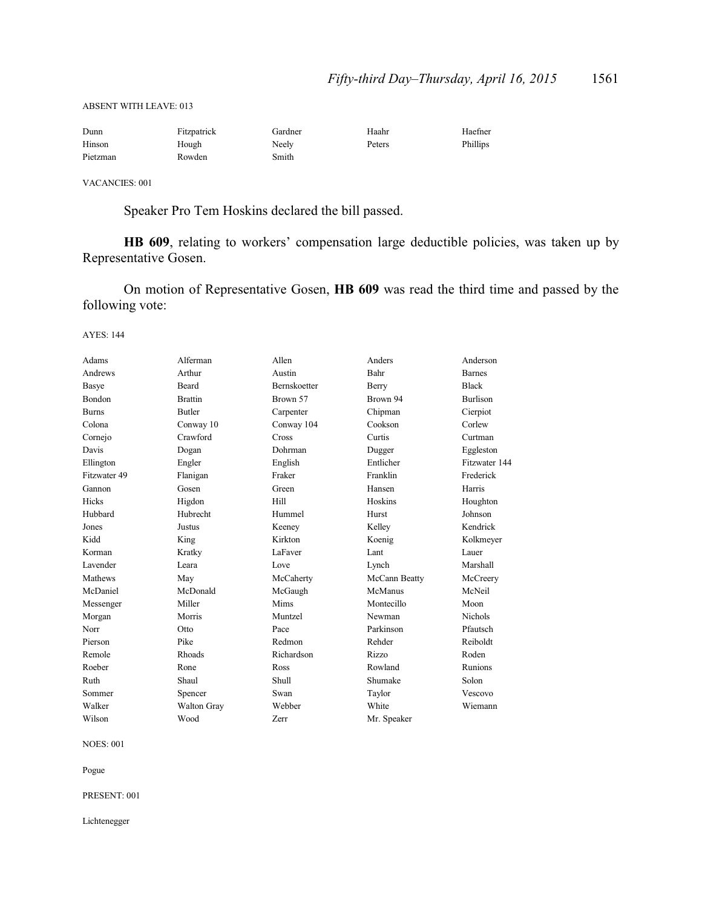ABSENT WITH LEAVE: 013

| | | | | |
|---|---|---|---|---|
| Dunn | Fitzpatrick | Gardner | Haahr | Haefner |
| Hinson | Hough | Neely | Peters | Phillips |
| Pietzman | Rowden | Smith | | |

VACANCIES: 001

Speaker Pro Tem Hoskins declared the bill passed.

**HB 609**, relating to workers' compensation large deductible policies, was taken up by Representative Gosen.

On motion of Representative Gosen, **HB 609** was read the third time and passed by the following vote:

AYES: 144

| | | | | |
|---|---|---|---|---|
| Adams | Alferman | Allen | Anders | Anderson |
| Andrews | Arthur | Austin | Bahr | Barnes |
| Basye | Beard | Bernskoetter | Berry | Black |
| Bondon | Brattin | Brown 57 | Brown 94 | Burlison |
| Burns | Butler | Carpenter | Chipman | Cierpiot |
| Colona | Conway 10 | Conway 104 | Cookson | Corlew |
| Cornejo | Crawford | Cross | Curtis | Curtman |
| Davis | Dogan | Dohrman | Dugger | Eggleston |
| Ellington | Engler | English | Entlicher | Fitzwater 144 |
| Fitzwater 49 | Flanigan | Fraker | Franklin | Frederick |
| Gannon | Gosen | Green | Hansen | Harris |
| Hicks | Higdon | Hill | Hoskins | Houghton |
| Hubbard | Hubrecht | Hummel | Hurst | Johnson |
| Jones | Justus | Keeney | Kelley | Kendrick |
| Kidd | King | Kirkton | Koenig | Kolkmeyer |
| Korman | Kratky | LaFaver | Lant | Lauer |
| Lavender | Leara | Love | Lynch | Marshall |
| Mathews | May | McCaherty | McCann Beatty | McCreery |
| McDaniel | McDonald | McGaugh | McManus | McNeil |
| Messenger | Miller | Mims | Montecillo | Moon |
| Morgan | Morris | Muntzel | Newman | Nichols |
| Norr | Otto | Pace | Parkinson | Pfautsch |
| Pierson | Pike | Redmon | Rehder | Reiboldt |
| Remole | Rhoads | Richardson | Rizzo | Roden |
| Roeber | Rone | Ross | Rowland | Runions |
| Ruth | Shaul | Shull | Shumake | Solon |
| Sommer | Spencer | Swan | Taylor | Vescovo |
| Walker | Walton Gray | Webber | White | Wiemann |
| Wilson | Wood | Zerr | Mr. Speaker | |

NOES: 001

Pogue

PRESENT: 001

Lichtenegger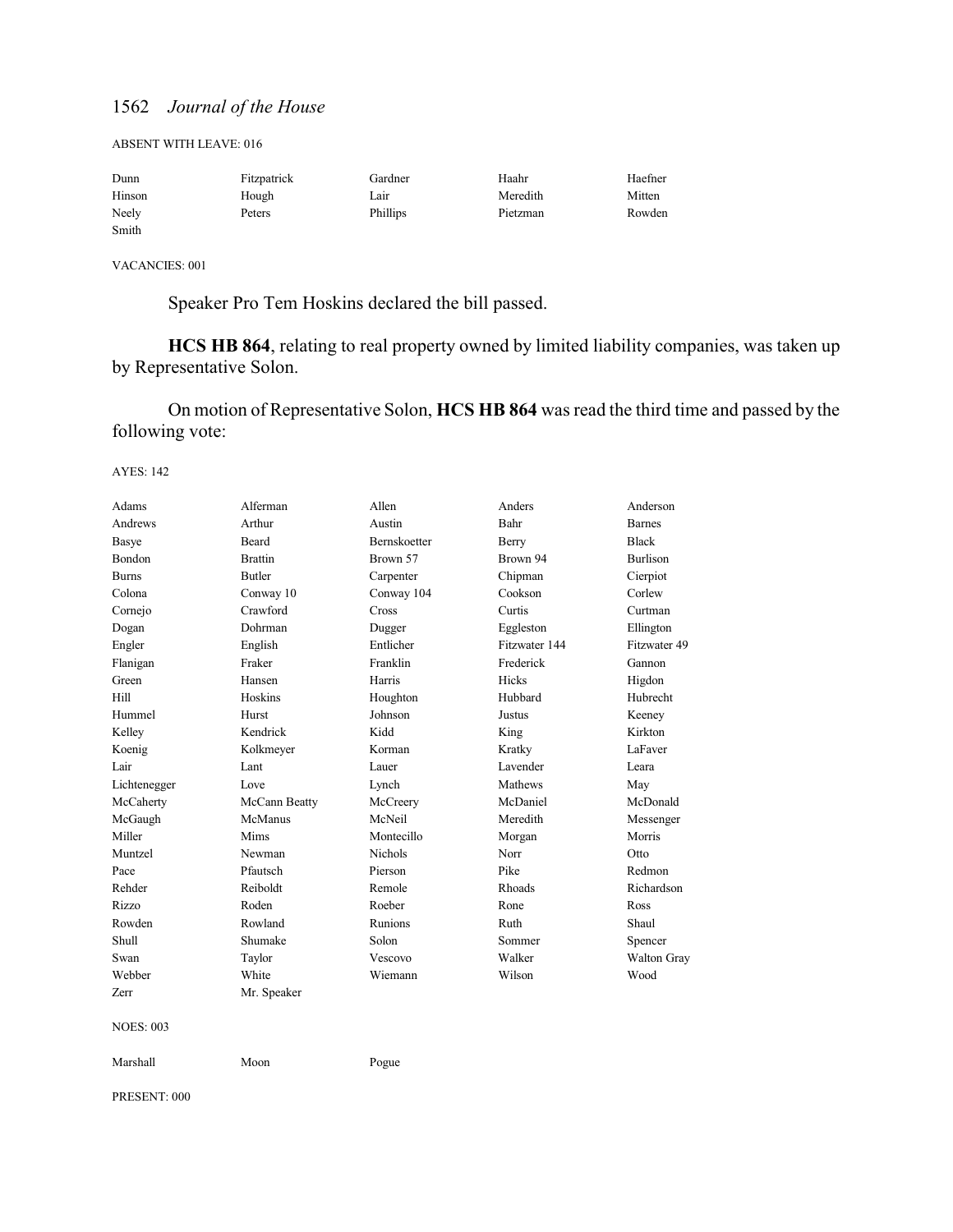ABSENT WITH LEAVE: 016

| | | | | |
|---|---|---|---|---|
| Dunn | Fitzpatrick | Gardner | Haahr | Haefner |
| Hinson | Hough | Lair | Meredith | Mitten |
| Neely | Peters | Phillips | Pietzman | Rowden |
| Smith | | | | |

VACANCIES: 001

Speaker Pro Tem Hoskins declared the bill passed.

**HCS HB 864**, relating to real property owned by limited liability companies, was taken up by Representative Solon.

On motion of Representative Solon, **HCS HB 864** was read the third time and passed by the following vote:

AYES: 142

| | | | | |
|---|---|---|---|---|
| Adams | Alferman | Allen | Anders | Anderson |
| Andrews | Arthur | Austin | Bahr | Barnes |
| Basye | Beard | Bernskoetter | Berry | Black |
| Bondon | Brattin | Brown 57 | Brown 94 | Burlison |
| Burns | Butler | Carpenter | Chipman | Cierpiot |
| Colona | Conway 10 | Conway 104 | Cookson | Corlew |
| Cornejo | Crawford | Cross | Curtis | Curtman |
| Dogan | Dohrman | Dugger | Eggleston | Ellington |
| Engler | English | Entlicher | Fitzwater 144 | Fitzwater 49 |
| Flanigan | Fraker | Franklin | Frederick | Gannon |
| Green | Hansen | Harris | Hicks | Higdon |
| Hill | Hoskins | Houghton | Hubbard | Hubrecht |
| Hummel | Hurst | Johnson | Justus | Keeney |
| Kelley | Kendrick | Kidd | King | Kirkton |
| Koenig | Kolkmeyer | Korman | Kratky | LaFaver |
| Lair | Lant | Lauer | Lavender | Leara |
| Lichtenegger | Love | Lynch | Mathews | May |
| McCaherty | McCann Beatty | McCreery | McDaniel | McDonald |
| McGaugh | McManus | McNeil | Meredith | Messenger |
| Miller | Mims | Montecillo | Morgan | Morris |
| Muntzel | Newman | Nichols | Norr | Otto |
| Pace | Pfautsch | Pierson | Pike | Redmon |
| Rehder | Reiboldt | Remole | Rhoads | Richardson |
| Rizzo | Roden | Roeber | Rone | Ross |
| Rowden | Rowland | Runions | Ruth | Shaul |
| Shull | Shumake | Solon | Sommer | Spencer |
| Swan | Taylor | Vescovo | Walker | Walton Gray |
| Webber | White | Wiemann | Wilson | Wood |
| Zerr | Mr. Speaker | | | |

NOES: 003

| | | |
|---|---|---|
| Marshall | Moon | Pogue |

PRESENT: 000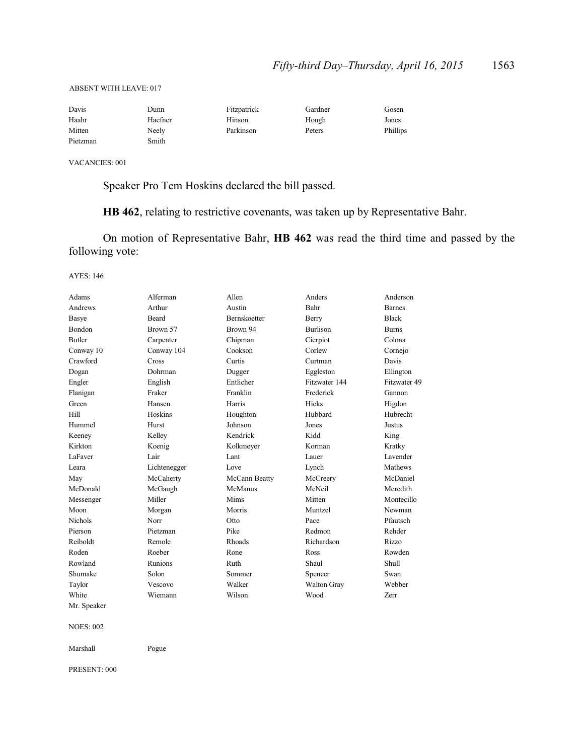ABSENT WITH LEAVE: 017

| | | | | |
|---|---|---|---|---|
| Davis | Dunn | Fitzpatrick | Gardner | Gosen |
| Haahr | Haefner | Hinson | Hough | Jones |
| Mitten | Neely | Parkinson | Peters | Phillips |
| Pietzman | Smith | | | |

VACANCIES: 001

Speaker Pro Tem Hoskins declared the bill passed.

**HB 462**, relating to restrictive covenants, was taken up by Representative Bahr.

On motion of Representative Bahr, **HB 462** was read the third time and passed by the following vote:

AYES: 146

| | | | | |
|---|---|---|---|---|
| Adams | Alferman | Allen | Anders | Anderson |
| Andrews | Arthur | Austin | Bahr | Barnes |
| Basye | Beard | Bernskoetter | Berry | Black |
| Bondon | Brown 57 | Brown 94 | Burlison | Burns |
| Butler | Carpenter | Chipman | Cierpiot | Colona |
| Conway 10 | Conway 104 | Cookson | Corlew | Cornejo |
| Crawford | Cross | Curtis | Curtman | Davis |
| Dogan | Dohrman | Dugger | Eggleston | Ellington |
| Engler | English | Entlicher | Fitzwater 144 | Fitzwater 49 |
| Flanigan | Fraker | Franklin | Frederick | Gannon |
| Green | Hansen | Harris | Hicks | Higdon |
| Hill | Hoskins | Houghton | Hubbard | Hubrecht |
| Hummel | Hurst | Johnson | Jones | Justus |
| Keeney | Kelley | Kendrick | Kidd | King |
| Kirkton | Koenig | Kolkmeyer | Korman | Kratky |
| LaFaver | Lair | Lant | Lauer | Lavender |
| Leara | Lichtenegger | Love | Lynch | Mathews |
| May | McCaherty | McCann Beatty | McCreery | McDaniel |
| McDonald | McGaugh | McManus | McNeil | Meredith |
| Messenger | Miller | Mims | Mitten | Montecillo |
| Moon | Morgan | Morris | Muntzel | Newman |
| Nichols | Norr | Otto | Pace | Pfautsch |
| Pierson | Pietzman | Pike | Redmon | Rehder |
| Reiboldt | Remole | Rhoads | Richardson | Rizzo |
| Roden | Roeber | Rone | Ross | Rowden |
| Rowland | Runions | Ruth | Shaul | Shull |
| Shumake | Solon | Sommer | Spencer | Swan |
| Taylor | Vescovo | Walker | Walton Gray | Webber |
| White | Wiemann | Wilson | Wood | Zerr |
| Mr. Speaker | | | | |

NOES: 002

| | |
|---|---|
| Marshall | Pogue |

PRESENT: 000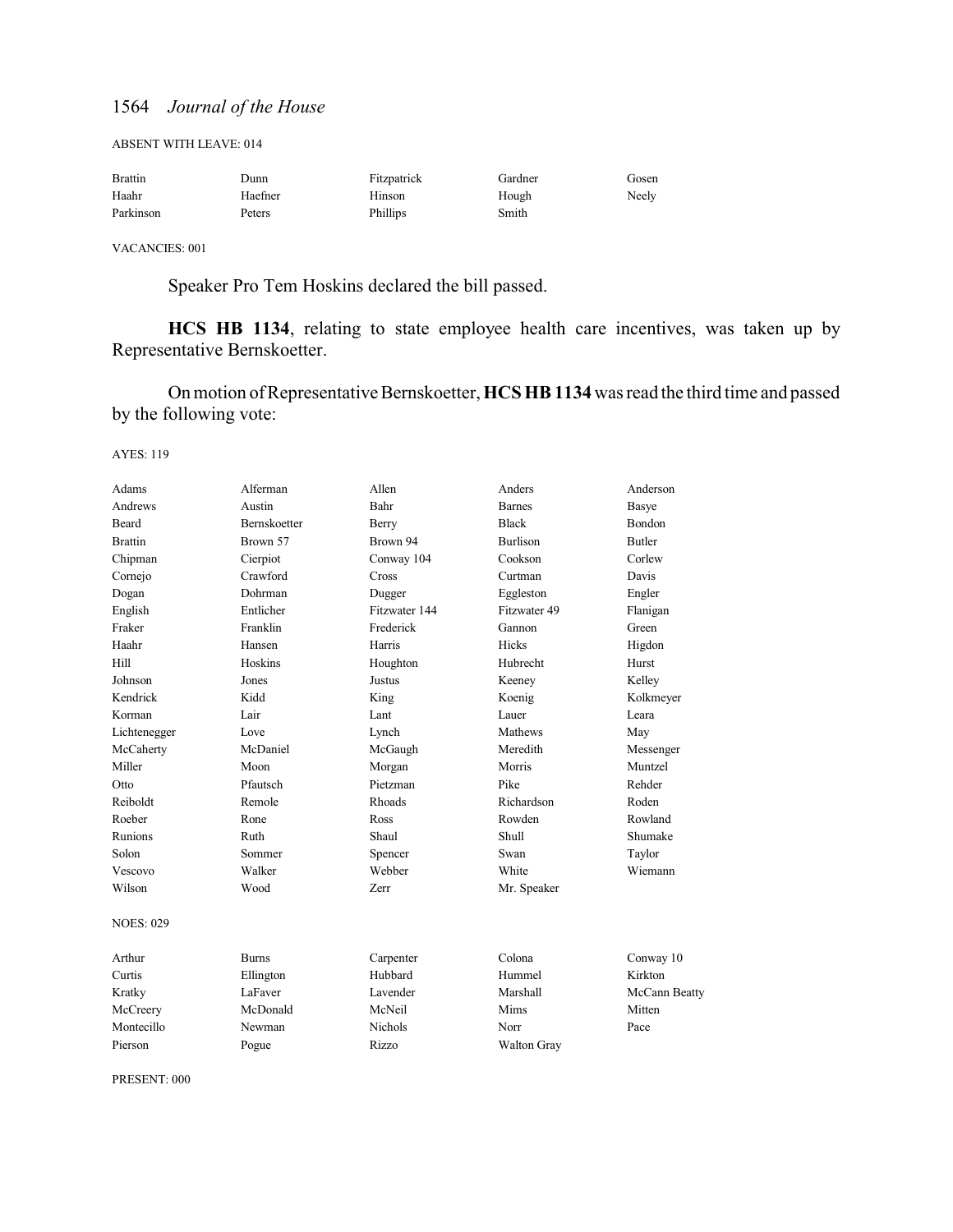ABSENT WITH LEAVE: 014

| | | | | |
|---|---|---|---|---|
| Brattin | Dunn | Fitzpatrick | Gardner | Gosen |
| Haahr | Haefner | Hinson | Hough | Neely |
| Parkinson | Peters | Phillips | Smith | |

VACANCIES: 001

Speaker Pro Tem Hoskins declared the bill passed.

**HCS HB 1134**, relating to state employee health care incentives, was taken up by Representative Bernskoetter.

On motion of Representative Bernskoetter, **HCS HB 1134** was read the third time and passed by the following vote:

AYES: 119

| | | | | |
|---|---|---|---|---|
| Adams | Alferman | Allen | Anders | Anderson |
| Andrews | Austin | Bahr | Barnes | Basye |
| Beard | Bernskoetter | Berry | Black | Bondon |
| Brattin | Brown 57 | Brown 94 | Burlison | Butler |
| Chipman | Cierpiot | Conway 104 | Cookson | Corlew |
| Cornejo | Crawford | Cross | Curtman | Davis |
| Dogan | Dohrman | Dugger | Eggleston | Engler |
| English | Entlicher | Fitzwater 144 | Fitzwater 49 | Flanigan |
| Fraker | Franklin | Frederick | Gannon | Green |
| Haahr | Hansen | Harris | Hicks | Higdon |
| Hill | Hoskins | Houghton | Hubrecht | Hurst |
| Johnson | Jones | Justus | Keeney | Kelley |
| Kendrick | Kidd | King | Koenig | Kolkmeyer |
| Korman | Lair | Lant | Lauer | Leara |
| Lichtenegger | Love | Lynch | Mathews | May |
| McCaherty | McDaniel | McGaugh | Meredith | Messenger |
| Miller | Moon | Morgan | Morris | Muntzel |
| Otto | Pfautsch | Pietzman | Pike | Rehder |
| Reiboldt | Remole | Rhoads | Richardson | Roden |
| Roeber | Rone | Ross | Rowden | Rowland |
| Runions | Ruth | Shaul | Shull | Shumake |
| Solon | Sommer | Spencer | Swan | Taylor |
| Vescovo | Walker | Webber | White | Wiemann |
| Wilson | Wood | Zerr | Mr. Speaker | |

NOES: 029

| | | | | |
|---|---|---|---|---|
| Arthur | Burns | Carpenter | Colona | Conway 10 |
| Curtis | Ellington | Hubbard | Hummel | Kirkton |
| Kratky | LaFaver | Lavender | Marshall | McCann Beatty |
| McCreery | McDonald | McNeil | Mims | Mitten |
| Montecillo | Newman | Nichols | Norr | Pace |
| Pierson | Pogue | Rizzo | Walton Gray | |

PRESENT: 000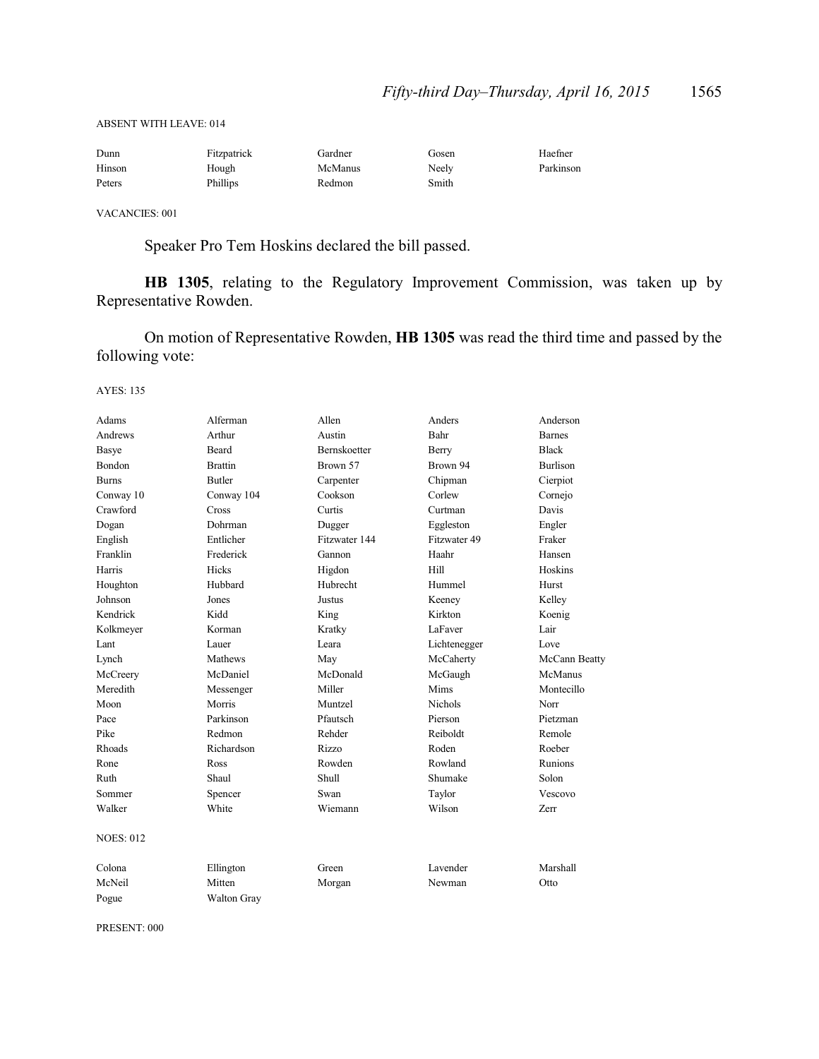ABSENT WITH LEAVE: 014

| | | | | |
|---|---|---|---|---|
| Dunn | Fitzpatrick | Gardner | Gosen | Haefner |
| Hinson | Hough | McManus | Neely | Parkinson |
| Peters | Phillips | Redmon | Smith | |

VACANCIES: 001

Speaker Pro Tem Hoskins declared the bill passed.

**HB 1305**, relating to the Regulatory Improvement Commission, was taken up by Representative Rowden.

On motion of Representative Rowden, **HB 1305** was read the third time and passed by the following vote:

AYES: 135

| | | | | |
|---|---|---|---|---|
| Adams | Alferman | Allen | Anders | Anderson |
| Andrews | Arthur | Austin | Bahr | Barnes |
| Basye | Beard | Bernskoetter | Berry | Black |
| Bondon | Brattin | Brown 57 | Brown 94 | Burlison |
| Burns | Butler | Carpenter | Chipman | Cierpiot |
| Conway 10 | Conway 104 | Cookson | Corlew | Cornejo |
| Crawford | Cross | Curtis | Curtman | Davis |
| Dogan | Dohrman | Dugger | Eggleston | Engler |
| English | Entlicher | Fitzwater 144 | Fitzwater 49 | Fraker |
| Franklin | Frederick | Gannon | Haahr | Hansen |
| Harris | Hicks | Higdon | Hill | Hoskins |
| Houghton | Hubbard | Hubrecht | Hummel | Hurst |
| Johnson | Jones | Justus | Keeney | Kelley |
| Kendrick | Kidd | King | Kirkton | Koenig |
| Kolkmeyer | Korman | Kratky | LaFaver | Lair |
| Lant | Lauer | Leara | Lichtenegger | Love |
| Lynch | Mathews | May | McCaherty | McCann Beatty |
| McCreery | McDaniel | McDonald | McGaugh | McManus |
| Meredith | Messenger | Miller | Mims | Montecillo |
| Moon | Morris | Muntzel | Nichols | Norr |
| Pace | Parkinson | Pfautsch | Pierson | Pietzman |
| Pike | Redmon | Rehder | Reiboldt | Remole |
| Rhoads | Richardson | Rizzo | Roden | Roeber |
| Rone | Ross | Rowden | Rowland | Runions |
| Ruth | Shaul | Shull | Shumake | Solon |
| Sommer | Spencer | Swan | Taylor | Vescovo |
| Walker | White | Wiemann | Wilson | Zerr |

NOES: 012

| | | | | |
|---|---|---|---|---|
| Colona | Ellington | Green | Lavender | Marshall |
| McNeil | Mitten | Morgan | Newman | Otto |
| Pogue | Walton Gray | | | |

PRESENT: 000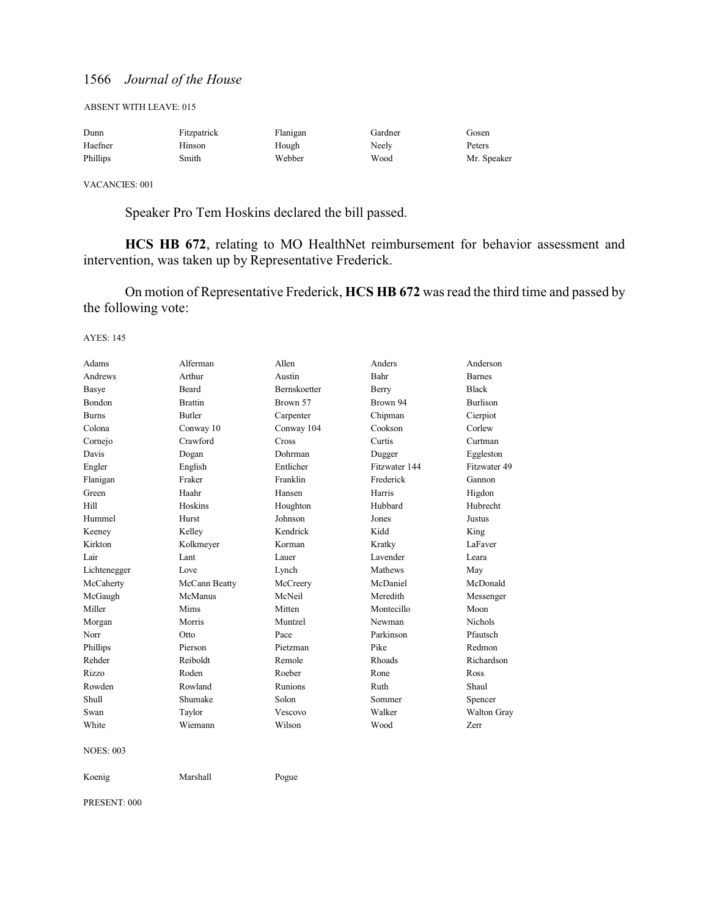ABSENT WITH LEAVE: 015

| | | | | |
|---|---|---|---|---|
| Dunn | Fitzpatrick | Flanigan | Gardner | Gosen |
| Haefner | Hinson | Hough | Neely | Peters |
| Phillips | Smith | Webber | Wood | Mr. Speaker |

VACANCIES: 001

Speaker Pro Tem Hoskins declared the bill passed.

**HCS HB 672**, relating to MO HealthNet reimbursement for behavior assessment and intervention, was taken up by Representative Frederick.

On motion of Representative Frederick, **HCS HB 672** was read the third time and passed by the following vote:

AYES: 145

| | | | | |
|---|---|---|---|---|
| Adams | Alferman | Allen | Anders | Anderson |
| Andrews | Arthur | Austin | Bahr | Barnes |
| Basye | Beard | Bernskoetter | Berry | Black |
| Bondon | Brattin | Brown 57 | Brown 94 | Burlison |
| Burns | Butler | Carpenter | Chipman | Cierpiot |
| Colona | Conway 10 | Conway 104 | Cookson | Corlew |
| Cornejo | Crawford | Cross | Curtis | Curtman |
| Davis | Dogan | Dohrman | Dugger | Eggleston |
| Engler | English | Entlicher | Fitzwater 144 | Fitzwater 49 |
| Flanigan | Fraker | Franklin | Frederick | Gannon |
| Green | Haahr | Hansen | Harris | Higdon |
| Hill | Hoskins | Houghton | Hubbard | Hubrecht |
| Hummel | Hurst | Johnson | Jones | Justus |
| Keeney | Kelley | Kendrick | Kidd | King |
| Kirkton | Kolkmeyer | Korman | Kratky | LaFaver |
| Lair | Lant | Lauer | Lavender | Leara |
| Lichtenegger | Love | Lynch | Mathews | May |
| McCaherty | McCann Beatty | McCreery | McDaniel | McDonald |
| McGaugh | McManus | McNeil | Meredith | Messenger |
| Miller | Mims | Mitten | Montecillo | Moon |
| Morgan | Morris | Muntzel | Newman | Nichols |
| Norr | Otto | Pace | Parkinson | Pfautsch |
| Phillips | Pierson | Pietzman | Pike | Redmon |
| Rehder | Reiboldt | Remole | Rhoads | Richardson |
| Rizzo | Roden | Roeber | Rone | Ross |
| Rowden | Rowland | Runions | Ruth | Shaul |
| Shull | Shumake | Solon | Sommer | Spencer |
| Swan | Taylor | Vescovo | Walker | Walton Gray |
| White | Wiemann | Wilson | Wood | Zerr |

NOES: 003

| | | |
|---|---|---|
| Koenig | Marshall | Pogue |

PRESENT: 000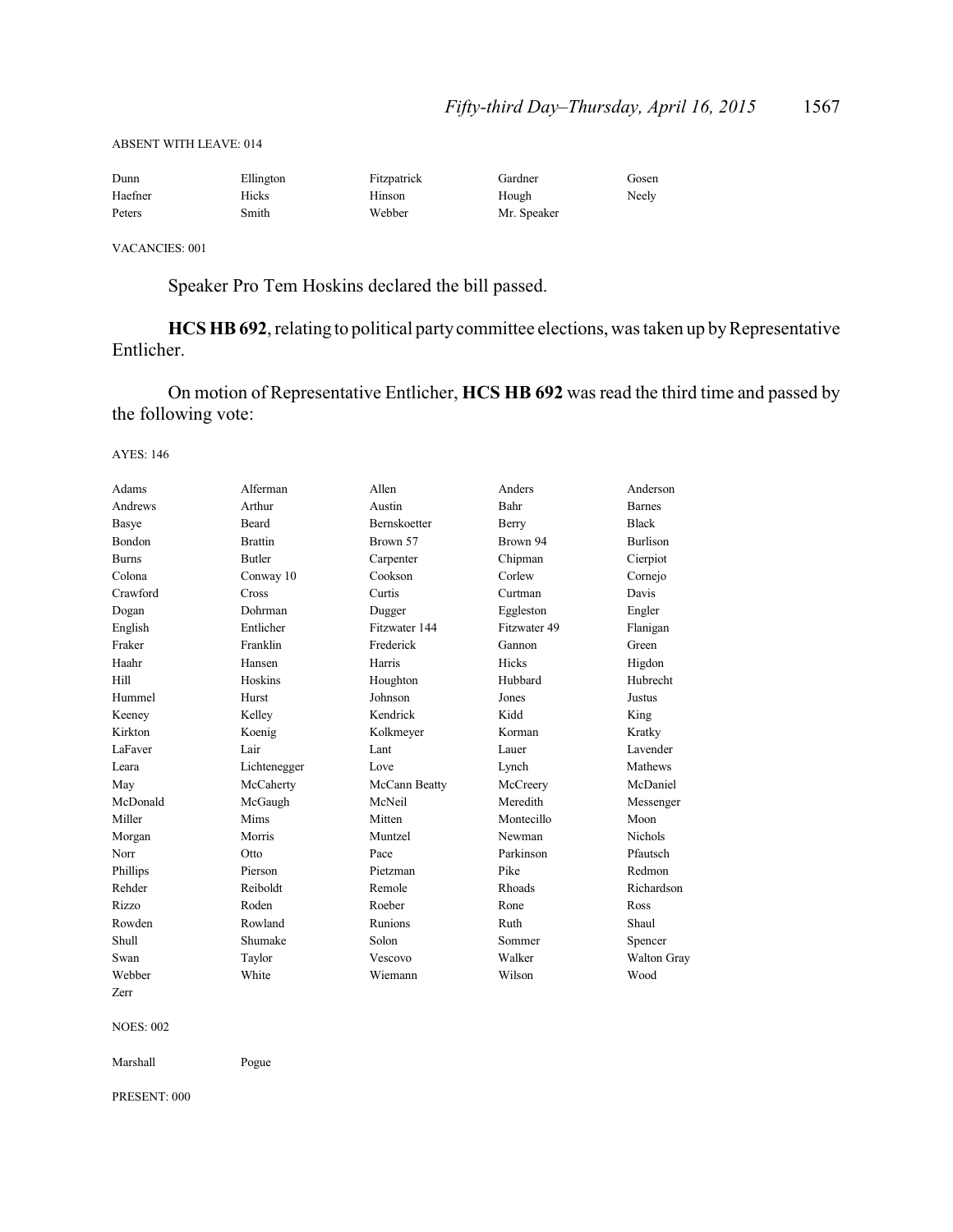ABSENT WITH LEAVE: 014

| | | | | |
|---|---|---|---|---|
| Dunn | Ellington | Fitzpatrick | Gardner | Gosen |
| Haefner | Hicks | Hinson | Hough | Neely |
| Peters | Smith | Webber | Mr. Speaker | |

VACANCIES: 001

Speaker Pro Tem Hoskins declared the bill passed.

**HCS HB 692**, relating to political party committee elections, was taken up by Representative Entlicher.

On motion of Representative Entlicher, **HCS HB 692** was read the third time and passed by the following vote:

AYES: 146

| | | | | |
|---|---|---|---|---|
| Adams | Alferman | Allen | Anders | Anderson |
| Andrews | Arthur | Austin | Bahr | Barnes |
| Basye | Beard | Bernskoetter | Berry | Black |
| Bondon | Brattin | Brown 57 | Brown 94 | Burlison |
| Burns | Butler | Carpenter | Chipman | Cierpiot |
| Colona | Conway 10 | Cookson | Corlew | Cornejo |
| Crawford | Cross | Curtis | Curtman | Davis |
| Dogan | Dohrman | Dugger | Eggleston | Engler |
| English | Entlicher | Fitzwater 144 | Fitzwater 49 | Flanigan |
| Fraker | Franklin | Frederick | Gannon | Green |
| Haahr | Hansen | Harris | Hicks | Higdon |
| Hill | Hoskins | Houghton | Hubbard | Hubrecht |
| Hummel | Hurst | Johnson | Jones | Justus |
| Keeney | Kelley | Kendrick | Kidd | King |
| Kirkton | Koenig | Kolkmeyer | Korman | Kratky |
| LaFaver | Lair | Lant | Lauer | Lavender |
| Leara | Lichtenegger | Love | Lynch | Mathews |
| May | McCaherty | McCann Beatty | McCreery | McDaniel |
| McDonald | McGaugh | McNeil | Meredith | Messenger |
| Miller | Mims | Mitten | Montecillo | Moon |
| Morgan | Morris | Muntzel | Newman | Nichols |
| Norr | Otto | Pace | Parkinson | Pfautsch |
| Phillips | Pierson | Pietzman | Pike | Redmon |
| Rehder | Reiboldt | Remole | Rhoads | Richardson |
| Rizzo | Roden | Roeber | Rone | Ross |
| Rowden | Rowland | Runions | Ruth | Shaul |
| Shull | Shumake | Solon | Sommer | Spencer |
| Swan | Taylor | Vescovo | Walker | Walton Gray |
| Webber | White | Wiemann | Wilson | Wood |
| Zerr | | | | |

NOES: 002

| | |
|---|---|
| Marshall | Pogue |

PRESENT: 000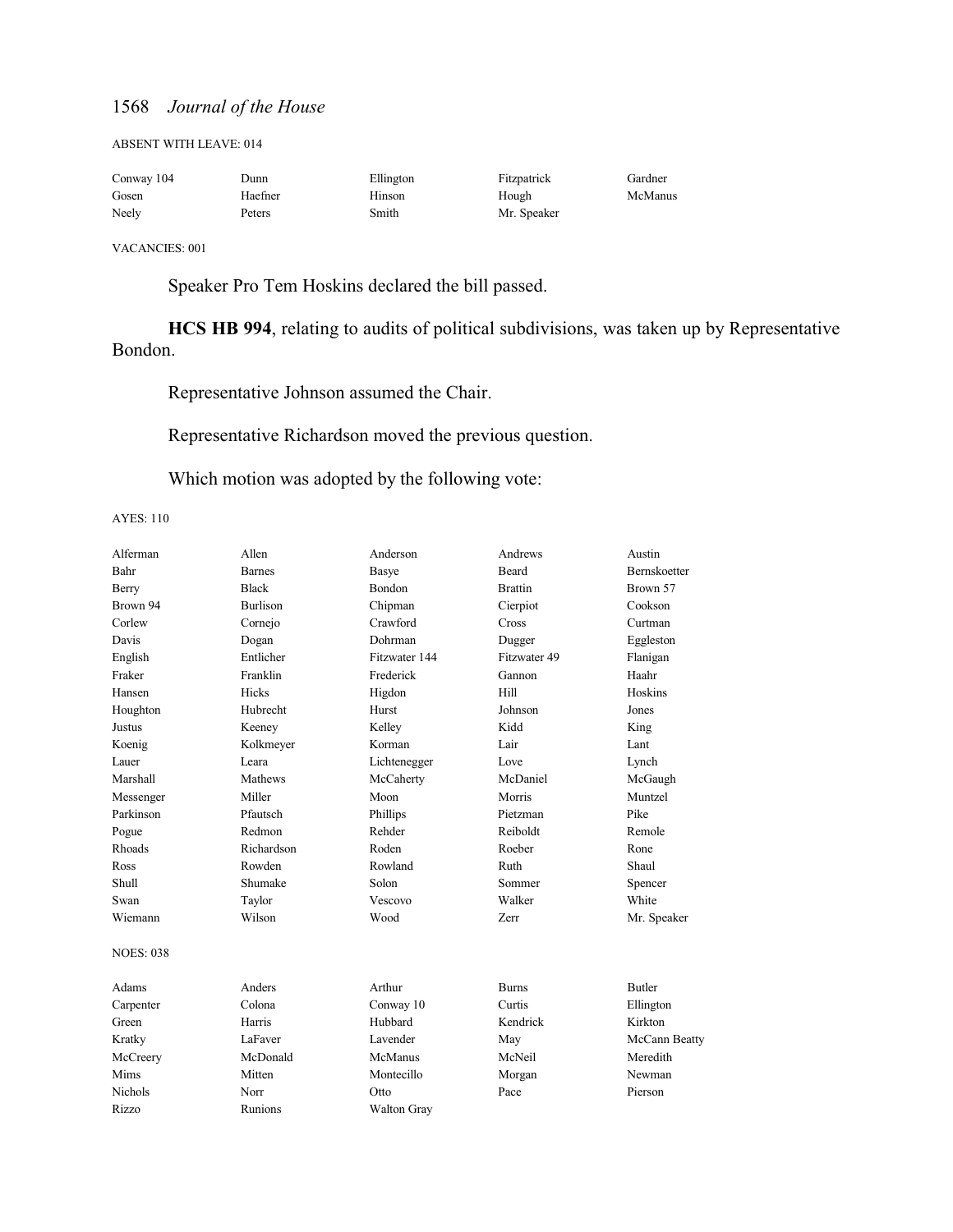ABSENT WITH LEAVE: 014

| | | | | |
|---|---|---|---|---|
| Conway 104 | Dunn | Ellington | Fitzpatrick | Gardner |
| Gosen | Haefner | Hinson | Hough | McManus |
| Neely | Peters | Smith | Mr. Speaker | |

VACANCIES: 001

Speaker Pro Tem Hoskins declared the bill passed.

**HCS HB 994**, relating to audits of political subdivisions, was taken up by Representative Bondon.

Representative Johnson assumed the Chair.

Representative Richardson moved the previous question.

Which motion was adopted by the following vote:

AYES: 110

| | | | | |
|---|---|---|---|---|
| Alferman | Allen | Anderson | Andrews | Austin |
| Bahr | Barnes | Basye | Beard | Bernskoetter |
| Berry | Black | Bondon | Brattin | Brown 57 |
| Brown 94 | Burlison | Chipman | Cierpiot | Cookson |
| Corlew | Cornejo | Crawford | Cross | Curtman |
| Davis | Dogan | Dohrman | Dugger | Eggleston |
| English | Entlicher | Fitzwater 144 | Fitzwater 49 | Flanigan |
| Fraker | Franklin | Frederick | Gannon | Haahr |
| Hansen | Hicks | Higdon | Hill | Hoskins |
| Houghton | Hubrecht | Hurst | Johnson | Jones |
| Justus | Keeney | Kelley | Kidd | King |
| Koenig | Kolkmeyer | Korman | Lair | Lant |
| Lauer | Leara | Lichtenegger | Love | Lynch |
| Marshall | Mathews | McCaherty | McDaniel | McGaugh |
| Messenger | Miller | Moon | Morris | Muntzel |
| Parkinson | Pfautsch | Phillips | Pietzman | Pike |
| Pogue | Redmon | Rehder | Reiboldt | Remole |
| Rhoads | Richardson | Roden | Roeber | Rone |
| Ross | Rowden | Rowland | Ruth | Shaul |
| Shull | Shumake | Solon | Sommer | Spencer |
| Swan | Taylor | Vescovo | Walker | White |
| Wiemann | Wilson | Wood | Zerr | Mr. Speaker |

NOES: 038

| | | | | |
|---|---|---|---|---|
| Adams | Anders | Arthur | Burns | Butler |
| Carpenter | Colona | Conway 10 | Curtis | Ellington |
| Green | Harris | Hubbard | Kendrick | Kirkton |
| Kratky | LaFaver | Lavender | May | McCann Beatty |
| McCreery | McDonald | McManus | McNeil | Meredith |
| Mims | Mitten | Montecillo | Morgan | Newman |
| Nichols | Norr | Otto | Pace | Pierson |
| Rizzo | Runions | Walton Gray | | |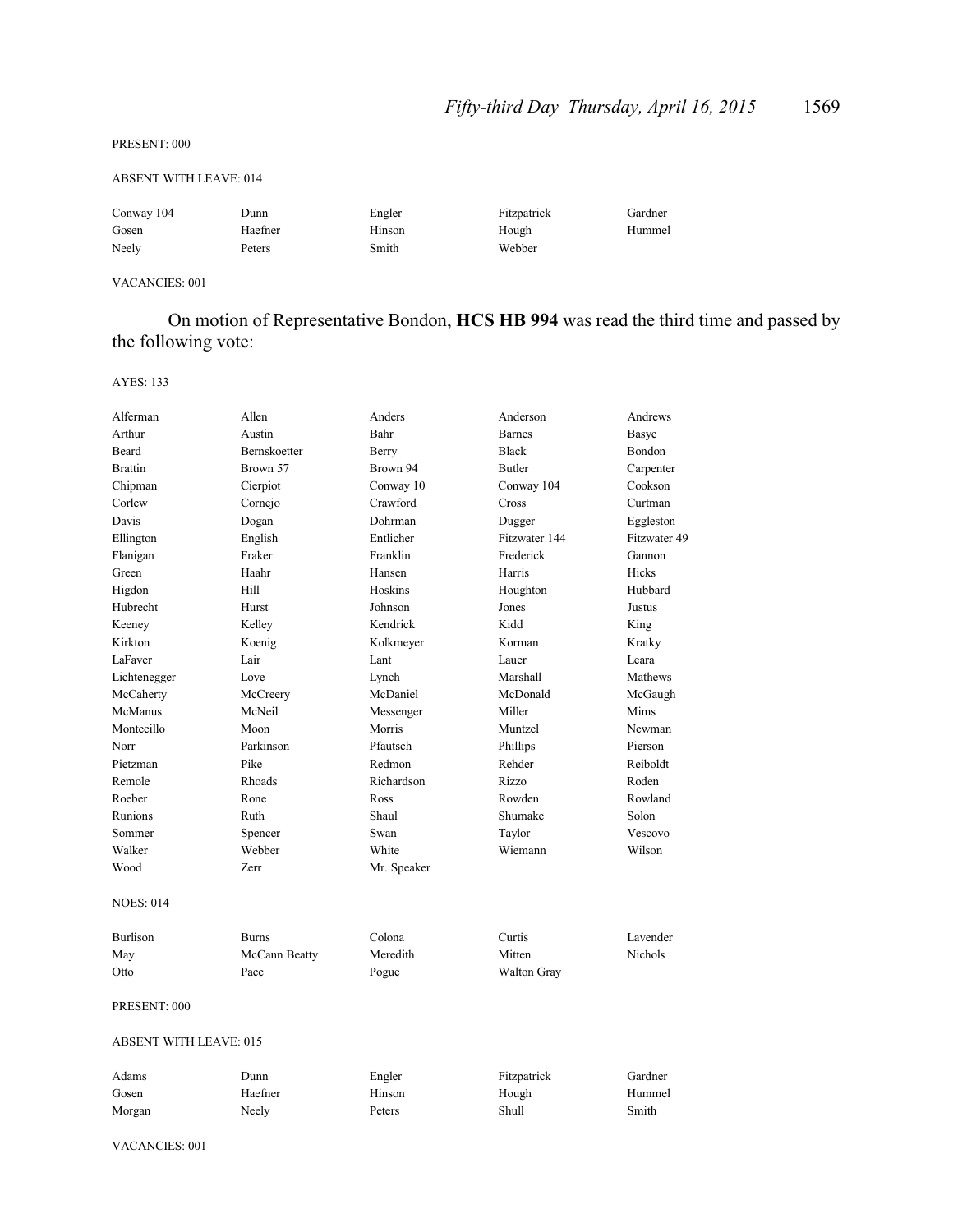PRESENT: 000

ABSENT WITH LEAVE: 014

| | | | | |
|---|---|---|---|---|
| Conway 104 | Dunn | Engler | Fitzpatrick | Gardner |
| Gosen | Haefner | Hinson | Hough | Hummel |
| Neely | Peters | Smith | Webber | |

VACANCIES: 001

On motion of Representative Bondon, **HCS HB 994** was read the third time and passed by the following vote:

AYES: 133

| | | | | |
|---|---|---|---|---|
| Alferman | Allen | Anders | Anderson | Andrews |
| Arthur | Austin | Bahr | Barnes | Basye |
| Beard | Bernskoetter | Berry | Black | Bondon |
| Brattin | Brown 57 | Brown 94 | Butler | Carpenter |
| Chipman | Cierpiot | Conway 10 | Conway 104 | Cookson |
| Corlew | Cornejo | Crawford | Cross | Curtman |
| Davis | Dogan | Dohrman | Dugger | Eggleston |
| Ellington | English | Entlicher | Fitzwater 144 | Fitzwater 49 |
| Flanigan | Fraker | Franklin | Frederick | Gannon |
| Green | Haahr | Hansen | Harris | Hicks |
| Higdon | Hill | Hoskins | Houghton | Hubbard |
| Hubrecht | Hurst | Johnson | Jones | Justus |
| Keeney | Kelley | Kendrick | Kidd | King |
| Kirkton | Koenig | Kolkmeyer | Korman | Kratky |
| LaFaver | Lair | Lant | Lauer | Leara |
| Lichtenegger | Love | Lynch | Marshall | Mathews |
| McCaherty | McCreery | McDaniel | McDonald | McGaugh |
| McManus | McNeil | Messenger | Miller | Mims |
| Montecillo | Moon | Morris | Muntzel | Newman |
| Norr | Parkinson | Pfautsch | Phillips | Pierson |
| Pietzman | Pike | Redmon | Rehder | Reiboldt |
| Remole | Rhoads | Richardson | Rizzo | Roden |
| Roeber | Rone | Ross | Rowden | Rowland |
| Runions | Ruth | Shaul | Shumake | Solon |
| Sommer | Spencer | Swan | Taylor | Vescovo |
| Walker | Webber | White | Wiemann | Wilson |
| Wood | Zerr | Mr. Speaker | | |

NOES: 014

| | | | | |
|---|---|---|---|---|
| Burlison | Burns | Colona | Curtis | Lavender |
| May | McCann Beatty | Meredith | Mitten | Nichols |
| Otto | Pace | Pogue | Walton Gray | |

PRESENT: 000

ABSENT WITH LEAVE: 015

| | | | | |
|---|---|---|---|---|
| Adams | Dunn | Engler | Fitzpatrick | Gardner |
| Gosen | Haefner | Hinson | Hough | Hummel |
| Morgan | Neely | Peters | Shull | Smith |

VACANCIES: 001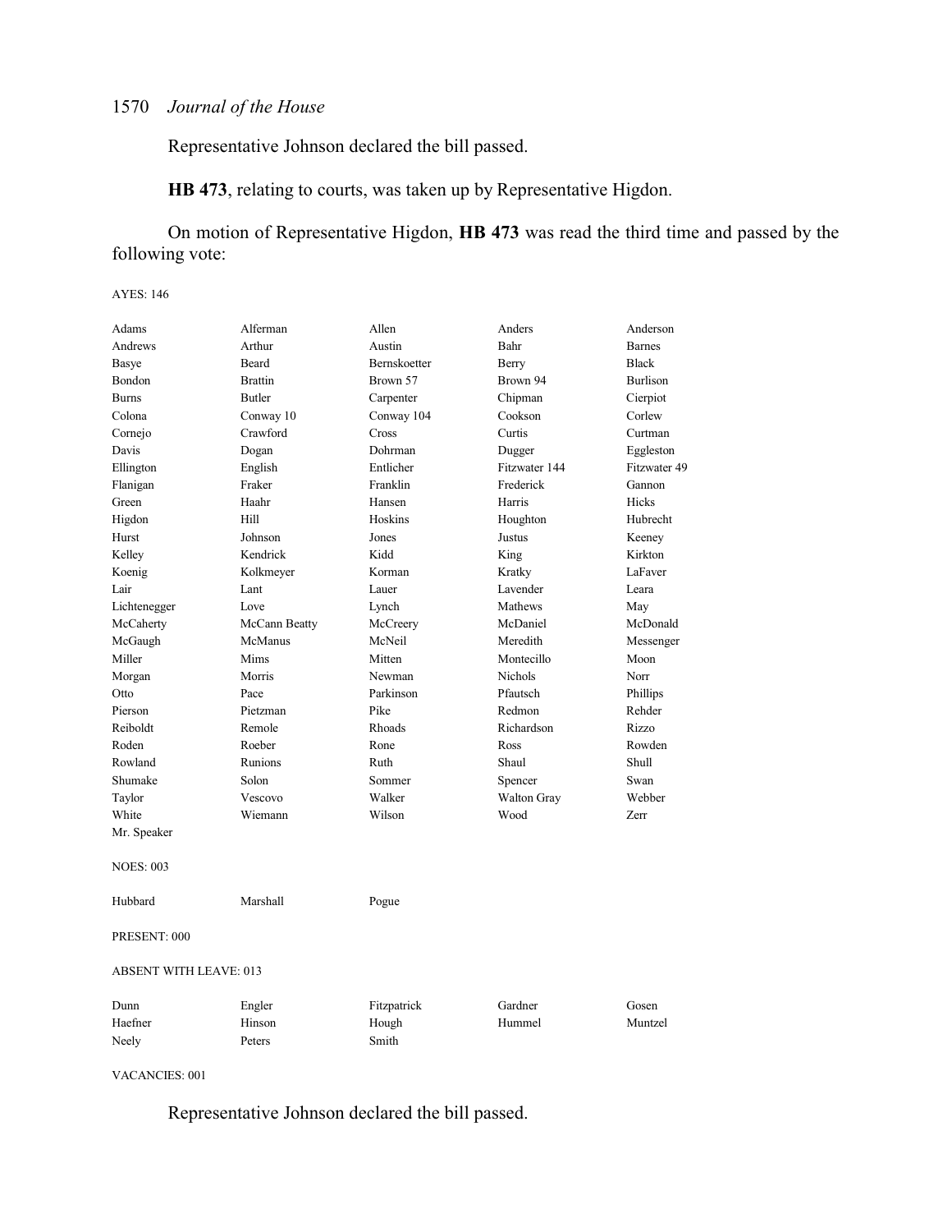Representative Johnson declared the bill passed.

**HB 473**, relating to courts, was taken up by Representative Higdon.

On motion of Representative Higdon, **HB 473** was read the third time and passed by the following vote:

AYES: 146

| | | | | |
|---|---|---|---|---|
| Adams | Alferman | Allen | Anders | Anderson |
| Andrews | Arthur | Austin | Bahr | Barnes |
| Basye | Beard | Bernskoetter | Berry | Black |
| Bondon | Brattin | Brown 57 | Brown 94 | Burlison |
| Burns | Butler | Carpenter | Chipman | Cierpiot |
| Colona | Conway 10 | Conway 104 | Cookson | Corlew |
| Cornejo | Crawford | Cross | Curtis | Curtman |
| Davis | Dogan | Dohrman | Dugger | Eggleston |
| Ellington | English | Entlicher | Fitzwater 144 | Fitzwater 49 |
| Flanigan | Fraker | Franklin | Frederick | Gannon |
| Green | Haahr | Hansen | Harris | Hicks |
| Higdon | Hill | Hoskins | Houghton | Hubrecht |
| Hurst | Johnson | Jones | Justus | Keeney |
| Kelley | Kendrick | Kidd | King | Kirkton |
| Koenig | Kolkmeyer | Korman | Kratky | LaFaver |
| Lair | Lant | Lauer | Lavender | Leara |
| Lichtenegger | Love | Lynch | Mathews | May |
| McCaherty | McCann Beatty | McCreery | McDaniel | McDonald |
| McGaugh | McManus | McNeil | Meredith | Messenger |
| Miller | Mims | Mitten | Montecillo | Moon |
| Morgan | Morris | Newman | Nichols | Norr |
| Otto | Pace | Parkinson | Pfautsch | Phillips |
| Pierson | Pietzman | Pike | Redmon | Rehder |
| Reiboldt | Remole | Rhoads | Richardson | Rizzo |
| Roden | Roeber | Rone | Ross | Rowden |
| Rowland | Runions | Ruth | Shaul | Shull |
| Shumake | Solon | Sommer | Spencer | Swan |
| Taylor | Vescovo | Walker | Walton Gray | Webber |
| White | Wiemann | Wilson | Wood | Zerr |
| Mr. Speaker | | | | |

NOES: 003

| | | |
|---|---|---|
| Hubbard | Marshall | Pogue |

PRESENT: 000

ABSENT WITH LEAVE: 013

| | | | | |
|---|---|---|---|---|
| Dunn | Engler | Fitzpatrick | Gardner | Gosen |
| Haefner | Hinson | Hough | Hummel | Muntzel |
| Neely | Peters | Smith | | |

VACANCIES: 001

Representative Johnson declared the bill passed.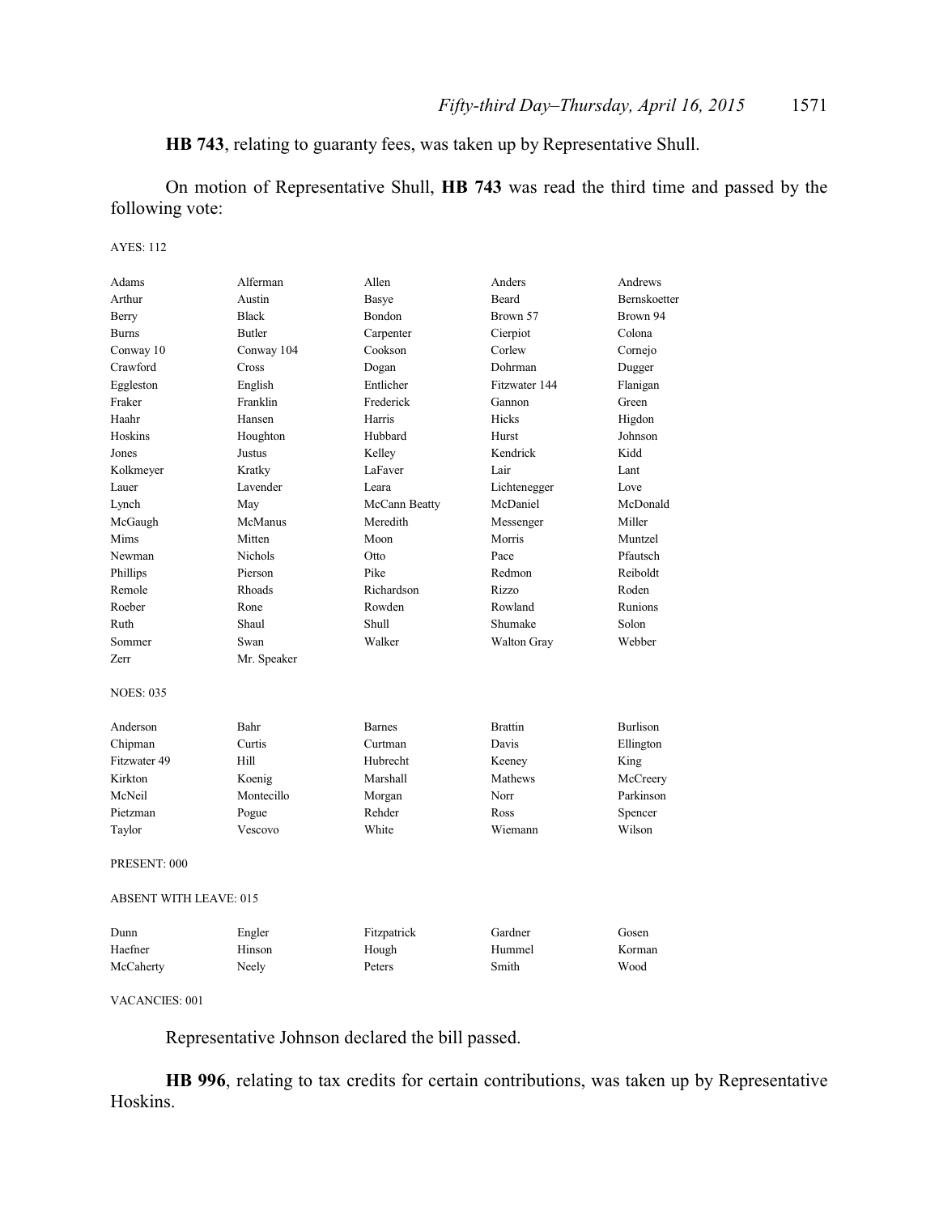**HB 743**, relating to guaranty fees, was taken up by Representative Shull.

On motion of Representative Shull, **HB 743** was read the third time and passed by the following vote:

AYES: 112

| | | | | |
|---|---|---|---|---|
| Adams | Alferman | Allen | Anders | Andrews |
| Arthur | Austin | Basye | Beard | Bernskoetter |
| Berry | Black | Bondon | Brown 57 | Brown 94 |
| Burns | Butler | Carpenter | Cierpiot | Colona |
| Conway 10 | Conway 104 | Cookson | Corlew | Cornejo |
| Crawford | Cross | Dogan | Dohrman | Dugger |
| Eggleston | English | Entlicher | Fitzwater 144 | Flanigan |
| Fraker | Franklin | Frederick | Gannon | Green |
| Haahr | Hansen | Harris | Hicks | Higdon |
| Hoskins | Houghton | Hubbard | Hurst | Johnson |
| Jones | Justus | Kelley | Kendrick | Kidd |
| Kolkmeyer | Kratky | LaFaver | Lair | Lant |
| Lauer | Lavender | Leara | Lichtenegger | Love |
| Lynch | May | McCann Beatty | McDaniel | McDonald |
| McGaugh | McManus | Meredith | Messenger | Miller |
| Mims | Mitten | Moon | Morris | Muntzel |
| Newman | Nichols | Otto | Pace | Pfautsch |
| Phillips | Pierson | Pike | Redmon | Reiboldt |
| Remole | Rhoads | Richardson | Rizzo | Roden |
| Roeber | Rone | Rowden | Rowland | Runions |
| Ruth | Shaul | Shull | Shumake | Solon |
| Sommer | Swan | Walker | Walton Gray | Webber |
| Zerr | Mr. Speaker | | | |

NOES: 035

| | | | | |
|---|---|---|---|---|
| Anderson | Bahr | Barnes | Brattin | Burlison |
| Chipman | Curtis | Curtman | Davis | Ellington |
| Fitzwater 49 | Hill | Hubrecht | Keeney | King |
| Kirkton | Koenig | Marshall | Mathews | McCreery |
| McNeil | Montecillo | Morgan | Norr | Parkinson |
| Pietzman | Pogue | Rehder | Ross | Spencer |
| Taylor | Vescovo | White | Wiemann | Wilson |

PRESENT: 000

ABSENT WITH LEAVE: 015

| | | | | |
|---|---|---|---|---|
| Dunn | Engler | Fitzpatrick | Gardner | Gosen |
| Haefner | Hinson | Hough | Hummel | Korman |
| McCaherty | Neely | Peters | Smith | Wood |

VACANCIES: 001

Representative Johnson declared the bill passed.

**HB 996**, relating to tax credits for certain contributions, was taken up by Representative Hoskins.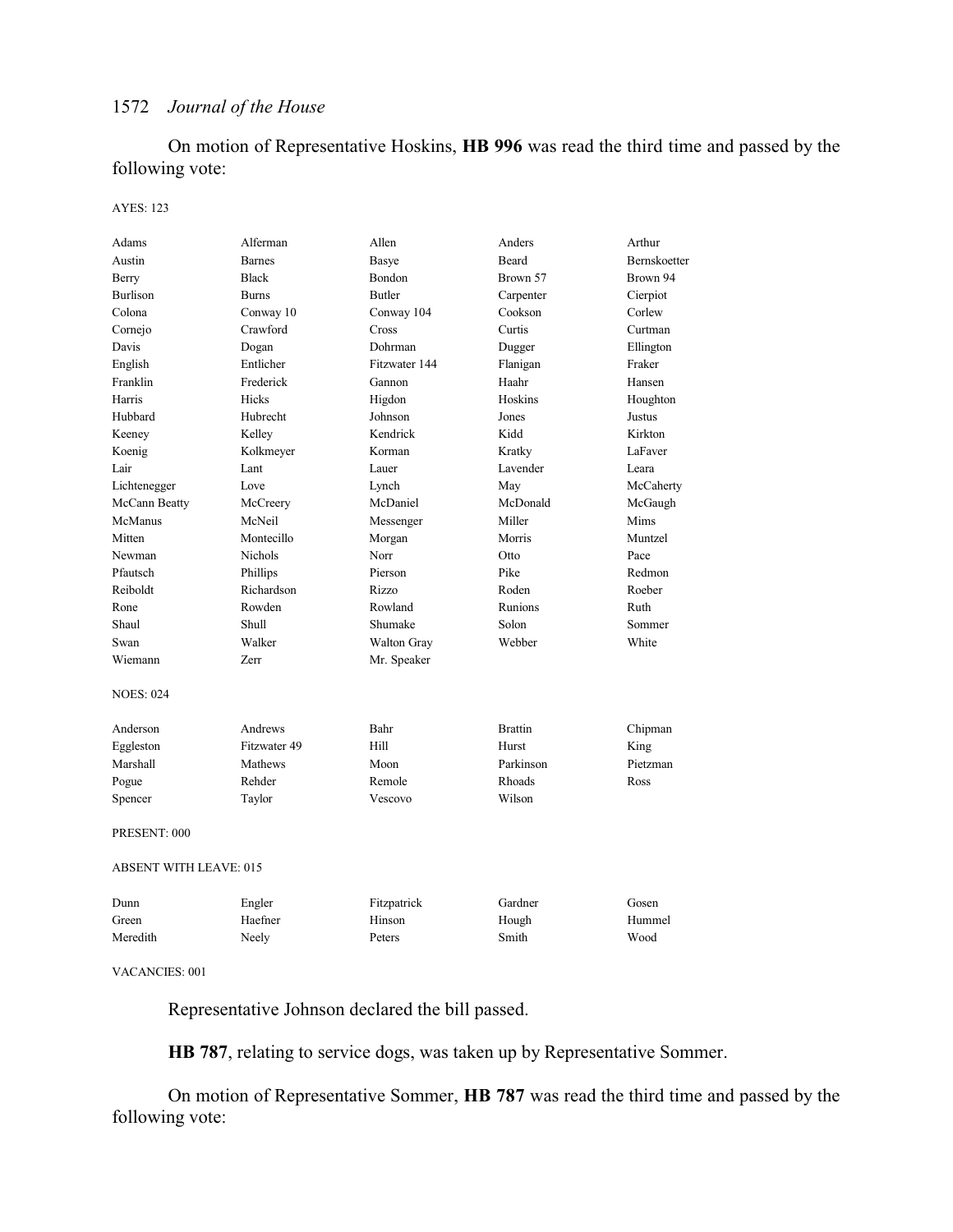On motion of Representative Hoskins, **HB 996** was read the third time and passed by the following vote:

AYES: 123

| | | | | |
|---|---|---|---|---|
| Adams | Alferman | Allen | Anders | Arthur |
| Austin | Barnes | Basye | Beard | Bernskoetter |
| Berry | Black | Bondon | Brown 57 | Brown 94 |
| Burlison | Burns | Butler | Carpenter | Cierpiot |
| Colona | Conway 10 | Conway 104 | Cookson | Corlew |
| Cornejo | Crawford | Cross | Curtis | Curtman |
| Davis | Dogan | Dohrman | Dugger | Ellington |
| English | Entlicher | Fitzwater 144 | Flanigan | Fraker |
| Franklin | Frederick | Gannon | Haahr | Hansen |
| Harris | Hicks | Higdon | Hoskins | Houghton |
| Hubbard | Hubrecht | Johnson | Jones | Justus |
| Keeney | Kelley | Kendrick | Kidd | Kirkton |
| Koenig | Kolkmeyer | Korman | Kratky | LaFaver |
| Lair | Lant | Lauer | Lavender | Leara |
| Lichtenegger | Love | Lynch | May | McCaherty |
| McCann Beatty | McCreery | McDaniel | McDonald | McGaugh |
| McManus | McNeil | Messenger | Miller | Mims |
| Mitten | Montecillo | Morgan | Morris | Muntzel |
| Newman | Nichols | Norr | Otto | Pace |
| Pfautsch | Phillips | Pierson | Pike | Redmon |
| Reiboldt | Richardson | Rizzo | Roden | Roeber |
| Rone | Rowden | Rowland | Runions | Ruth |
| Shaul | Shull | Shumake | Solon | Sommer |
| Swan | Walker | Walton Gray | Webber | White |
| Wiemann | Zerr | Mr. Speaker | | |

NOES: 024

| | | | | |
|---|---|---|---|---|
| Anderson | Andrews | Bahr | Brattin | Chipman |
| Eggleston | Fitzwater 49 | Hill | Hurst | King |
| Marshall | Mathews | Moon | Parkinson | Pietzman |
| Pogue | Rehder | Remole | Rhoads | Ross |
| Spencer | Taylor | Vescovo | Wilson | |

PRESENT: 000

ABSENT WITH LEAVE: 015

| | | | | |
|---|---|---|---|---|
| Dunn | Engler | Fitzpatrick | Gardner | Gosen |
| Green | Haefner | Hinson | Hough | Hummel |
| Meredith | Neely | Peters | Smith | Wood |

VACANCIES: 001

Representative Johnson declared the bill passed.

**HB 787**, relating to service dogs, was taken up by Representative Sommer.

On motion of Representative Sommer, **HB 787** was read the third time and passed by the following vote: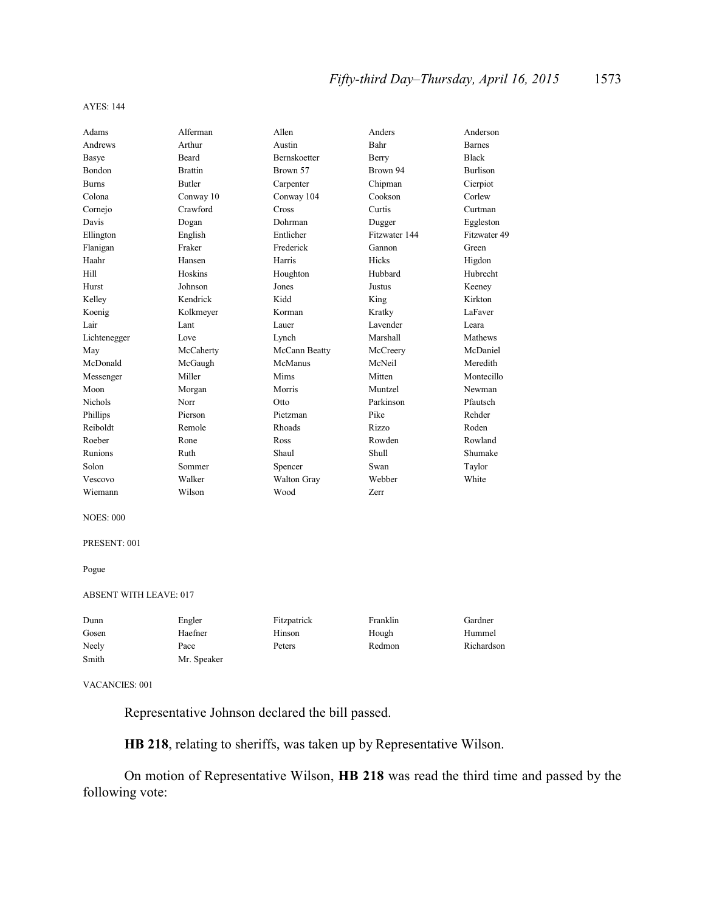AYES: 144

| | | | | |
|---|---|---|---|---|
| Adams | Alferman | Allen | Anders | Anderson |
| Andrews | Arthur | Austin | Bahr | Barnes |
| Basye | Beard | Bernskoetter | Berry | Black |
| Bondon | Brattin | Brown 57 | Brown 94 | Burlison |
| Burns | Butler | Carpenter | Chipman | Cierpiot |
| Colona | Conway 10 | Conway 104 | Cookson | Corlew |
| Cornejo | Crawford | Cross | Curtis | Curtman |
| Davis | Dogan | Dohrman | Dugger | Eggleston |
| Ellington | English | Entlicher | Fitzwater 144 | Fitzwater 49 |
| Flanigan | Fraker | Frederick | Gannon | Green |
| Haahr | Hansen | Harris | Hicks | Higdon |
| Hill | Hoskins | Houghton | Hubbard | Hubrecht |
| Hurst | Johnson | Jones | Justus | Keeney |
| Kelley | Kendrick | Kidd | King | Kirkton |
| Koenig | Kolkmeyer | Korman | Kratky | LaFaver |
| Lair | Lant | Lauer | Lavender | Leara |
| Lichtenegger | Love | Lynch | Marshall | Mathews |
| May | McCaherty | McCann Beatty | McCreery | McDaniel |
| McDonald | McGaugh | McManus | McNeil | Meredith |
| Messenger | Miller | Mims | Mitten | Montecillo |
| Moon | Morgan | Morris | Muntzel | Newman |
| Nichols | Norr | Otto | Parkinson | Pfautsch |
| Phillips | Pierson | Pietzman | Pike | Rehder |
| Reiboldt | Remole | Rhoads | Rizzo | Roden |
| Roeber | Rone | Ross | Rowden | Rowland |
| Runions | Ruth | Shaul | Shull | Shumake |
| Solon | Sommer | Spencer | Swan | Taylor |
| Vescovo | Walker | Walton Gray | Webber | White |
| Wiemann | Wilson | Wood | Zerr | |

NOES: 000

PRESENT: 001

Pogue

ABSENT WITH LEAVE: 017

| | | | | |
|---|---|---|---|---|
| Dunn | Engler | Fitzpatrick | Franklin | Gardner |
| Gosen | Haefner | Hinson | Hough | Hummel |
| Neely | Pace | Peters | Redmon | Richardson |
| Smith | Mr. Speaker | | | |

VACANCIES: 001

Representative Johnson declared the bill passed.

**HB 218**, relating to sheriffs, was taken up by Representative Wilson.

On motion of Representative Wilson, **HB 218** was read the third time and passed by the following vote: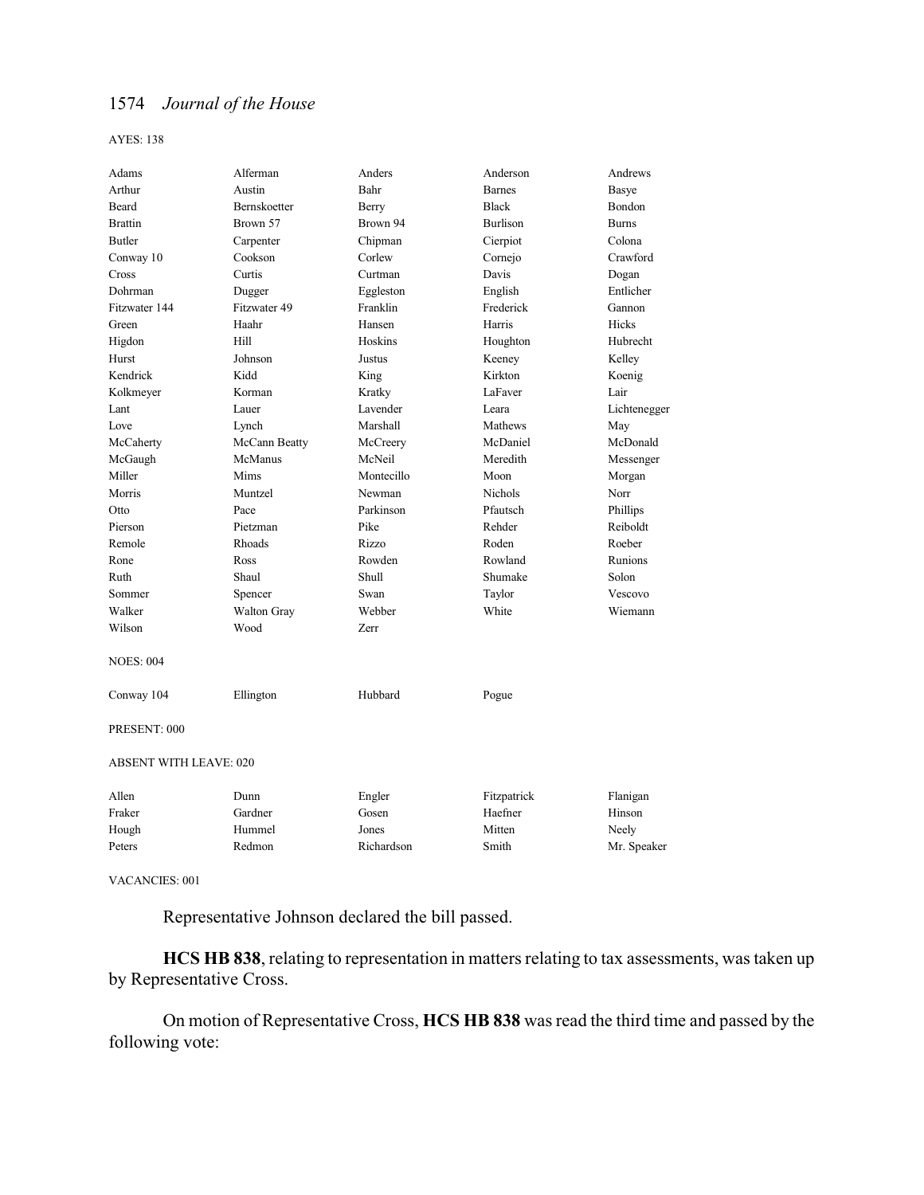AYES: 138

| | | | | |
|---|---|---|---|---|
| Adams | Alferman | Anders | Anderson | Andrews |
| Arthur | Austin | Bahr | Barnes | Basye |
| Beard | Bernskoetter | Berry | Black | Bondon |
| Brattin | Brown 57 | Brown 94 | Burlison | Burns |
| Butler | Carpenter | Chipman | Cierpiot | Colona |
| Conway 10 | Cookson | Corlew | Cornejo | Crawford |
| Cross | Curtis | Curtman | Davis | Dogan |
| Dohrman | Dugger | Eggleston | English | Entlicher |
| Fitzwater 144 | Fitzwater 49 | Franklin | Frederick | Gannon |
| Green | Haahr | Hansen | Harris | Hicks |
| Higdon | Hill | Hoskins | Houghton | Hubrecht |
| Hurst | Johnson | Justus | Keeney | Kelley |
| Kendrick | Kidd | King | Kirkton | Koenig |
| Kolkmeyer | Korman | Kratky | LaFaver | Lair |
| Lant | Lauer | Lavender | Leara | Lichtenegger |
| Love | Lynch | Marshall | Mathews | May |
| McCaherty | McCann Beatty | McCreery | McDaniel | McDonald |
| McGaugh | McManus | McNeil | Meredith | Messenger |
| Miller | Mims | Montecillo | Moon | Morgan |
| Morris | Muntzel | Newman | Nichols | Norr |
| Otto | Pace | Parkinson | Pfautsch | Phillips |
| Pierson | Pietzman | Pike | Rehder | Reiboldt |
| Remole | Rhoads | Rizzo | Roden | Roeber |
| Rone | Ross | Rowden | Rowland | Runions |
| Ruth | Shaul | Shull | Shumake | Solon |
| Sommer | Spencer | Swan | Taylor | Vescovo |
| Walker | Walton Gray | Webber | White | Wiemann |
| Wilson | Wood | Zerr | | |

NOES: 004

| | | | |
|---|---|---|---|
| Conway 104 | Ellington | Hubbard | Pogue |

PRESENT: 000

ABSENT WITH LEAVE: 020

| | | | | |
|---|---|---|---|---|
| Allen | Dunn | Engler | Fitzpatrick | Flanigan |
| Fraker | Gardner | Gosen | Haefner | Hinson |
| Hough | Hummel | Jones | Mitten | Neely |
| Peters | Redmon | Richardson | Smith | Mr. Speaker |

VACANCIES: 001

Representative Johnson declared the bill passed.

**HCS HB 838**, relating to representation in matters relating to tax assessments, was taken up by Representative Cross.

On motion of Representative Cross, **HCS HB 838** was read the third time and passed by the following vote: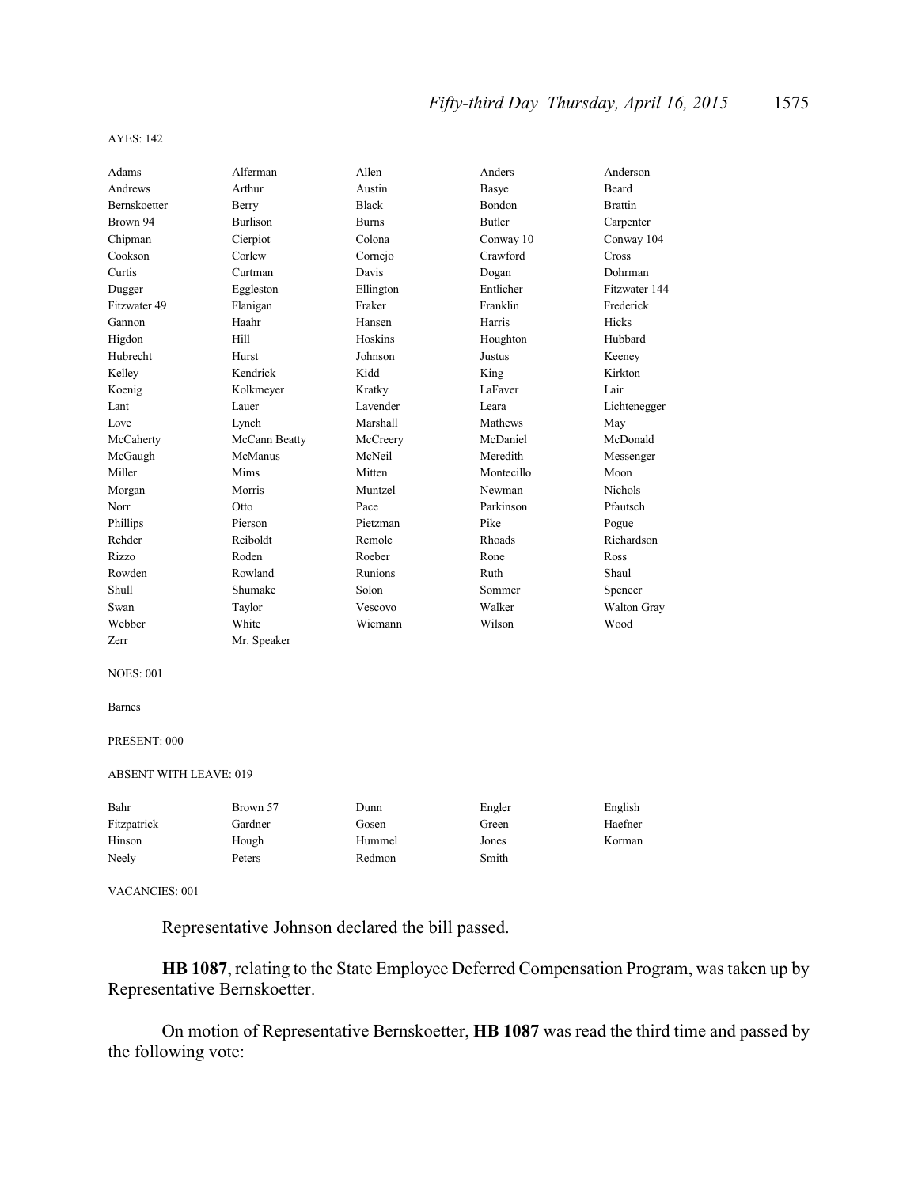AYES: 142

| | | | | |
|---|---|---|---|---|
| Adams | Alferman | Allen | Anders | Anderson |
| Andrews | Arthur | Austin | Basye | Beard |
| Bernskoetter | Berry | Black | Bondon | Brattin |
| Brown 94 | Burlison | Burns | Butler | Carpenter |
| Chipman | Cierpiot | Colona | Conway 10 | Conway 104 |
| Cookson | Corlew | Cornejo | Crawford | Cross |
| Curtis | Curtman | Davis | Dogan | Dohrman |
| Dugger | Eggleston | Ellington | Entlicher | Fitzwater 144 |
| Fitzwater 49 | Flanigan | Fraker | Franklin | Frederick |
| Gannon | Haahr | Hansen | Harris | Hicks |
| Higdon | Hill | Hoskins | Houghton | Hubbard |
| Hubrecht | Hurst | Johnson | Justus | Keeney |
| Kelley | Kendrick | Kidd | King | Kirkton |
| Koenig | Kolkmeyer | Kratky | LaFaver | Lair |
| Lant | Lauer | Lavender | Leara | Lichtenegger |
| Love | Lynch | Marshall | Mathews | May |
| McCaherty | McCann Beatty | McCreery | McDaniel | McDonald |
| McGaugh | McManus | McNeil | Meredith | Messenger |
| Miller | Mims | Mitten | Montecillo | Moon |
| Morgan | Morris | Muntzel | Newman | Nichols |
| Norr | Otto | Pace | Parkinson | Pfautsch |
| Phillips | Pierson | Pietzman | Pike | Pogue |
| Rehder | Reiboldt | Remole | Rhoads | Richardson |
| Rizzo | Roden | Roeber | Rone | Ross |
| Rowden | Rowland | Runions | Ruth | Shaul |
| Shull | Shumake | Solon | Sommer | Spencer |
| Swan | Taylor | Vescovo | Walker | Walton Gray |
| Webber | White | Wiemann | Wilson | Wood |
| Zerr | Mr. Speaker | | | |

NOES: 001

Barnes

PRESENT: 000

ABSENT WITH LEAVE: 019

| | | | | |
|---|---|---|---|---|
| Bahr | Brown 57 | Dunn | Engler | English |
| Fitzpatrick | Gardner | Gosen | Green | Haefner |
| Hinson | Hough | Hummel | Jones | Korman |
| Neely | Peters | Redmon | Smith | |

VACANCIES: 001

Representative Johnson declared the bill passed.

**HB 1087**, relating to the State Employee Deferred Compensation Program, was taken up by Representative Bernskoetter.

On motion of Representative Bernskoetter, **HB 1087** was read the third time and passed by the following vote: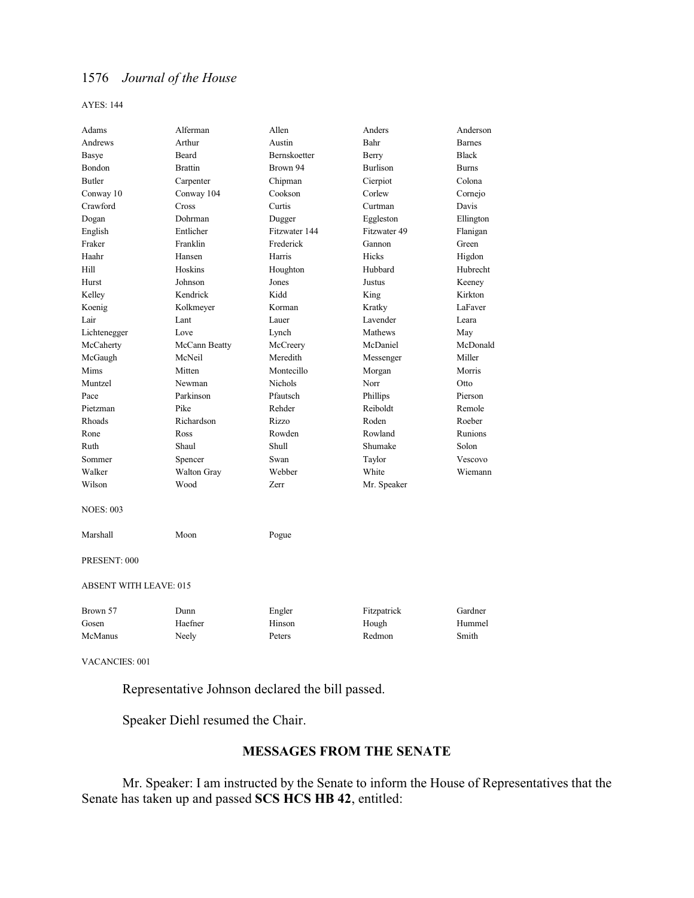AYES: 144

| | | | | |
|---|---|---|---|---|
| Adams | Alferman | Allen | Anders | Anderson |
| Andrews | Arthur | Austin | Bahr | Barnes |
| Basye | Beard | Bernskoetter | Berry | Black |
| Bondon | Brattin | Brown 94 | Burlison | Burns |
| Butler | Carpenter | Chipman | Cierpiot | Colona |
| Conway 10 | Conway 104 | Cookson | Corlew | Cornejo |
| Crawford | Cross | Curtis | Curtman | Davis |
| Dogan | Dohrman | Dugger | Eggleston | Ellington |
| English | Entlicher | Fitzwater 144 | Fitzwater 49 | Flanigan |
| Fraker | Franklin | Frederick | Gannon | Green |
| Haahr | Hansen | Harris | Hicks | Higdon |
| Hill | Hoskins | Houghton | Hubbard | Hubrecht |
| Hurst | Johnson | Jones | Justus | Keeney |
| Kelley | Kendrick | Kidd | King | Kirkton |
| Koenig | Kolkmeyer | Korman | Kratky | LaFaver |
| Lair | Lant | Lauer | Lavender | Leara |
| Lichtenegger | Love | Lynch | Mathews | May |
| McCaherty | McCann Beatty | McCreery | McDaniel | McDonald |
| McGaugh | McNeil | Meredith | Messenger | Miller |
| Mims | Mitten | Montecillo | Morgan | Morris |
| Muntzel | Newman | Nichols | Norr | Otto |
| Pace | Parkinson | Pfautsch | Phillips | Pierson |
| Pietzman | Pike | Rehder | Reiboldt | Remole |
| Rhoads | Richardson | Rizzo | Roden | Roeber |
| Rone | Ross | Rowden | Rowland | Runions |
| Ruth | Shaul | Shull | Shumake | Solon |
| Sommer | Spencer | Swan | Taylor | Vescovo |
| Walker | Walton Gray | Webber | White | Wiemann |
| Wilson | Wood | Zerr | Mr. Speaker | |

NOES: 003

| | | |
|---|---|---|
| Marshall | Moon | Pogue |

PRESENT: 000

ABSENT WITH LEAVE: 015

| | | | | |
|---|---|---|---|---|
| Brown 57 | Dunn | Engler | Fitzpatrick | Gardner |
| Gosen | Haefner | Hinson | Hough | Hummel |
| McManus | Neely | Peters | Redmon | Smith |

VACANCIES: 001

Representative Johnson declared the bill passed.

Speaker Diehl resumed the Chair.

## MESSAGES FROM THE SENATE

Mr. Speaker: I am instructed by the Senate to inform the House of Representatives that the Senate has taken up and passed **SCS HCS HB 42**, entitled: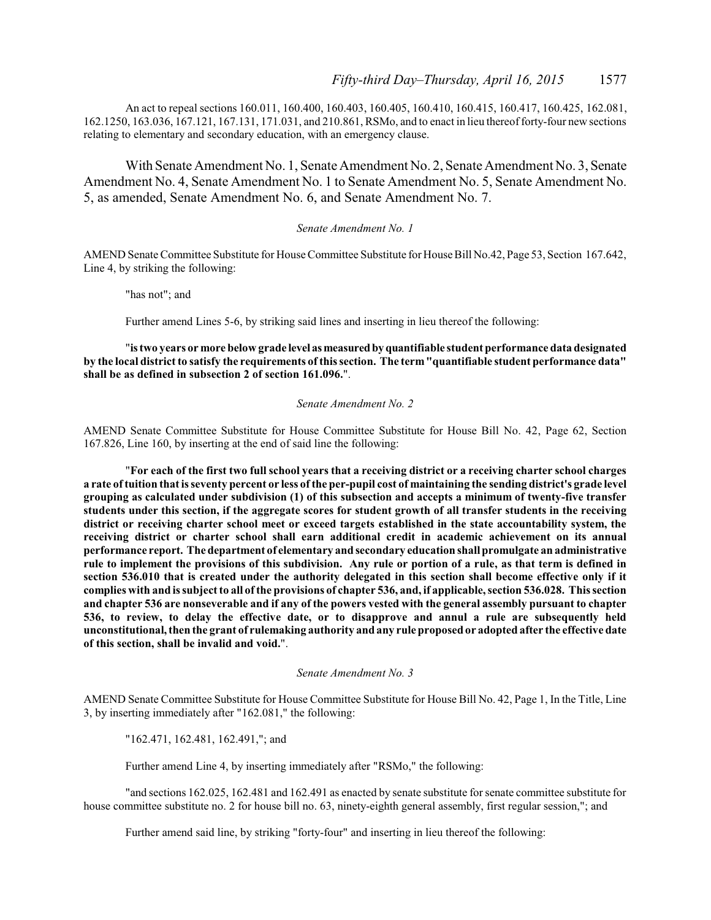An act to repeal sections 160.011, 160.400, 160.403, 160.405, 160.410, 160.415, 160.417, 160.425, 162.081, 162.1250, 163.036, 167.121, 167.131, 171.031, and 210.861, RSMo, and to enact in lieu thereof forty-four new sections relating to elementary and secondary education, with an emergency clause.

With Senate Amendment No. 1, Senate Amendment No. 2, Senate Amendment No. 3, Senate Amendment No. 4, Senate Amendment No. 1 to Senate Amendment No. 5, Senate Amendment No. 5, as amended, Senate Amendment No. 6, and Senate Amendment No. 7.

*Senate Amendment No. 1*

AMEND Senate Committee Substitute for House Committee Substitute for House Bill No.42, Page 53, Section 167.642, Line 4, by striking the following:

"has not"; and

Further amend Lines 5-6, by striking said lines and inserting in lieu thereof the following:

"**is two years or more below grade level as measured by quantifiable student performance data designated by the local district to satisfy the requirements of this section. The term "quantifiable student performance data" shall be as defined in subsection 2 of section 161.096.**".

*Senate Amendment No. 2*

AMEND Senate Committee Substitute for House Committee Substitute for House Bill No. 42, Page 62, Section 167.826, Line 160, by inserting at the end of said line the following:

"**For each of the first two full school years that a receiving district or a receiving charter school charges a rate of tuition that is seventy percent or less of the per-pupil cost of maintaining the sending district's grade level grouping as calculated under subdivision (1) of this subsection and accepts a minimum of twenty-five transfer students under this section, if the aggregate scores for student growth of all transfer students in the receiving district or receiving charter school meet or exceed targets established in the state accountability system, the receiving district or charter school shall earn additional credit in academic achievement on its annual performance report. The department of elementary and secondary education shall promulgate an administrative rule to implement the provisions of this subdivision. Any rule or portion of a rule, as that term is defined in section 536.010 that is created under the authority delegated in this section shall become effective only if it complies with and is subject to all of the provisions of chapter 536, and, if applicable, section 536.028. This section and chapter 536 are nonseverable and if any of the powers vested with the general assembly pursuant to chapter 536, to review, to delay the effective date, or to disapprove and annul a rule are subsequently held unconstitutional, then the grant of rulemaking authority and any rule proposed or adopted after the effective date of this section, shall be invalid and void.**".

*Senate Amendment No. 3*

AMEND Senate Committee Substitute for House Committee Substitute for House Bill No. 42, Page 1, In the Title, Line 3, by inserting immediately after "162.081," the following:

"162.471, 162.481, 162.491,"; and

Further amend Line 4, by inserting immediately after "RSMo," the following:

"and sections 162.025, 162.481 and 162.491 as enacted by senate substitute for senate committee substitute for house committee substitute no. 2 for house bill no. 63, ninety-eighth general assembly, first regular session,"; and

Further amend said line, by striking "forty-four" and inserting in lieu thereof the following: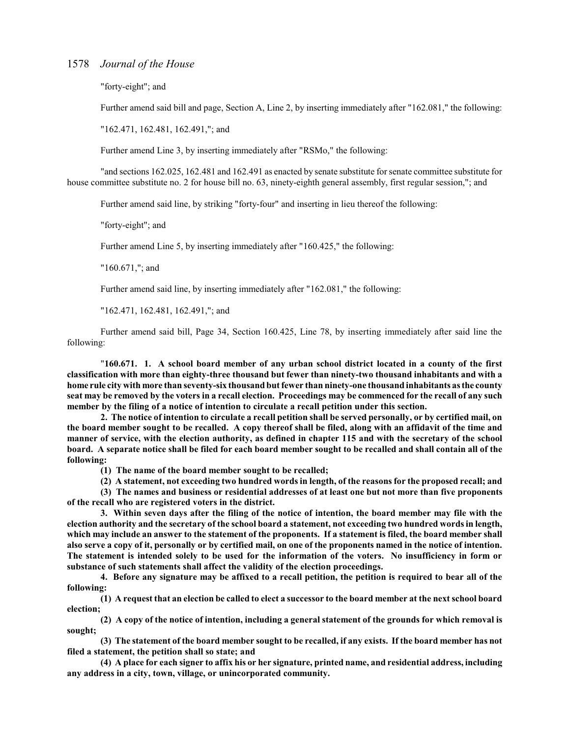"forty-eight"; and

Further amend said bill and page, Section A, Line 2, by inserting immediately after "162.081," the following:

"162.471, 162.481, 162.491,"; and

Further amend Line 3, by inserting immediately after "RSMo," the following:

"and sections 162.025, 162.481 and 162.491 as enacted by senate substitute for senate committee substitute for house committee substitute no. 2 for house bill no. 63, ninety-eighth general assembly, first regular session,"; and

Further amend said line, by striking "forty-four" and inserting in lieu thereof the following:

"forty-eight"; and

Further amend Line 5, by inserting immediately after "160.425," the following:

"160.671,"; and

Further amend said line, by inserting immediately after "162.081," the following:

"162.471, 162.481, 162.491,"; and

Further amend said bill, Page 34, Section 160.425, Line 78, by inserting immediately after said line the following:

"**160.671. 1. A school board member of any urban school district located in a county of the first classification with more than eighty-three thousand but fewer than ninety-two thousand inhabitants and with a home rule city with more than seventy-six thousand but fewer than ninety-one thousand inhabitants as the county seat may be removed by the voters in a recall election. Proceedings may be commenced for the recall of any such member by the filing of a notice of intention to circulate a recall petition under this section.**

**2. The notice of intention to circulate a recall petition shall be served personally, or by certified mail, on the board member sought to be recalled. A copy thereof shall be filed, along with an affidavit of the time and manner of service, with the election authority, as defined in chapter 115 and with the secretary of the school board. A separate notice shall be filed for each board member sought to be recalled and shall contain all of the following:**

**(1) The name of the board member sought to be recalled;**

**(2) A statement, not exceeding two hundred words in length, of the reasons for the proposed recall; and**

**(3) The names and business or residential addresses of at least one but not more than five proponents of the recall who are registered voters in the district.**

**3. Within seven days after the filing of the notice of intention, the board member may file with the election authority and the secretary of the school board a statement, not exceeding two hundred words in length, which may include an answer to the statement of the proponents. If a statement is filed, the board member shall also serve a copy of it, personally or by certified mail, on one of the proponents named in the notice of intention. The statement is intended solely to be used for the information of the voters. No insufficiency in form or substance of such statements shall affect the validity of the election proceedings.**

**4. Before any signature may be affixed to a recall petition, the petition is required to bear all of the following:**

**(1) A request that an election be called to elect a successor to the board member at the next school board election;**

**(2) A copy of the notice of intention, including a general statement of the grounds for which removal is sought;**

**(3) The statement of the board member sought to be recalled, if any exists. If the board member has not filed a statement, the petition shall so state; and**

**(4) A place for each signer to affix his or her signature, printed name, and residential address, including any address in a city, town, village, or unincorporated community.**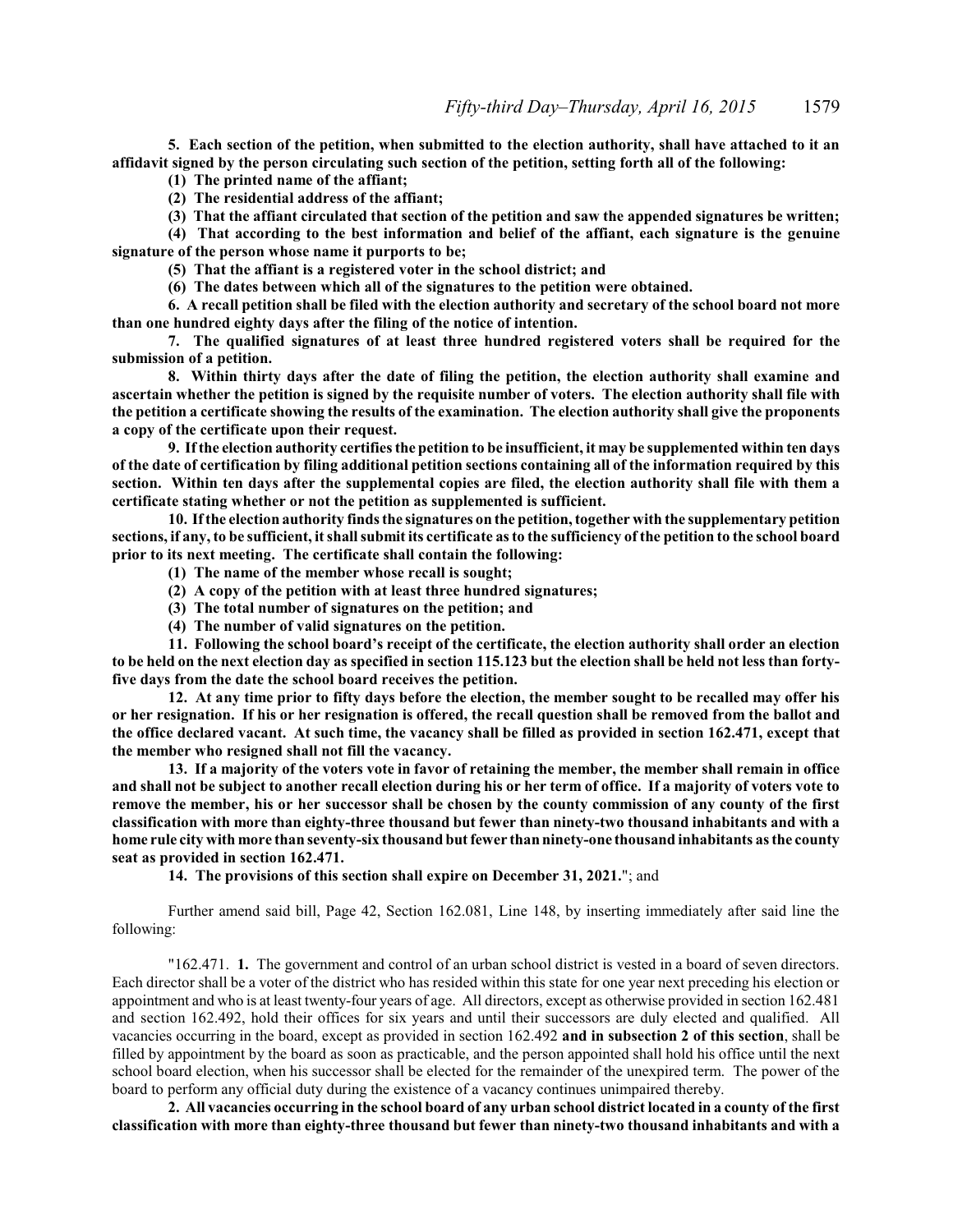**5. Each section of the petition, when submitted to the election authority, shall have attached to it an affidavit signed by the person circulating such section of the petition, setting forth all of the following:**

**(1) The printed name of the affiant;**

**(2) The residential address of the affiant;**

**(3) That the affiant circulated that section of the petition and saw the appended signatures be written;**

**(4) That according to the best information and belief of the affiant, each signature is the genuine signature of the person whose name it purports to be;**

**(5) That the affiant is a registered voter in the school district; and**

**(6) The dates between which all of the signatures to the petition were obtained.**

**6. A recall petition shall be filed with the election authority and secretary of the school board not more than one hundred eighty days after the filing of the notice of intention.**

**7. The qualified signatures of at least three hundred registered voters shall be required for the submission of a petition.**

**8. Within thirty days after the date of filing the petition, the election authority shall examine and ascertain whether the petition is signed by the requisite number of voters. The election authority shall file with the petition a certificate showing the results of the examination. The election authority shall give the proponents a copy of the certificate upon their request.**

**9. If the election authority certifies the petition to be insufficient, it may be supplemented within ten days of the date of certification by filing additional petition sections containing all of the information required by this section. Within ten days after the supplemental copies are filed, the election authority shall file with them a certificate stating whether or not the petition as supplemented is sufficient.**

**10. If the election authority finds the signatures on the petition, together with the supplementary petition sections, if any, to be sufficient, it shall submit its certificate as to the sufficiency of the petition to the school board prior to its next meeting. The certificate shall contain the following:**

**(1) The name of the member whose recall is sought;**

**(2) A copy of the petition with at least three hundred signatures;**

**(3) The total number of signatures on the petition; and**

**(4) The number of valid signatures on the petition.**

**11. Following the school board's receipt of the certificate, the election authority shall order an election to be held on the next election day as specified in section 115.123 but the election shall be held not less than forty-five days from the date the school board receives the petition.**

**12. At any time prior to fifty days before the election, the member sought to be recalled may offer his or her resignation. If his or her resignation is offered, the recall question shall be removed from the ballot and the office declared vacant. At such time, the vacancy shall be filled as provided in section 162.471, except that the member who resigned shall not fill the vacancy.**

**13. If a majority of the voters vote in favor of retaining the member, the member shall remain in office and shall not be subject to another recall election during his or her term of office. If a majority of voters vote to remove the member, his or her successor shall be chosen by the county commission of any county of the first classification with more than eighty-three thousand but fewer than ninety-two thousand inhabitants and with a home rule city with more than seventy-six thousand but fewer than ninety-one thousand inhabitants as the county seat as provided in section 162.471.**

**14. The provisions of this section shall expire on December 31, 2021.**"; and

Further amend said bill, Page 42, Section 162.081, Line 148, by inserting immediately after said line the following:

"162.471. **1.** The government and control of an urban school district is vested in a board of seven directors. Each director shall be a voter of the district who has resided within this state for one year next preceding his election or appointment and who is at least twenty-four years of age. All directors, except as otherwise provided in section 162.481 and section 162.492, hold their offices for six years and until their successors are duly elected and qualified. All vacancies occurring in the board, except as provided in section 162.492 **and in subsection 2 of this section**, shall be filled by appointment by the board as soon as practicable, and the person appointed shall hold his office until the next school board election, when his successor shall be elected for the remainder of the unexpired term. The power of the board to perform any official duty during the existence of a vacancy continues unimpaired thereby.

**2. All vacancies occurring in the school board of any urban school district located in a county of the first classification with more than eighty-three thousand but fewer than ninety-two thousand inhabitants and with a**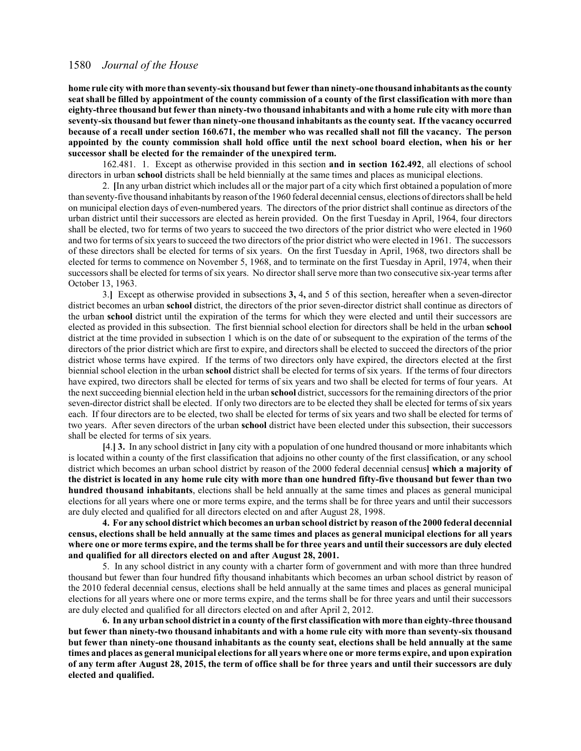**home rule city with more than seventy-six thousand but fewer than ninety-one thousand inhabitants as the county seat shall be filled by appointment of the county commission of a county of the first classification with more than eighty-three thousand but fewer than ninety-two thousand inhabitants and with a home rule city with more than seventy-six thousand but fewer than ninety-one thousand inhabitants as the county seat. If the vacancy occurred because of a recall under section 160.671, the member who was recalled shall not fill the vacancy. The person appointed by the county commission shall hold office until the next school board election, when his or her successor shall be elected for the remainder of the unexpired term.**

162.481. 1. Except as otherwise provided in this section **and in section 162.492**, all elections of school directors in urban **school** districts shall be held biennially at the same times and places as municipal elections.

2. **[**In any urban district which includes all or the major part of a city which first obtained a population of more than seventy-five thousand inhabitants by reason of the 1960 federal decennial census, elections of directors shall be held on municipal election days of even-numbered years. The directors of the prior district shall continue as directors of the urban district until their successors are elected as herein provided. On the first Tuesday in April, 1964, four directors shall be elected, two for terms of two years to succeed the two directors of the prior district who were elected in 1960 and two for terms of six years to succeed the two directors of the prior district who were elected in 1961. The successors of these directors shall be elected for terms of six years. On the first Tuesday in April, 1968, two directors shall be elected for terms to commence on November 5, 1968, and to terminate on the first Tuesday in April, 1974, when their successors shall be elected for terms of six years. No director shall serve more than two consecutive six-year terms after October 13, 1963.

3.**]** Except as otherwise provided in subsections **3,** 4**,** and 5 of this section, hereafter when a seven-director district becomes an urban **school** district, the directors of the prior seven-director district shall continue as directors of the urban **school** district until the expiration of the terms for which they were elected and until their successors are elected as provided in this subsection. The first biennial school election for directors shall be held in the urban **school** district at the time provided in subsection 1 which is on the date of or subsequent to the expiration of the terms of the directors of the prior district which are first to expire, and directors shall be elected to succeed the directors of the prior district whose terms have expired. If the terms of two directors only have expired, the directors elected at the first biennial school election in the urban **school** district shall be elected for terms of six years. If the terms of four directors have expired, two directors shall be elected for terms of six years and two shall be elected for terms of four years. At the next succeeding biennial election held in the urban **school** district, successors for the remaining directors of the prior seven-director district shall be elected. If only two directors are to be elected they shall be elected for terms of six years each. If four directors are to be elected, two shall be elected for terms of six years and two shall be elected for terms of two years. After seven directors of the urban **school** district have been elected under this subsection, their successors shall be elected for terms of six years.

**[**4.**] 3.** In any school district in **[**any city with a population of one hundred thousand or more inhabitants which is located within a county of the first classification that adjoins no other county of the first classification, or any school district which becomes an urban school district by reason of the 2000 federal decennial census**] which a majority of the district is located in any home rule city with more than one hundred fifty-five thousand but fewer than two hundred thousand inhabitants**, elections shall be held annually at the same times and places as general municipal elections for all years where one or more terms expire, and the terms shall be for three years and until their successors are duly elected and qualified for all directors elected on and after August 28, 1998.

**4. For any school district which becomes an urban school district by reason of the 2000 federal decennial census, elections shall be held annually at the same times and places as general municipal elections for all years where one or more terms expire, and the terms shall be for three years and until their successors are duly elected and qualified for all directors elected on and after August 28, 2001.**

5. In any school district in any county with a charter form of government and with more than three hundred thousand but fewer than four hundred fifty thousand inhabitants which becomes an urban school district by reason of the 2010 federal decennial census, elections shall be held annually at the same times and places as general municipal elections for all years where one or more terms expire, and the terms shall be for three years and until their successors are duly elected and qualified for all directors elected on and after April 2, 2012.

**6. In any urban school district in a county of the first classification with more than eighty-three thousand but fewer than ninety-two thousand inhabitants and with a home rule city with more than seventy-six thousand but fewer than ninety-one thousand inhabitants as the county seat, elections shall be held annually at the same times and places as general municipal elections for all years where one or more terms expire, and upon expiration of any term after August 28, 2015, the term of office shall be for three years and until their successors are duly elected and qualified.**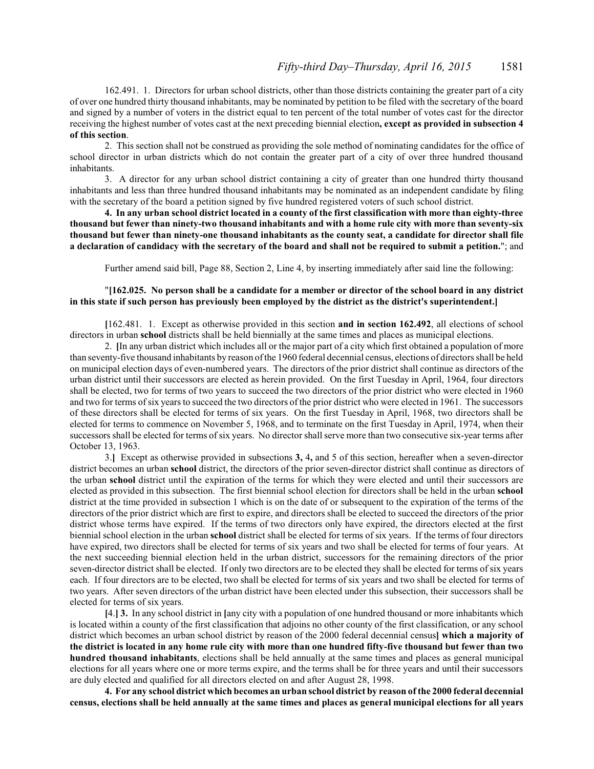162.491. 1. Directors for urban school districts, other than those districts containing the greater part of a city of over one hundred thirty thousand inhabitants, may be nominated by petition to be filed with the secretary of the board and signed by a number of voters in the district equal to ten percent of the total number of votes cast for the director receiving the highest number of votes cast at the next preceding biennial election**, except as provided in subsection 4 of this section**.

2. This section shall not be construed as providing the sole method of nominating candidates for the office of school director in urban districts which do not contain the greater part of a city of over three hundred thousand inhabitants.

3. A director for any urban school district containing a city of greater than one hundred thirty thousand inhabitants and less than three hundred thousand inhabitants may be nominated as an independent candidate by filing with the secretary of the board a petition signed by five hundred registered voters of such school district.

**4. In any urban school district located in a county of the first classification with more than eighty-three thousand but fewer than ninety-two thousand inhabitants and with a home rule city with more than seventy-six thousand but fewer than ninety-one thousand inhabitants as the county seat, a candidate for director shall file a declaration of candidacy with the secretary of the board and shall not be required to submit a petition.**"; and

Further amend said bill, Page 88, Section 2, Line 4, by inserting immediately after said line the following:

"**[162.025. No person shall be a candidate for a member or director of the school board in any district in this state if such person has previously been employed by the district as the district's superintendent.]**

**[**162.481. 1. Except as otherwise provided in this section **and in section 162.492**, all elections of school directors in urban **school** districts shall be held biennially at the same times and places as municipal elections.

2. **[**In any urban district which includes all or the major part of a city which first obtained a population of more than seventy-five thousand inhabitants by reason of the 1960 federal decennial census, elections of directors shall be held on municipal election days of even-numbered years. The directors of the prior district shall continue as directors of the urban district until their successors are elected as herein provided. On the first Tuesday in April, 1964, four directors shall be elected, two for terms of two years to succeed the two directors of the prior district who were elected in 1960 and two for terms of six years to succeed the two directors of the prior district who were elected in 1961. The successors of these directors shall be elected for terms of six years. On the first Tuesday in April, 1968, two directors shall be elected for terms to commence on November 5, 1968, and to terminate on the first Tuesday in April, 1974, when their successors shall be elected for terms of six years. No director shall serve more than two consecutive six-year terms after October 13, 1963.

3.**]** Except as otherwise provided in subsections **3, 4,** and 5 of this section, hereafter when a seven-director district becomes an urban **school** district, the directors of the prior seven-director district shall continue as directors of the urban **school** district until the expiration of the terms for which they were elected and until their successors are elected as provided in this subsection. The first biennial school election for directors shall be held in the urban **school** district at the time provided in subsection 1 which is on the date of or subsequent to the expiration of the terms of the directors of the prior district which are first to expire, and directors shall be elected to succeed the directors of the prior district whose terms have expired. If the terms of two directors only have expired, the directors elected at the first biennial school election in the urban **school** district shall be elected for terms of six years. If the terms of four directors have expired, two directors shall be elected for terms of six years and two shall be elected for terms of four years. At the next succeeding biennial election held in the urban district, successors for the remaining directors of the prior seven-director district shall be elected. If only two directors are to be elected they shall be elected for terms of six years each. If four directors are to be elected, two shall be elected for terms of six years and two shall be elected for terms of two years. After seven directors of the urban district have been elected under this subsection, their successors shall be elected for terms of six years.

**[**4.**] 3.** In any school district in **[**any city with a population of one hundred thousand or more inhabitants which is located within a county of the first classification that adjoins no other county of the first classification, or any school district which becomes an urban school district by reason of the 2000 federal decennial census**] which a majority of the district is located in any home rule city with more than one hundred fifty-five thousand but fewer than two hundred thousand inhabitants**, elections shall be held annually at the same times and places as general municipal elections for all years where one or more terms expire, and the terms shall be for three years and until their successors are duly elected and qualified for all directors elected on and after August 28, 1998.

**4. For any school district which becomes an urban school district by reason of the 2000 federal decennial census, elections shall be held annually at the same times and places as general municipal elections for all years**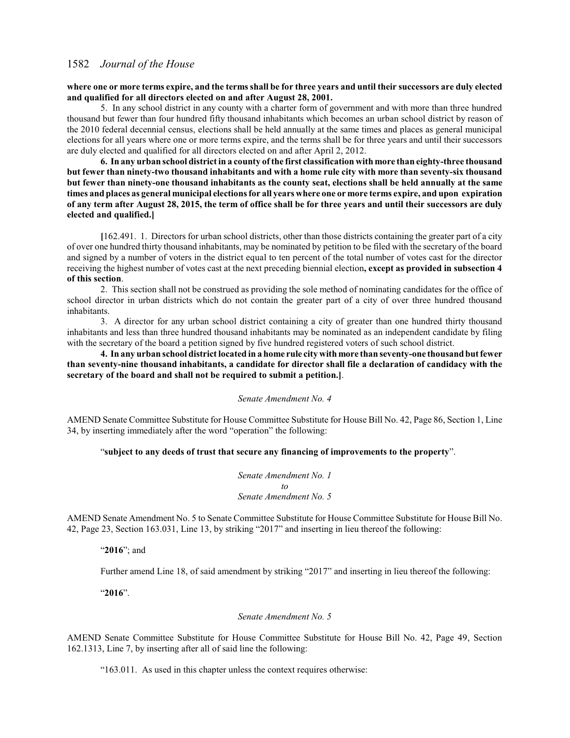**where one or more terms expire, and the terms shall be for three years and until their successors are duly elected and qualified for all directors elected on and after August 28, 2001.**

5. In any school district in any county with a charter form of government and with more than three hundred thousand but fewer than four hundred fifty thousand inhabitants which becomes an urban school district by reason of the 2010 federal decennial census, elections shall be held annually at the same times and places as general municipal elections for all years where one or more terms expire, and the terms shall be for three years and until their successors are duly elected and qualified for all directors elected on and after April 2, 2012.

**6. In any urban school district in a county of the first classification with more than eighty-three thousand but fewer than ninety-two thousand inhabitants and with a home rule city with more than seventy-six thousand but fewer than ninety-one thousand inhabitants as the county seat, elections shall be held annually at the same times and places as general municipal elections for all years where one or more terms expire, and upon expiration of any term after August 28, 2015, the term of office shall be for three years and until their successors are duly elected and qualified.]**

**[**162.491. 1. Directors for urban school districts, other than those districts containing the greater part of a city of over one hundred thirty thousand inhabitants, may be nominated by petition to be filed with the secretary of the board and signed by a number of voters in the district equal to ten percent of the total number of votes cast for the director receiving the highest number of votes cast at the next preceding biennial election**, except as provided in subsection 4 of this section**.

2. This section shall not be construed as providing the sole method of nominating candidates for the office of school director in urban districts which do not contain the greater part of a city of over three hundred thousand inhabitants.

3. A director for any urban school district containing a city of greater than one hundred thirty thousand inhabitants and less than three hundred thousand inhabitants may be nominated as an independent candidate by filing with the secretary of the board a petition signed by five hundred registered voters of such school district.

**4. In any urban school district located in a home rule city with more than seventy-one thousand but fewer than seventy-nine thousand inhabitants, a candidate for director shall file a declaration of candidacy with the secretary of the board and shall not be required to submit a petition.]**.

*Senate Amendment No. 4*

AMEND Senate Committee Substitute for House Committee Substitute for House Bill No. 42, Page 86, Section 1, Line 34, by inserting immediately after the word "operation" the following:

"**subject to any deeds of trust that secure any financing of improvements to the property**".

*Senate Amendment No. 1*
*to*
*Senate Amendment No. 5*

AMEND Senate Amendment No. 5 to Senate Committee Substitute for House Committee Substitute for House Bill No. 42, Page 23, Section 163.031, Line 13, by striking "2017" and inserting in lieu thereof the following:

"**2016**"; and

Further amend Line 18, of said amendment by striking "2017" and inserting in lieu thereof the following:

"**2016**".

*Senate Amendment No. 5*

AMEND Senate Committee Substitute for House Committee Substitute for House Bill No. 42, Page 49, Section 162.1313, Line 7, by inserting after all of said line the following:

"163.011. As used in this chapter unless the context requires otherwise: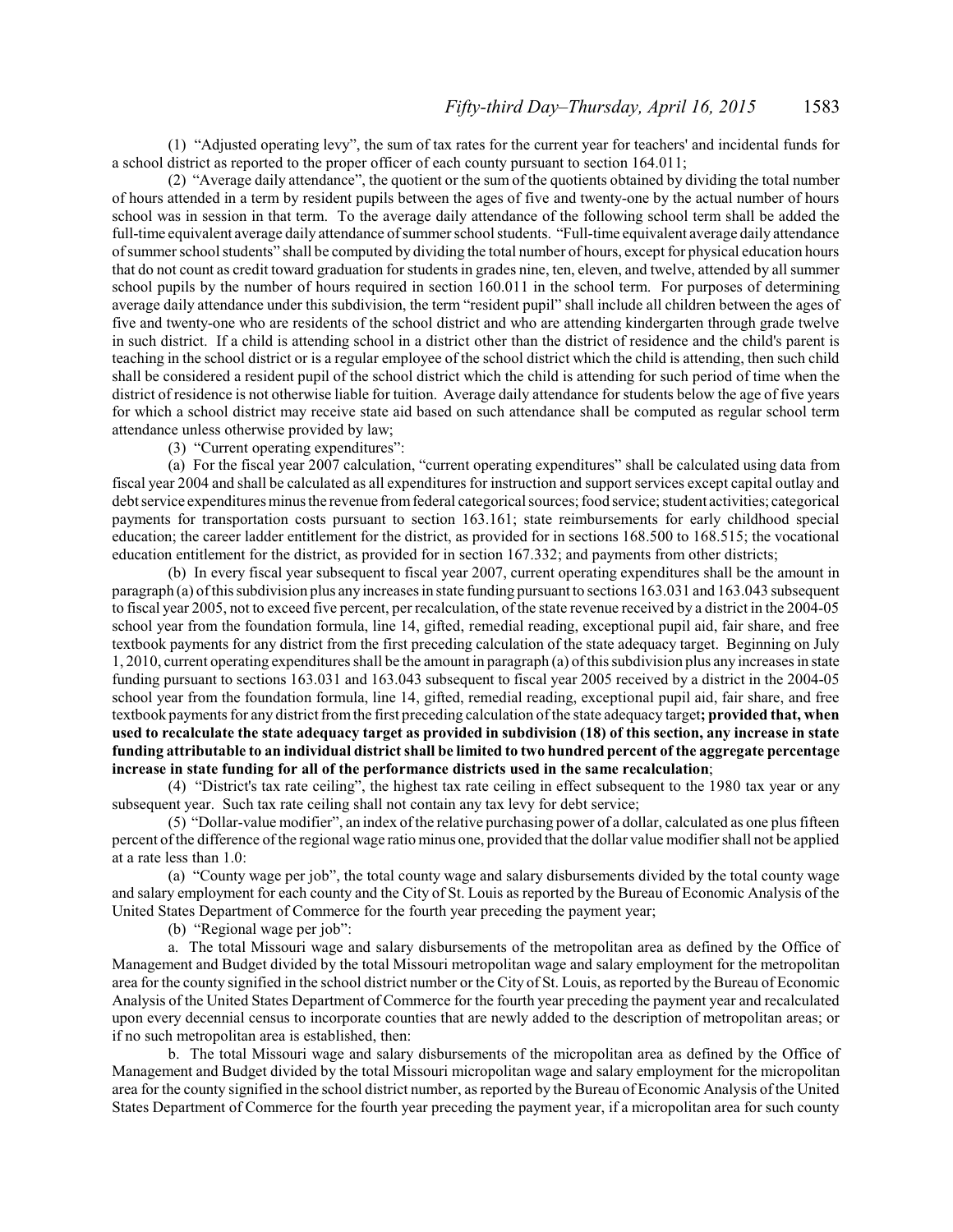(1) "Adjusted operating levy", the sum of tax rates for the current year for teachers' and incidental funds for a school district as reported to the proper officer of each county pursuant to section 164.011;

(2) "Average daily attendance", the quotient or the sum of the quotients obtained by dividing the total number of hours attended in a term by resident pupils between the ages of five and twenty-one by the actual number of hours school was in session in that term. To the average daily attendance of the following school term shall be added the full-time equivalent average daily attendance of summer school students. "Full-time equivalent average daily attendance of summer school students" shall be computed by dividing the total number of hours, except for physical education hours that do not count as credit toward graduation for students in grades nine, ten, eleven, and twelve, attended by all summer school pupils by the number of hours required in section 160.011 in the school term. For purposes of determining average daily attendance under this subdivision, the term "resident pupil" shall include all children between the ages of five and twenty-one who are residents of the school district and who are attending kindergarten through grade twelve in such district. If a child is attending school in a district other than the district of residence and the child's parent is teaching in the school district or is a regular employee of the school district which the child is attending, then such child shall be considered a resident pupil of the school district which the child is attending for such period of time when the district of residence is not otherwise liable for tuition. Average daily attendance for students below the age of five years for which a school district may receive state aid based on such attendance shall be computed as regular school term attendance unless otherwise provided by law;

(3) "Current operating expenditures":

(a) For the fiscal year 2007 calculation, "current operating expenditures" shall be calculated using data from fiscal year 2004 and shall be calculated as all expenditures for instruction and support services except capital outlay and debt service expenditures minus the revenue from federal categorical sources; food service; student activities; categorical payments for transportation costs pursuant to section 163.161; state reimbursements for early childhood special education; the career ladder entitlement for the district, as provided for in sections 168.500 to 168.515; the vocational education entitlement for the district, as provided for in section 167.332; and payments from other districts;

(b) In every fiscal year subsequent to fiscal year 2007, current operating expenditures shall be the amount in paragraph (a) of this subdivision plus any increases in state funding pursuant to sections 163.031 and 163.043 subsequent to fiscal year 2005, not to exceed five percent, per recalculation, of the state revenue received by a district in the 2004-05 school year from the foundation formula, line 14, gifted, remedial reading, exceptional pupil aid, fair share, and free textbook payments for any district from the first preceding calculation of the state adequacy target. Beginning on July 1, 2010, current operating expenditures shall be the amount in paragraph (a) of this subdivision plus any increases in state funding pursuant to sections 163.031 and 163.043 subsequent to fiscal year 2005 received by a district in the 2004-05 school year from the foundation formula, line 14, gifted, remedial reading, exceptional pupil aid, fair share, and free textbook payments for any district from the first preceding calculation of the state adequacy target**; provided that, when used to recalculate the state adequacy target as provided in subdivision (18) of this section, any increase in state funding attributable to an individual district shall be limited to two hundred percent of the aggregate percentage increase in state funding for all of the performance districts used in the same recalculation**;

(4) "District's tax rate ceiling", the highest tax rate ceiling in effect subsequent to the 1980 tax year or any subsequent year. Such tax rate ceiling shall not contain any tax levy for debt service;

(5) "Dollar-value modifier", an index of the relative purchasing power of a dollar, calculated as one plus fifteen percent of the difference of the regional wage ratio minus one, provided that the dollar value modifier shall not be applied at a rate less than 1.0:

(a) "County wage per job", the total county wage and salary disbursements divided by the total county wage and salary employment for each county and the City of St. Louis as reported by the Bureau of Economic Analysis of the United States Department of Commerce for the fourth year preceding the payment year;

(b) "Regional wage per job":

a. The total Missouri wage and salary disbursements of the metropolitan area as defined by the Office of Management and Budget divided by the total Missouri metropolitan wage and salary employment for the metropolitan area for the county signified in the school district number or the City of St. Louis, as reported by the Bureau of Economic Analysis of the United States Department of Commerce for the fourth year preceding the payment year and recalculated upon every decennial census to incorporate counties that are newly added to the description of metropolitan areas; or if no such metropolitan area is established, then:

b. The total Missouri wage and salary disbursements of the micropolitan area as defined by the Office of Management and Budget divided by the total Missouri micropolitan wage and salary employment for the micropolitan area for the county signified in the school district number, as reported by the Bureau of Economic Analysis of the United States Department of Commerce for the fourth year preceding the payment year, if a micropolitan area for such county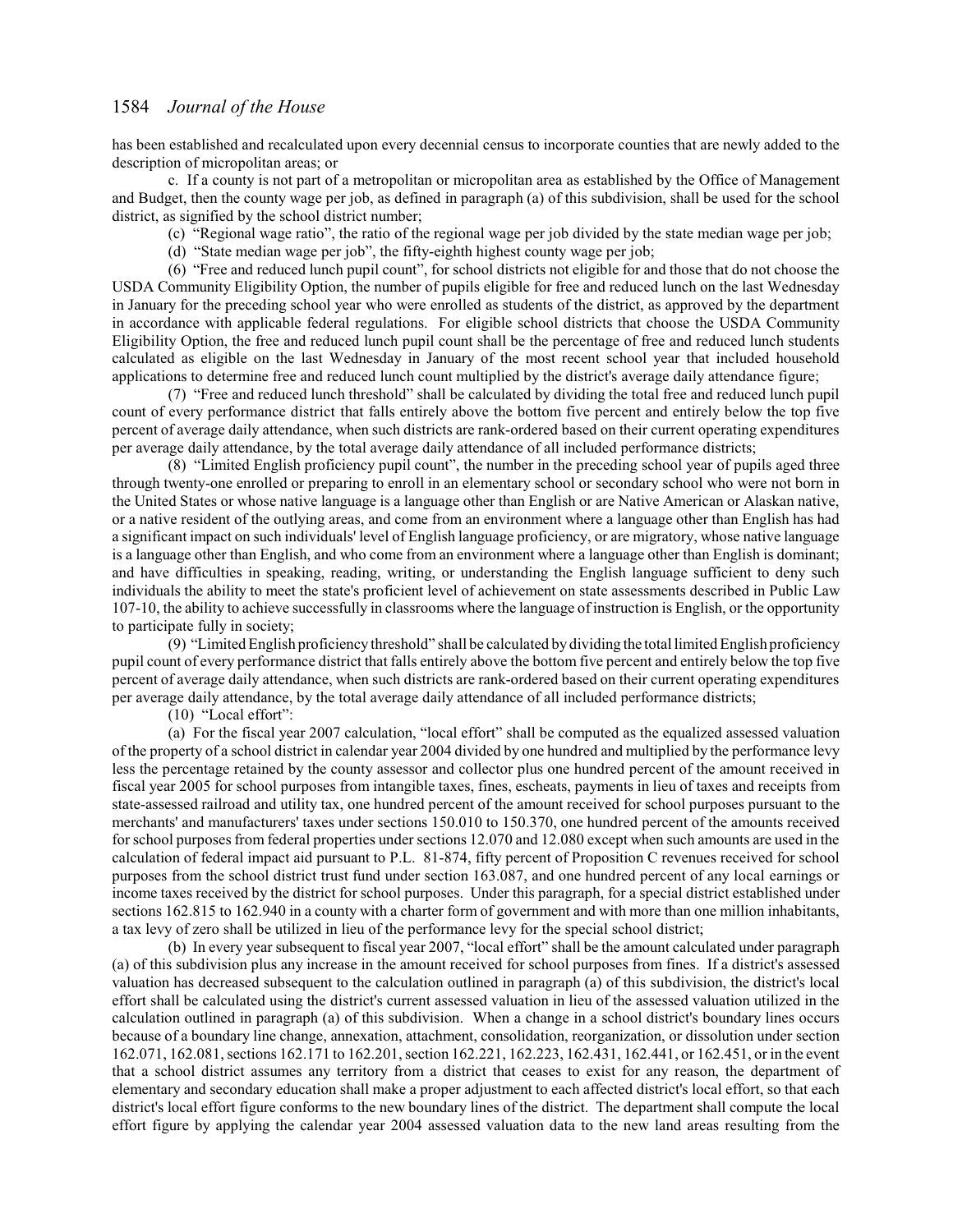has been established and recalculated upon every decennial census to incorporate counties that are newly added to the description of micropolitan areas; or

c. If a county is not part of a metropolitan or micropolitan area as established by the Office of Management and Budget, then the county wage per job, as defined in paragraph (a) of this subdivision, shall be used for the school district, as signified by the school district number;

(c) "Regional wage ratio", the ratio of the regional wage per job divided by the state median wage per job;

(d) "State median wage per job", the fifty-eighth highest county wage per job;

(6) "Free and reduced lunch pupil count", for school districts not eligible for and those that do not choose the USDA Community Eligibility Option, the number of pupils eligible for free and reduced lunch on the last Wednesday in January for the preceding school year who were enrolled as students of the district, as approved by the department in accordance with applicable federal regulations. For eligible school districts that choose the USDA Community Eligibility Option, the free and reduced lunch pupil count shall be the percentage of free and reduced lunch students calculated as eligible on the last Wednesday in January of the most recent school year that included household applications to determine free and reduced lunch count multiplied by the district's average daily attendance figure;

(7) "Free and reduced lunch threshold" shall be calculated by dividing the total free and reduced lunch pupil count of every performance district that falls entirely above the bottom five percent and entirely below the top five percent of average daily attendance, when such districts are rank-ordered based on their current operating expenditures per average daily attendance, by the total average daily attendance of all included performance districts;

(8) "Limited English proficiency pupil count", the number in the preceding school year of pupils aged three through twenty-one enrolled or preparing to enroll in an elementary school or secondary school who were not born in the United States or whose native language is a language other than English or are Native American or Alaskan native, or a native resident of the outlying areas, and come from an environment where a language other than English has had a significant impact on such individuals' level of English language proficiency, or are migratory, whose native language is a language other than English, and who come from an environment where a language other than English is dominant; and have difficulties in speaking, reading, writing, or understanding the English language sufficient to deny such individuals the ability to meet the state's proficient level of achievement on state assessments described in Public Law 107-10, the ability to achieve successfully in classrooms where the language of instruction is English, or the opportunity to participate fully in society;

(9) "Limited English proficiency threshold" shall be calculated by dividing the total limited English proficiency pupil count of every performance district that falls entirely above the bottom five percent and entirely below the top five percent of average daily attendance, when such districts are rank-ordered based on their current operating expenditures per average daily attendance, by the total average daily attendance of all included performance districts;

(10) "Local effort":

(a) For the fiscal year 2007 calculation, "local effort" shall be computed as the equalized assessed valuation of the property of a school district in calendar year 2004 divided by one hundred and multiplied by the performance levy less the percentage retained by the county assessor and collector plus one hundred percent of the amount received in fiscal year 2005 for school purposes from intangible taxes, fines, escheats, payments in lieu of taxes and receipts from state-assessed railroad and utility tax, one hundred percent of the amount received for school purposes pursuant to the merchants' and manufacturers' taxes under sections 150.010 to 150.370, one hundred percent of the amounts received for school purposes from federal properties under sections 12.070 and 12.080 except when such amounts are used in the calculation of federal impact aid pursuant to P.L. 81-874, fifty percent of Proposition C revenues received for school purposes from the school district trust fund under section 163.087, and one hundred percent of any local earnings or income taxes received by the district for school purposes. Under this paragraph, for a special district established under sections 162.815 to 162.940 in a county with a charter form of government and with more than one million inhabitants, a tax levy of zero shall be utilized in lieu of the performance levy for the special school district;

(b) In every year subsequent to fiscal year 2007, "local effort" shall be the amount calculated under paragraph (a) of this subdivision plus any increase in the amount received for school purposes from fines. If a district's assessed valuation has decreased subsequent to the calculation outlined in paragraph (a) of this subdivision, the district's local effort shall be calculated using the district's current assessed valuation in lieu of the assessed valuation utilized in the calculation outlined in paragraph (a) of this subdivision. When a change in a school district's boundary lines occurs because of a boundary line change, annexation, attachment, consolidation, reorganization, or dissolution under section 162.071, 162.081, sections 162.171 to 162.201, section 162.221, 162.223, 162.431, 162.441, or 162.451, or in the event that a school district assumes any territory from a district that ceases to exist for any reason, the department of elementary and secondary education shall make a proper adjustment to each affected district's local effort, so that each district's local effort figure conforms to the new boundary lines of the district. The department shall compute the local effort figure by applying the calendar year 2004 assessed valuation data to the new land areas resulting from the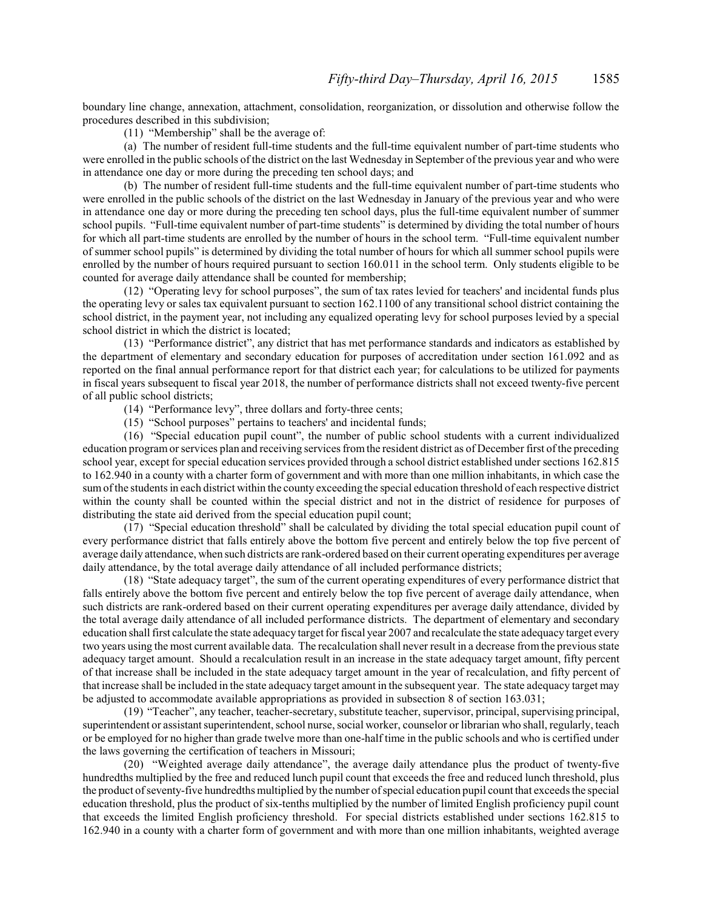boundary line change, annexation, attachment, consolidation, reorganization, or dissolution and otherwise follow the procedures described in this subdivision;

(11) "Membership" shall be the average of:

(a) The number of resident full-time students and the full-time equivalent number of part-time students who were enrolled in the public schools of the district on the last Wednesday in September of the previous year and who were in attendance one day or more during the preceding ten school days; and

(b) The number of resident full-time students and the full-time equivalent number of part-time students who were enrolled in the public schools of the district on the last Wednesday in January of the previous year and who were in attendance one day or more during the preceding ten school days, plus the full-time equivalent number of summer school pupils. "Full-time equivalent number of part-time students" is determined by dividing the total number of hours for which all part-time students are enrolled by the number of hours in the school term. "Full-time equivalent number of summer school pupils" is determined by dividing the total number of hours for which all summer school pupils were enrolled by the number of hours required pursuant to section 160.011 in the school term. Only students eligible to be counted for average daily attendance shall be counted for membership;

(12) "Operating levy for school purposes", the sum of tax rates levied for teachers' and incidental funds plus the operating levy or sales tax equivalent pursuant to section 162.1100 of any transitional school district containing the school district, in the payment year, not including any equalized operating levy for school purposes levied by a special school district in which the district is located;

(13) "Performance district", any district that has met performance standards and indicators as established by the department of elementary and secondary education for purposes of accreditation under section 161.092 and as reported on the final annual performance report for that district each year; for calculations to be utilized for payments in fiscal years subsequent to fiscal year 2018, the number of performance districts shall not exceed twenty-five percent of all public school districts;

(14) "Performance levy", three dollars and forty-three cents;

(15) "School purposes" pertains to teachers' and incidental funds;

(16) "Special education pupil count", the number of public school students with a current individualized education program or services plan and receiving services from the resident district as of December first of the preceding school year, except for special education services provided through a school district established under sections 162.815 to 162.940 in a county with a charter form of government and with more than one million inhabitants, in which case the sum of the students in each district within the county exceeding the special education threshold of each respective district within the county shall be counted within the special district and not in the district of residence for purposes of distributing the state aid derived from the special education pupil count;

(17) "Special education threshold" shall be calculated by dividing the total special education pupil count of every performance district that falls entirely above the bottom five percent and entirely below the top five percent of average daily attendance, when such districts are rank-ordered based on their current operating expenditures per average daily attendance, by the total average daily attendance of all included performance districts;

(18) "State adequacy target", the sum of the current operating expenditures of every performance district that falls entirely above the bottom five percent and entirely below the top five percent of average daily attendance, when such districts are rank-ordered based on their current operating expenditures per average daily attendance, divided by the total average daily attendance of all included performance districts. The department of elementary and secondary education shall first calculate the state adequacy target for fiscal year 2007 and recalculate the state adequacy target every two years using the most current available data. The recalculation shall never result in a decrease from the previous state adequacy target amount. Should a recalculation result in an increase in the state adequacy target amount, fifty percent of that increase shall be included in the state adequacy target amount in the year of recalculation, and fifty percent of that increase shall be included in the state adequacy target amount in the subsequent year. The state adequacy target may be adjusted to accommodate available appropriations as provided in subsection 8 of section 163.031;

(19) "Teacher", any teacher, teacher-secretary, substitute teacher, supervisor, principal, supervising principal, superintendent or assistant superintendent, school nurse, social worker, counselor or librarian who shall, regularly, teach or be employed for no higher than grade twelve more than one-half time in the public schools and who is certified under the laws governing the certification of teachers in Missouri;

(20) "Weighted average daily attendance", the average daily attendance plus the product of twenty-five hundredths multiplied by the free and reduced lunch pupil count that exceeds the free and reduced lunch threshold, plus the product of seventy-five hundredths multiplied by the number of special education pupil count that exceeds the special education threshold, plus the product of six-tenths multiplied by the number of limited English proficiency pupil count that exceeds the limited English proficiency threshold. For special districts established under sections 162.815 to 162.940 in a county with a charter form of government and with more than one million inhabitants, weighted average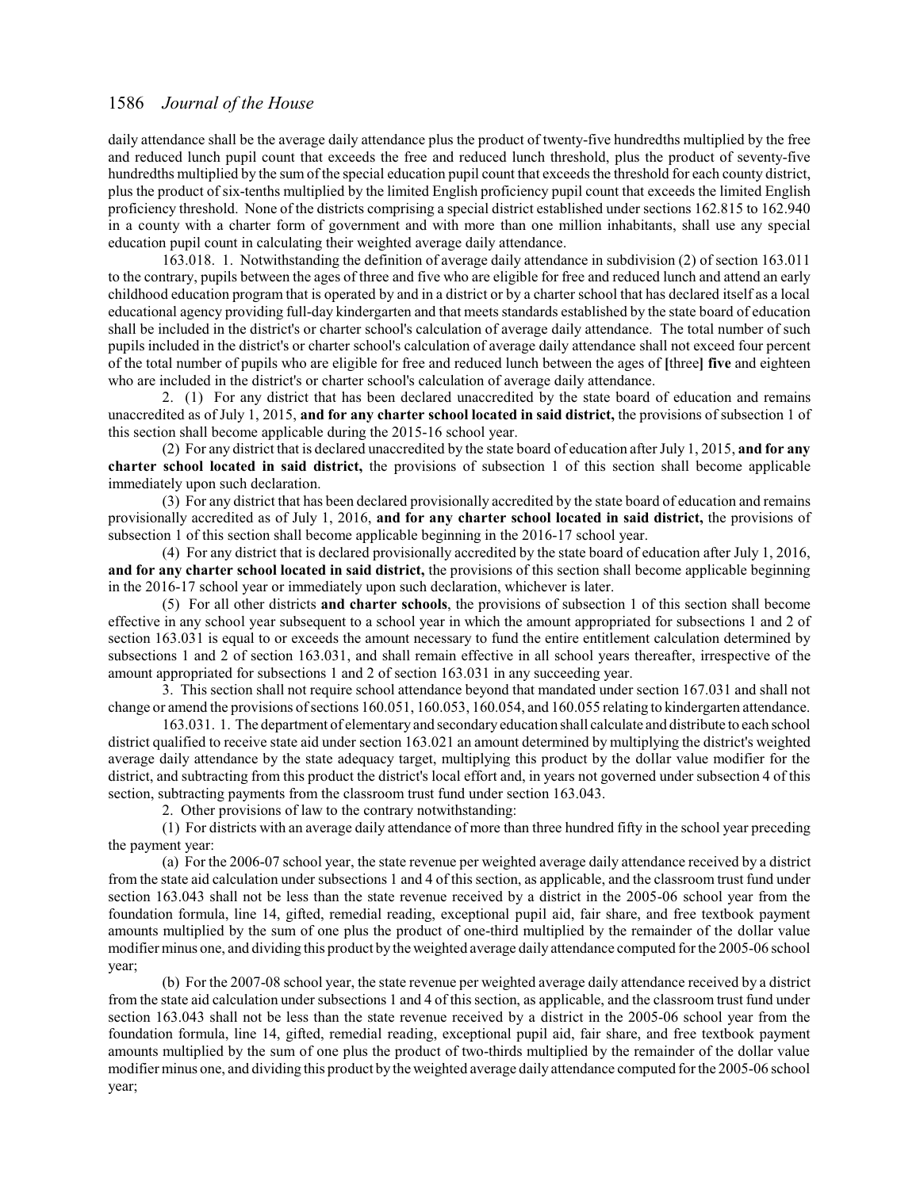daily attendance shall be the average daily attendance plus the product of twenty-five hundredths multiplied by the free and reduced lunch pupil count that exceeds the free and reduced lunch threshold, plus the product of seventy-five hundredths multiplied by the sum of the special education pupil count that exceeds the threshold for each county district, plus the product of six-tenths multiplied by the limited English proficiency pupil count that exceeds the limited English proficiency threshold. None of the districts comprising a special district established under sections 162.815 to 162.940 in a county with a charter form of government and with more than one million inhabitants, shall use any special education pupil count in calculating their weighted average daily attendance.

163.018. 1. Notwithstanding the definition of average daily attendance in subdivision (2) of section 163.011 to the contrary, pupils between the ages of three and five who are eligible for free and reduced lunch and attend an early childhood education program that is operated by and in a district or by a charter school that has declared itself as a local educational agency providing full-day kindergarten and that meets standards established by the state board of education shall be included in the district's or charter school's calculation of average daily attendance. The total number of such pupils included in the district's or charter school's calculation of average daily attendance shall not exceed four percent of the total number of pupils who are eligible for free and reduced lunch between the ages of **[**three**] five** and eighteen who are included in the district's or charter school's calculation of average daily attendance.

2. (1) For any district that has been declared unaccredited by the state board of education and remains unaccredited as of July 1, 2015, **and for any charter school located in said district,** the provisions of subsection 1 of this section shall become applicable during the 2015-16 school year.

(2) For any district that is declared unaccredited by the state board of education after July 1, 2015, **and for any charter school located in said district,** the provisions of subsection 1 of this section shall become applicable immediately upon such declaration.

(3) For any district that has been declared provisionally accredited by the state board of education and remains provisionally accredited as of July 1, 2016, **and for any charter school located in said district,** the provisions of subsection 1 of this section shall become applicable beginning in the 2016-17 school year.

(4) For any district that is declared provisionally accredited by the state board of education after July 1, 2016, **and for any charter school located in said district,** the provisions of this section shall become applicable beginning in the 2016-17 school year or immediately upon such declaration, whichever is later.

(5) For all other districts **and charter schools**, the provisions of subsection 1 of this section shall become effective in any school year subsequent to a school year in which the amount appropriated for subsections 1 and 2 of section 163.031 is equal to or exceeds the amount necessary to fund the entire entitlement calculation determined by subsections 1 and 2 of section 163.031, and shall remain effective in all school years thereafter, irrespective of the amount appropriated for subsections 1 and 2 of section 163.031 in any succeeding year.

3. This section shall not require school attendance beyond that mandated under section 167.031 and shall not change or amend the provisions of sections 160.051, 160.053, 160.054, and 160.055 relating to kindergarten attendance.

163.031. 1. The department of elementary and secondary education shall calculate and distribute to each school district qualified to receive state aid under section 163.021 an amount determined by multiplying the district's weighted average daily attendance by the state adequacy target, multiplying this product by the dollar value modifier for the district, and subtracting from this product the district's local effort and, in years not governed under subsection 4 of this section, subtracting payments from the classroom trust fund under section 163.043.

2. Other provisions of law to the contrary notwithstanding:

(1) For districts with an average daily attendance of more than three hundred fifty in the school year preceding the payment year:

(a) For the 2006-07 school year, the state revenue per weighted average daily attendance received by a district from the state aid calculation under subsections 1 and 4 of this section, as applicable, and the classroom trust fund under section 163.043 shall not be less than the state revenue received by a district in the 2005-06 school year from the foundation formula, line 14, gifted, remedial reading, exceptional pupil aid, fair share, and free textbook payment amounts multiplied by the sum of one plus the product of one-third multiplied by the remainder of the dollar value modifier minus one, and dividing this product by the weighted average daily attendance computed for the 2005-06 school year;

(b) For the 2007-08 school year, the state revenue per weighted average daily attendance received by a district from the state aid calculation under subsections 1 and 4 of this section, as applicable, and the classroom trust fund under section 163.043 shall not be less than the state revenue received by a district in the 2005-06 school year from the foundation formula, line 14, gifted, remedial reading, exceptional pupil aid, fair share, and free textbook payment amounts multiplied by the sum of one plus the product of two-thirds multiplied by the remainder of the dollar value modifier minus one, and dividing this product by the weighted average daily attendance computed for the 2005-06 school year;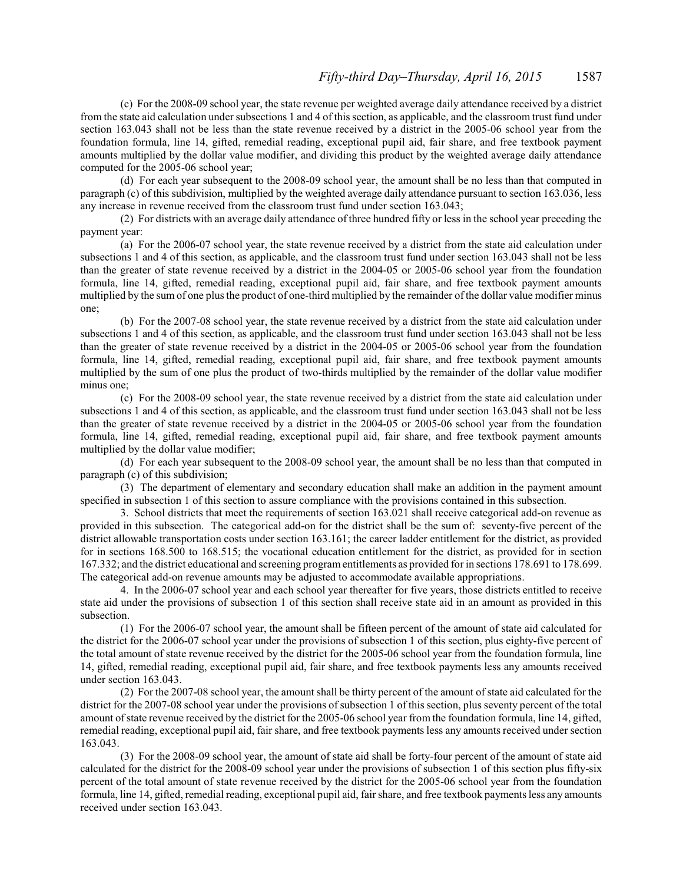(c) For the 2008-09 school year, the state revenue per weighted average daily attendance received by a district from the state aid calculation under subsections 1 and 4 of this section, as applicable, and the classroom trust fund under section 163.043 shall not be less than the state revenue received by a district in the 2005-06 school year from the foundation formula, line 14, gifted, remedial reading, exceptional pupil aid, fair share, and free textbook payment amounts multiplied by the dollar value modifier, and dividing this product by the weighted average daily attendance computed for the 2005-06 school year;

(d) For each year subsequent to the 2008-09 school year, the amount shall be no less than that computed in paragraph (c) of this subdivision, multiplied by the weighted average daily attendance pursuant to section 163.036, less any increase in revenue received from the classroom trust fund under section 163.043;

(2) For districts with an average daily attendance of three hundred fifty or less in the school year preceding the payment year:

(a) For the 2006-07 school year, the state revenue received by a district from the state aid calculation under subsections 1 and 4 of this section, as applicable, and the classroom trust fund under section 163.043 shall not be less than the greater of state revenue received by a district in the 2004-05 or 2005-06 school year from the foundation formula, line 14, gifted, remedial reading, exceptional pupil aid, fair share, and free textbook payment amounts multiplied by the sum of one plus the product of one-third multiplied by the remainder of the dollar value modifier minus one;

(b) For the 2007-08 school year, the state revenue received by a district from the state aid calculation under subsections 1 and 4 of this section, as applicable, and the classroom trust fund under section 163.043 shall not be less than the greater of state revenue received by a district in the 2004-05 or 2005-06 school year from the foundation formula, line 14, gifted, remedial reading, exceptional pupil aid, fair share, and free textbook payment amounts multiplied by the sum of one plus the product of two-thirds multiplied by the remainder of the dollar value modifier minus one;

(c) For the 2008-09 school year, the state revenue received by a district from the state aid calculation under subsections 1 and 4 of this section, as applicable, and the classroom trust fund under section 163.043 shall not be less than the greater of state revenue received by a district in the 2004-05 or 2005-06 school year from the foundation formula, line 14, gifted, remedial reading, exceptional pupil aid, fair share, and free textbook payment amounts multiplied by the dollar value modifier;

(d) For each year subsequent to the 2008-09 school year, the amount shall be no less than that computed in paragraph (c) of this subdivision;

(3) The department of elementary and secondary education shall make an addition in the payment amount specified in subsection 1 of this section to assure compliance with the provisions contained in this subsection.

3. School districts that meet the requirements of section 163.021 shall receive categorical add-on revenue as provided in this subsection. The categorical add-on for the district shall be the sum of: seventy-five percent of the district allowable transportation costs under section 163.161; the career ladder entitlement for the district, as provided for in sections 168.500 to 168.515; the vocational education entitlement for the district, as provided for in section 167.332; and the district educational and screening program entitlements as provided for in sections 178.691 to 178.699. The categorical add-on revenue amounts may be adjusted to accommodate available appropriations.

4. In the 2006-07 school year and each school year thereafter for five years, those districts entitled to receive state aid under the provisions of subsection 1 of this section shall receive state aid in an amount as provided in this subsection.

(1) For the 2006-07 school year, the amount shall be fifteen percent of the amount of state aid calculated for the district for the 2006-07 school year under the provisions of subsection 1 of this section, plus eighty-five percent of the total amount of state revenue received by the district for the 2005-06 school year from the foundation formula, line 14, gifted, remedial reading, exceptional pupil aid, fair share, and free textbook payments less any amounts received under section 163.043.

(2) For the 2007-08 school year, the amount shall be thirty percent of the amount of state aid calculated for the district for the 2007-08 school year under the provisions of subsection 1 of this section, plus seventy percent of the total amount of state revenue received by the district for the 2005-06 school year from the foundation formula, line 14, gifted, remedial reading, exceptional pupil aid, fair share, and free textbook payments less any amounts received under section 163.043.

(3) For the 2008-09 school year, the amount of state aid shall be forty-four percent of the amount of state aid calculated for the district for the 2008-09 school year under the provisions of subsection 1 of this section plus fifty-six percent of the total amount of state revenue received by the district for the 2005-06 school year from the foundation formula, line 14, gifted, remedial reading, exceptional pupil aid, fair share, and free textbook payments less any amounts received under section 163.043.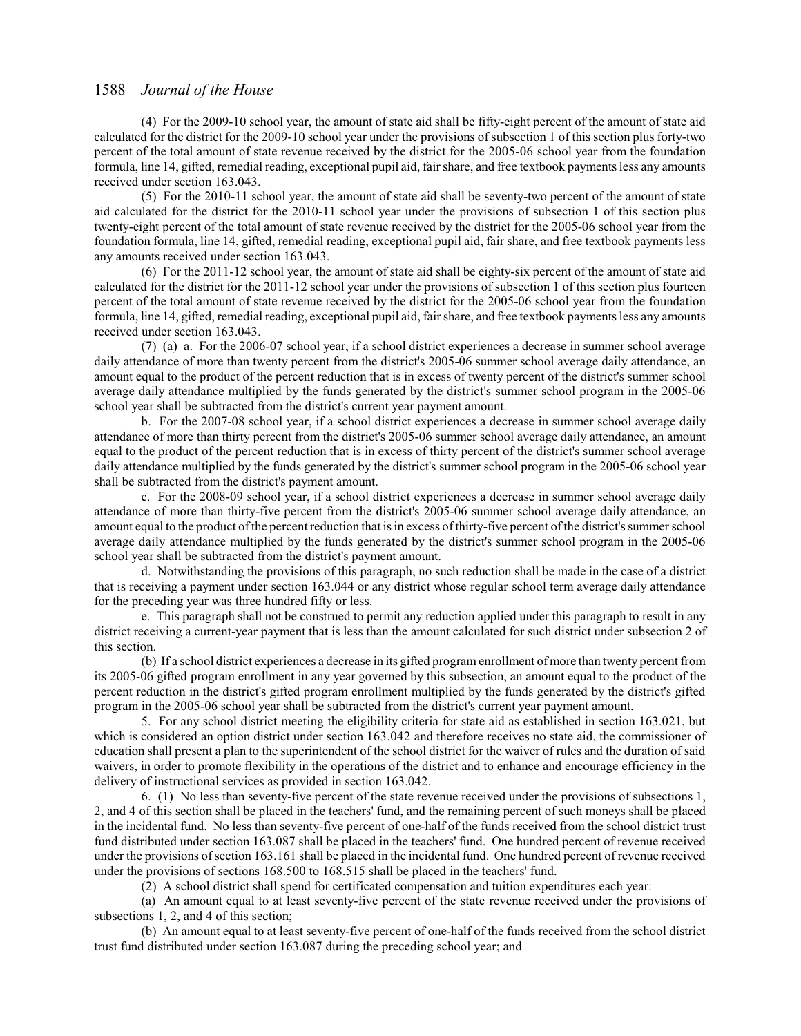(4) For the 2009-10 school year, the amount of state aid shall be fifty-eight percent of the amount of state aid calculated for the district for the 2009-10 school year under the provisions of subsection 1 of this section plus forty-two percent of the total amount of state revenue received by the district for the 2005-06 school year from the foundation formula, line 14, gifted, remedial reading, exceptional pupil aid, fair share, and free textbook payments less any amounts received under section 163.043.

(5) For the 2010-11 school year, the amount of state aid shall be seventy-two percent of the amount of state aid calculated for the district for the 2010-11 school year under the provisions of subsection 1 of this section plus twenty-eight percent of the total amount of state revenue received by the district for the 2005-06 school year from the foundation formula, line 14, gifted, remedial reading, exceptional pupil aid, fair share, and free textbook payments less any amounts received under section 163.043.

(6) For the 2011-12 school year, the amount of state aid shall be eighty-six percent of the amount of state aid calculated for the district for the 2011-12 school year under the provisions of subsection 1 of this section plus fourteen percent of the total amount of state revenue received by the district for the 2005-06 school year from the foundation formula, line 14, gifted, remedial reading, exceptional pupil aid, fair share, and free textbook payments less any amounts received under section 163.043.

(7) (a) a. For the 2006-07 school year, if a school district experiences a decrease in summer school average daily attendance of more than twenty percent from the district's 2005-06 summer school average daily attendance, an amount equal to the product of the percent reduction that is in excess of twenty percent of the district's summer school average daily attendance multiplied by the funds generated by the district's summer school program in the 2005-06 school year shall be subtracted from the district's current year payment amount.

b. For the 2007-08 school year, if a school district experiences a decrease in summer school average daily attendance of more than thirty percent from the district's 2005-06 summer school average daily attendance, an amount equal to the product of the percent reduction that is in excess of thirty percent of the district's summer school average daily attendance multiplied by the funds generated by the district's summer school program in the 2005-06 school year shall be subtracted from the district's payment amount.

c. For the 2008-09 school year, if a school district experiences a decrease in summer school average daily attendance of more than thirty-five percent from the district's 2005-06 summer school average daily attendance, an amount equal to the product of the percent reduction that is in excess of thirty-five percent of the district's summer school average daily attendance multiplied by the funds generated by the district's summer school program in the 2005-06 school year shall be subtracted from the district's payment amount.

d. Notwithstanding the provisions of this paragraph, no such reduction shall be made in the case of a district that is receiving a payment under section 163.044 or any district whose regular school term average daily attendance for the preceding year was three hundred fifty or less.

e. This paragraph shall not be construed to permit any reduction applied under this paragraph to result in any district receiving a current-year payment that is less than the amount calculated for such district under subsection 2 of this section.

(b) If a school district experiences a decrease in its gifted program enrollment of more than twenty percent from its 2005-06 gifted program enrollment in any year governed by this subsection, an amount equal to the product of the percent reduction in the district's gifted program enrollment multiplied by the funds generated by the district's gifted program in the 2005-06 school year shall be subtracted from the district's current year payment amount.

5. For any school district meeting the eligibility criteria for state aid as established in section 163.021, but which is considered an option district under section 163.042 and therefore receives no state aid, the commissioner of education shall present a plan to the superintendent of the school district for the waiver of rules and the duration of said waivers, in order to promote flexibility in the operations of the district and to enhance and encourage efficiency in the delivery of instructional services as provided in section 163.042.

6. (1) No less than seventy-five percent of the state revenue received under the provisions of subsections 1, 2, and 4 of this section shall be placed in the teachers' fund, and the remaining percent of such moneys shall be placed in the incidental fund. No less than seventy-five percent of one-half of the funds received from the school district trust fund distributed under section 163.087 shall be placed in the teachers' fund. One hundred percent of revenue received under the provisions of section 163.161 shall be placed in the incidental fund. One hundred percent of revenue received under the provisions of sections 168.500 to 168.515 shall be placed in the teachers' fund.

(2) A school district shall spend for certificated compensation and tuition expenditures each year:

(a) An amount equal to at least seventy-five percent of the state revenue received under the provisions of subsections 1, 2, and 4 of this section;

(b) An amount equal to at least seventy-five percent of one-half of the funds received from the school district trust fund distributed under section 163.087 during the preceding school year; and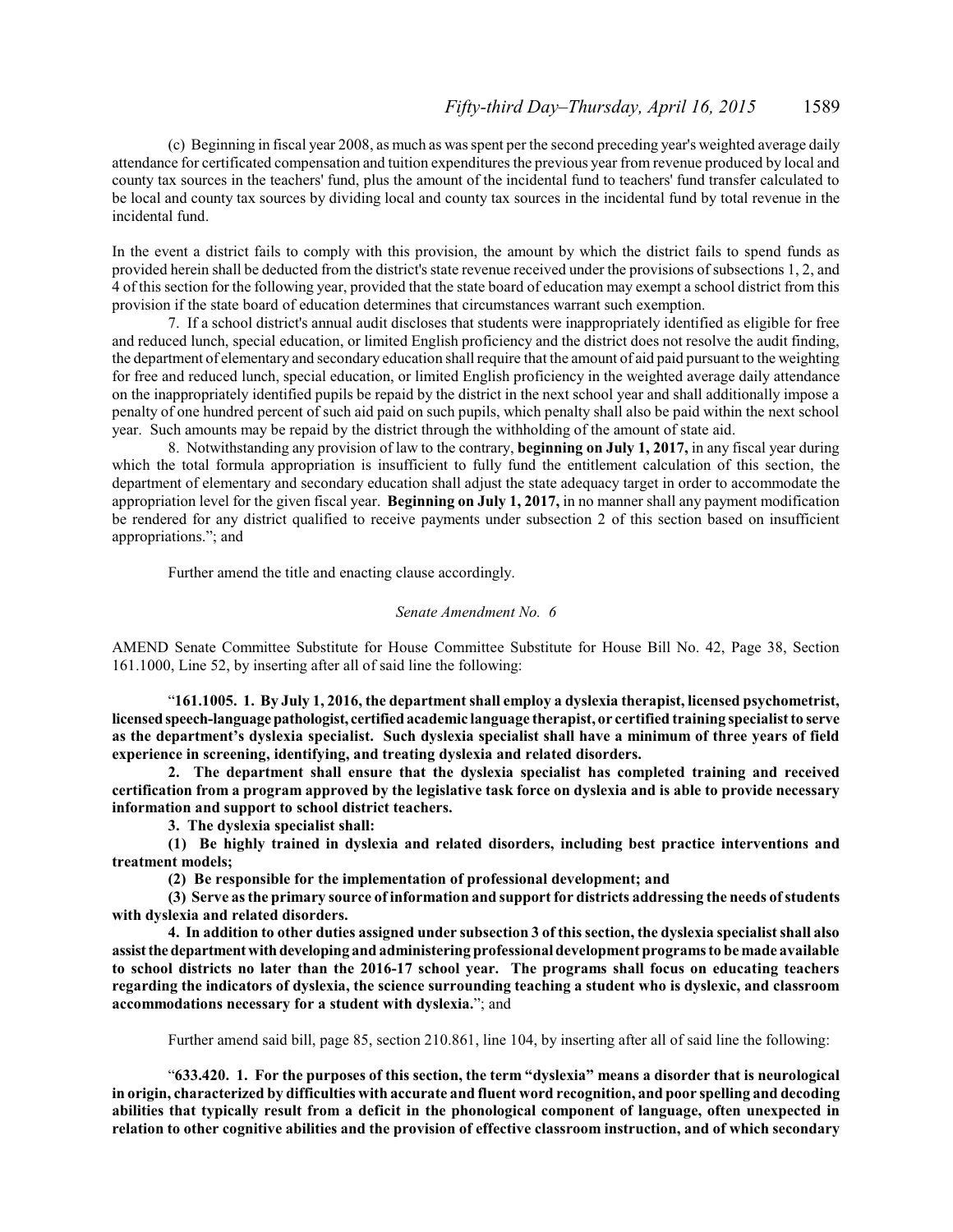(c) Beginning in fiscal year 2008, as much as was spent per the second preceding year's weighted average daily attendance for certificated compensation and tuition expenditures the previous year from revenue produced by local and county tax sources in the teachers' fund, plus the amount of the incidental fund to teachers' fund transfer calculated to be local and county tax sources by dividing local and county tax sources in the incidental fund by total revenue in the incidental fund.

In the event a district fails to comply with this provision, the amount by which the district fails to spend funds as provided herein shall be deducted from the district's state revenue received under the provisions of subsections 1, 2, and 4 of this section for the following year, provided that the state board of education may exempt a school district from this provision if the state board of education determines that circumstances warrant such exemption.

7. If a school district's annual audit discloses that students were inappropriately identified as eligible for free and reduced lunch, special education, or limited English proficiency and the district does not resolve the audit finding, the department of elementary and secondary education shall require that the amount of aid paid pursuant to the weighting for free and reduced lunch, special education, or limited English proficiency in the weighted average daily attendance on the inappropriately identified pupils be repaid by the district in the next school year and shall additionally impose a penalty of one hundred percent of such aid paid on such pupils, which penalty shall also be paid within the next school year. Such amounts may be repaid by the district through the withholding of the amount of state aid.

8. Notwithstanding any provision of law to the contrary, **beginning on July 1, 2017,** in any fiscal year during which the total formula appropriation is insufficient to fully fund the entitlement calculation of this section, the department of elementary and secondary education shall adjust the state adequacy target in order to accommodate the appropriation level for the given fiscal year. **Beginning on July 1, 2017,** in no manner shall any payment modification be rendered for any district qualified to receive payments under subsection 2 of this section based on insufficient appropriations."; and

Further amend the title and enacting clause accordingly.

*Senate Amendment No. 6*

AMEND Senate Committee Substitute for House Committee Substitute for House Bill No. 42, Page 38, Section 161.1000, Line 52, by inserting after all of said line the following:

"**161.1005. 1. By July 1, 2016, the department shall employ a dyslexia therapist, licensed psychometrist, licensed speech-language pathologist, certified academic language therapist, or certified training specialist to serve as the department's dyslexia specialist. Such dyslexia specialist shall have a minimum of three years of field experience in screening, identifying, and treating dyslexia and related disorders.**

**2. The department shall ensure that the dyslexia specialist has completed training and received certification from a program approved by the legislative task force on dyslexia and is able to provide necessary information and support to school district teachers.**

**3. The dyslexia specialist shall:**

**(1) Be highly trained in dyslexia and related disorders, including best practice interventions and treatment models;**

**(2) Be responsible for the implementation of professional development; and**

**(3) Serve as the primary source of information and support for districts addressing the needs of students with dyslexia and related disorders.**

**4. In addition to other duties assigned under subsection 3 of this section, the dyslexia specialist shall also assist the department with developing and administering professional development programs to be made available to school districts no later than the 2016-17 school year. The programs shall focus on educating teachers regarding the indicators of dyslexia, the science surrounding teaching a student who is dyslexic, and classroom accommodations necessary for a student with dyslexia.**"; and

Further amend said bill, page 85, section 210.861, line 104, by inserting after all of said line the following:

"**633.420. 1. For the purposes of this section, the term "dyslexia" means a disorder that is neurological in origin, characterized by difficulties with accurate and fluent word recognition, and poor spelling and decoding abilities that typically result from a deficit in the phonological component of language, often unexpected in relation to other cognitive abilities and the provision of effective classroom instruction, and of which secondary**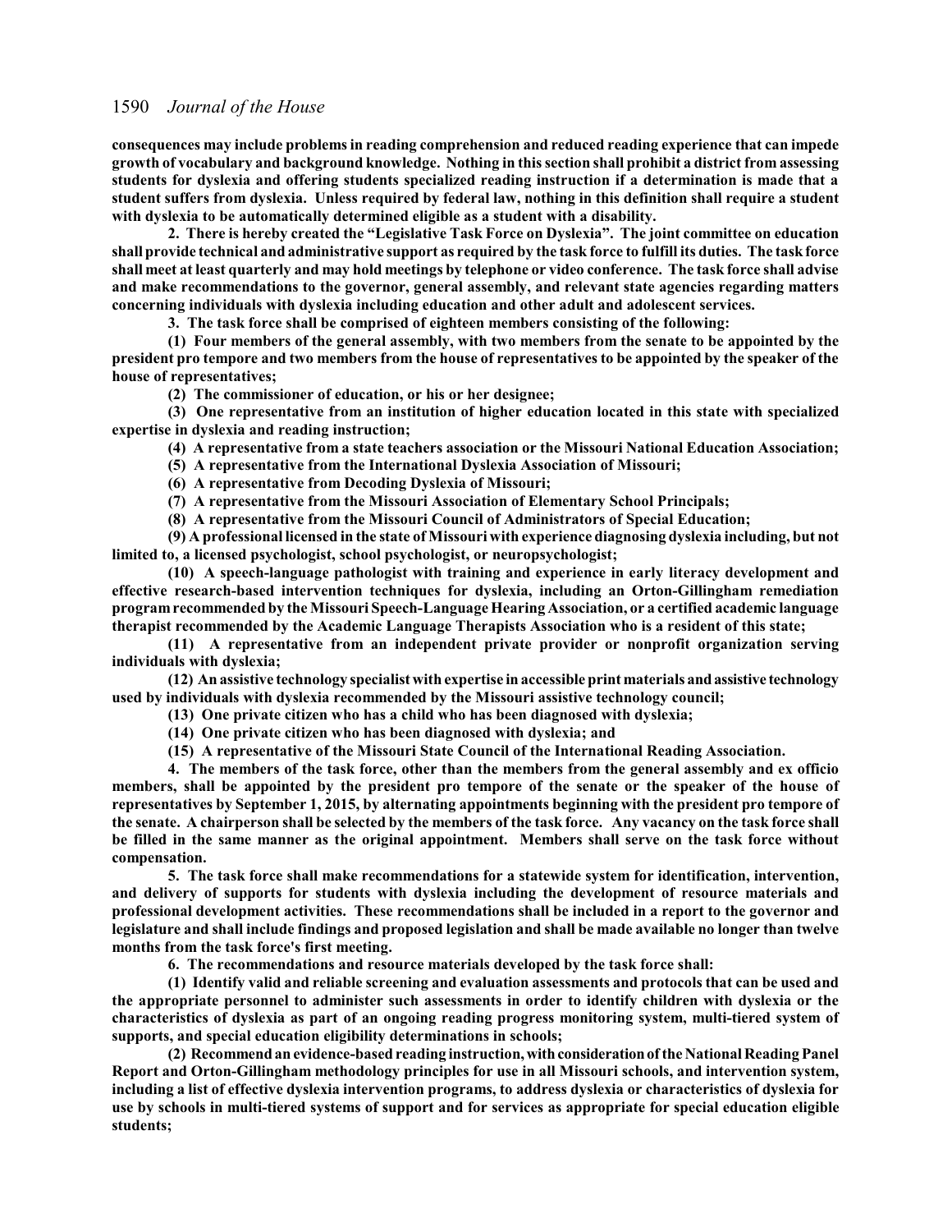**consequences may include problems in reading comprehension and reduced reading experience that can impede growth of vocabulary and background knowledge. Nothing in this section shall prohibit a district from assessing students for dyslexia and offering students specialized reading instruction if a determination is made that a student suffers from dyslexia. Unless required by federal law, nothing in this definition shall require a student with dyslexia to be automatically determined eligible as a student with a disability.**

**2. There is hereby created the "Legislative Task Force on Dyslexia". The joint committee on education shall provide technical and administrative support as required by the task force to fulfill its duties. The task force shall meet at least quarterly and may hold meetings by telephone or video conference. The task force shall advise and make recommendations to the governor, general assembly, and relevant state agencies regarding matters concerning individuals with dyslexia including education and other adult and adolescent services.**

**3. The task force shall be comprised of eighteen members consisting of the following:**

**(1) Four members of the general assembly, with two members from the senate to be appointed by the president pro tempore and two members from the house of representatives to be appointed by the speaker of the house of representatives;**

**(2) The commissioner of education, or his or her designee;**

**(3) One representative from an institution of higher education located in this state with specialized expertise in dyslexia and reading instruction;**

**(4) A representative from a state teachers association or the Missouri National Education Association;**

**(5) A representative from the International Dyslexia Association of Missouri;**

**(6) A representative from Decoding Dyslexia of Missouri;**

**(7) A representative from the Missouri Association of Elementary School Principals;**

**(8) A representative from the Missouri Council of Administrators of Special Education;**

**(9) A professional licensed in the state of Missouri with experience diagnosing dyslexia including, but not limited to, a licensed psychologist, school psychologist, or neuropsychologist;**

**(10) A speech-language pathologist with training and experience in early literacy development and effective research-based intervention techniques for dyslexia, including an Orton-Gillingham remediation program recommended by the Missouri Speech-Language Hearing Association, or a certified academic language therapist recommended by the Academic Language Therapists Association who is a resident of this state;**

**(11) A representative from an independent private provider or nonprofit organization serving individuals with dyslexia;**

**(12) An assistive technology specialist with expertise in accessible print materials and assistive technology used by individuals with dyslexia recommended by the Missouri assistive technology council;**

**(13) One private citizen who has a child who has been diagnosed with dyslexia;**

**(14) One private citizen who has been diagnosed with dyslexia; and**

**(15) A representative of the Missouri State Council of the International Reading Association.**

**4. The members of the task force, other than the members from the general assembly and ex officio members, shall be appointed by the president pro tempore of the senate or the speaker of the house of representatives by September 1, 2015, by alternating appointments beginning with the president pro tempore of the senate. A chairperson shall be selected by the members of the task force. Any vacancy on the task force shall be filled in the same manner as the original appointment. Members shall serve on the task force without compensation.**

**5. The task force shall make recommendations for a statewide system for identification, intervention, and delivery of supports for students with dyslexia including the development of resource materials and professional development activities. These recommendations shall be included in a report to the governor and legislature and shall include findings and proposed legislation and shall be made available no longer than twelve months from the task force's first meeting.**

**6. The recommendations and resource materials developed by the task force shall:**

**(1) Identify valid and reliable screening and evaluation assessments and protocols that can be used and the appropriate personnel to administer such assessments in order to identify children with dyslexia or the characteristics of dyslexia as part of an ongoing reading progress monitoring system, multi-tiered system of supports, and special education eligibility determinations in schools;**

**(2) Recommend an evidence-based reading instruction, with consideration of the National Reading Panel Report and Orton-Gillingham methodology principles for use in all Missouri schools, and intervention system, including a list of effective dyslexia intervention programs, to address dyslexia or characteristics of dyslexia for use by schools in multi-tiered systems of support and for services as appropriate for special education eligible students;**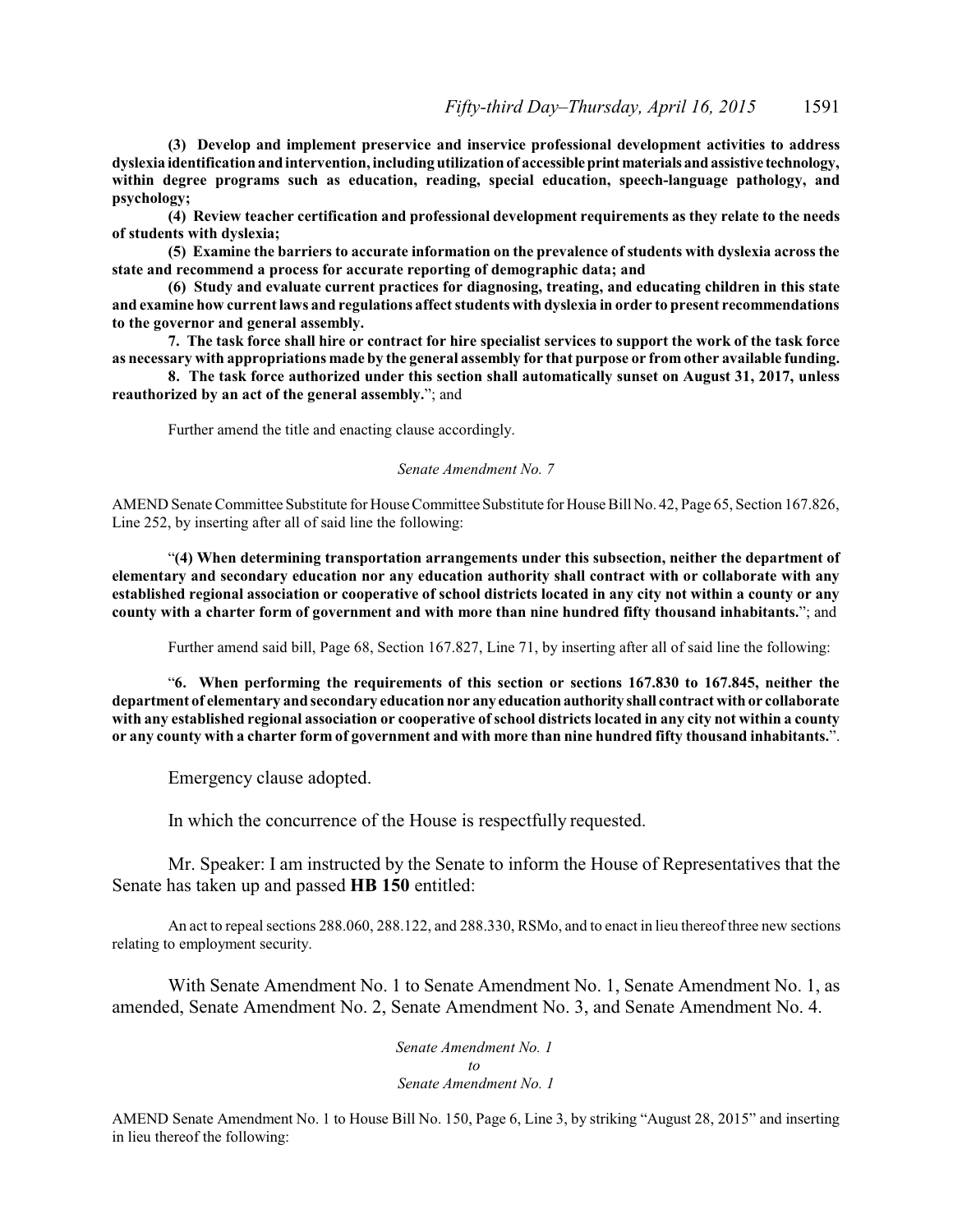**(3) Develop and implement preservice and inservice professional development activities to address dyslexia identification and intervention, including utilization of accessible print materials and assistive technology, within degree programs such as education, reading, special education, speech-language pathology, and psychology;**

**(4) Review teacher certification and professional development requirements as they relate to the needs of students with dyslexia;**

**(5) Examine the barriers to accurate information on the prevalence of students with dyslexia across the state and recommend a process for accurate reporting of demographic data; and**

**(6) Study and evaluate current practices for diagnosing, treating, and educating children in this state and examine how current laws and regulations affect students with dyslexia in order to present recommendations to the governor and general assembly.**

**7. The task force shall hire or contract for hire specialist services to support the work of the task force as necessary with appropriations made by the general assembly for that purpose or from other available funding.**

**8. The task force authorized under this section shall automatically sunset on August 31, 2017, unless reauthorized by an act of the general assembly.**"; and

Further amend the title and enacting clause accordingly.

*Senate Amendment No. 7*

AMEND Senate Committee Substitute for House Committee Substitute for House Bill No. 42, Page 65, Section 167.826, Line 252, by inserting after all of said line the following:

"**(4) When determining transportation arrangements under this subsection, neither the department of elementary and secondary education nor any education authority shall contract with or collaborate with any established regional association or cooperative of school districts located in any city not within a county or any county with a charter form of government and with more than nine hundred fifty thousand inhabitants.**"; and

Further amend said bill, Page 68, Section 167.827, Line 71, by inserting after all of said line the following:

"**6. When performing the requirements of this section or sections 167.830 to 167.845, neither the department of elementary and secondary education nor any education authority shall contract with or collaborate with any established regional association or cooperative of school districts located in any city not within a county or any county with a charter form of government and with more than nine hundred fifty thousand inhabitants.**".

Emergency clause adopted.

In which the concurrence of the House is respectfully requested.

Mr. Speaker: I am instructed by the Senate to inform the House of Representatives that the Senate has taken up and passed **HB 150** entitled:

An act to repeal sections 288.060, 288.122, and 288.330, RSMo, and to enact in lieu thereof three new sections relating to employment security.

With Senate Amendment No. 1 to Senate Amendment No. 1, Senate Amendment No. 1, as amended, Senate Amendment No. 2, Senate Amendment No. 3, and Senate Amendment No. 4.

*Senate Amendment No. 1*
*to*
*Senate Amendment No. 1*

AMEND Senate Amendment No. 1 to House Bill No. 150, Page 6, Line 3, by striking "August 28, 2015" and inserting in lieu thereof the following: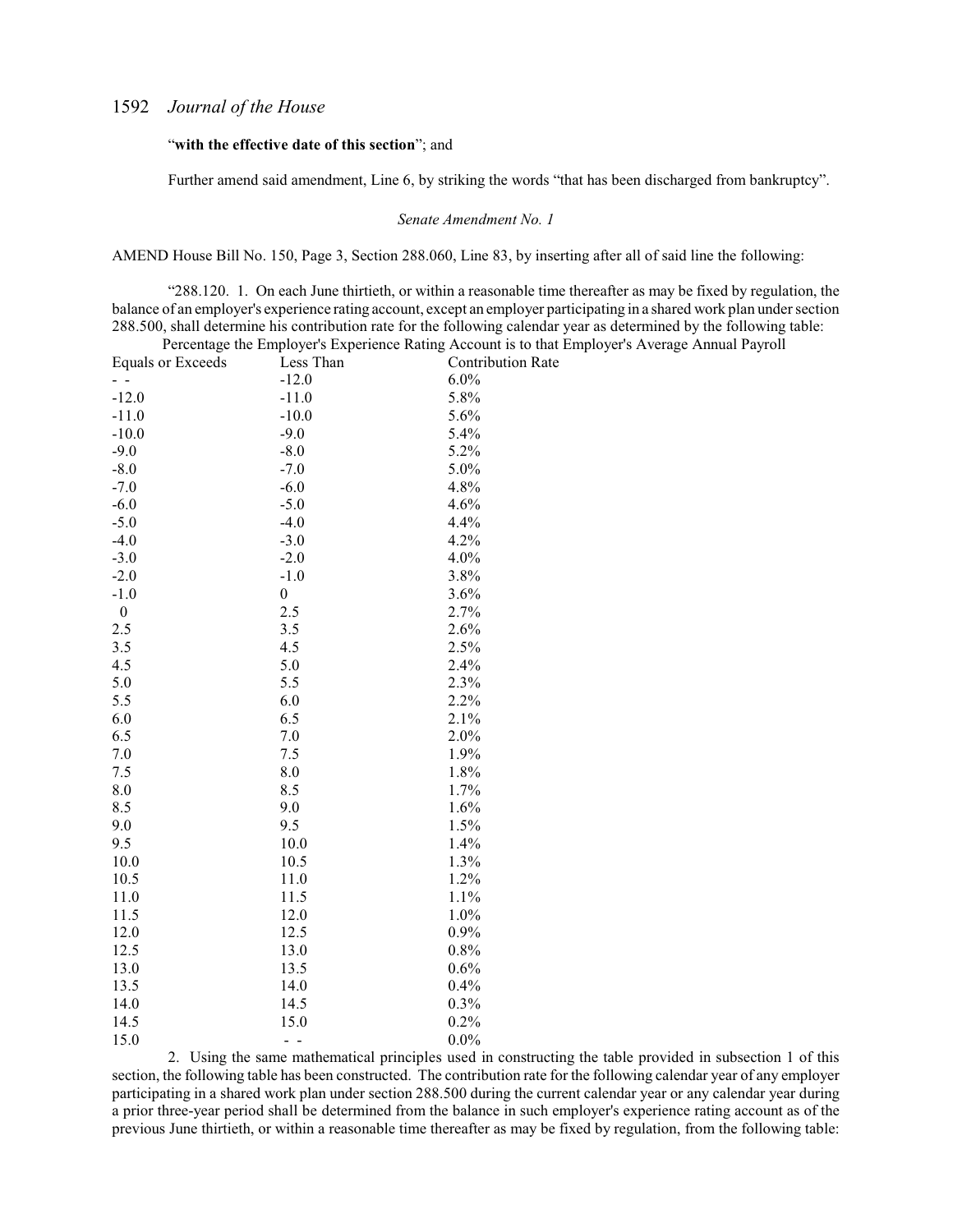"**with the effective date of this section**"; and

Further amend said amendment, Line 6, by striking the words "that has been discharged from bankruptcy".

*Senate Amendment No. 1*

AMEND House Bill No. 150, Page 3, Section 288.060, Line 83, by inserting after all of said line the following:

"288.120. 1. On each June thirtieth, or within a reasonable time thereafter as may be fixed by regulation, the balance of an employer's experience rating account, except an employer participating in a shared work plan under section 288.500, shall determine his contribution rate for the following calendar year as determined by the following table:

| Percentage the Employer's Experience Rating Account is to that Employer's Average Annual Payroll | | |
|---|---|---|
| Equals or Exceeds | Less Than | Contribution Rate |
| - - | -12.0 | 6.0% |
| -12.0 | -11.0 | 5.8% |
| -11.0 | -10.0 | 5.6% |
| -10.0 | -9.0 | 5.4% |
| -9.0 | -8.0 | 5.2% |
| -8.0 | -7.0 | 5.0% |
| -7.0 | -6.0 | 4.8% |
| -6.0 | -5.0 | 4.6% |
| -5.0 | -4.0 | 4.4% |
| -4.0 | -3.0 | 4.2% |
| -3.0 | -2.0 | 4.0% |
| -2.0 | -1.0 | 3.8% |
| -1.0 | 0 | 3.6% |
| 0 | 2.5 | 2.7% |
| 2.5 | 3.5 | 2.6% |
| 3.5 | 4.5 | 2.5% |
| 4.5 | 5.0 | 2.4% |
| 5.0 | 5.5 | 2.3% |
| 5.5 | 6.0 | 2.2% |
| 6.0 | 6.5 | 2.1% |
| 6.5 | 7.0 | 2.0% |
| 7.0 | 7.5 | 1.9% |
| 7.5 | 8.0 | 1.8% |
| 8.0 | 8.5 | 1.7% |
| 8.5 | 9.0 | 1.6% |
| 9.0 | 9.5 | 1.5% |
| 9.5 | 10.0 | 1.4% |
| 10.0 | 10.5 | 1.3% |
| 10.5 | 11.0 | 1.2% |
| 11.0 | 11.5 | 1.1% |
| 11.5 | 12.0 | 1.0% |
| 12.0 | 12.5 | 0.9% |
| 12.5 | 13.0 | 0.8% |
| 13.0 | 13.5 | 0.6% |
| 13.5 | 14.0 | 0.4% |
| 14.0 | 14.5 | 0.3% |
| 14.5 | 15.0 | 0.2% |
| 15.0 | - - | 0.0% |

2. Using the same mathematical principles used in constructing the table provided in subsection 1 of this section, the following table has been constructed. The contribution rate for the following calendar year of any employer participating in a shared work plan under section 288.500 during the current calendar year or any calendar year during a prior three-year period shall be determined from the balance in such employer's experience rating account as of the previous June thirtieth, or within a reasonable time thereafter as may be fixed by regulation, from the following table: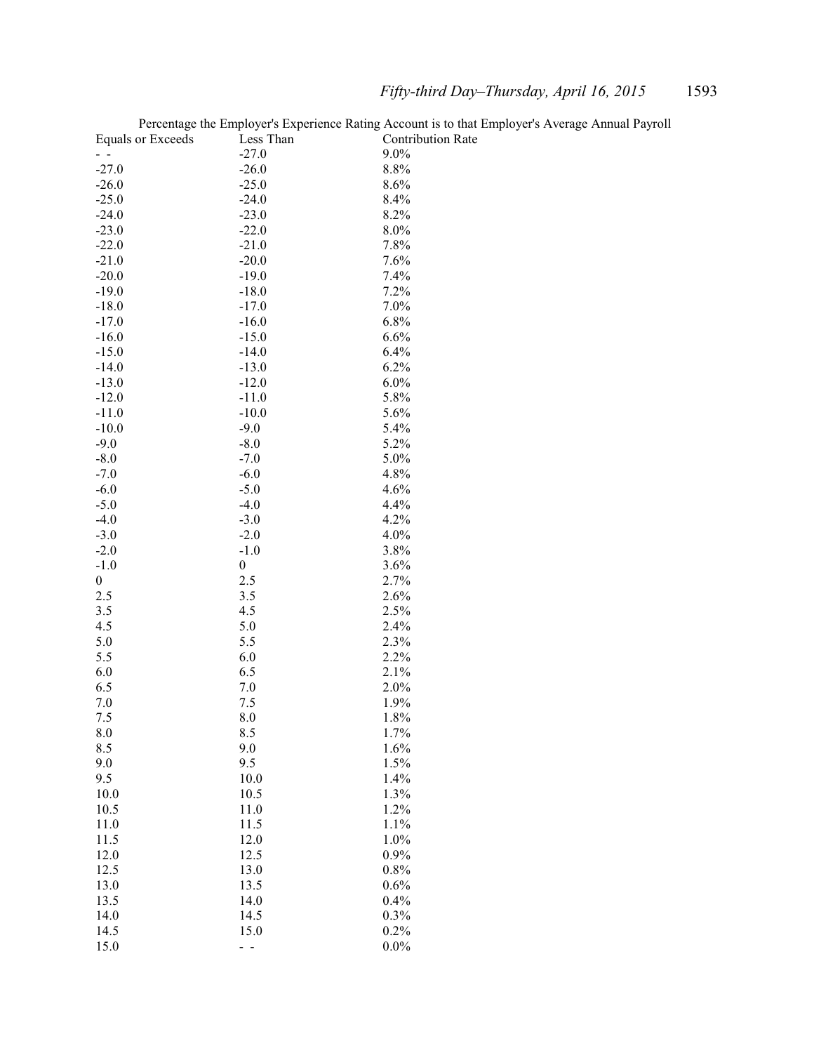Percentage the Employer's Experience Rating Account is to that Employer's Average Annual Payroll

| Equals or Exceeds | Less Than | Contribution Rate |
|---|---|---|
| - - | -27.0 | 9.0% |
| -27.0 | -26.0 | 8.8% |
| -26.0 | -25.0 | 8.6% |
| -25.0 | -24.0 | 8.4% |
| -24.0 | -23.0 | 8.2% |
| -23.0 | -22.0 | 8.0% |
| -22.0 | -21.0 | 7.8% |
| -21.0 | -20.0 | 7.6% |
| -20.0 | -19.0 | 7.4% |
| -19.0 | -18.0 | 7.2% |
| -18.0 | -17.0 | 7.0% |
| -17.0 | -16.0 | 6.8% |
| -16.0 | -15.0 | 6.6% |
| -15.0 | -14.0 | 6.4% |
| -14.0 | -13.0 | 6.2% |
| -13.0 | -12.0 | 6.0% |
| -12.0 | -11.0 | 5.8% |
| -11.0 | -10.0 | 5.6% |
| -10.0 | -9.0 | 5.4% |
| -9.0 | -8.0 | 5.2% |
| -8.0 | -7.0 | 5.0% |
| -7.0 | -6.0 | 4.8% |
| -6.0 | -5.0 | 4.6% |
| -5.0 | -4.0 | 4.4% |
| -4.0 | -3.0 | 4.2% |
| -3.0 | -2.0 | 4.0% |
| -2.0 | -1.0 | 3.8% |
| -1.0 | 0 | 3.6% |
| 0 | 2.5 | 2.7% |
| 2.5 | 3.5 | 2.6% |
| 3.5 | 4.5 | 2.5% |
| 4.5 | 5.0 | 2.4% |
| 5.0 | 5.5 | 2.3% |
| 5.5 | 6.0 | 2.2% |
| 6.0 | 6.5 | 2.1% |
| 6.5 | 7.0 | 2.0% |
| 7.0 | 7.5 | 1.9% |
| 7.5 | 8.0 | 1.8% |
| 8.0 | 8.5 | 1.7% |
| 8.5 | 9.0 | 1.6% |
| 9.0 | 9.5 | 1.5% |
| 9.5 | 10.0 | 1.4% |
| 10.0 | 10.5 | 1.3% |
| 10.5 | 11.0 | 1.2% |
| 11.0 | 11.5 | 1.1% |
| 11.5 | 12.0 | 1.0% |
| 12.0 | 12.5 | 0.9% |
| 12.5 | 13.0 | 0.8% |
| 13.0 | 13.5 | 0.6% |
| 13.5 | 14.0 | 0.4% |
| 14.0 | 14.5 | 0.3% |
| 14.5 | 15.0 | 0.2% |
| 15.0 | - - | 0.0% |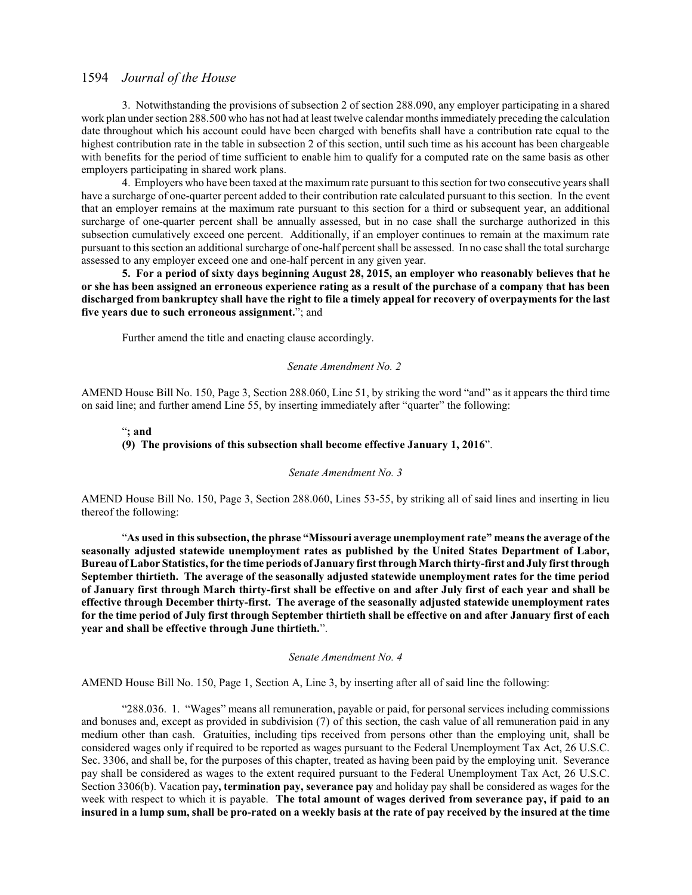3. Notwithstanding the provisions of subsection 2 of section 288.090, any employer participating in a shared work plan under section 288.500 who has not had at least twelve calendar months immediately preceding the calculation date throughout which his account could have been charged with benefits shall have a contribution rate equal to the highest contribution rate in the table in subsection 2 of this section, until such time as his account has been chargeable with benefits for the period of time sufficient to enable him to qualify for a computed rate on the same basis as other employers participating in shared work plans.

4. Employers who have been taxed at the maximum rate pursuant to this section for two consecutive years shall have a surcharge of one-quarter percent added to their contribution rate calculated pursuant to this section. In the event that an employer remains at the maximum rate pursuant to this section for a third or subsequent year, an additional surcharge of one-quarter percent shall be annually assessed, but in no case shall the surcharge authorized in this subsection cumulatively exceed one percent. Additionally, if an employer continues to remain at the maximum rate pursuant to this section an additional surcharge of one-half percent shall be assessed. In no case shall the total surcharge assessed to any employer exceed one and one-half percent in any given year.

**5. For a period of sixty days beginning August 28, 2015, an employer who reasonably believes that he or she has been assigned an erroneous experience rating as a result of the purchase of a company that has been discharged from bankruptcy shall have the right to file a timely appeal for recovery of overpayments for the last five years due to such erroneous assignment.**"; and

Further amend the title and enacting clause accordingly.

*Senate Amendment No. 2*

AMEND House Bill No. 150, Page 3, Section 288.060, Line 51, by striking the word "and" as it appears the third time on said line; and further amend Line 55, by inserting immediately after "quarter" the following:

"**; and**

**(9) The provisions of this subsection shall become effective January 1, 2016**".

*Senate Amendment No. 3*

AMEND House Bill No. 150, Page 3, Section 288.060, Lines 53-55, by striking all of said lines and inserting in lieu thereof the following:

"**As used in this subsection, the phrase "Missouri average unemployment rate" means the average of the seasonally adjusted statewide unemployment rates as published by the United States Department of Labor, Bureau of Labor Statistics, for the time periods of January first through March thirty-first and July first through September thirtieth. The average of the seasonally adjusted statewide unemployment rates for the time period of January first through March thirty-first shall be effective on and after July first of each year and shall be effective through December thirty-first. The average of the seasonally adjusted statewide unemployment rates for the time period of July first through September thirtieth shall be effective on and after January first of each year and shall be effective through June thirtieth.**".

*Senate Amendment No. 4*

AMEND House Bill No. 150, Page 1, Section A, Line 3, by inserting after all of said line the following:

"288.036. 1. "Wages" means all remuneration, payable or paid, for personal services including commissions and bonuses and, except as provided in subdivision (7) of this section, the cash value of all remuneration paid in any medium other than cash. Gratuities, including tips received from persons other than the employing unit, shall be considered wages only if required to be reported as wages pursuant to the Federal Unemployment Tax Act, 26 U.S.C. Sec. 3306, and shall be, for the purposes of this chapter, treated as having been paid by the employing unit. Severance pay shall be considered as wages to the extent required pursuant to the Federal Unemployment Tax Act, 26 U.S.C. Section 3306(b). Vacation pay**, termination pay, severance pay** and holiday pay shall be considered as wages for the week with respect to which it is payable. **The total amount of wages derived from severance pay, if paid to an insured in a lump sum, shall be pro-rated on a weekly basis at the rate of pay received by the insured at the time**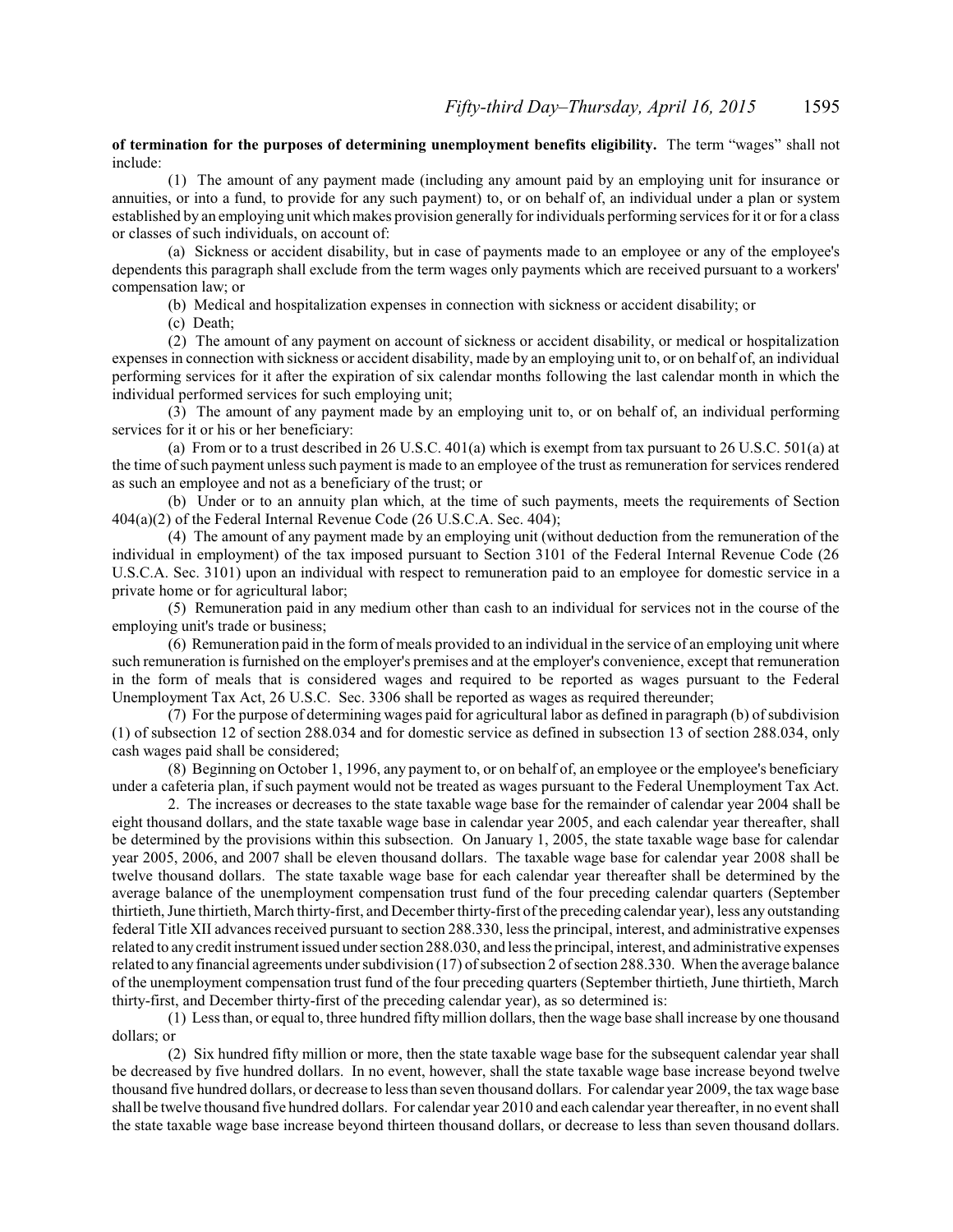**of termination for the purposes of determining unemployment benefits eligibility.** The term "wages" shall not include:

(1) The amount of any payment made (including any amount paid by an employing unit for insurance or annuities, or into a fund, to provide for any such payment) to, or on behalf of, an individual under a plan or system established by an employing unit which makes provision generally for individuals performing services for it or for a class or classes of such individuals, on account of:

(a) Sickness or accident disability, but in case of payments made to an employee or any of the employee's dependents this paragraph shall exclude from the term wages only payments which are received pursuant to a workers' compensation law; or

(b) Medical and hospitalization expenses in connection with sickness or accident disability; or

(c) Death;

(2) The amount of any payment on account of sickness or accident disability, or medical or hospitalization expenses in connection with sickness or accident disability, made by an employing unit to, or on behalf of, an individual performing services for it after the expiration of six calendar months following the last calendar month in which the individual performed services for such employing unit;

(3) The amount of any payment made by an employing unit to, or on behalf of, an individual performing services for it or his or her beneficiary:

(a) From or to a trust described in 26 U.S.C. 401(a) which is exempt from tax pursuant to 26 U.S.C. 501(a) at the time of such payment unless such payment is made to an employee of the trust as remuneration for services rendered as such an employee and not as a beneficiary of the trust; or

(b) Under or to an annuity plan which, at the time of such payments, meets the requirements of Section 404(a)(2) of the Federal Internal Revenue Code (26 U.S.C.A. Sec. 404);

(4) The amount of any payment made by an employing unit (without deduction from the remuneration of the individual in employment) of the tax imposed pursuant to Section 3101 of the Federal Internal Revenue Code (26 U.S.C.A. Sec. 3101) upon an individual with respect to remuneration paid to an employee for domestic service in a private home or for agricultural labor;

(5) Remuneration paid in any medium other than cash to an individual for services not in the course of the employing unit's trade or business;

(6) Remuneration paid in the form of meals provided to an individual in the service of an employing unit where such remuneration is furnished on the employer's premises and at the employer's convenience, except that remuneration in the form of meals that is considered wages and required to be reported as wages pursuant to the Federal Unemployment Tax Act, 26 U.S.C. Sec. 3306 shall be reported as wages as required thereunder;

(7) For the purpose of determining wages paid for agricultural labor as defined in paragraph (b) of subdivision (1) of subsection 12 of section 288.034 and for domestic service as defined in subsection 13 of section 288.034, only cash wages paid shall be considered;

(8) Beginning on October 1, 1996, any payment to, or on behalf of, an employee or the employee's beneficiary under a cafeteria plan, if such payment would not be treated as wages pursuant to the Federal Unemployment Tax Act.

2. The increases or decreases to the state taxable wage base for the remainder of calendar year 2004 shall be eight thousand dollars, and the state taxable wage base in calendar year 2005, and each calendar year thereafter, shall be determined by the provisions within this subsection. On January 1, 2005, the state taxable wage base for calendar year 2005, 2006, and 2007 shall be eleven thousand dollars. The taxable wage base for calendar year 2008 shall be twelve thousand dollars. The state taxable wage base for each calendar year thereafter shall be determined by the average balance of the unemployment compensation trust fund of the four preceding calendar quarters (September thirtieth, June thirtieth, March thirty-first, and December thirty-first of the preceding calendar year), less any outstanding federal Title XII advances received pursuant to section 288.330, less the principal, interest, and administrative expenses related to any credit instrument issued under section 288.030, and less the principal, interest, and administrative expenses related to any financial agreements under subdivision (17) of subsection 2 of section 288.330. When the average balance of the unemployment compensation trust fund of the four preceding quarters (September thirtieth, June thirtieth, March thirty-first, and December thirty-first of the preceding calendar year), as so determined is:

(1) Less than, or equal to, three hundred fifty million dollars, then the wage base shall increase by one thousand dollars; or

(2) Six hundred fifty million or more, then the state taxable wage base for the subsequent calendar year shall be decreased by five hundred dollars. In no event, however, shall the state taxable wage base increase beyond twelve thousand five hundred dollars, or decrease to less than seven thousand dollars. For calendar year 2009, the tax wage base shall be twelve thousand five hundred dollars. For calendar year 2010 and each calendar year thereafter, in no event shall the state taxable wage base increase beyond thirteen thousand dollars, or decrease to less than seven thousand dollars.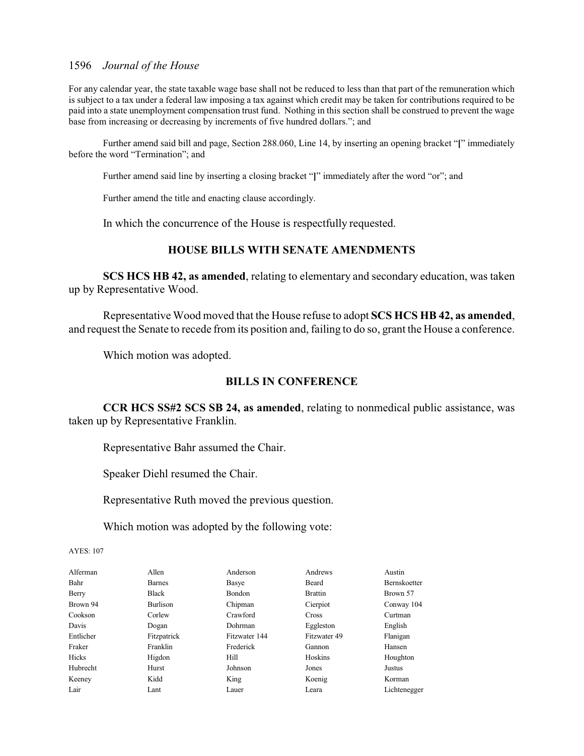For any calendar year, the state taxable wage base shall not be reduced to less than that part of the remuneration which is subject to a tax under a federal law imposing a tax against which credit may be taken for contributions required to be paid into a state unemployment compensation trust fund. Nothing in this section shall be construed to prevent the wage base from increasing or decreasing by increments of five hundred dollars."; and

Further amend said bill and page, Section 288.060, Line 14, by inserting an opening bracket "**[**" immediately before the word "Termination"; and

Further amend said line by inserting a closing bracket "**]**" immediately after the word "or"; and

Further amend the title and enacting clause accordingly.

In which the concurrence of the House is respectfully requested.

## HOUSE BILLS WITH SENATE AMENDMENTS

**SCS HCS HB 42, as amended**, relating to elementary and secondary education, was taken up by Representative Wood.

Representative Wood moved that the House refuse to adopt **SCS HCS HB 42, as amended**, and request the Senate to recede from its position and, failing to do so, grant the House a conference.

Which motion was adopted.

## BILLS IN CONFERENCE

**CCR HCS SS#2 SCS SB 24, as amended**, relating to nonmedical public assistance, was taken up by Representative Franklin.

Representative Bahr assumed the Chair.

Speaker Diehl resumed the Chair.

Representative Ruth moved the previous question.

Which motion was adopted by the following vote:

AYES: 107

| | | | | |
|---|---|---|---|---|
| Alferman | Allen | Anderson | Andrews | Austin |
| Bahr | Barnes | Basye | Beard | Bernskoetter |
| Berry | Black | Bondon | Brattin | Brown 57 |
| Brown 94 | Burlison | Chipman | Cierpiot | Conway 104 |
| Cookson | Corlew | Crawford | Cross | Curtman |
| Davis | Dogan | Dohrman | Eggleston | English |
| Entlicher | Fitzpatrick | Fitzwater 144 | Fitzwater 49 | Flanigan |
| Fraker | Franklin | Frederick | Gannon | Hansen |
| Hicks | Higdon | Hill | Hoskins | Houghton |
| Hubrecht | Hurst | Johnson | Jones | Justus |
| Keeney | Kidd | King | Koenig | Korman |
| Lair | Lant | Lauer | Leara | Lichtenegger |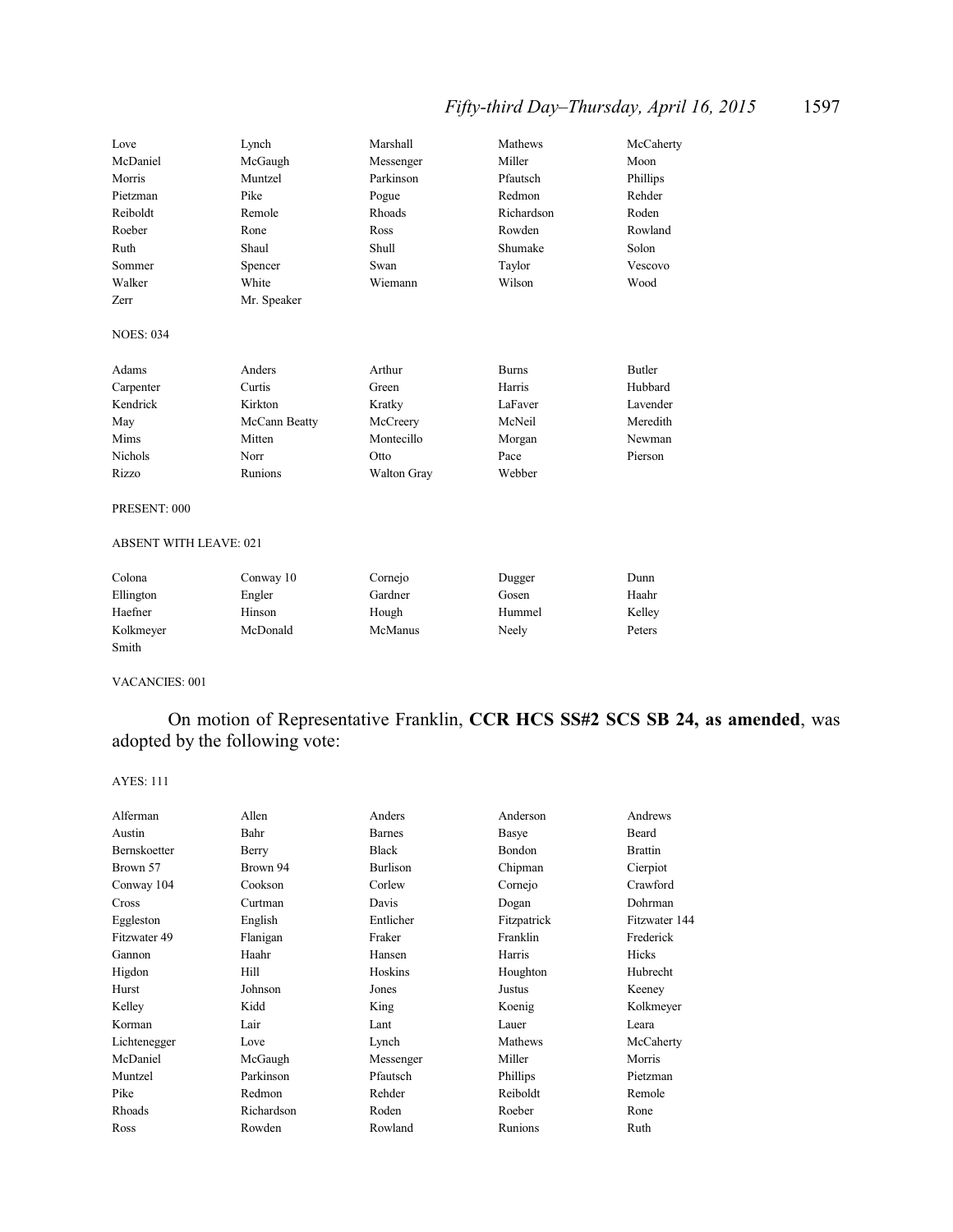| | | | | |
|---|---|---|---|---|
| Love | Lynch | Marshall | Mathews | McCaherty |
| McDaniel | McGaugh | Messenger | Miller | Moon |
| Morris | Muntzel | Parkinson | Pfautsch | Phillips |
| Pietzman | Pike | Pogue | Redmon | Rehder |
| Reiboldt | Remole | Rhoads | Richardson | Roden |
| Roeber | Rone | Ross | Rowden | Rowland |
| Ruth | Shaul | Shull | Shumake | Solon |
| Sommer | Spencer | Swan | Taylor | Vescovo |
| Walker | White | Wiemann | Wilson | Wood |
| Zerr | Mr. Speaker | | | |

NOES: 034

| | | | | |
|---|---|---|---|---|
| Adams | Anders | Arthur | Burns | Butler |
| Carpenter | Curtis | Green | Harris | Hubbard |
| Kendrick | Kirkton | Kratky | LaFaver | Lavender |
| May | McCann Beatty | McCreery | McNeil | Meredith |
| Mims | Mitten | Montecillo | Morgan | Newman |
| Nichols | Norr | Otto | Pace | Pierson |
| Rizzo | Runions | Walton Gray | Webber | |

PRESENT: 000

ABSENT WITH LEAVE: 021

| | | | | |
|---|---|---|---|---|
| Colona | Conway 10 | Cornejo | Dugger | Dunn |
| Ellington | Engler | Gardner | Gosen | Haahr |
| Haefner | Hinson | Hough | Hummel | Kelley |
| Kolkmeyer | McDonald | McManus | Neely | Peters |
| Smith | | | | |

VACANCIES: 001

On motion of Representative Franklin, **CCR HCS SS#2 SCS SB 24, as amended**, was adopted by the following vote:

AYES: 111

| | | | | |
|---|---|---|---|---|
| Alferman | Allen | Anders | Anderson | Andrews |
| Austin | Bahr | Barnes | Basye | Beard |
| Bernskoetter | Berry | Black | Bondon | Brattin |
| Brown 57 | Brown 94 | Burlison | Chipman | Cierpiot |
| Conway 104 | Cookson | Corlew | Cornejo | Crawford |
| Cross | Curtman | Davis | Dogan | Dohrman |
| Eggleston | English | Entlicher | Fitzpatrick | Fitzwater 144 |
| Fitzwater 49 | Flanigan | Fraker | Franklin | Frederick |
| Gannon | Haahr | Hansen | Harris | Hicks |
| Higdon | Hill | Hoskins | Houghton | Hubrecht |
| Hurst | Johnson | Jones | Justus | Keeney |
| Kelley | Kidd | King | Koenig | Kolkmeyer |
| Korman | Lair | Lant | Lauer | Leara |
| Lichtenegger | Love | Lynch | Mathews | McCaherty |
| McDaniel | McGaugh | Messenger | Miller | Morris |
| Muntzel | Parkinson | Pfautsch | Phillips | Pietzman |
| Pike | Redmon | Rehder | Reiboldt | Remole |
| Rhoads | Richardson | Roden | Roeber | Rone |
| Ross | Rowden | Rowland | Runions | Ruth |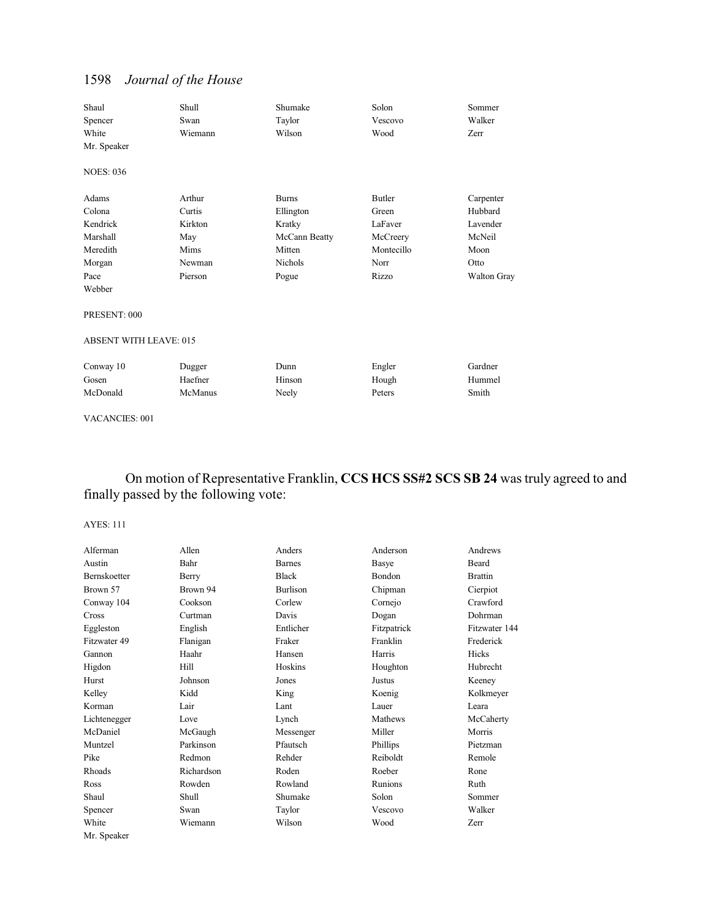| | | | | |
|---|---|---|---|---|
| Shaul | Shull | Shumake | Solon | Sommer |
| Spencer | Swan | Taylor | Vescovo | Walker |
| White | Wiemann | Wilson | Wood | Zerr |
| Mr. Speaker | | | | |

NOES: 036

| | | | | |
|---|---|---|---|---|
| Adams | Arthur | Burns | Butler | Carpenter |
| Colona | Curtis | Ellington | Green | Hubbard |
| Kendrick | Kirkton | Kratky | LaFaver | Lavender |
| Marshall | May | McCann Beatty | McCreery | McNeil |
| Meredith | Mims | Mitten | Montecillo | Moon |
| Morgan | Newman | Nichols | Norr | Otto |
| Pace | Pierson | Pogue | Rizzo | Walton Gray |
| Webber | | | | |

PRESENT: 000

ABSENT WITH LEAVE: 015

| | | | | |
|---|---|---|---|---|
| Conway 10 | Dugger | Dunn | Engler | Gardner |
| Gosen | Haefner | Hinson | Hough | Hummel |
| McDonald | McManus | Neely | Peters | Smith |

VACANCIES: 001

On motion of Representative Franklin, **CCS HCS SS#2 SCS SB 24** was truly agreed to and finally passed by the following vote:

AYES: 111

| | | | | |
|---|---|---|---|---|
| Alferman | Allen | Anders | Anderson | Andrews |
| Austin | Bahr | Barnes | Basye | Beard |
| Bernskoetter | Berry | Black | Bondon | Brattin |
| Brown 57 | Brown 94 | Burlison | Chipman | Cierpiot |
| Conway 104 | Cookson | Corlew | Cornejo | Crawford |
| Cross | Curtman | Davis | Dogan | Dohrman |
| Eggleston | English | Entlicher | Fitzpatrick | Fitzwater 144 |
| Fitzwater 49 | Flanigan | Fraker | Franklin | Frederick |
| Gannon | Haahr | Hansen | Harris | Hicks |
| Higdon | Hill | Hoskins | Houghton | Hubrecht |
| Hurst | Johnson | Jones | Justus | Keeney |
| Kelley | Kidd | King | Koenig | Kolkmeyer |
| Korman | Lair | Lant | Lauer | Leara |
| Lichtenegger | Love | Lynch | Mathews | McCaherty |
| McDaniel | McGaugh | Messenger | Miller | Morris |
| Muntzel | Parkinson | Pfautsch | Phillips | Pietzman |
| Pike | Redmon | Rehder | Reiboldt | Remole |
| Rhoads | Richardson | Roden | Roeber | Rone |
| Ross | Rowden | Rowland | Runions | Ruth |
| Shaul | Shull | Shumake | Solon | Sommer |
| Spencer | Swan | Taylor | Vescovo | Walker |
| White | Wiemann | Wilson | Wood | Zerr |
| Mr. Speaker | | | | |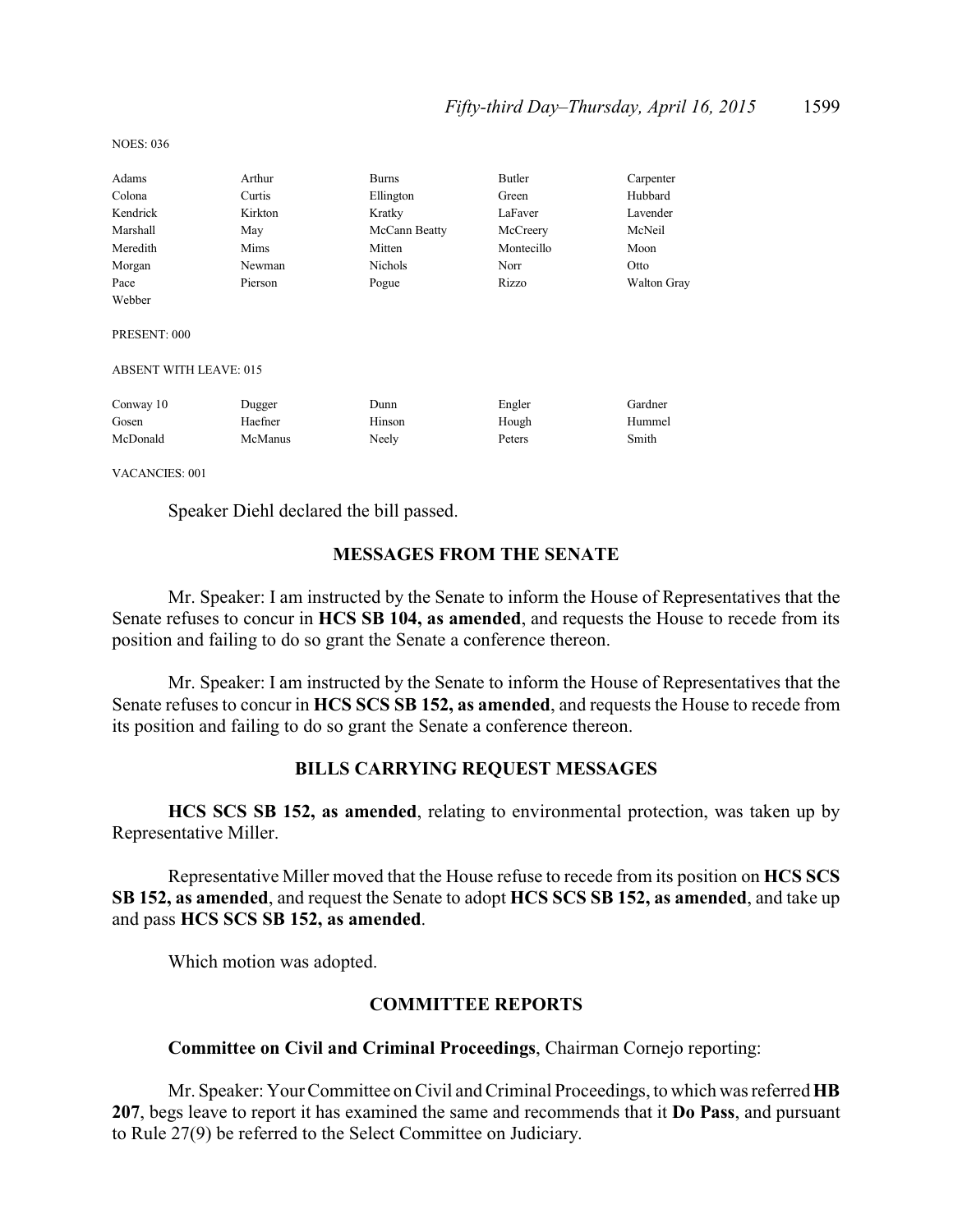NOES: 036

| | | | | |
|---|---|---|---|---|
| Adams | Arthur | Burns | Butler | Carpenter |
| Colona | Curtis | Ellington | Green | Hubbard |
| Kendrick | Kirkton | Kratky | LaFaver | Lavender |
| Marshall | May | McCann Beatty | McCreery | McNeil |
| Meredith | Mims | Mitten | Montecillo | Moon |
| Morgan | Newman | Nichols | Norr | Otto |
| Pace | Pierson | Pogue | Rizzo | Walton Gray |
| Webber | | | | |

PRESENT: 000

ABSENT WITH LEAVE: 015

| | | | | |
|---|---|---|---|---|
| Conway 10 | Dugger | Dunn | Engler | Gardner |
| Gosen | Haefner | Hinson | Hough | Hummel |
| McDonald | McManus | Neely | Peters | Smith |

VACANCIES: 001

Speaker Diehl declared the bill passed.

## MESSAGES FROM THE SENATE

Mr. Speaker: I am instructed by the Senate to inform the House of Representatives that the Senate refuses to concur in **HCS SB 104, as amended**, and requests the House to recede from its position and failing to do so grant the Senate a conference thereon.

Mr. Speaker: I am instructed by the Senate to inform the House of Representatives that the Senate refuses to concur in **HCS SCS SB 152, as amended**, and requests the House to recede from its position and failing to do so grant the Senate a conference thereon.

## BILLS CARRYING REQUEST MESSAGES

**HCS SCS SB 152, as amended**, relating to environmental protection, was taken up by Representative Miller.

Representative Miller moved that the House refuse to recede from its position on **HCS SCS SB 152, as amended**, and request the Senate to adopt **HCS SCS SB 152, as amended**, and take up and pass **HCS SCS SB 152, as amended**.

Which motion was adopted.

## COMMITTEE REPORTS

**Committee on Civil and Criminal Proceedings**, Chairman Cornejo reporting:

Mr. Speaker: Your Committee on Civil and Criminal Proceedings, to which was referred **HB 207**, begs leave to report it has examined the same and recommends that it **Do Pass**, and pursuant to Rule 27(9) be referred to the Select Committee on Judiciary.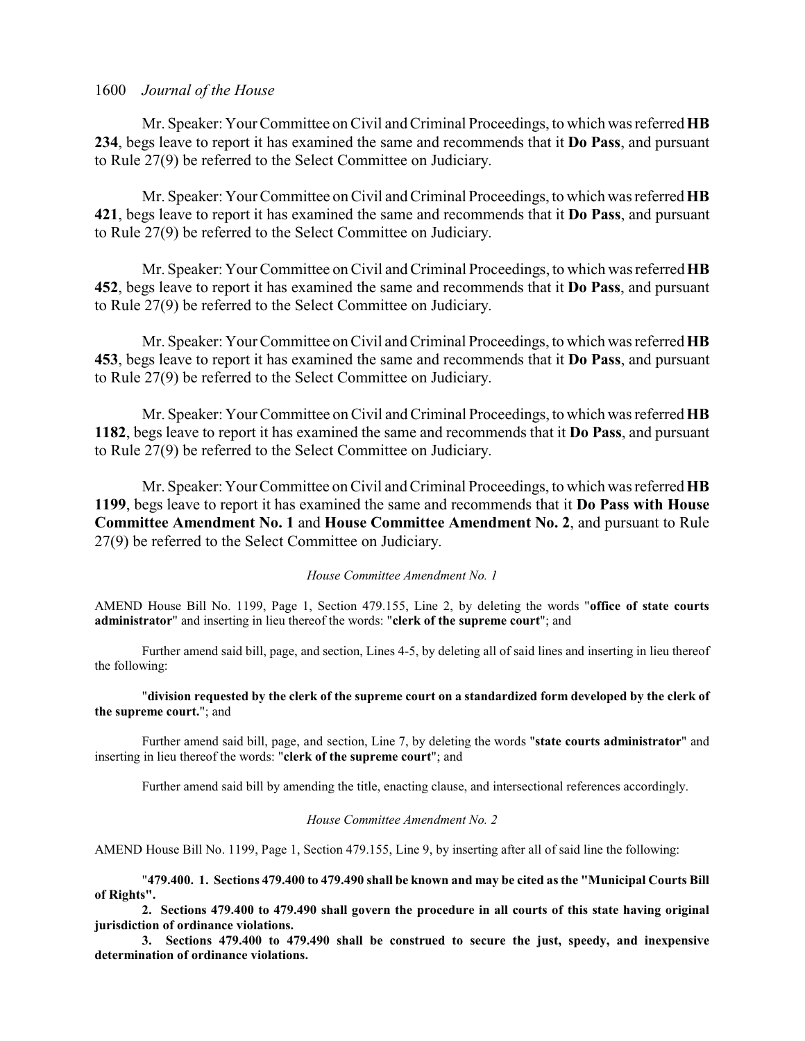Mr. Speaker: Your Committee on Civil and Criminal Proceedings, to which was referred **HB 234**, begs leave to report it has examined the same and recommends that it **Do Pass**, and pursuant to Rule 27(9) be referred to the Select Committee on Judiciary.

Mr. Speaker: Your Committee on Civil and Criminal Proceedings, to which was referred **HB 421**, begs leave to report it has examined the same and recommends that it **Do Pass**, and pursuant to Rule 27(9) be referred to the Select Committee on Judiciary.

Mr. Speaker: Your Committee on Civil and Criminal Proceedings, to which was referred **HB 452**, begs leave to report it has examined the same and recommends that it **Do Pass**, and pursuant to Rule 27(9) be referred to the Select Committee on Judiciary.

Mr. Speaker: Your Committee on Civil and Criminal Proceedings, to which was referred **HB 453**, begs leave to report it has examined the same and recommends that it **Do Pass**, and pursuant to Rule 27(9) be referred to the Select Committee on Judiciary.

Mr. Speaker: Your Committee on Civil and Criminal Proceedings, to which was referred **HB 1182**, begs leave to report it has examined the same and recommends that it **Do Pass**, and pursuant to Rule 27(9) be referred to the Select Committee on Judiciary.

Mr. Speaker: Your Committee on Civil and Criminal Proceedings, to which was referred **HB 1199**, begs leave to report it has examined the same and recommends that it **Do Pass with House Committee Amendment No. 1** and **House Committee Amendment No. 2**, and pursuant to Rule 27(9) be referred to the Select Committee on Judiciary.

*House Committee Amendment No. 1*

AMEND House Bill No. 1199, Page 1, Section 479.155, Line 2, by deleting the words "**office of state courts administrator**" and inserting in lieu thereof the words: "**clerk of the supreme court**"; and

Further amend said bill, page, and section, Lines 4-5, by deleting all of said lines and inserting in lieu thereof the following:

"**division requested by the clerk of the supreme court on a standardized form developed by the clerk of the supreme court.**"; and

Further amend said bill, page, and section, Line 7, by deleting the words "**state courts administrator**" and inserting in lieu thereof the words: "**clerk of the supreme court**"; and

Further amend said bill by amending the title, enacting clause, and intersectional references accordingly.

*House Committee Amendment No. 2*

AMEND House Bill No. 1199, Page 1, Section 479.155, Line 9, by inserting after all of said line the following:

"**479.400. 1. Sections 479.400 to 479.490 shall be known and may be cited as the "Municipal Courts Bill of Rights".**

**2. Sections 479.400 to 479.490 shall govern the procedure in all courts of this state having original jurisdiction of ordinance violations.**

**3. Sections 479.400 to 479.490 shall be construed to secure the just, speedy, and inexpensive determination of ordinance violations.**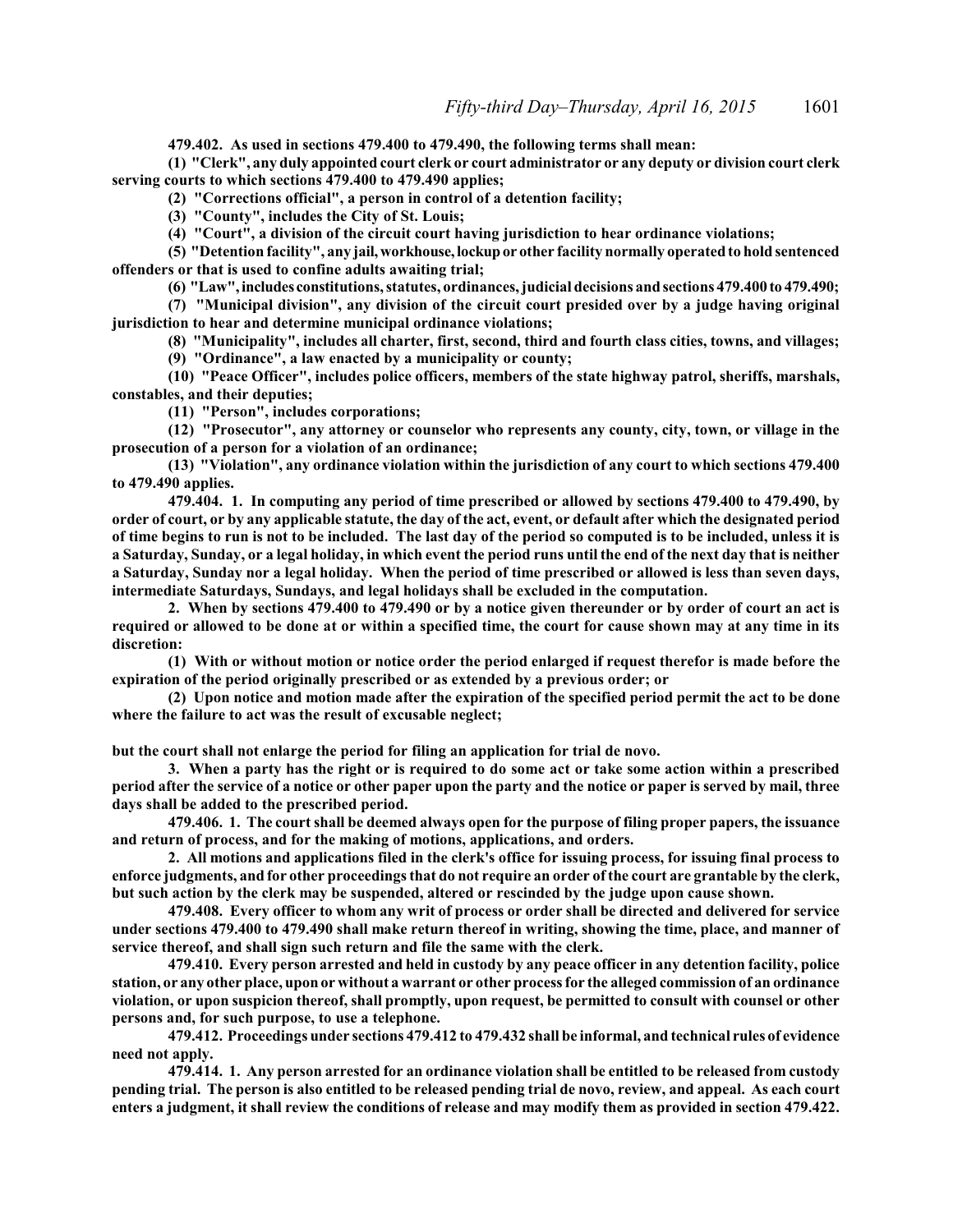**479.402. As used in sections 479.400 to 479.490, the following terms shall mean:**

**(1) "Clerk", any duly appointed court clerk or court administrator or any deputy or division court clerk serving courts to which sections 479.400 to 479.490 applies;**

**(2) "Corrections official", a person in control of a detention facility;**

**(3) "County", includes the City of St. Louis;**

**(4) "Court", a division of the circuit court having jurisdiction to hear ordinance violations;**

**(5) "Detention facility", any jail, workhouse, lockup or other facility normally operated to hold sentenced offenders or that is used to confine adults awaiting trial;**

**(6) "Law", includes constitutions, statutes, ordinances, judicial decisions and sections 479.400 to 479.490;**

**(7) "Municipal division", any division of the circuit court presided over by a judge having original jurisdiction to hear and determine municipal ordinance violations;**

**(8) "Municipality", includes all charter, first, second, third and fourth class cities, towns, and villages;**

**(9) "Ordinance", a law enacted by a municipality or county;**

**(10) "Peace Officer", includes police officers, members of the state highway patrol, sheriffs, marshals, constables, and their deputies;**

**(11) "Person", includes corporations;**

**(12) "Prosecutor", any attorney or counselor who represents any county, city, town, or village in the prosecution of a person for a violation of an ordinance;**

**(13) "Violation", any ordinance violation within the jurisdiction of any court to which sections 479.400 to 479.490 applies.**

**479.404. 1. In computing any period of time prescribed or allowed by sections 479.400 to 479.490, by order of court, or by any applicable statute, the day of the act, event, or default after which the designated period of time begins to run is not to be included. The last day of the period so computed is to be included, unless it is a Saturday, Sunday, or a legal holiday, in which event the period runs until the end of the next day that is neither a Saturday, Sunday nor a legal holiday. When the period of time prescribed or allowed is less than seven days, intermediate Saturdays, Sundays, and legal holidays shall be excluded in the computation.**

**2. When by sections 479.400 to 479.490 or by a notice given thereunder or by order of court an act is required or allowed to be done at or within a specified time, the court for cause shown may at any time in its discretion:**

**(1) With or without motion or notice order the period enlarged if request therefor is made before the expiration of the period originally prescribed or as extended by a previous order; or**

**(2) Upon notice and motion made after the expiration of the specified period permit the act to be done where the failure to act was the result of excusable neglect;**

**but the court shall not enlarge the period for filing an application for trial de novo.**

**3. When a party has the right or is required to do some act or take some action within a prescribed period after the service of a notice or other paper upon the party and the notice or paper is served by mail, three days shall be added to the prescribed period.**

**479.406. 1. The court shall be deemed always open for the purpose of filing proper papers, the issuance and return of process, and for the making of motions, applications, and orders.**

**2. All motions and applications filed in the clerk's office for issuing process, for issuing final process to enforce judgments, and for other proceedings that do not require an order of the court are grantable by the clerk, but such action by the clerk may be suspended, altered or rescinded by the judge upon cause shown.**

**479.408. Every officer to whom any writ of process or order shall be directed and delivered for service under sections 479.400 to 479.490 shall make return thereof in writing, showing the time, place, and manner of service thereof, and shall sign such return and file the same with the clerk.**

**479.410. Every person arrested and held in custody by any peace officer in any detention facility, police station, or any other place, upon or without a warrant or other process for the alleged commission of an ordinance violation, or upon suspicion thereof, shall promptly, upon request, be permitted to consult with counsel or other persons and, for such purpose, to use a telephone.**

**479.412. Proceedings under sections 479.412 to 479.432 shall be informal, and technical rules of evidence need not apply.**

**479.414. 1. Any person arrested for an ordinance violation shall be entitled to be released from custody pending trial. The person is also entitled to be released pending trial de novo, review, and appeal. As each court enters a judgment, it shall review the conditions of release and may modify them as provided in section 479.422.**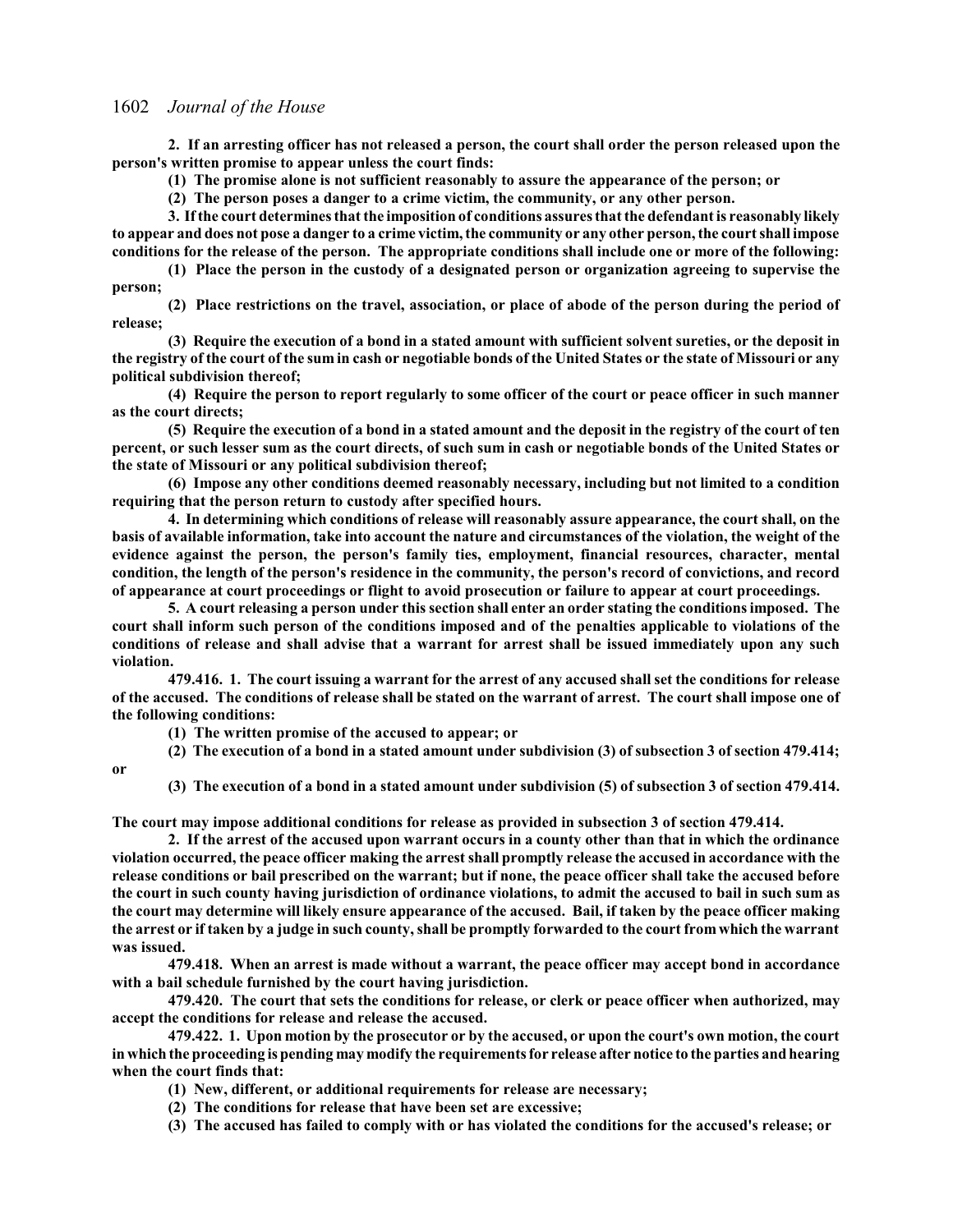**2. If an arresting officer has not released a person, the court shall order the person released upon the person's written promise to appear unless the court finds:**

**(1) The promise alone is not sufficient reasonably to assure the appearance of the person; or**

**(2) The person poses a danger to a crime victim, the community, or any other person.**

**3. If the court determines that the imposition of conditions assures that the defendant is reasonably likely to appear and does not pose a danger to a crime victim, the community or any other person, the court shall impose conditions for the release of the person. The appropriate conditions shall include one or more of the following:**

**(1) Place the person in the custody of a designated person or organization agreeing to supervise the person;**

**(2) Place restrictions on the travel, association, or place of abode of the person during the period of release;**

**(3) Require the execution of a bond in a stated amount with sufficient solvent sureties, or the deposit in the registry of the court of the sum in cash or negotiable bonds of the United States or the state of Missouri or any political subdivision thereof;**

**(4) Require the person to report regularly to some officer of the court or peace officer in such manner as the court directs;**

**(5) Require the execution of a bond in a stated amount and the deposit in the registry of the court of ten percent, or such lesser sum as the court directs, of such sum in cash or negotiable bonds of the United States or the state of Missouri or any political subdivision thereof;**

**(6) Impose any other conditions deemed reasonably necessary, including but not limited to a condition requiring that the person return to custody after specified hours.**

**4. In determining which conditions of release will reasonably assure appearance, the court shall, on the basis of available information, take into account the nature and circumstances of the violation, the weight of the evidence against the person, the person's family ties, employment, financial resources, character, mental condition, the length of the person's residence in the community, the person's record of convictions, and record of appearance at court proceedings or flight to avoid prosecution or failure to appear at court proceedings.**

**5. A court releasing a person under this section shall enter an order stating the conditions imposed. The court shall inform such person of the conditions imposed and of the penalties applicable to violations of the conditions of release and shall advise that a warrant for arrest shall be issued immediately upon any such violation.**

**479.416. 1. The court issuing a warrant for the arrest of any accused shall set the conditions for release of the accused. The conditions of release shall be stated on the warrant of arrest. The court shall impose one of the following conditions:**

**(1) The written promise of the accused to appear; or**

**(2) The execution of a bond in a stated amount under subdivision (3) of subsection 3 of section 479.414; or**

**(3) The execution of a bond in a stated amount under subdivision (5) of subsection 3 of section 479.414.**

**The court may impose additional conditions for release as provided in subsection 3 of section 479.414.**

**2. If the arrest of the accused upon warrant occurs in a county other than that in which the ordinance violation occurred, the peace officer making the arrest shall promptly release the accused in accordance with the release conditions or bail prescribed on the warrant; but if none, the peace officer shall take the accused before the court in such county having jurisdiction of ordinance violations, to admit the accused to bail in such sum as the court may determine will likely ensure appearance of the accused. Bail, if taken by the peace officer making the arrest or if taken by a judge in such county, shall be promptly forwarded to the court from which the warrant was issued.**

**479.418. When an arrest is made without a warrant, the peace officer may accept bond in accordance with a bail schedule furnished by the court having jurisdiction.**

**479.420. The court that sets the conditions for release, or clerk or peace officer when authorized, may accept the conditions for release and release the accused.**

**479.422. 1. Upon motion by the prosecutor or by the accused, or upon the court's own motion, the court in which the proceeding is pending may modify the requirements for release after notice to the parties and hearing when the court finds that:**

**(1) New, different, or additional requirements for release are necessary;**

**(2) The conditions for release that have been set are excessive;**

**(3) The accused has failed to comply with or has violated the conditions for the accused's release; or**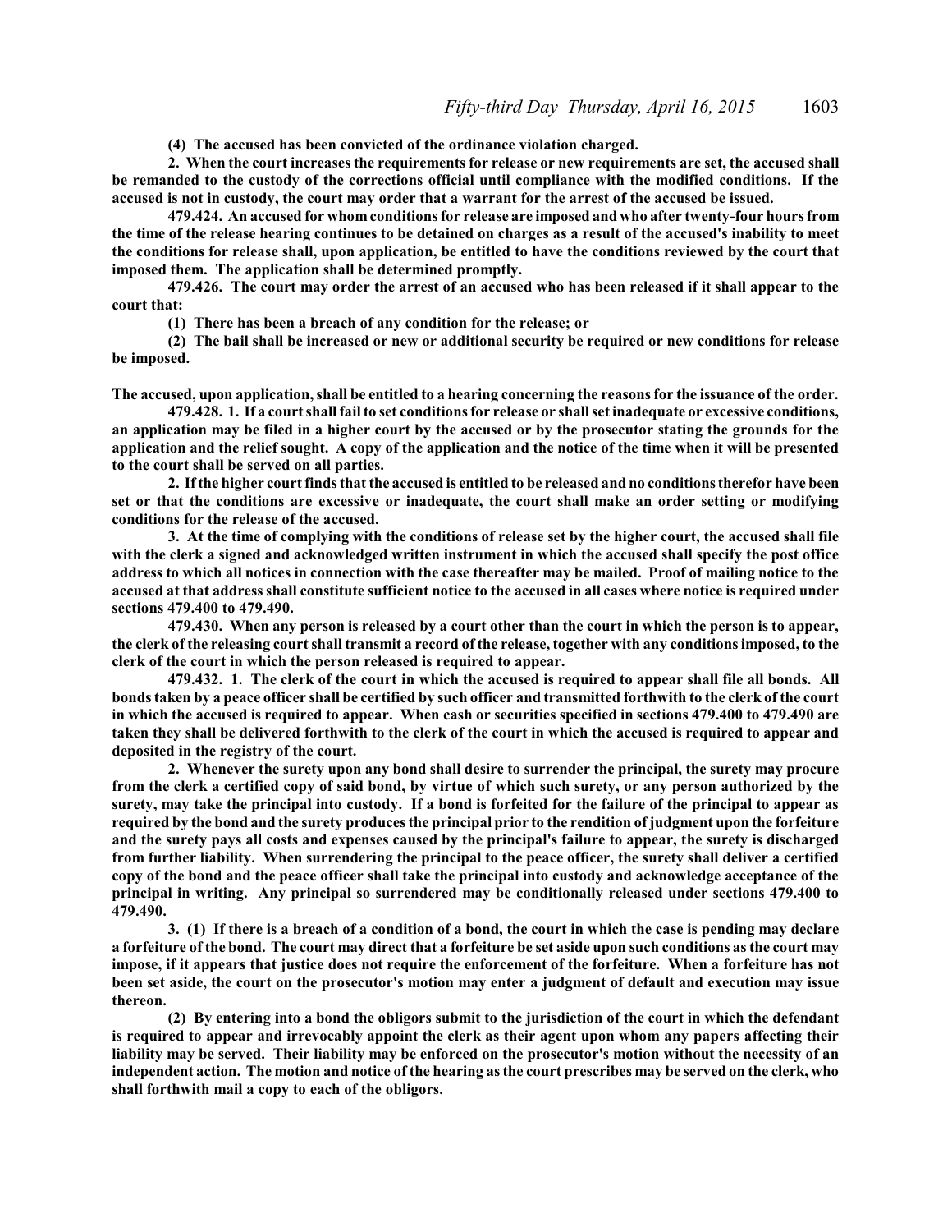**(4) The accused has been convicted of the ordinance violation charged.**

**2. When the court increases the requirements for release or new requirements are set, the accused shall be remanded to the custody of the corrections official until compliance with the modified conditions. If the accused is not in custody, the court may order that a warrant for the arrest of the accused be issued.**

**479.424. An accused for whom conditions for release are imposed and who after twenty-four hours from the time of the release hearing continues to be detained on charges as a result of the accused's inability to meet the conditions for release shall, upon application, be entitled to have the conditions reviewed by the court that imposed them. The application shall be determined promptly.**

**479.426. The court may order the arrest of an accused who has been released if it shall appear to the court that:**

**(1) There has been a breach of any condition for the release; or**

**(2) The bail shall be increased or new or additional security be required or new conditions for release be imposed.**

**The accused, upon application, shall be entitled to a hearing concerning the reasons for the issuance of the order.**

**479.428. 1. If a court shall fail to set conditions for release or shall set inadequate or excessive conditions, an application may be filed in a higher court by the accused or by the prosecutor stating the grounds for the application and the relief sought. A copy of the application and the notice of the time when it will be presented to the court shall be served on all parties.**

**2. If the higher court finds that the accused is entitled to be released and no conditions therefor have been set or that the conditions are excessive or inadequate, the court shall make an order setting or modifying conditions for the release of the accused.**

**3. At the time of complying with the conditions of release set by the higher court, the accused shall file with the clerk a signed and acknowledged written instrument in which the accused shall specify the post office address to which all notices in connection with the case thereafter may be mailed. Proof of mailing notice to the accused at that address shall constitute sufficient notice to the accused in all cases where notice is required under sections 479.400 to 479.490.**

**479.430. When any person is released by a court other than the court in which the person is to appear, the clerk of the releasing court shall transmit a record of the release, together with any conditions imposed, to the clerk of the court in which the person released is required to appear.**

**479.432. 1. The clerk of the court in which the accused is required to appear shall file all bonds. All bonds taken by a peace officer shall be certified by such officer and transmitted forthwith to the clerk of the court in which the accused is required to appear. When cash or securities specified in sections 479.400 to 479.490 are taken they shall be delivered forthwith to the clerk of the court in which the accused is required to appear and deposited in the registry of the court.**

**2. Whenever the surety upon any bond shall desire to surrender the principal, the surety may procure from the clerk a certified copy of said bond, by virtue of which such surety, or any person authorized by the surety, may take the principal into custody. If a bond is forfeited for the failure of the principal to appear as required by the bond and the surety produces the principal prior to the rendition of judgment upon the forfeiture and the surety pays all costs and expenses caused by the principal's failure to appear, the surety is discharged from further liability. When surrendering the principal to the peace officer, the surety shall deliver a certified copy of the bond and the peace officer shall take the principal into custody and acknowledge acceptance of the principal in writing. Any principal so surrendered may be conditionally released under sections 479.400 to 479.490.**

**3. (1) If there is a breach of a condition of a bond, the court in which the case is pending may declare a forfeiture of the bond. The court may direct that a forfeiture be set aside upon such conditions as the court may impose, if it appears that justice does not require the enforcement of the forfeiture. When a forfeiture has not been set aside, the court on the prosecutor's motion may enter a judgment of default and execution may issue thereon.**

**(2) By entering into a bond the obligors submit to the jurisdiction of the court in which the defendant is required to appear and irrevocably appoint the clerk as their agent upon whom any papers affecting their liability may be served. Their liability may be enforced on the prosecutor's motion without the necessity of an independent action. The motion and notice of the hearing as the court prescribes may be served on the clerk, who shall forthwith mail a copy to each of the obligors.**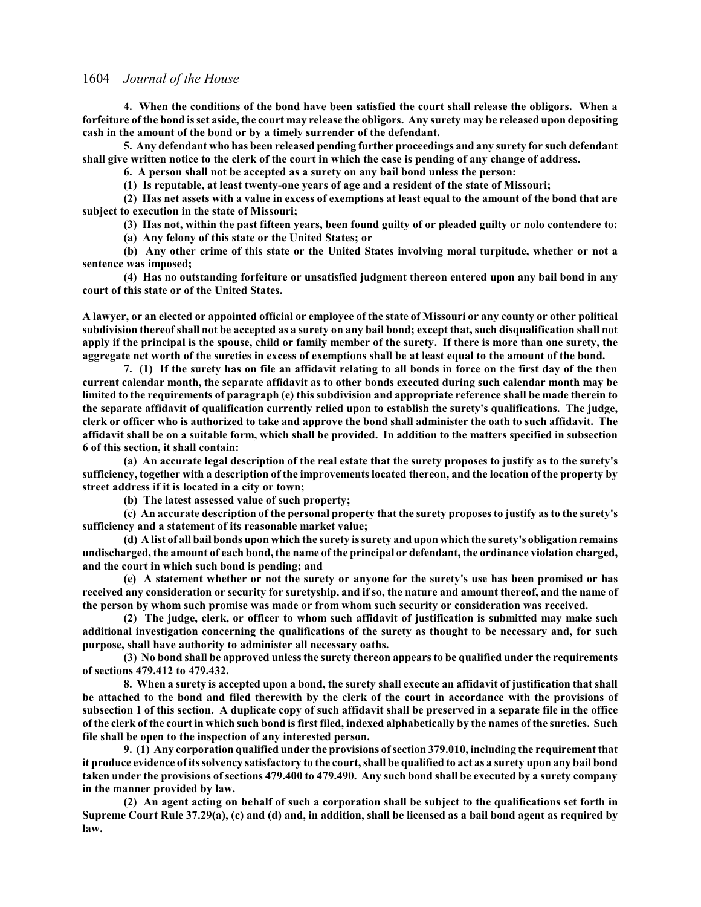**4. When the conditions of the bond have been satisfied the court shall release the obligors. When a forfeiture of the bond is set aside, the court may release the obligors. Any surety may be released upon depositing cash in the amount of the bond or by a timely surrender of the defendant.**

**5. Any defendant who has been released pending further proceedings and any surety for such defendant shall give written notice to the clerk of the court in which the case is pending of any change of address.**

**6. A person shall not be accepted as a surety on any bail bond unless the person:**

**(1) Is reputable, at least twenty-one years of age and a resident of the state of Missouri;**

**(2) Has net assets with a value in excess of exemptions at least equal to the amount of the bond that are subject to execution in the state of Missouri;**

**(3) Has not, within the past fifteen years, been found guilty of or pleaded guilty or nolo contendere to:**

**(a) Any felony of this state or the United States; or**

**(b) Any other crime of this state or the United States involving moral turpitude, whether or not a sentence was imposed;**

**(4) Has no outstanding forfeiture or unsatisfied judgment thereon entered upon any bail bond in any court of this state or of the United States.**

**A lawyer, or an elected or appointed official or employee of the state of Missouri or any county or other political subdivision thereof shall not be accepted as a surety on any bail bond; except that, such disqualification shall not apply if the principal is the spouse, child or family member of the surety. If there is more than one surety, the aggregate net worth of the sureties in excess of exemptions shall be at least equal to the amount of the bond.**

**7. (1) If the surety has on file an affidavit relating to all bonds in force on the first day of the then current calendar month, the separate affidavit as to other bonds executed during such calendar month may be limited to the requirements of paragraph (e) this subdivision and appropriate reference shall be made therein to the separate affidavit of qualification currently relied upon to establish the surety's qualifications. The judge, clerk or officer who is authorized to take and approve the bond shall administer the oath to such affidavit. The affidavit shall be on a suitable form, which shall be provided. In addition to the matters specified in subsection 6 of this section, it shall contain:**

**(a) An accurate legal description of the real estate that the surety proposes to justify as to the surety's sufficiency, together with a description of the improvements located thereon, and the location of the property by street address if it is located in a city or town;**

**(b) The latest assessed value of such property;**

**(c) An accurate description of the personal property that the surety proposes to justify as to the surety's sufficiency and a statement of its reasonable market value;**

**(d) A list of all bail bonds upon which the surety is surety and upon which the surety's obligation remains undischarged, the amount of each bond, the name of the principal or defendant, the ordinance violation charged, and the court in which such bond is pending; and**

**(e) A statement whether or not the surety or anyone for the surety's use has been promised or has received any consideration or security for suretyship, and if so, the nature and amount thereof, and the name of the person by whom such promise was made or from whom such security or consideration was received.**

**(2) The judge, clerk, or officer to whom such affidavit of justification is submitted may make such additional investigation concerning the qualifications of the surety as thought to be necessary and, for such purpose, shall have authority to administer all necessary oaths.**

**(3) No bond shall be approved unless the surety thereon appears to be qualified under the requirements of sections 479.412 to 479.432.**

**8. When a surety is accepted upon a bond, the surety shall execute an affidavit of justification that shall be attached to the bond and filed therewith by the clerk of the court in accordance with the provisions of subsection 1 of this section. A duplicate copy of such affidavit shall be preserved in a separate file in the office of the clerk of the court in which such bond is first filed, indexed alphabetically by the names of the sureties. Such file shall be open to the inspection of any interested person.**

**9. (1) Any corporation qualified under the provisions of section 379.010, including the requirement that it produce evidence of its solvency satisfactory to the court, shall be qualified to act as a surety upon any bail bond taken under the provisions of sections 479.400 to 479.490. Any such bond shall be executed by a surety company in the manner provided by law.**

**(2) An agent acting on behalf of such a corporation shall be subject to the qualifications set forth in Supreme Court Rule 37.29(a), (c) and (d) and, in addition, shall be licensed as a bail bond agent as required by law.**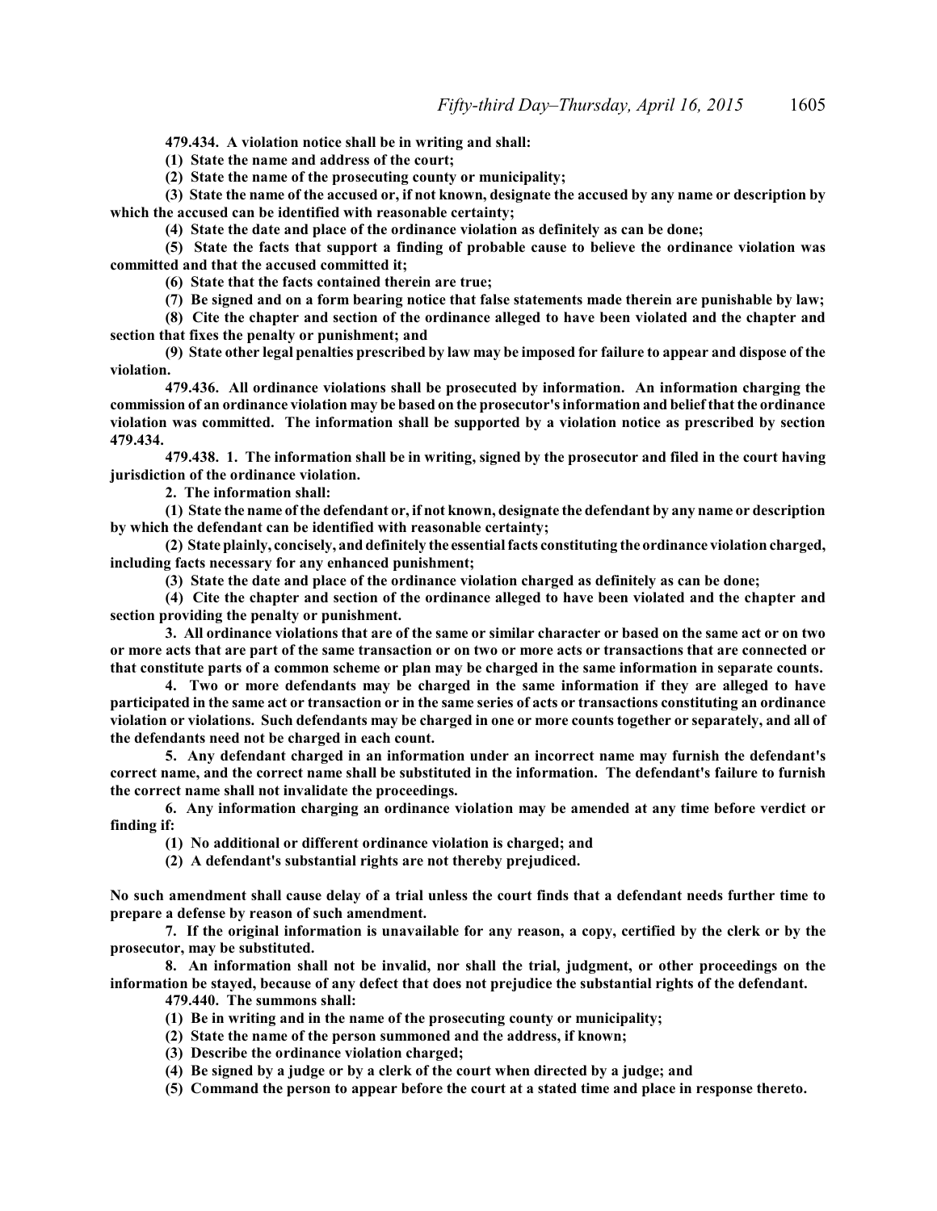**479.434. A violation notice shall be in writing and shall:**

**(1) State the name and address of the court;**

**(2) State the name of the prosecuting county or municipality;**

**(3) State the name of the accused or, if not known, designate the accused by any name or description by which the accused can be identified with reasonable certainty;**

**(4) State the date and place of the ordinance violation as definitely as can be done;**

**(5) State the facts that support a finding of probable cause to believe the ordinance violation was committed and that the accused committed it;**

**(6) State that the facts contained therein are true;**

**(7) Be signed and on a form bearing notice that false statements made therein are punishable by law;**

**(8) Cite the chapter and section of the ordinance alleged to have been violated and the chapter and section that fixes the penalty or punishment; and**

**(9) State other legal penalties prescribed by law may be imposed for failure to appear and dispose of the violation.**

**479.436. All ordinance violations shall be prosecuted by information. An information charging the commission of an ordinance violation may be based on the prosecutor's information and belief that the ordinance violation was committed. The information shall be supported by a violation notice as prescribed by section 479.434.**

**479.438. 1. The information shall be in writing, signed by the prosecutor and filed in the court having jurisdiction of the ordinance violation.**

**2. The information shall:**

**(1) State the name of the defendant or, if not known, designate the defendant by any name or description by which the defendant can be identified with reasonable certainty;**

**(2) State plainly, concisely, and definitely the essential facts constituting the ordinance violation charged, including facts necessary for any enhanced punishment;**

**(3) State the date and place of the ordinance violation charged as definitely as can be done;**

**(4) Cite the chapter and section of the ordinance alleged to have been violated and the chapter and section providing the penalty or punishment.**

**3. All ordinance violations that are of the same or similar character or based on the same act or on two or more acts that are part of the same transaction or on two or more acts or transactions that are connected or that constitute parts of a common scheme or plan may be charged in the same information in separate counts.**

**4. Two or more defendants may be charged in the same information if they are alleged to have participated in the same act or transaction or in the same series of acts or transactions constituting an ordinance violation or violations. Such defendants may be charged in one or more counts together or separately, and all of the defendants need not be charged in each count.**

**5. Any defendant charged in an information under an incorrect name may furnish the defendant's correct name, and the correct name shall be substituted in the information. The defendant's failure to furnish the correct name shall not invalidate the proceedings.**

**6. Any information charging an ordinance violation may be amended at any time before verdict or finding if:**

**(1) No additional or different ordinance violation is charged; and**

**(2) A defendant's substantial rights are not thereby prejudiced.**

**No such amendment shall cause delay of a trial unless the court finds that a defendant needs further time to prepare a defense by reason of such amendment.**

**7. If the original information is unavailable for any reason, a copy, certified by the clerk or by the prosecutor, may be substituted.**

**8. An information shall not be invalid, nor shall the trial, judgment, or other proceedings on the information be stayed, because of any defect that does not prejudice the substantial rights of the defendant.**

**479.440. The summons shall:**

**(1) Be in writing and in the name of the prosecuting county or municipality;**

**(2) State the name of the person summoned and the address, if known;**

**(3) Describe the ordinance violation charged;**

**(4) Be signed by a judge or by a clerk of the court when directed by a judge; and**

**(5) Command the person to appear before the court at a stated time and place in response thereto.**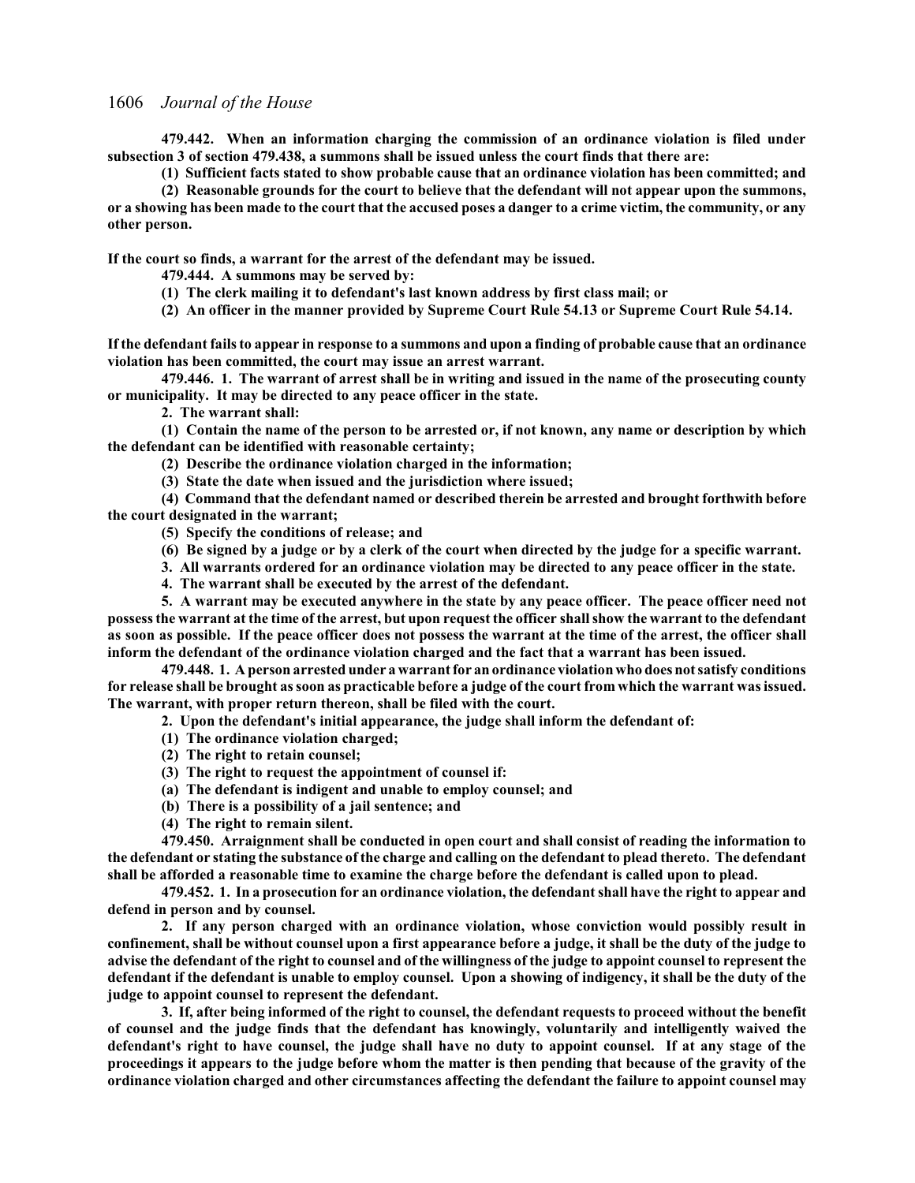**479.442. When an information charging the commission of an ordinance violation is filed under subsection 3 of section 479.438, a summons shall be issued unless the court finds that there are:**

**(1) Sufficient facts stated to show probable cause that an ordinance violation has been committed; and**

**(2) Reasonable grounds for the court to believe that the defendant will not appear upon the summons, or a showing has been made to the court that the accused poses a danger to a crime victim, the community, or any other person.**

**If the court so finds, a warrant for the arrest of the defendant may be issued.**

**479.444. A summons may be served by:**

**(1) The clerk mailing it to defendant's last known address by first class mail; or**

**(2) An officer in the manner provided by Supreme Court Rule 54.13 or Supreme Court Rule 54.14.**

**If the defendant fails to appear in response to a summons and upon a finding of probable cause that an ordinance violation has been committed, the court may issue an arrest warrant.**

**479.446. 1. The warrant of arrest shall be in writing and issued in the name of the prosecuting county or municipality. It may be directed to any peace officer in the state.**

**2. The warrant shall:**

**(1) Contain the name of the person to be arrested or, if not known, any name or description by which the defendant can be identified with reasonable certainty;**

**(2) Describe the ordinance violation charged in the information;**

**(3) State the date when issued and the jurisdiction where issued;**

**(4) Command that the defendant named or described therein be arrested and brought forthwith before the court designated in the warrant;**

**(5) Specify the conditions of release; and**

**(6) Be signed by a judge or by a clerk of the court when directed by the judge for a specific warrant.**

**3. All warrants ordered for an ordinance violation may be directed to any peace officer in the state.**

**4. The warrant shall be executed by the arrest of the defendant.**

**5. A warrant may be executed anywhere in the state by any peace officer. The peace officer need not possess the warrant at the time of the arrest, but upon request the officer shall show the warrant to the defendant as soon as possible. If the peace officer does not possess the warrant at the time of the arrest, the officer shall inform the defendant of the ordinance violation charged and the fact that a warrant has been issued.**

**479.448. 1. A person arrested under a warrant for an ordinance violation who does not satisfy conditions for release shall be brought as soon as practicable before a judge of the court from which the warrant was issued. The warrant, with proper return thereon, shall be filed with the court.**

**2. Upon the defendant's initial appearance, the judge shall inform the defendant of:**

**(1) The ordinance violation charged;**

**(2) The right to retain counsel;**

**(3) The right to request the appointment of counsel if:**

**(a) The defendant is indigent and unable to employ counsel; and**

**(b) There is a possibility of a jail sentence; and**

**(4) The right to remain silent.**

**479.450. Arraignment shall be conducted in open court and shall consist of reading the information to the defendant or stating the substance of the charge and calling on the defendant to plead thereto. The defendant shall be afforded a reasonable time to examine the charge before the defendant is called upon to plead.**

**479.452. 1. In a prosecution for an ordinance violation, the defendant shall have the right to appear and defend in person and by counsel.**

**2. If any person charged with an ordinance violation, whose conviction would possibly result in confinement, shall be without counsel upon a first appearance before a judge, it shall be the duty of the judge to advise the defendant of the right to counsel and of the willingness of the judge to appoint counsel to represent the defendant if the defendant is unable to employ counsel. Upon a showing of indigency, it shall be the duty of the judge to appoint counsel to represent the defendant.**

**3. If, after being informed of the right to counsel, the defendant requests to proceed without the benefit of counsel and the judge finds that the defendant has knowingly, voluntarily and intelligently waived the defendant's right to have counsel, the judge shall have no duty to appoint counsel. If at any stage of the proceedings it appears to the judge before whom the matter is then pending that because of the gravity of the ordinance violation charged and other circumstances affecting the defendant the failure to appoint counsel may**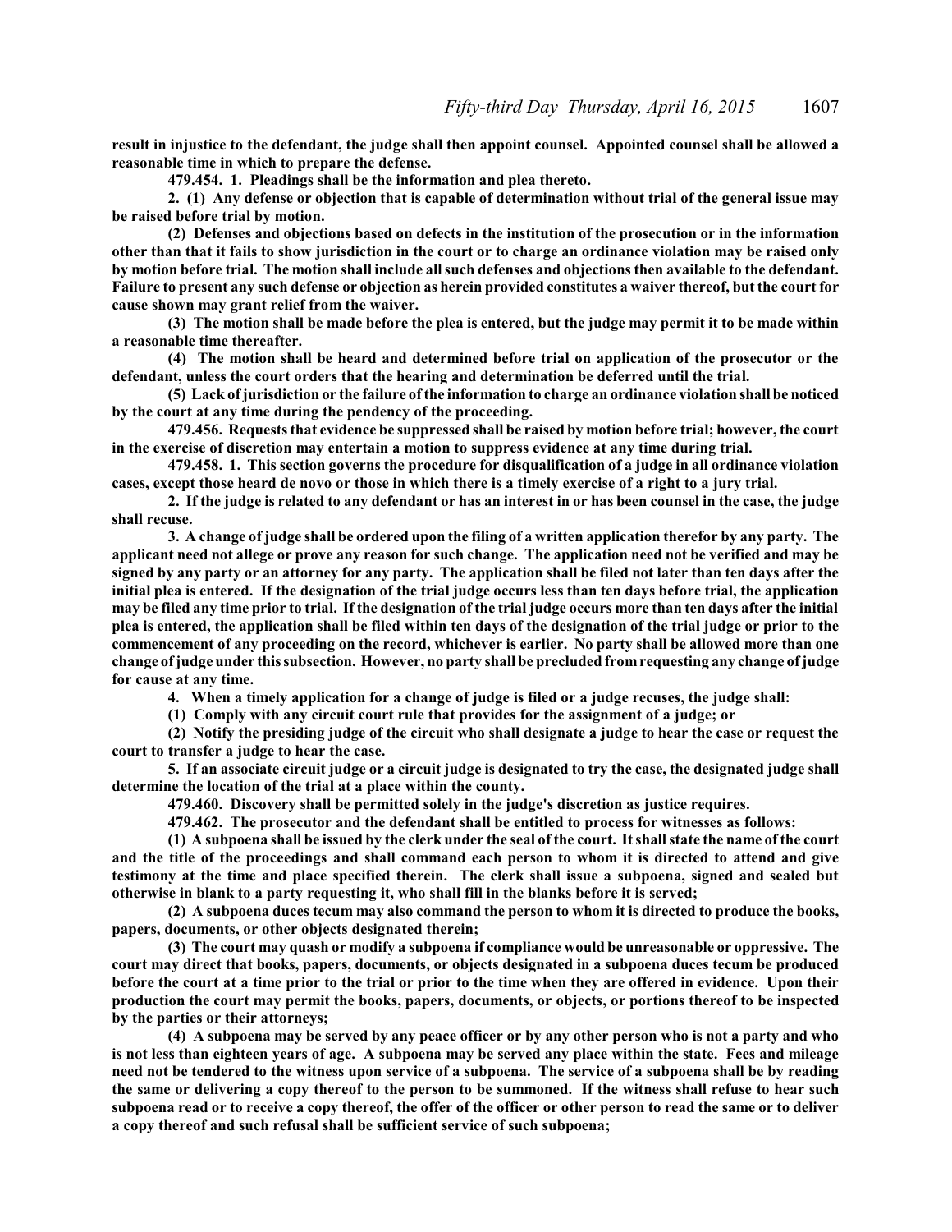**result in injustice to the defendant, the judge shall then appoint counsel. Appointed counsel shall be allowed a reasonable time in which to prepare the defense.**

**479.454. 1. Pleadings shall be the information and plea thereto.**

**2. (1) Any defense or objection that is capable of determination without trial of the general issue may be raised before trial by motion.**

**(2) Defenses and objections based on defects in the institution of the prosecution or in the information other than that it fails to show jurisdiction in the court or to charge an ordinance violation may be raised only by motion before trial. The motion shall include all such defenses and objections then available to the defendant. Failure to present any such defense or objection as herein provided constitutes a waiver thereof, but the court for cause shown may grant relief from the waiver.**

**(3) The motion shall be made before the plea is entered, but the judge may permit it to be made within a reasonable time thereafter.**

**(4) The motion shall be heard and determined before trial on application of the prosecutor or the defendant, unless the court orders that the hearing and determination be deferred until the trial.**

**(5) Lack of jurisdiction or the failure of the information to charge an ordinance violation shall be noticed by the court at any time during the pendency of the proceeding.**

**479.456. Requests that evidence be suppressed shall be raised by motion before trial; however, the court in the exercise of discretion may entertain a motion to suppress evidence at any time during trial.**

**479.458. 1. This section governs the procedure for disqualification of a judge in all ordinance violation cases, except those heard de novo or those in which there is a timely exercise of a right to a jury trial.**

**2. If the judge is related to any defendant or has an interest in or has been counsel in the case, the judge shall recuse.**

**3. A change of judge shall be ordered upon the filing of a written application therefor by any party. The applicant need not allege or prove any reason for such change. The application need not be verified and may be signed by any party or an attorney for any party. The application shall be filed not later than ten days after the initial plea is entered. If the designation of the trial judge occurs less than ten days before trial, the application may be filed any time prior to trial. If the designation of the trial judge occurs more than ten days after the initial plea is entered, the application shall be filed within ten days of the designation of the trial judge or prior to the commencement of any proceeding on the record, whichever is earlier. No party shall be allowed more than one change of judge under this subsection. However, no party shall be precluded from requesting any change of judge for cause at any time.**

**4. When a timely application for a change of judge is filed or a judge recuses, the judge shall:**

**(1) Comply with any circuit court rule that provides for the assignment of a judge; or**

**(2) Notify the presiding judge of the circuit who shall designate a judge to hear the case or request the court to transfer a judge to hear the case.**

**5. If an associate circuit judge or a circuit judge is designated to try the case, the designated judge shall determine the location of the trial at a place within the county.**

**479.460. Discovery shall be permitted solely in the judge's discretion as justice requires.**

**479.462. The prosecutor and the defendant shall be entitled to process for witnesses as follows:**

**(1) A subpoena shall be issued by the clerk under the seal of the court. It shall state the name of the court and the title of the proceedings and shall command each person to whom it is directed to attend and give testimony at the time and place specified therein. The clerk shall issue a subpoena, signed and sealed but otherwise in blank to a party requesting it, who shall fill in the blanks before it is served;**

**(2) A subpoena duces tecum may also command the person to whom it is directed to produce the books, papers, documents, or other objects designated therein;**

**(3) The court may quash or modify a subpoena if compliance would be unreasonable or oppressive. The court may direct that books, papers, documents, or objects designated in a subpoena duces tecum be produced before the court at a time prior to the trial or prior to the time when they are offered in evidence. Upon their production the court may permit the books, papers, documents, or objects, or portions thereof to be inspected by the parties or their attorneys;**

**(4) A subpoena may be served by any peace officer or by any other person who is not a party and who is not less than eighteen years of age. A subpoena may be served any place within the state. Fees and mileage need not be tendered to the witness upon service of a subpoena. The service of a subpoena shall be by reading the same or delivering a copy thereof to the person to be summoned. If the witness shall refuse to hear such subpoena read or to receive a copy thereof, the offer of the officer or other person to read the same or to deliver a copy thereof and such refusal shall be sufficient service of such subpoena;**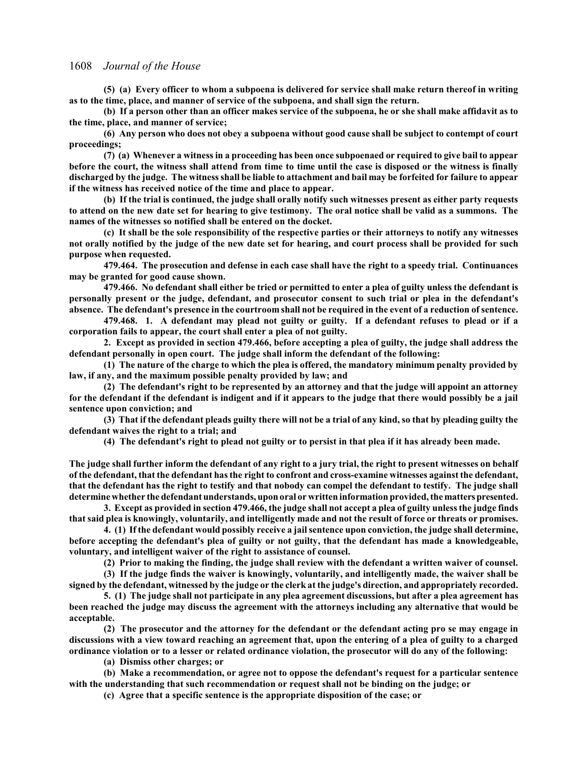**(5) (a) Every officer to whom a subpoena is delivered for service shall make return thereof in writing as to the time, place, and manner of service of the subpoena, and shall sign the return.**

**(b) If a person other than an officer makes service of the subpoena, he or she shall make affidavit as to the time, place, and manner of service;**

**(6) Any person who does not obey a subpoena without good cause shall be subject to contempt of court proceedings;**

**(7) (a) Whenever a witness in a proceeding has been once subpoenaed or required to give bail to appear before the court, the witness shall attend from time to time until the case is disposed or the witness is finally discharged by the judge. The witness shall be liable to attachment and bail may be forfeited for failure to appear if the witness has received notice of the time and place to appear.**

**(b) If the trial is continued, the judge shall orally notify such witnesses present as either party requests to attend on the new date set for hearing to give testimony. The oral notice shall be valid as a summons. The names of the witnesses so notified shall be entered on the docket.**

**(c) It shall be the sole responsibility of the respective parties or their attorneys to notify any witnesses not orally notified by the judge of the new date set for hearing, and court process shall be provided for such purpose when requested.**

**479.464. The prosecution and defense in each case shall have the right to a speedy trial. Continuances may be granted for good cause shown.**

**479.466. No defendant shall either be tried or permitted to enter a plea of guilty unless the defendant is personally present or the judge, defendant, and prosecutor consent to such trial or plea in the defendant's absence. The defendant's presence in the courtroom shall not be required in the event of a reduction of sentence.**

**479.468. 1. A defendant may plead not guilty or guilty. If a defendant refuses to plead or if a corporation fails to appear, the court shall enter a plea of not guilty.**

**2. Except as provided in section 479.466, before accepting a plea of guilty, the judge shall address the defendant personally in open court. The judge shall inform the defendant of the following:**

**(1) The nature of the charge to which the plea is offered, the mandatory minimum penalty provided by law, if any, and the maximum possible penalty provided by law; and**

**(2) The defendant's right to be represented by an attorney and that the judge will appoint an attorney for the defendant if the defendant is indigent and if it appears to the judge that there would possibly be a jail sentence upon conviction; and**

**(3) That if the defendant pleads guilty there will not be a trial of any kind, so that by pleading guilty the defendant waives the right to a trial; and**

**(4) The defendant's right to plead not guilty or to persist in that plea if it has already been made.**

**The judge shall further inform the defendant of any right to a jury trial, the right to present witnesses on behalf of the defendant, that the defendant has the right to confront and cross-examine witnesses against the defendant, that the defendant has the right to testify and that nobody can compel the defendant to testify. The judge shall determine whether the defendant understands, upon oral or written information provided, the matters presented.**

**3. Except as provided in section 479.466, the judge shall not accept a plea of guilty unless the judge finds that said plea is knowingly, voluntarily, and intelligently made and not the result of force or threats or promises.**

**4. (1) If the defendant would possibly receive a jail sentence upon conviction, the judge shall determine, before accepting the defendant's plea of guilty or not guilty, that the defendant has made a knowledgeable, voluntary, and intelligent waiver of the right to assistance of counsel.**

**(2) Prior to making the finding, the judge shall review with the defendant a written waiver of counsel.**

**(3) If the judge finds the waiver is knowingly, voluntarily, and intelligently made, the waiver shall be signed by the defendant, witnessed by the judge or the clerk at the judge's direction, and appropriately recorded.**

**5. (1) The judge shall not participate in any plea agreement discussions, but after a plea agreement has been reached the judge may discuss the agreement with the attorneys including any alternative that would be acceptable.**

**(2) The prosecutor and the attorney for the defendant or the defendant acting pro se may engage in discussions with a view toward reaching an agreement that, upon the entering of a plea of guilty to a charged ordinance violation or to a lesser or related ordinance violation, the prosecutor will do any of the following:**

**(a) Dismiss other charges; or**

**(b) Make a recommendation, or agree not to oppose the defendant's request for a particular sentence with the understanding that such recommendation or request shall not be binding on the judge; or**

**(c) Agree that a specific sentence is the appropriate disposition of the case; or**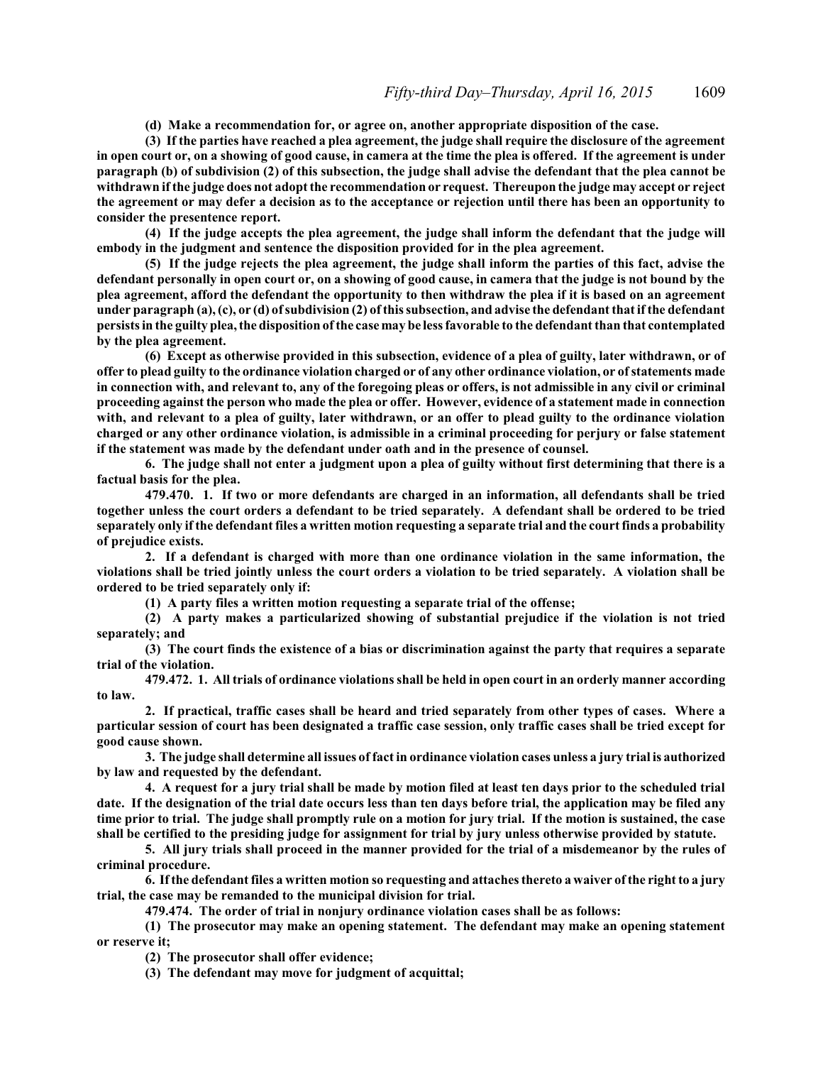**(d) Make a recommendation for, or agree on, another appropriate disposition of the case.**

**(3) If the parties have reached a plea agreement, the judge shall require the disclosure of the agreement in open court or, on a showing of good cause, in camera at the time the plea is offered. If the agreement is under paragraph (b) of subdivision (2) of this subsection, the judge shall advise the defendant that the plea cannot be withdrawn if the judge does not adopt the recommendation or request. Thereupon the judge may accept or reject the agreement or may defer a decision as to the acceptance or rejection until there has been an opportunity to consider the presentence report.**

**(4) If the judge accepts the plea agreement, the judge shall inform the defendant that the judge will embody in the judgment and sentence the disposition provided for in the plea agreement.**

**(5) If the judge rejects the plea agreement, the judge shall inform the parties of this fact, advise the defendant personally in open court or, on a showing of good cause, in camera that the judge is not bound by the plea agreement, afford the defendant the opportunity to then withdraw the plea if it is based on an agreement under paragraph (a), (c), or (d) of subdivision (2) of this subsection, and advise the defendant that if the defendant persists in the guilty plea, the disposition of the case may be less favorable to the defendant than that contemplated by the plea agreement.**

**(6) Except as otherwise provided in this subsection, evidence of a plea of guilty, later withdrawn, or of offer to plead guilty to the ordinance violation charged or of any other ordinance violation, or of statements made in connection with, and relevant to, any of the foregoing pleas or offers, is not admissible in any civil or criminal proceeding against the person who made the plea or offer. However, evidence of a statement made in connection with, and relevant to a plea of guilty, later withdrawn, or an offer to plead guilty to the ordinance violation charged or any other ordinance violation, is admissible in a criminal proceeding for perjury or false statement if the statement was made by the defendant under oath and in the presence of counsel.**

**6. The judge shall not enter a judgment upon a plea of guilty without first determining that there is a factual basis for the plea.**

**479.470. 1. If two or more defendants are charged in an information, all defendants shall be tried together unless the court orders a defendant to be tried separately. A defendant shall be ordered to be tried separately only if the defendant files a written motion requesting a separate trial and the court finds a probability of prejudice exists.**

**2. If a defendant is charged with more than one ordinance violation in the same information, the violations shall be tried jointly unless the court orders a violation to be tried separately. A violation shall be ordered to be tried separately only if:**

**(1) A party files a written motion requesting a separate trial of the offense;**

**(2) A party makes a particularized showing of substantial prejudice if the violation is not tried separately; and**

**(3) The court finds the existence of a bias or discrimination against the party that requires a separate trial of the violation.**

**479.472. 1. All trials of ordinance violations shall be held in open court in an orderly manner according to law.**

**2. If practical, traffic cases shall be heard and tried separately from other types of cases. Where a particular session of court has been designated a traffic case session, only traffic cases shall be tried except for good cause shown.**

**3. The judge shall determine all issues of fact in ordinance violation cases unless a jury trial is authorized by law and requested by the defendant.**

**4. A request for a jury trial shall be made by motion filed at least ten days prior to the scheduled trial date. If the designation of the trial date occurs less than ten days before trial, the application may be filed any time prior to trial. The judge shall promptly rule on a motion for jury trial. If the motion is sustained, the case shall be certified to the presiding judge for assignment for trial by jury unless otherwise provided by statute.**

**5. All jury trials shall proceed in the manner provided for the trial of a misdemeanor by the rules of criminal procedure.**

**6. If the defendant files a written motion so requesting and attaches thereto a waiver of the right to a jury trial, the case may be remanded to the municipal division for trial.**

**479.474. The order of trial in nonjury ordinance violation cases shall be as follows:**

**(1) The prosecutor may make an opening statement. The defendant may make an opening statement or reserve it;**

**(2) The prosecutor shall offer evidence;**

**(3) The defendant may move for judgment of acquittal;**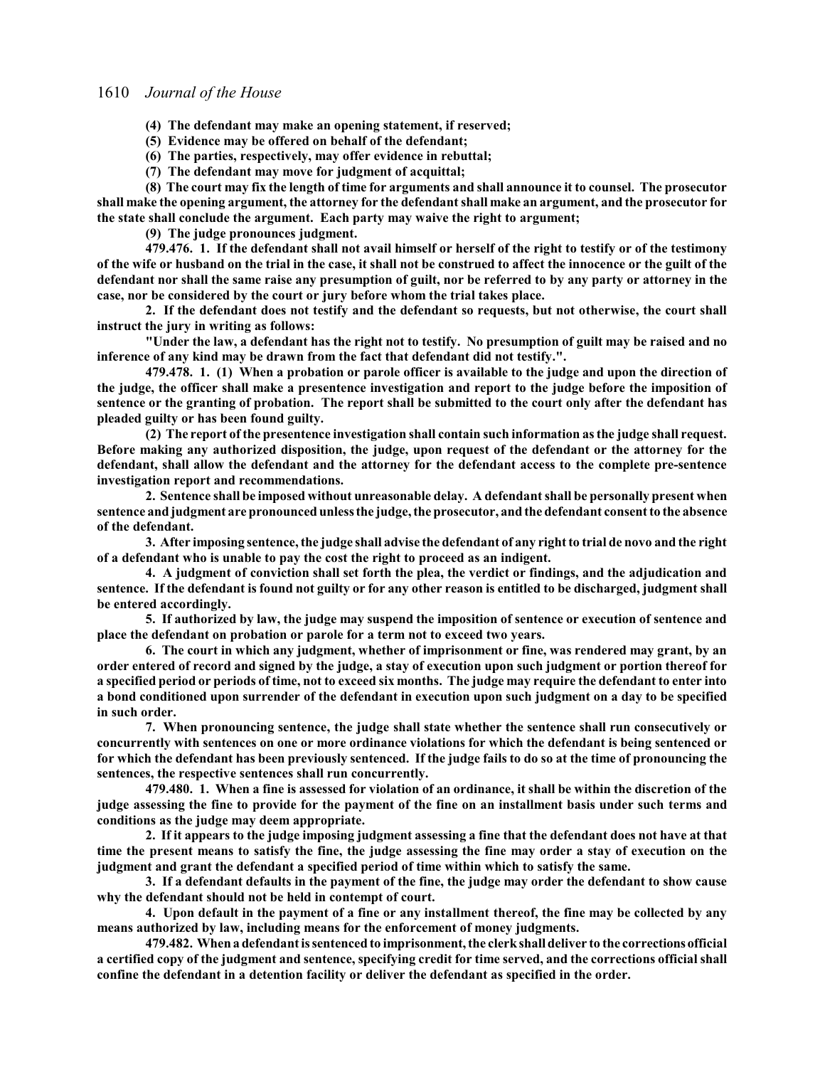**(4) The defendant may make an opening statement, if reserved;**

**(5) Evidence may be offered on behalf of the defendant;**

**(6) The parties, respectively, may offer evidence in rebuttal;**

**(7) The defendant may move for judgment of acquittal;**

**(8) The court may fix the length of time for arguments and shall announce it to counsel. The prosecutor shall make the opening argument, the attorney for the defendant shall make an argument, and the prosecutor for the state shall conclude the argument. Each party may waive the right to argument;**

**(9) The judge pronounces judgment.**

**479.476. 1. If the defendant shall not avail himself or herself of the right to testify or of the testimony of the wife or husband on the trial in the case, it shall not be construed to affect the innocence or the guilt of the defendant nor shall the same raise any presumption of guilt, nor be referred to by any party or attorney in the case, nor be considered by the court or jury before whom the trial takes place.**

**2. If the defendant does not testify and the defendant so requests, but not otherwise, the court shall instruct the jury in writing as follows:**

**"Under the law, a defendant has the right not to testify. No presumption of guilt may be raised and no inference of any kind may be drawn from the fact that defendant did not testify.".**

**479.478. 1. (1) When a probation or parole officer is available to the judge and upon the direction of the judge, the officer shall make a presentence investigation and report to the judge before the imposition of sentence or the granting of probation. The report shall be submitted to the court only after the defendant has pleaded guilty or has been found guilty.**

**(2) The report of the presentence investigation shall contain such information as the judge shall request. Before making any authorized disposition, the judge, upon request of the defendant or the attorney for the defendant, shall allow the defendant and the attorney for the defendant access to the complete pre-sentence investigation report and recommendations.**

**2. Sentence shall be imposed without unreasonable delay. A defendant shall be personally present when sentence and judgment are pronounced unless the judge, the prosecutor, and the defendant consent to the absence of the defendant.**

**3. After imposing sentence, the judge shall advise the defendant of any right to trial de novo and the right of a defendant who is unable to pay the cost the right to proceed as an indigent.**

**4. A judgment of conviction shall set forth the plea, the verdict or findings, and the adjudication and sentence. If the defendant is found not guilty or for any other reason is entitled to be discharged, judgment shall be entered accordingly.**

**5. If authorized by law, the judge may suspend the imposition of sentence or execution of sentence and place the defendant on probation or parole for a term not to exceed two years.**

**6. The court in which any judgment, whether of imprisonment or fine, was rendered may grant, by an order entered of record and signed by the judge, a stay of execution upon such judgment or portion thereof for a specified period or periods of time, not to exceed six months. The judge may require the defendant to enter into a bond conditioned upon surrender of the defendant in execution upon such judgment on a day to be specified in such order.**

**7. When pronouncing sentence, the judge shall state whether the sentence shall run consecutively or concurrently with sentences on one or more ordinance violations for which the defendant is being sentenced or for which the defendant has been previously sentenced. If the judge fails to do so at the time of pronouncing the sentences, the respective sentences shall run concurrently.**

**479.480. 1. When a fine is assessed for violation of an ordinance, it shall be within the discretion of the judge assessing the fine to provide for the payment of the fine on an installment basis under such terms and conditions as the judge may deem appropriate.**

**2. If it appears to the judge imposing judgment assessing a fine that the defendant does not have at that time the present means to satisfy the fine, the judge assessing the fine may order a stay of execution on the judgment and grant the defendant a specified period of time within which to satisfy the same.**

**3. If a defendant defaults in the payment of the fine, the judge may order the defendant to show cause why the defendant should not be held in contempt of court.**

**4. Upon default in the payment of a fine or any installment thereof, the fine may be collected by any means authorized by law, including means for the enforcement of money judgments.**

**479.482. When a defendant is sentenced to imprisonment, the clerk shall deliver to the corrections official a certified copy of the judgment and sentence, specifying credit for time served, and the corrections official shall confine the defendant in a detention facility or deliver the defendant as specified in the order.**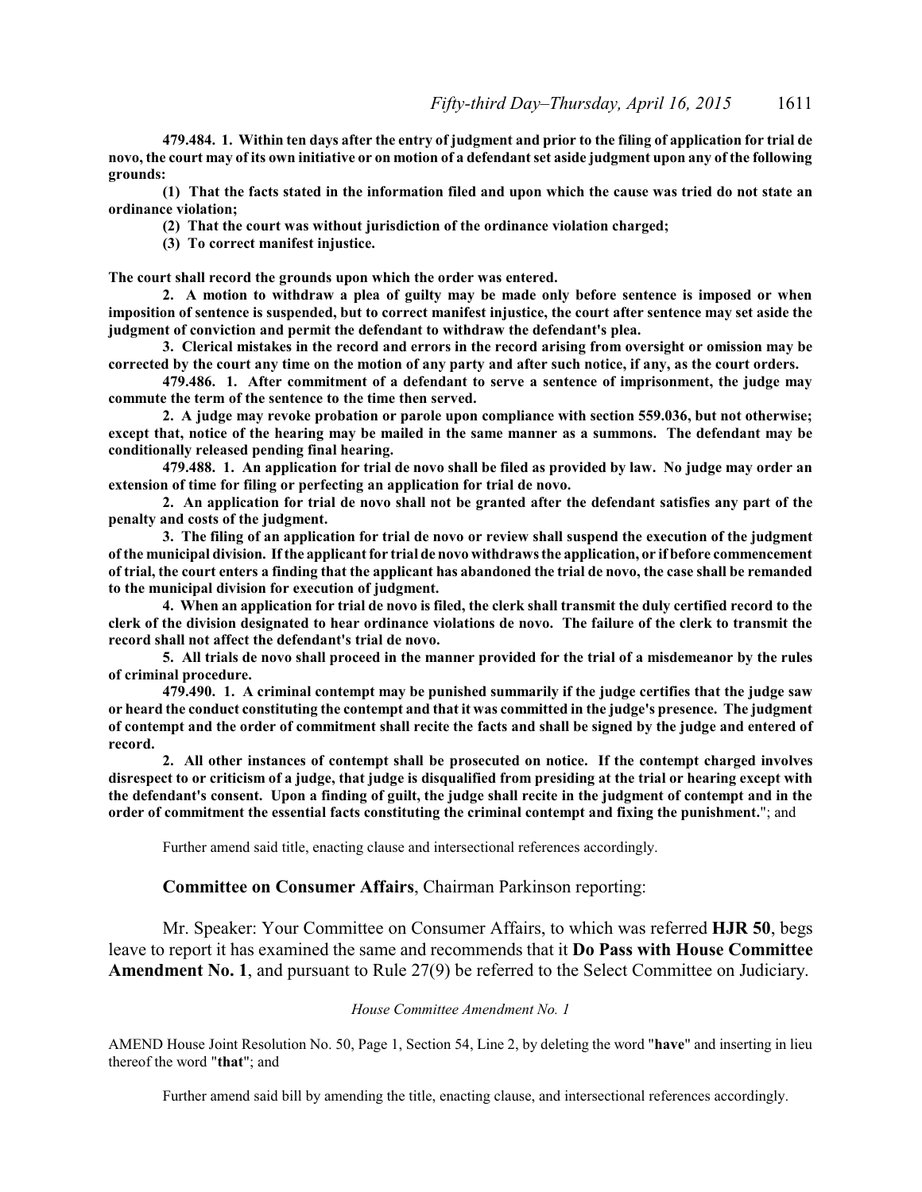**479.484. 1. Within ten days after the entry of judgment and prior to the filing of application for trial de novo, the court may of its own initiative or on motion of a defendant set aside judgment upon any of the following grounds:**

**(1) That the facts stated in the information filed and upon which the cause was tried do not state an ordinance violation;**

**(2) That the court was without jurisdiction of the ordinance violation charged;**

**(3) To correct manifest injustice.**

**The court shall record the grounds upon which the order was entered.**

**2. A motion to withdraw a plea of guilty may be made only before sentence is imposed or when imposition of sentence is suspended, but to correct manifest injustice, the court after sentence may set aside the judgment of conviction and permit the defendant to withdraw the defendant's plea.**

**3. Clerical mistakes in the record and errors in the record arising from oversight or omission may be corrected by the court any time on the motion of any party and after such notice, if any, as the court orders.**

**479.486. 1. After commitment of a defendant to serve a sentence of imprisonment, the judge may commute the term of the sentence to the time then served.**

**2. A judge may revoke probation or parole upon compliance with section 559.036, but not otherwise; except that, notice of the hearing may be mailed in the same manner as a summons. The defendant may be conditionally released pending final hearing.**

**479.488. 1. An application for trial de novo shall be filed as provided by law. No judge may order an extension of time for filing or perfecting an application for trial de novo.**

**2. An application for trial de novo shall not be granted after the defendant satisfies any part of the penalty and costs of the judgment.**

**3. The filing of an application for trial de novo or review shall suspend the execution of the judgment of the municipal division. If the applicant for trial de novo withdraws the application, or if before commencement of trial, the court enters a finding that the applicant has abandoned the trial de novo, the case shall be remanded to the municipal division for execution of judgment.**

**4. When an application for trial de novo is filed, the clerk shall transmit the duly certified record to the clerk of the division designated to hear ordinance violations de novo. The failure of the clerk to transmit the record shall not affect the defendant's trial de novo.**

**5. All trials de novo shall proceed in the manner provided for the trial of a misdemeanor by the rules of criminal procedure.**

**479.490. 1. A criminal contempt may be punished summarily if the judge certifies that the judge saw or heard the conduct constituting the contempt and that it was committed in the judge's presence. The judgment of contempt and the order of commitment shall recite the facts and shall be signed by the judge and entered of record.**

**2. All other instances of contempt shall be prosecuted on notice. If the contempt charged involves disrespect to or criticism of a judge, that judge is disqualified from presiding at the trial or hearing except with the defendant's consent. Upon a finding of guilt, the judge shall recite in the judgment of contempt and in the order of commitment the essential facts constituting the criminal contempt and fixing the punishment.**"; and

Further amend said title, enacting clause and intersectional references accordingly.

**Committee on Consumer Affairs**, Chairman Parkinson reporting:

Mr. Speaker: Your Committee on Consumer Affairs, to which was referred **HJR 50**, begs leave to report it has examined the same and recommends that it **Do Pass with House Committee Amendment No. 1**, and pursuant to Rule 27(9) be referred to the Select Committee on Judiciary.

*House Committee Amendment No. 1*

AMEND House Joint Resolution No. 50, Page 1, Section 54, Line 2, by deleting the word "**have**" and inserting in lieu thereof the word "**that**"; and

Further amend said bill by amending the title, enacting clause, and intersectional references accordingly.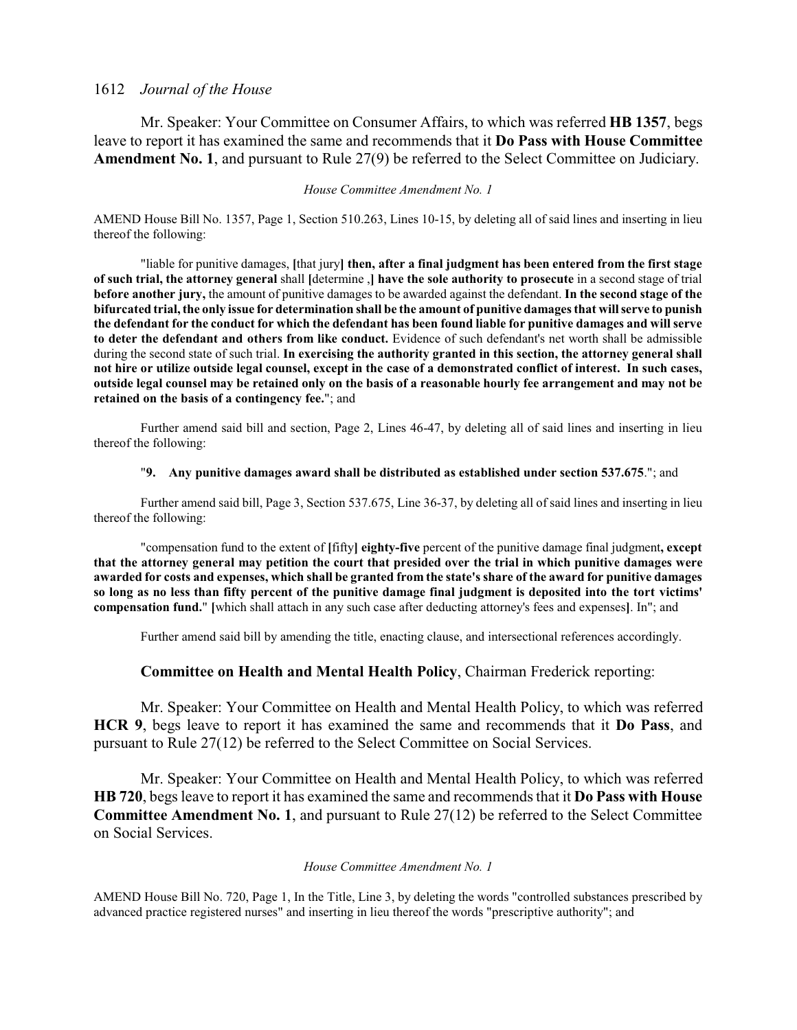Mr. Speaker: Your Committee on Consumer Affairs, to which was referred **HB 1357**, begs leave to report it has examined the same and recommends that it **Do Pass with House Committee Amendment No. 1**, and pursuant to Rule 27(9) be referred to the Select Committee on Judiciary.

*House Committee Amendment No. 1*

AMEND House Bill No. 1357, Page 1, Section 510.263, Lines 10-15, by deleting all of said lines and inserting in lieu thereof the following:

"liable for punitive damages, **[**that jury**] then, after a final judgment has been entered from the first stage of such trial, the attorney general** shall **[**determine ,**] have the sole authority to prosecute** in a second stage of trial **before another jury,** the amount of punitive damages to be awarded against the defendant. **In the second stage of the bifurcated trial, the only issue for determination shall be the amount of punitive damages that will serve to punish the defendant for the conduct for which the defendant has been found liable for punitive damages and will serve to deter the defendant and others from like conduct.** Evidence of such defendant's net worth shall be admissible during the second state of such trial. **In exercising the authority granted in this section, the attorney general shall not hire or utilize outside legal counsel, except in the case of a demonstrated conflict of interest. In such cases, outside legal counsel may be retained only on the basis of a reasonable hourly fee arrangement and may not be retained on the basis of a contingency fee.**"; and

Further amend said bill and section, Page 2, Lines 46-47, by deleting all of said lines and inserting in lieu thereof the following:

"**9. Any punitive damages award shall be distributed as established under section 537.675**."; and

Further amend said bill, Page 3, Section 537.675, Line 36-37, by deleting all of said lines and inserting in lieu thereof the following:

"compensation fund to the extent of **[**fifty**] eighty-five** percent of the punitive damage final judgment**, except that the attorney general may petition the court that presided over the trial in which punitive damages were awarded for costs and expenses, which shall be granted from the state's share of the award for punitive damages so long as no less than fifty percent of the punitive damage final judgment is deposited into the tort victims' compensation fund.**" **[**which shall attach in any such case after deducting attorney's fees and expenses**]**. In"; and

Further amend said bill by amending the title, enacting clause, and intersectional references accordingly.

**Committee on Health and Mental Health Policy**, Chairman Frederick reporting:

Mr. Speaker: Your Committee on Health and Mental Health Policy, to which was referred **HCR 9**, begs leave to report it has examined the same and recommends that it **Do Pass**, and pursuant to Rule 27(12) be referred to the Select Committee on Social Services.

Mr. Speaker: Your Committee on Health and Mental Health Policy, to which was referred **HB 720**, begs leave to report it has examined the same and recommends that it **Do Pass with House Committee Amendment No. 1**, and pursuant to Rule 27(12) be referred to the Select Committee on Social Services.

*House Committee Amendment No. 1*

AMEND House Bill No. 720, Page 1, In the Title, Line 3, by deleting the words "controlled substances prescribed by advanced practice registered nurses" and inserting in lieu thereof the words "prescriptive authority"; and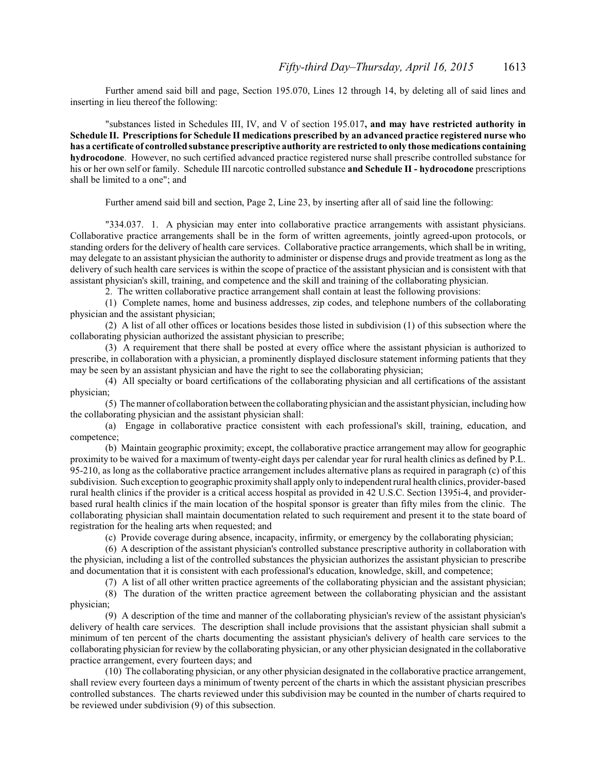Further amend said bill and page, Section 195.070, Lines 12 through 14, by deleting all of said lines and inserting in lieu thereof the following:

"substances listed in Schedules III, IV, and V of section 195.017**, and may have restricted authority in Schedule II. Prescriptions for Schedule II medications prescribed by an advanced practice registered nurse who has a certificate of controlled substance prescriptive authority are restricted to only those medications containing hydrocodone**. However, no such certified advanced practice registered nurse shall prescribe controlled substance for his or her own self or family. Schedule III narcotic controlled substance **and Schedule II - hydrocodone** prescriptions shall be limited to a one"; and

Further amend said bill and section, Page 2, Line 23, by inserting after all of said line the following:

"334.037. 1. A physician may enter into collaborative practice arrangements with assistant physicians. Collaborative practice arrangements shall be in the form of written agreements, jointly agreed-upon protocols, or standing orders for the delivery of health care services. Collaborative practice arrangements, which shall be in writing, may delegate to an assistant physician the authority to administer or dispense drugs and provide treatment as long as the delivery of such health care services is within the scope of practice of the assistant physician and is consistent with that assistant physician's skill, training, and competence and the skill and training of the collaborating physician.

2. The written collaborative practice arrangement shall contain at least the following provisions:

(1) Complete names, home and business addresses, zip codes, and telephone numbers of the collaborating physician and the assistant physician;

(2) A list of all other offices or locations besides those listed in subdivision (1) of this subsection where the collaborating physician authorized the assistant physician to prescribe;

(3) A requirement that there shall be posted at every office where the assistant physician is authorized to prescribe, in collaboration with a physician, a prominently displayed disclosure statement informing patients that they may be seen by an assistant physician and have the right to see the collaborating physician;

(4) All specialty or board certifications of the collaborating physician and all certifications of the assistant physician;

(5) The manner of collaboration between the collaborating physician and the assistant physician, including how the collaborating physician and the assistant physician shall:

(a) Engage in collaborative practice consistent with each professional's skill, training, education, and competence;

(b) Maintain geographic proximity; except, the collaborative practice arrangement may allow for geographic proximity to be waived for a maximum of twenty-eight days per calendar year for rural health clinics as defined by P.L. 95-210, as long as the collaborative practice arrangement includes alternative plans as required in paragraph (c) of this subdivision. Such exception to geographic proximity shall apply only to independent rural health clinics, provider-based rural health clinics if the provider is a critical access hospital as provided in 42 U.S.C. Section 1395i-4, and provider-based rural health clinics if the main location of the hospital sponsor is greater than fifty miles from the clinic. The collaborating physician shall maintain documentation related to such requirement and present it to the state board of registration for the healing arts when requested; and

(c) Provide coverage during absence, incapacity, infirmity, or emergency by the collaborating physician;

(6) A description of the assistant physician's controlled substance prescriptive authority in collaboration with the physician, including a list of the controlled substances the physician authorizes the assistant physician to prescribe and documentation that it is consistent with each professional's education, knowledge, skill, and competence;

(7) A list of all other written practice agreements of the collaborating physician and the assistant physician;

(8) The duration of the written practice agreement between the collaborating physician and the assistant physician;

(9) A description of the time and manner of the collaborating physician's review of the assistant physician's delivery of health care services. The description shall include provisions that the assistant physician shall submit a minimum of ten percent of the charts documenting the assistant physician's delivery of health care services to the collaborating physician for review by the collaborating physician, or any other physician designated in the collaborative practice arrangement, every fourteen days; and

(10) The collaborating physician, or any other physician designated in the collaborative practice arrangement, shall review every fourteen days a minimum of twenty percent of the charts in which the assistant physician prescribes controlled substances. The charts reviewed under this subdivision may be counted in the number of charts required to be reviewed under subdivision (9) of this subsection.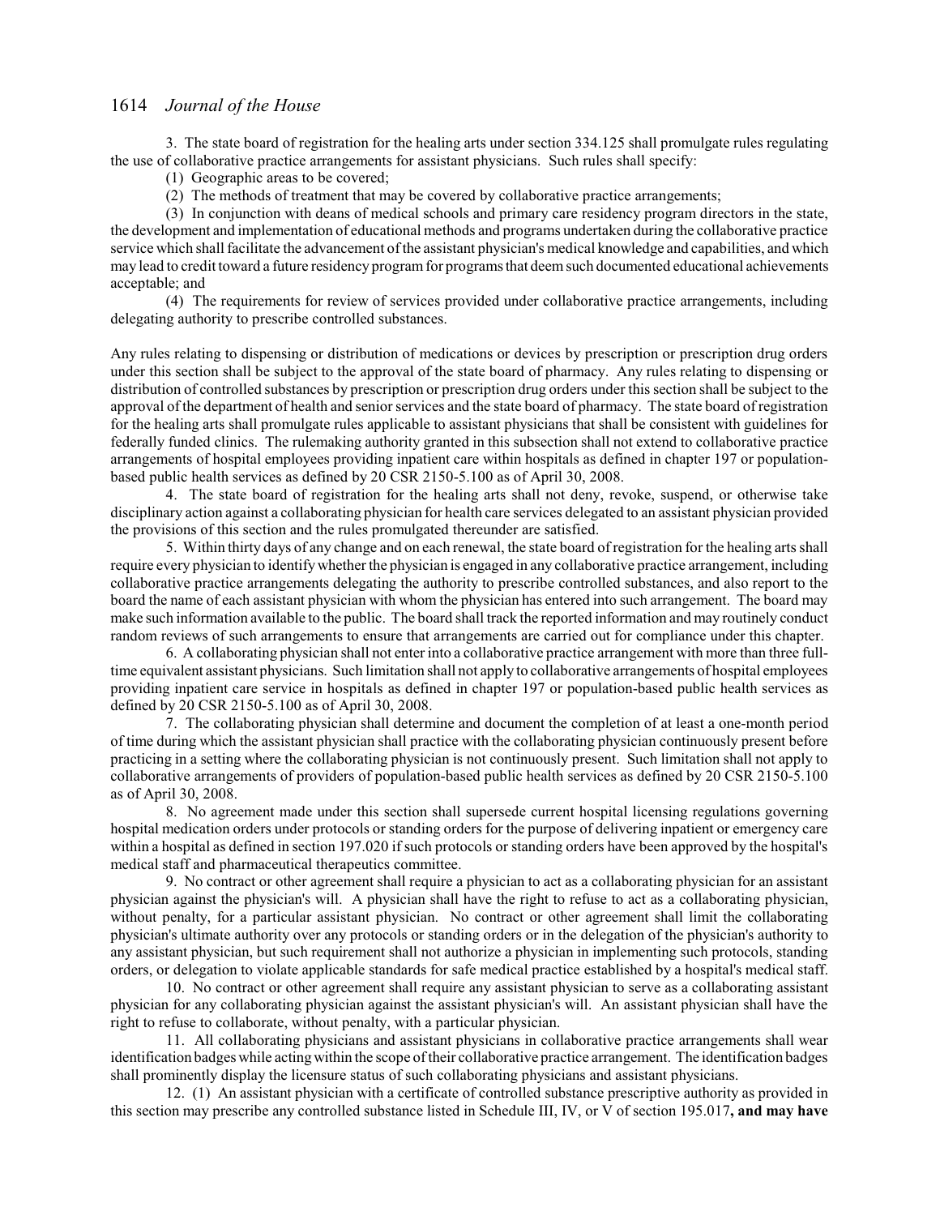3. The state board of registration for the healing arts under section 334.125 shall promulgate rules regulating the use of collaborative practice arrangements for assistant physicians. Such rules shall specify:

(1) Geographic areas to be covered;

(2) The methods of treatment that may be covered by collaborative practice arrangements;

(3) In conjunction with deans of medical schools and primary care residency program directors in the state, the development and implementation of educational methods and programs undertaken during the collaborative practice service which shall facilitate the advancement of the assistant physician's medical knowledge and capabilities, and which may lead to credit toward a future residency program for programs that deem such documented educational achievements acceptable; and

(4) The requirements for review of services provided under collaborative practice arrangements, including delegating authority to prescribe controlled substances.

Any rules relating to dispensing or distribution of medications or devices by prescription or prescription drug orders under this section shall be subject to the approval of the state board of pharmacy. Any rules relating to dispensing or distribution of controlled substances by prescription or prescription drug orders under this section shall be subject to the approval of the department of health and senior services and the state board of pharmacy. The state board of registration for the healing arts shall promulgate rules applicable to assistant physicians that shall be consistent with guidelines for federally funded clinics. The rulemaking authority granted in this subsection shall not extend to collaborative practice arrangements of hospital employees providing inpatient care within hospitals as defined in chapter 197 or population-based public health services as defined by 20 CSR 2150-5.100 as of April 30, 2008.

4. The state board of registration for the healing arts shall not deny, revoke, suspend, or otherwise take disciplinary action against a collaborating physician for health care services delegated to an assistant physician provided the provisions of this section and the rules promulgated thereunder are satisfied.

5. Within thirty days of any change and on each renewal, the state board of registration for the healing arts shall require every physician to identify whether the physician is engaged in any collaborative practice arrangement, including collaborative practice arrangements delegating the authority to prescribe controlled substances, and also report to the board the name of each assistant physician with whom the physician has entered into such arrangement. The board may make such information available to the public. The board shall track the reported information and may routinely conduct random reviews of such arrangements to ensure that arrangements are carried out for compliance under this chapter.

6. A collaborating physician shall not enter into a collaborative practice arrangement with more than three full-time equivalent assistant physicians. Such limitation shall not apply to collaborative arrangements of hospital employees providing inpatient care service in hospitals as defined in chapter 197 or population-based public health services as defined by 20 CSR 2150-5.100 as of April 30, 2008.

7. The collaborating physician shall determine and document the completion of at least a one-month period of time during which the assistant physician shall practice with the collaborating physician continuously present before practicing in a setting where the collaborating physician is not continuously present. Such limitation shall not apply to collaborative arrangements of providers of population-based public health services as defined by 20 CSR 2150-5.100 as of April 30, 2008.

8. No agreement made under this section shall supersede current hospital licensing regulations governing hospital medication orders under protocols or standing orders for the purpose of delivering inpatient or emergency care within a hospital as defined in section 197.020 if such protocols or standing orders have been approved by the hospital's medical staff and pharmaceutical therapeutics committee.

9. No contract or other agreement shall require a physician to act as a collaborating physician for an assistant physician against the physician's will. A physician shall have the right to refuse to act as a collaborating physician, without penalty, for a particular assistant physician. No contract or other agreement shall limit the collaborating physician's ultimate authority over any protocols or standing orders or in the delegation of the physician's authority to any assistant physician, but such requirement shall not authorize a physician in implementing such protocols, standing orders, or delegation to violate applicable standards for safe medical practice established by a hospital's medical staff.

10. No contract or other agreement shall require any assistant physician to serve as a collaborating assistant physician for any collaborating physician against the assistant physician's will. An assistant physician shall have the right to refuse to collaborate, without penalty, with a particular physician.

11. All collaborating physicians and assistant physicians in collaborative practice arrangements shall wear identification badges while acting within the scope of their collaborative practice arrangement. The identification badges shall prominently display the licensure status of such collaborating physicians and assistant physicians.

12. (1) An assistant physician with a certificate of controlled substance prescriptive authority as provided in this section may prescribe any controlled substance listed in Schedule III, IV, or V of section 195.017**, and may have**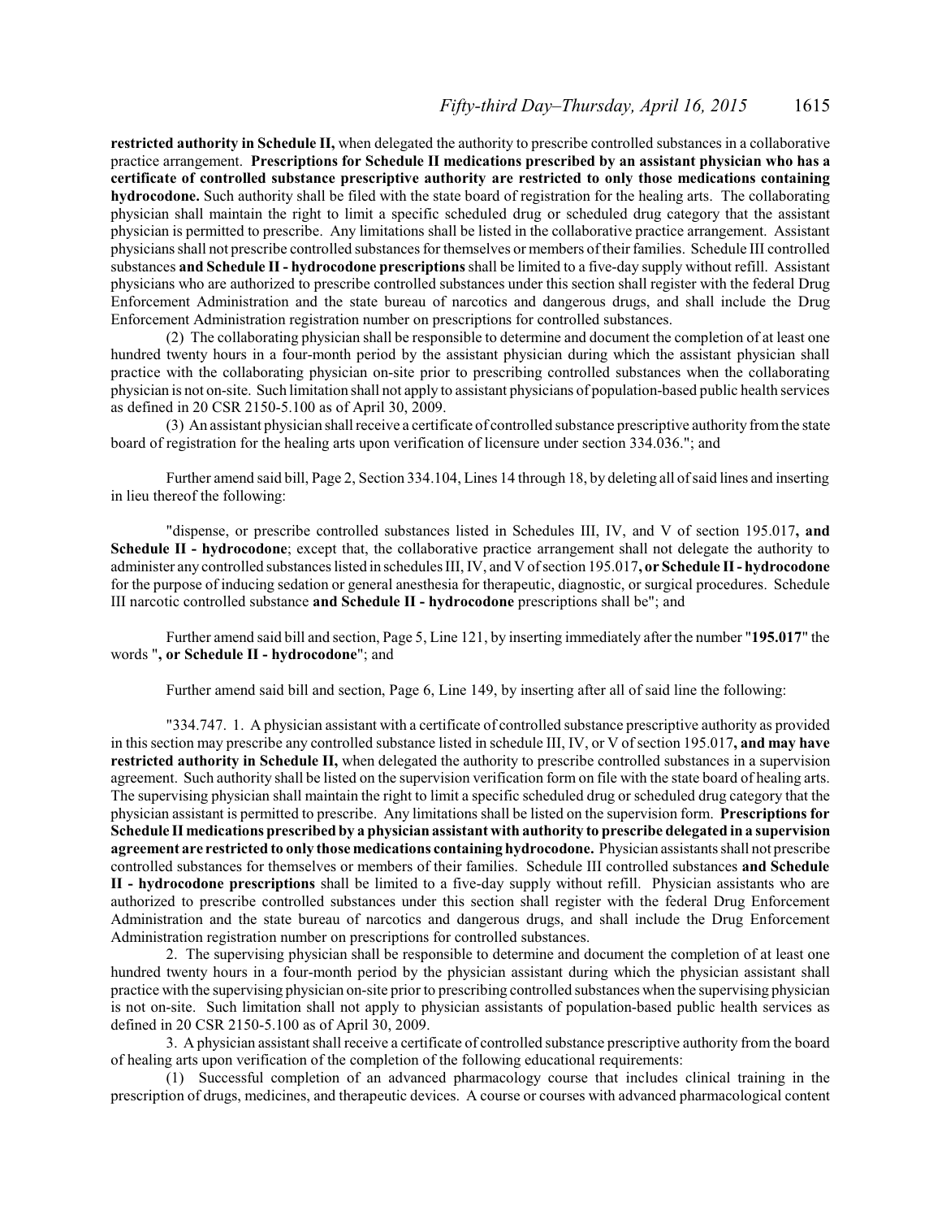**restricted authority in Schedule II,** when delegated the authority to prescribe controlled substances in a collaborative practice arrangement. **Prescriptions for Schedule II medications prescribed by an assistant physician who has a certificate of controlled substance prescriptive authority are restricted to only those medications containing hydrocodone.** Such authority shall be filed with the state board of registration for the healing arts. The collaborating physician shall maintain the right to limit a specific scheduled drug or scheduled drug category that the assistant physician is permitted to prescribe. Any limitations shall be listed in the collaborative practice arrangement. Assistant physicians shall not prescribe controlled substances for themselves or members of their families. Schedule III controlled substances **and Schedule II - hydrocodone prescriptions** shall be limited to a five-day supply without refill. Assistant physicians who are authorized to prescribe controlled substances under this section shall register with the federal Drug Enforcement Administration and the state bureau of narcotics and dangerous drugs, and shall include the Drug Enforcement Administration registration number on prescriptions for controlled substances.

(2) The collaborating physician shall be responsible to determine and document the completion of at least one hundred twenty hours in a four-month period by the assistant physician during which the assistant physician shall practice with the collaborating physician on-site prior to prescribing controlled substances when the collaborating physician is not on-site. Such limitation shall not apply to assistant physicians of population-based public health services as defined in 20 CSR 2150-5.100 as of April 30, 2009.

(3) An assistant physician shall receive a certificate of controlled substance prescriptive authority from the state board of registration for the healing arts upon verification of licensure under section 334.036."; and

Further amend said bill, Page 2, Section 334.104, Lines 14 through 18, by deleting all of said lines and inserting in lieu thereof the following:

"dispense, or prescribe controlled substances listed in Schedules III, IV, and V of section 195.017**, and Schedule II - hydrocodone**; except that, the collaborative practice arrangement shall not delegate the authority to administer any controlled substances listed in schedules III, IV, and V of section 195.017**, or Schedule II - hydrocodone** for the purpose of inducing sedation or general anesthesia for therapeutic, diagnostic, or surgical procedures. Schedule III narcotic controlled substance **and Schedule II - hydrocodone** prescriptions shall be"; and

Further amend said bill and section, Page 5, Line 121, by inserting immediately after the number "**195.017**" the words "**, or Schedule II - hydrocodone**"; and

Further amend said bill and section, Page 6, Line 149, by inserting after all of said line the following:

"334.747. 1. A physician assistant with a certificate of controlled substance prescriptive authority as provided in this section may prescribe any controlled substance listed in schedule III, IV, or V of section 195.017**, and may have restricted authority in Schedule II,** when delegated the authority to prescribe controlled substances in a supervision agreement. Such authority shall be listed on the supervision verification form on file with the state board of healing arts. The supervising physician shall maintain the right to limit a specific scheduled drug or scheduled drug category that the physician assistant is permitted to prescribe. Any limitations shall be listed on the supervision form. **Prescriptions for Schedule II medications prescribed by a physician assistant with authority to prescribe delegated in a supervision agreement are restricted to only those medications containing hydrocodone.** Physician assistants shall not prescribe controlled substances for themselves or members of their families. Schedule III controlled substances **and Schedule II - hydrocodone prescriptions** shall be limited to a five-day supply without refill. Physician assistants who are authorized to prescribe controlled substances under this section shall register with the federal Drug Enforcement Administration and the state bureau of narcotics and dangerous drugs, and shall include the Drug Enforcement Administration registration number on prescriptions for controlled substances.

2. The supervising physician shall be responsible to determine and document the completion of at least one hundred twenty hours in a four-month period by the physician assistant during which the physician assistant shall practice with the supervising physician on-site prior to prescribing controlled substances when the supervising physician is not on-site. Such limitation shall not apply to physician assistants of population-based public health services as defined in 20 CSR 2150-5.100 as of April 30, 2009.

3. A physician assistant shall receive a certificate of controlled substance prescriptive authority from the board of healing arts upon verification of the completion of the following educational requirements:

(1) Successful completion of an advanced pharmacology course that includes clinical training in the prescription of drugs, medicines, and therapeutic devices. A course or courses with advanced pharmacological content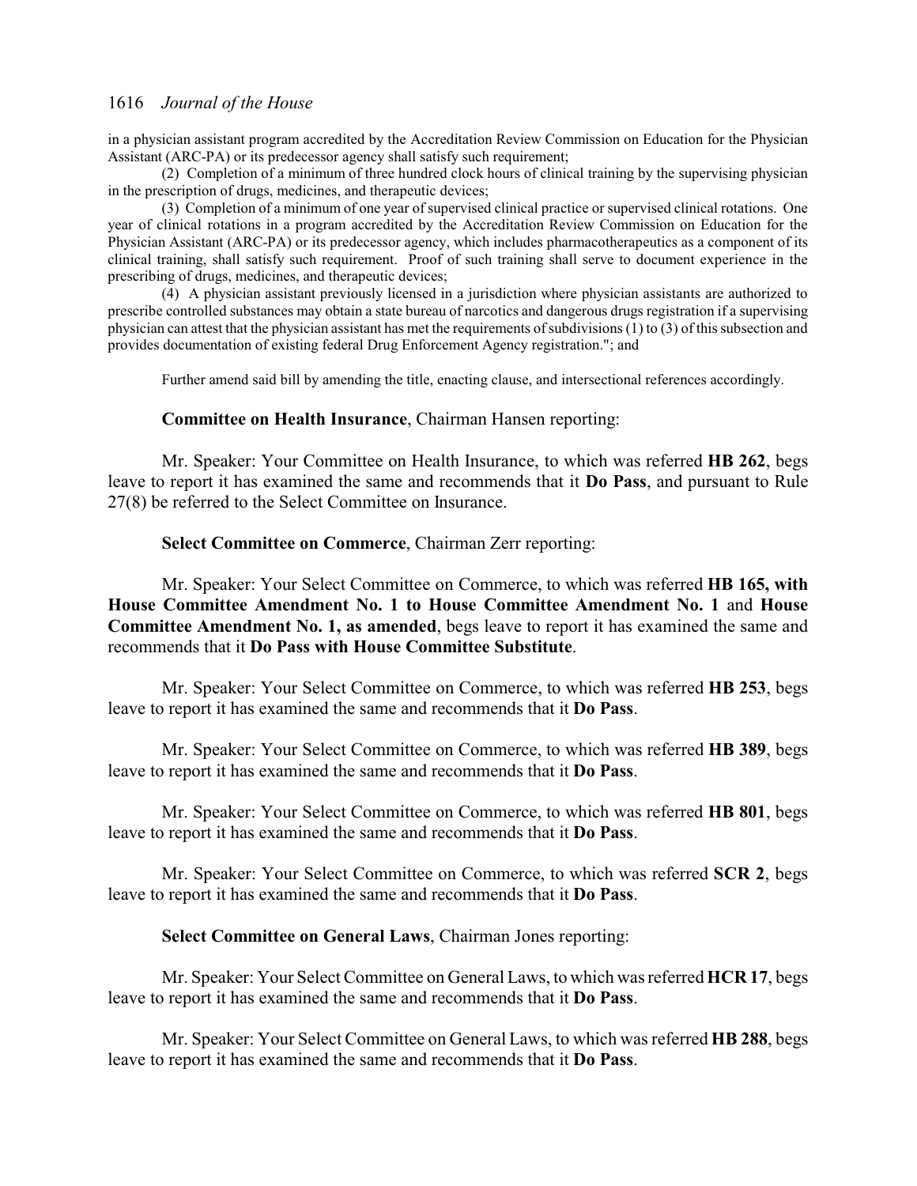in a physician assistant program accredited by the Accreditation Review Commission on Education for the Physician Assistant (ARC-PA) or its predecessor agency shall satisfy such requirement;

(2) Completion of a minimum of three hundred clock hours of clinical training by the supervising physician in the prescription of drugs, medicines, and therapeutic devices;

(3) Completion of a minimum of one year of supervised clinical practice or supervised clinical rotations. One year of clinical rotations in a program accredited by the Accreditation Review Commission on Education for the Physician Assistant (ARC-PA) or its predecessor agency, which includes pharmacotherapeutics as a component of its clinical training, shall satisfy such requirement. Proof of such training shall serve to document experience in the prescribing of drugs, medicines, and therapeutic devices;

(4) A physician assistant previously licensed in a jurisdiction where physician assistants are authorized to prescribe controlled substances may obtain a state bureau of narcotics and dangerous drugs registration if a supervising physician can attest that the physician assistant has met the requirements of subdivisions (1) to (3) of this subsection and provides documentation of existing federal Drug Enforcement Agency registration."; and

Further amend said bill by amending the title, enacting clause, and intersectional references accordingly.

**Committee on Health Insurance**, Chairman Hansen reporting:

Mr. Speaker: Your Committee on Health Insurance, to which was referred **HB 262**, begs leave to report it has examined the same and recommends that it **Do Pass**, and pursuant to Rule 27(8) be referred to the Select Committee on Insurance.

**Select Committee on Commerce**, Chairman Zerr reporting:

Mr. Speaker: Your Select Committee on Commerce, to which was referred **HB 165, with House Committee Amendment No. 1 to House Committee Amendment No. 1** and **House Committee Amendment No. 1, as amended**, begs leave to report it has examined the same and recommends that it **Do Pass with House Committee Substitute**.

Mr. Speaker: Your Select Committee on Commerce, to which was referred **HB 253**, begs leave to report it has examined the same and recommends that it **Do Pass**.

Mr. Speaker: Your Select Committee on Commerce, to which was referred **HB 389**, begs leave to report it has examined the same and recommends that it **Do Pass**.

Mr. Speaker: Your Select Committee on Commerce, to which was referred **HB 801**, begs leave to report it has examined the same and recommends that it **Do Pass**.

Mr. Speaker: Your Select Committee on Commerce, to which was referred **SCR 2**, begs leave to report it has examined the same and recommends that it **Do Pass**.

**Select Committee on General Laws**, Chairman Jones reporting:

Mr. Speaker: Your Select Committee on General Laws, to which was referred **HCR 17**, begs leave to report it has examined the same and recommends that it **Do Pass**.

Mr. Speaker: Your Select Committee on General Laws, to which was referred **HB 288**, begs leave to report it has examined the same and recommends that it **Do Pass**.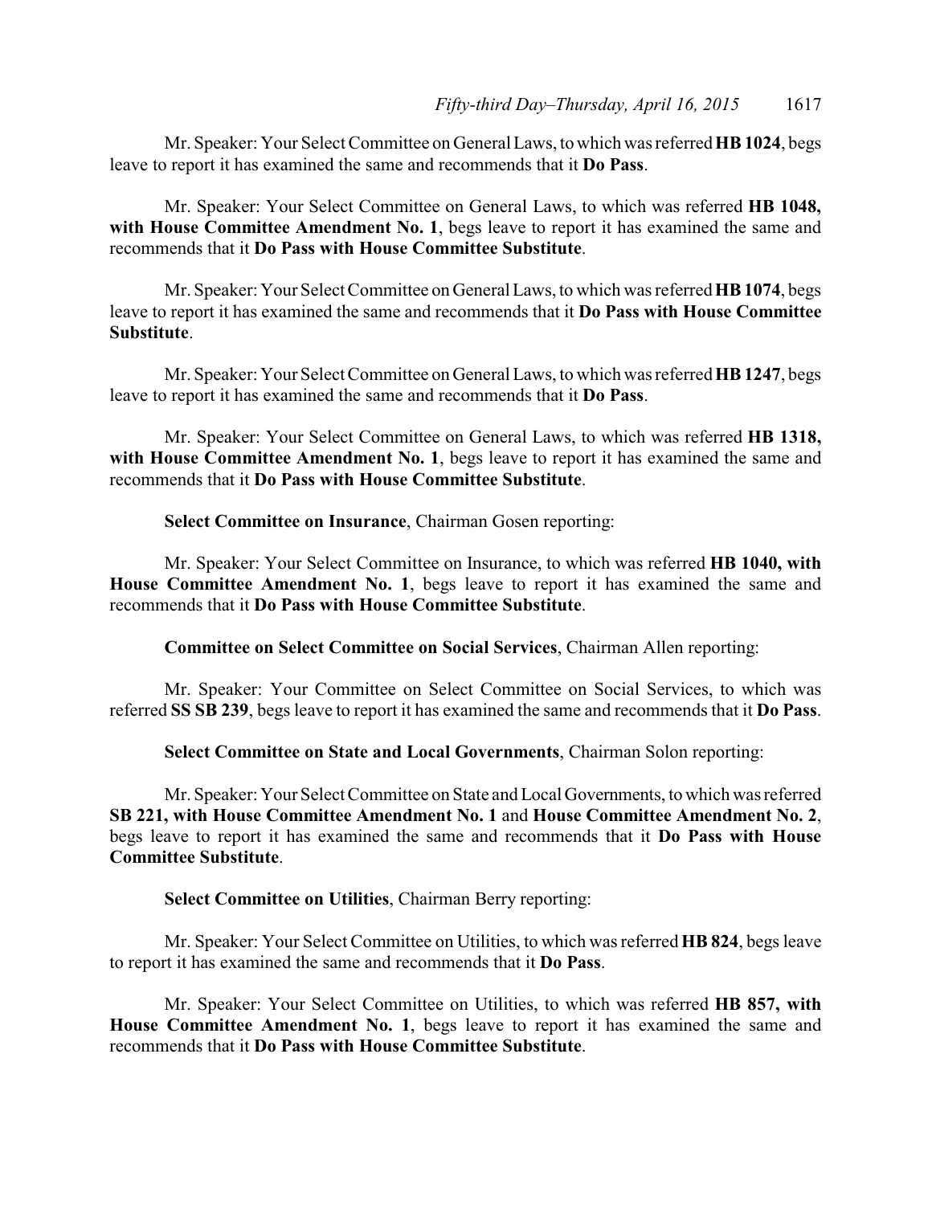Mr. Speaker: Your Select Committee on General Laws, to which was referred **HB 1024**, begs leave to report it has examined the same and recommends that it **Do Pass**.

Mr. Speaker: Your Select Committee on General Laws, to which was referred **HB 1048, with House Committee Amendment No. 1**, begs leave to report it has examined the same and recommends that it **Do Pass with House Committee Substitute**.

Mr. Speaker: Your Select Committee on General Laws, to which was referred **HB 1074**, begs leave to report it has examined the same and recommends that it **Do Pass with House Committee Substitute**.

Mr. Speaker: Your Select Committee on General Laws, to which was referred **HB 1247**, begs leave to report it has examined the same and recommends that it **Do Pass**.

Mr. Speaker: Your Select Committee on General Laws, to which was referred **HB 1318, with House Committee Amendment No. 1**, begs leave to report it has examined the same and recommends that it **Do Pass with House Committee Substitute**.

**Select Committee on Insurance**, Chairman Gosen reporting:

Mr. Speaker: Your Select Committee on Insurance, to which was referred **HB 1040, with House Committee Amendment No. 1**, begs leave to report it has examined the same and recommends that it **Do Pass with House Committee Substitute**.

**Committee on Select Committee on Social Services**, Chairman Allen reporting:

Mr. Speaker: Your Committee on Select Committee on Social Services, to which was referred **SS SB 239**, begs leave to report it has examined the same and recommends that it **Do Pass**.

**Select Committee on State and Local Governments**, Chairman Solon reporting:

Mr. Speaker: Your Select Committee on State and Local Governments, to which was referred **SB 221, with House Committee Amendment No. 1** and **House Committee Amendment No. 2**, begs leave to report it has examined the same and recommends that it **Do Pass with House Committee Substitute**.

**Select Committee on Utilities**, Chairman Berry reporting:

Mr. Speaker: Your Select Committee on Utilities, to which was referred **HB 824**, begs leave to report it has examined the same and recommends that it **Do Pass**.

Mr. Speaker: Your Select Committee on Utilities, to which was referred **HB 857, with House Committee Amendment No. 1**, begs leave to report it has examined the same and recommends that it **Do Pass with House Committee Substitute**.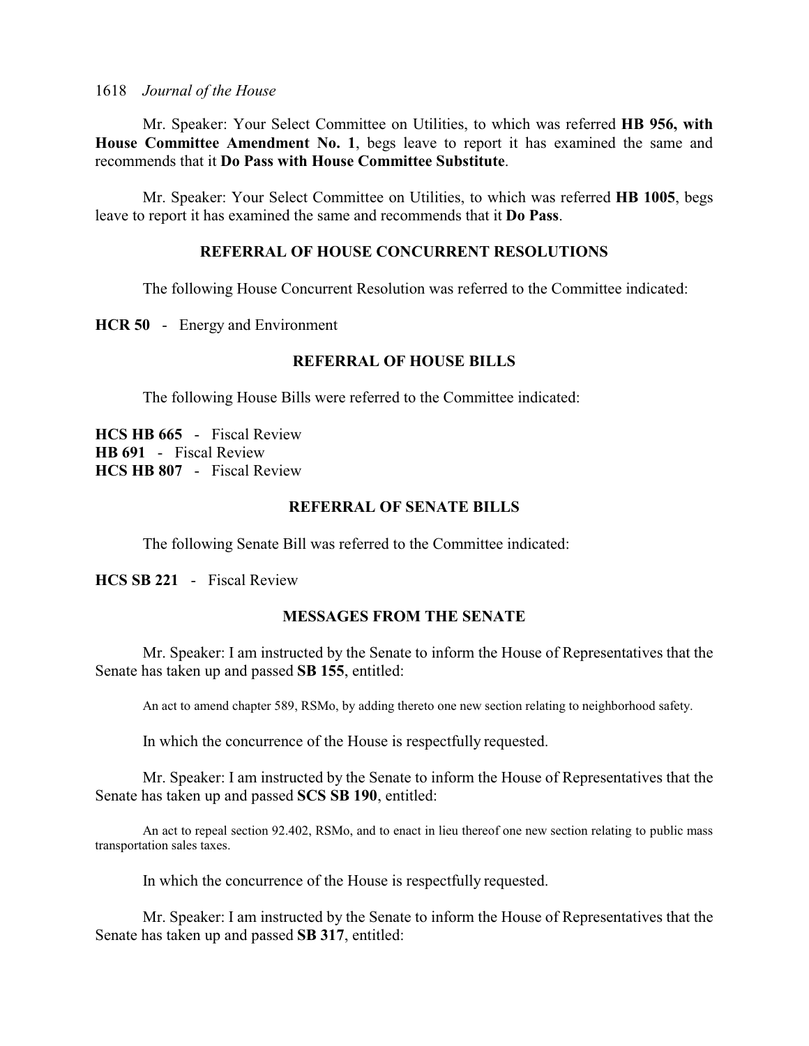Mr. Speaker: Your Select Committee on Utilities, to which was referred **HB 956, with House Committee Amendment No. 1**, begs leave to report it has examined the same and recommends that it **Do Pass with House Committee Substitute**.

Mr. Speaker: Your Select Committee on Utilities, to which was referred **HB 1005**, begs leave to report it has examined the same and recommends that it **Do Pass**.

## REFERRAL OF HOUSE CONCURRENT RESOLUTIONS

The following House Concurrent Resolution was referred to the Committee indicated:

**HCR 50** - Energy and Environment

## REFERRAL OF HOUSE BILLS

The following House Bills were referred to the Committee indicated:

**HCS HB 665** - Fiscal Review
**HB 691** - Fiscal Review
**HCS HB 807** - Fiscal Review

## REFERRAL OF SENATE BILLS

The following Senate Bill was referred to the Committee indicated:

**HCS SB 221** - Fiscal Review

## MESSAGES FROM THE SENATE

Mr. Speaker: I am instructed by the Senate to inform the House of Representatives that the Senate has taken up and passed **SB 155**, entitled:

An act to amend chapter 589, RSMo, by adding thereto one new section relating to neighborhood safety.

In which the concurrence of the House is respectfully requested.

Mr. Speaker: I am instructed by the Senate to inform the House of Representatives that the Senate has taken up and passed **SCS SB 190**, entitled:

An act to repeal section 92.402, RSMo, and to enact in lieu thereof one new section relating to public mass transportation sales taxes.

In which the concurrence of the House is respectfully requested.

Mr. Speaker: I am instructed by the Senate to inform the House of Representatives that the Senate has taken up and passed **SB 317**, entitled: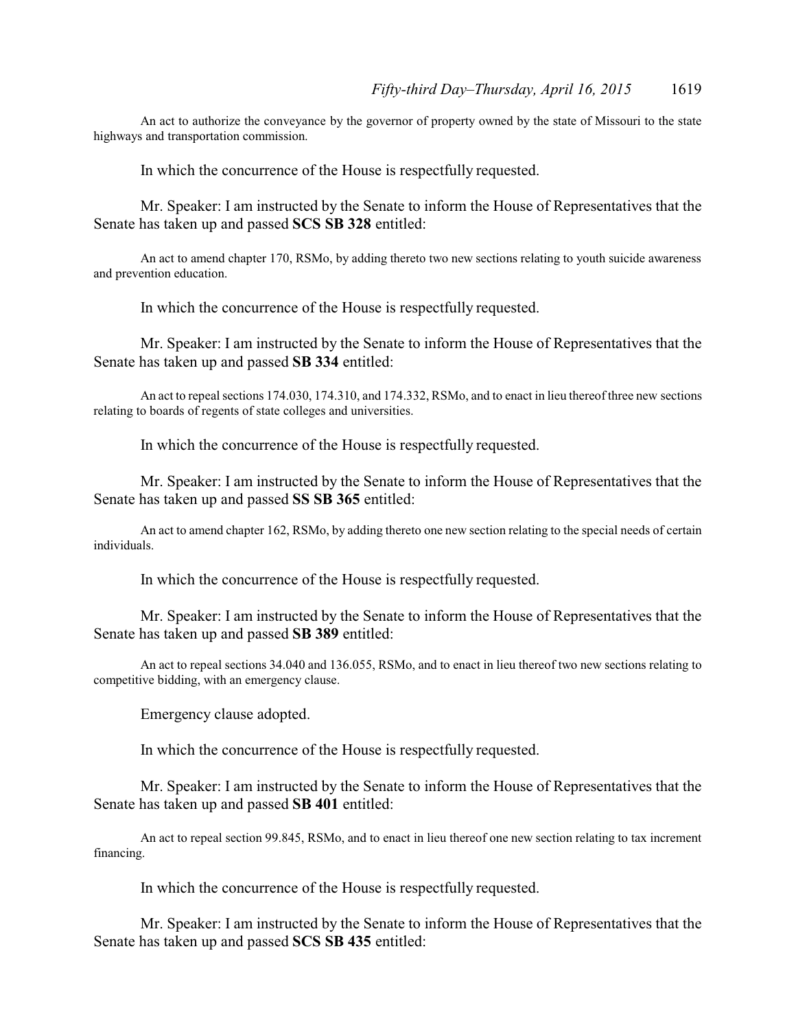An act to authorize the conveyance by the governor of property owned by the state of Missouri to the state highways and transportation commission.

In which the concurrence of the House is respectfully requested.

Mr. Speaker: I am instructed by the Senate to inform the House of Representatives that the Senate has taken up and passed **SCS SB 328** entitled:

An act to amend chapter 170, RSMo, by adding thereto two new sections relating to youth suicide awareness and prevention education.

In which the concurrence of the House is respectfully requested.

Mr. Speaker: I am instructed by the Senate to inform the House of Representatives that the Senate has taken up and passed **SB 334** entitled:

An act to repeal sections 174.030, 174.310, and 174.332, RSMo, and to enact in lieu thereof three new sections relating to boards of regents of state colleges and universities.

In which the concurrence of the House is respectfully requested.

Mr. Speaker: I am instructed by the Senate to inform the House of Representatives that the Senate has taken up and passed **SS SB 365** entitled:

An act to amend chapter 162, RSMo, by adding thereto one new section relating to the special needs of certain individuals.

In which the concurrence of the House is respectfully requested.

Mr. Speaker: I am instructed by the Senate to inform the House of Representatives that the Senate has taken up and passed **SB 389** entitled:

An act to repeal sections 34.040 and 136.055, RSMo, and to enact in lieu thereof two new sections relating to competitive bidding, with an emergency clause.

Emergency clause adopted.

In which the concurrence of the House is respectfully requested.

Mr. Speaker: I am instructed by the Senate to inform the House of Representatives that the Senate has taken up and passed **SB 401** entitled:

An act to repeal section 99.845, RSMo, and to enact in lieu thereof one new section relating to tax increment financing.

In which the concurrence of the House is respectfully requested.

Mr. Speaker: I am instructed by the Senate to inform the House of Representatives that the Senate has taken up and passed **SCS SB 435** entitled: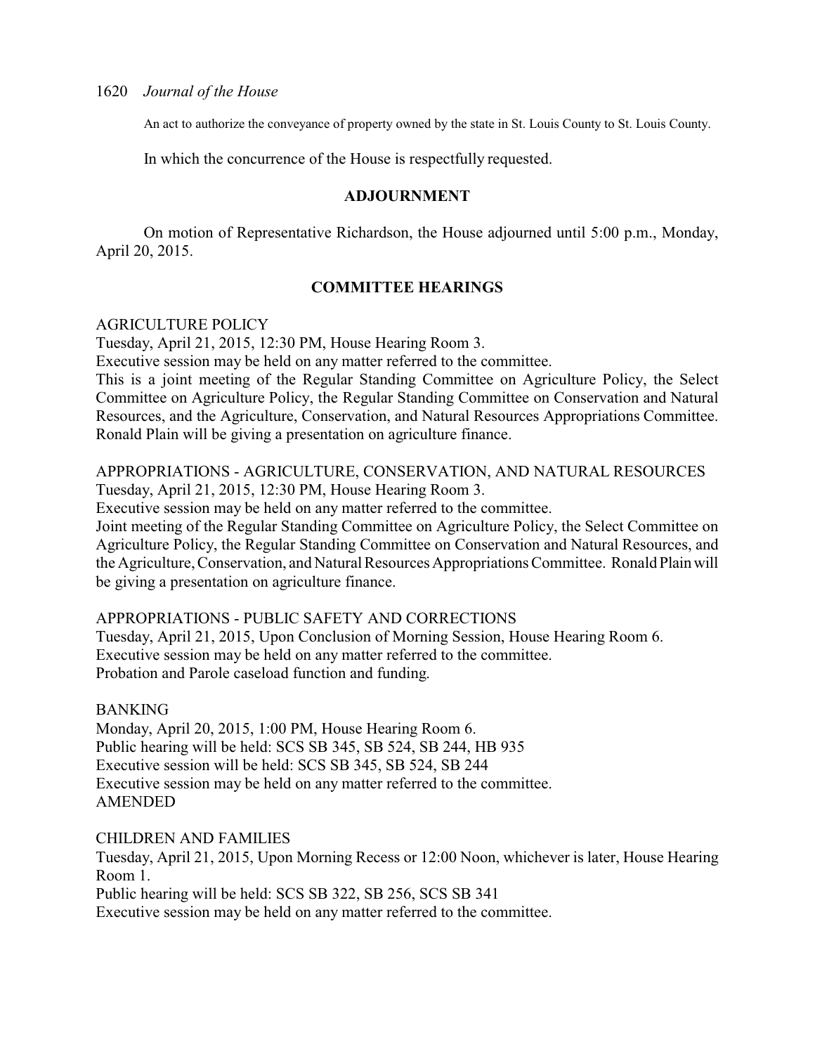An act to authorize the conveyance of property owned by the state in St. Louis County to St. Louis County.

In which the concurrence of the House is respectfully requested.

## ADJOURNMENT

On motion of Representative Richardson, the House adjourned until 5:00 p.m., Monday, April 20, 2015.

## COMMITTEE HEARINGS

AGRICULTURE POLICY
Tuesday, April 21, 2015, 12:30 PM, House Hearing Room 3.
Executive session may be held on any matter referred to the committee.
This is a joint meeting of the Regular Standing Committee on Agriculture Policy, the Select Committee on Agriculture Policy, the Regular Standing Committee on Conservation and Natural Resources, and the Agriculture, Conservation, and Natural Resources Appropriations Committee. Ronald Plain will be giving a presentation on agriculture finance.

APPROPRIATIONS - AGRICULTURE, CONSERVATION, AND NATURAL RESOURCES
Tuesday, April 21, 2015, 12:30 PM, House Hearing Room 3.
Executive session may be held on any matter referred to the committee.
Joint meeting of the Regular Standing Committee on Agriculture Policy, the Select Committee on Agriculture Policy, the Regular Standing Committee on Conservation and Natural Resources, and the Agriculture, Conservation, and Natural Resources Appropriations Committee. Ronald Plain will be giving a presentation on agriculture finance.

APPROPRIATIONS - PUBLIC SAFETY AND CORRECTIONS
Tuesday, April 21, 2015, Upon Conclusion of Morning Session, House Hearing Room 6.
Executive session may be held on any matter referred to the committee.
Probation and Parole caseload function and funding.

BANKING
Monday, April 20, 2015, 1:00 PM, House Hearing Room 6.
Public hearing will be held: SCS SB 345, SB 524, SB 244, HB 935
Executive session will be held: SCS SB 345, SB 524, SB 244
Executive session may be held on any matter referred to the committee.
AMENDED

CHILDREN AND FAMILIES
Tuesday, April 21, 2015, Upon Morning Recess or 12:00 Noon, whichever is later, House Hearing Room 1.
Public hearing will be held: SCS SB 322, SB 256, SCS SB 341
Executive session may be held on any matter referred to the committee.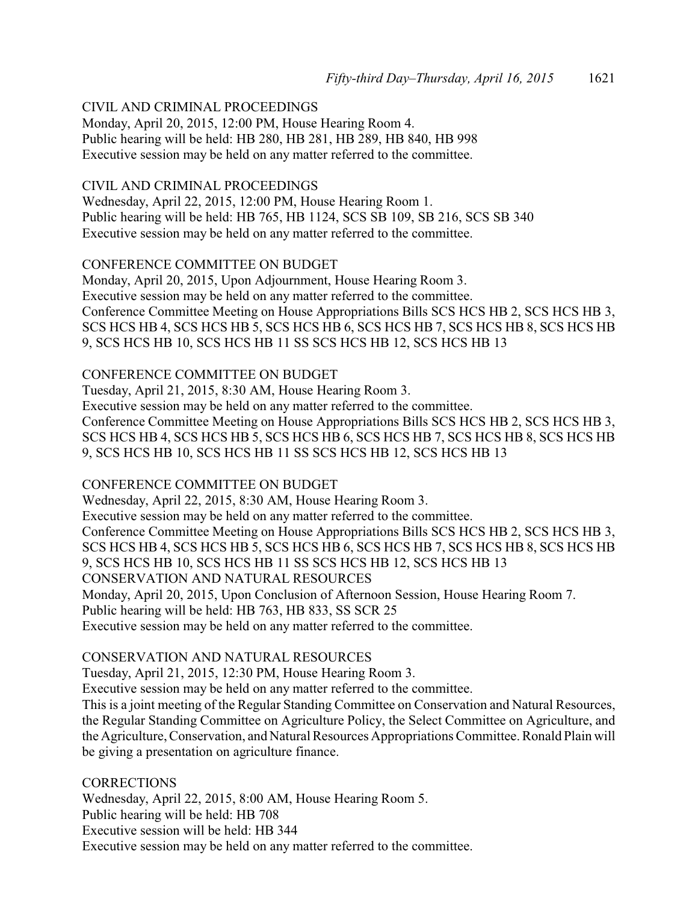CIVIL AND CRIMINAL PROCEEDINGS
Monday, April 20, 2015, 12:00 PM, House Hearing Room 4.
Public hearing will be held: HB 280, HB 281, HB 289, HB 840, HB 998
Executive session may be held on any matter referred to the committee.

CIVIL AND CRIMINAL PROCEEDINGS
Wednesday, April 22, 2015, 12:00 PM, House Hearing Room 1.
Public hearing will be held: HB 765, HB 1124, SCS SB 109, SB 216, SCS SB 340
Executive session may be held on any matter referred to the committee.

CONFERENCE COMMITTEE ON BUDGET
Monday, April 20, 2015, Upon Adjournment, House Hearing Room 3.
Executive session may be held on any matter referred to the committee.
Conference Committee Meeting on House Appropriations Bills SCS HCS HB 2, SCS HCS HB 3, SCS HCS HB 4, SCS HCS HB 5, SCS HCS HB 6, SCS HCS HB 7, SCS HCS HB 8, SCS HCS HB 9, SCS HCS HB 10, SCS HCS HB 11 SS SCS HCS HB 12, SCS HCS HB 13

CONFERENCE COMMITTEE ON BUDGET
Tuesday, April 21, 2015, 8:30 AM, House Hearing Room 3.
Executive session may be held on any matter referred to the committee.
Conference Committee Meeting on House Appropriations Bills SCS HCS HB 2, SCS HCS HB 3, SCS HCS HB 4, SCS HCS HB 5, SCS HCS HB 6, SCS HCS HB 7, SCS HCS HB 8, SCS HCS HB 9, SCS HCS HB 10, SCS HCS HB 11 SS SCS HCS HB 12, SCS HCS HB 13

CONFERENCE COMMITTEE ON BUDGET
Wednesday, April 22, 2015, 8:30 AM, House Hearing Room 3.
Executive session may be held on any matter referred to the committee.
Conference Committee Meeting on House Appropriations Bills SCS HCS HB 2, SCS HCS HB 3, SCS HCS HB 4, SCS HCS HB 5, SCS HCS HB 6, SCS HCS HB 7, SCS HCS HB 8, SCS HCS HB 9, SCS HCS HB 10, SCS HCS HB 11 SS SCS HCS HB 12, SCS HCS HB 13

CONSERVATION AND NATURAL RESOURCES
Monday, April 20, 2015, Upon Conclusion of Afternoon Session, House Hearing Room 7.
Public hearing will be held: HB 763, HB 833, SS SCR 25
Executive session may be held on any matter referred to the committee.

CONSERVATION AND NATURAL RESOURCES
Tuesday, April 21, 2015, 12:30 PM, House Hearing Room 3.
Executive session may be held on any matter referred to the committee.
This is a joint meeting of the Regular Standing Committee on Conservation and Natural Resources, the Regular Standing Committee on Agriculture Policy, the Select Committee on Agriculture, and the Agriculture, Conservation, and Natural Resources Appropriations Committee. Ronald Plain will be giving a presentation on agriculture finance.

CORRECTIONS
Wednesday, April 22, 2015, 8:00 AM, House Hearing Room 5.
Public hearing will be held: HB 708
Executive session will be held: HB 344
Executive session may be held on any matter referred to the committee.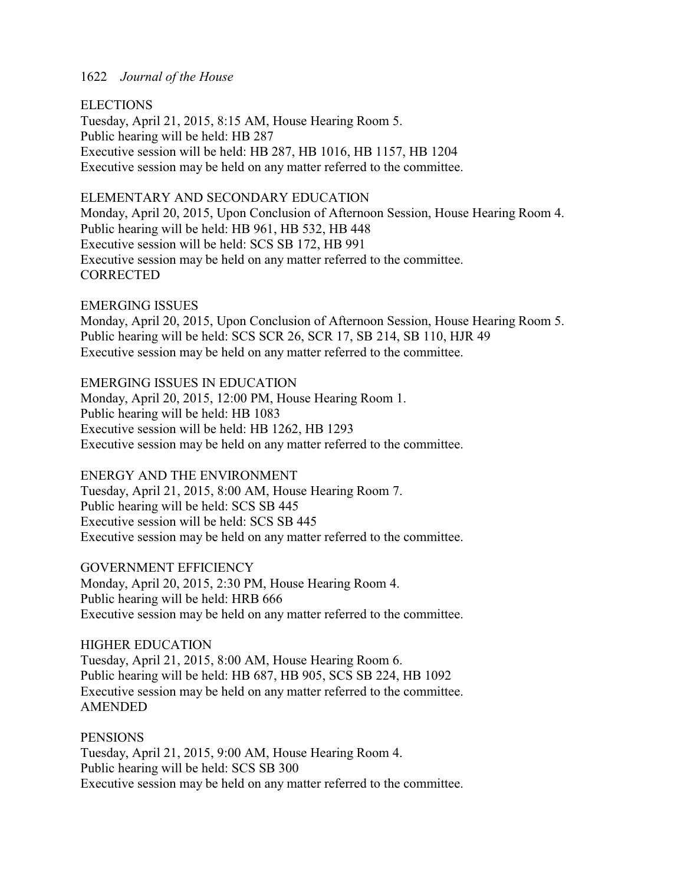ELECTIONS
Tuesday, April 21, 2015, 8:15 AM, House Hearing Room 5.
Public hearing will be held: HB 287
Executive session will be held: HB 287, HB 1016, HB 1157, HB 1204
Executive session may be held on any matter referred to the committee.

ELEMENTARY AND SECONDARY EDUCATION
Monday, April 20, 2015, Upon Conclusion of Afternoon Session, House Hearing Room 4.
Public hearing will be held: HB 961, HB 532, HB 448
Executive session will be held: SCS SB 172, HB 991
Executive session may be held on any matter referred to the committee.
CORRECTED

EMERGING ISSUES
Monday, April 20, 2015, Upon Conclusion of Afternoon Session, House Hearing Room 5.
Public hearing will be held: SCS SCR 26, SCR 17, SB 214, SB 110, HJR 49
Executive session may be held on any matter referred to the committee.

EMERGING ISSUES IN EDUCATION
Monday, April 20, 2015, 12:00 PM, House Hearing Room 1.
Public hearing will be held: HB 1083
Executive session will be held: HB 1262, HB 1293
Executive session may be held on any matter referred to the committee.

ENERGY AND THE ENVIRONMENT
Tuesday, April 21, 2015, 8:00 AM, House Hearing Room 7.
Public hearing will be held: SCS SB 445
Executive session will be held: SCS SB 445
Executive session may be held on any matter referred to the committee.

GOVERNMENT EFFICIENCY
Monday, April 20, 2015, 2:30 PM, House Hearing Room 4.
Public hearing will be held: HRB 666
Executive session may be held on any matter referred to the committee.

HIGHER EDUCATION
Tuesday, April 21, 2015, 8:00 AM, House Hearing Room 6.
Public hearing will be held: HB 687, HB 905, SCS SB 224, HB 1092
Executive session may be held on any matter referred to the committee.
AMENDED

PENSIONS
Tuesday, April 21, 2015, 9:00 AM, House Hearing Room 4.
Public hearing will be held: SCS SB 300
Executive session may be held on any matter referred to the committee.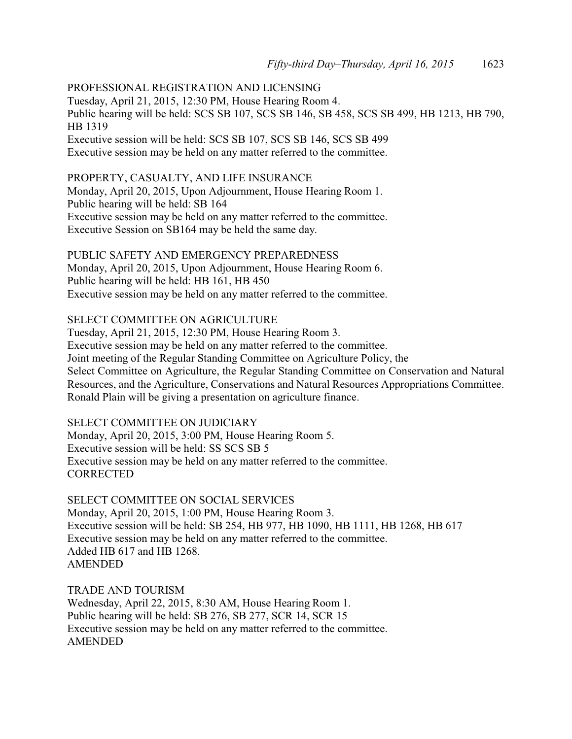PROFESSIONAL REGISTRATION AND LICENSING
Tuesday, April 21, 2015, 12:30 PM, House Hearing Room 4.
Public hearing will be held: SCS SB 107, SCS SB 146, SB 458, SCS SB 499, HB 1213, HB 790, HB 1319
Executive session will be held: SCS SB 107, SCS SB 146, SCS SB 499
Executive session may be held on any matter referred to the committee.

PROPERTY, CASUALTY, AND LIFE INSURANCE
Monday, April 20, 2015, Upon Adjournment, House Hearing Room 1.
Public hearing will be held: SB 164
Executive session may be held on any matter referred to the committee.
Executive Session on SB164 may be held the same day.

PUBLIC SAFETY AND EMERGENCY PREPAREDNESS
Monday, April 20, 2015, Upon Adjournment, House Hearing Room 6.
Public hearing will be held: HB 161, HB 450
Executive session may be held on any matter referred to the committee.

SELECT COMMITTEE ON AGRICULTURE
Tuesday, April 21, 2015, 12:30 PM, House Hearing Room 3.
Executive session may be held on any matter referred to the committee.
Joint meeting of the Regular Standing Committee on Agriculture Policy, the Select Committee on Agriculture, the Regular Standing Committee on Conservation and Natural Resources, and the Agriculture, Conservations and Natural Resources Appropriations Committee.
Ronald Plain will be giving a presentation on agriculture finance.

SELECT COMMITTEE ON JUDICIARY
Monday, April 20, 2015, 3:00 PM, House Hearing Room 5.
Executive session will be held: SS SCS SB 5
Executive session may be held on any matter referred to the committee.
CORRECTED

SELECT COMMITTEE ON SOCIAL SERVICES
Monday, April 20, 2015, 1:00 PM, House Hearing Room 3.
Executive session will be held: SB 254, HB 977, HB 1090, HB 1111, HB 1268, HB 617
Executive session may be held on any matter referred to the committee.
Added HB 617 and HB 1268.
AMENDED

TRADE AND TOURISM
Wednesday, April 22, 2015, 8:30 AM, House Hearing Room 1.
Public hearing will be held: SB 276, SB 277, SCR 14, SCR 15
Executive session may be held on any matter referred to the committee.
AMENDED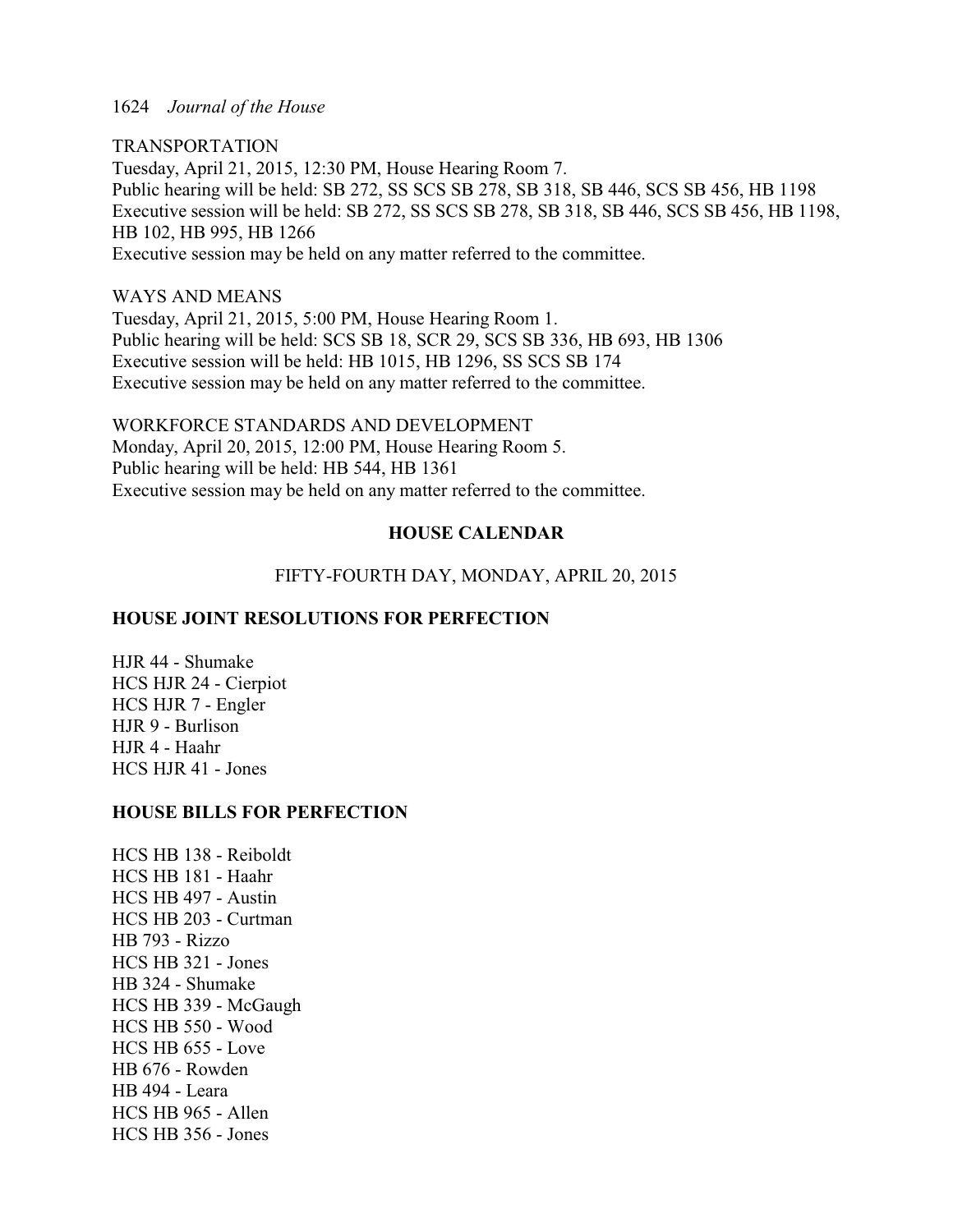TRANSPORTATION
Tuesday, April 21, 2015, 12:30 PM, House Hearing Room 7.
Public hearing will be held: SB 272, SS SCS SB 278, SB 318, SB 446, SCS SB 456, HB 1198
Executive session will be held: SB 272, SS SCS SB 278, SB 318, SB 446, SCS SB 456, HB 1198, HB 102, HB 995, HB 1266
Executive session may be held on any matter referred to the committee.

WAYS AND MEANS
Tuesday, April 21, 2015, 5:00 PM, House Hearing Room 1.
Public hearing will be held: SCS SB 18, SCR 29, SCS SB 336, HB 693, HB 1306
Executive session will be held: HB 1015, HB 1296, SS SCS SB 174
Executive session may be held on any matter referred to the committee.

WORKFORCE STANDARDS AND DEVELOPMENT
Monday, April 20, 2015, 12:00 PM, House Hearing Room 5.
Public hearing will be held: HB 544, HB 1361
Executive session may be held on any matter referred to the committee.

## HOUSE CALENDAR

FIFTY-FOURTH DAY, MONDAY, APRIL 20, 2015

### HOUSE JOINT RESOLUTIONS FOR PERFECTION

HJR 44 - Shumake
HCS HJR 24 - Cierpiot
HCS HJR 7 - Engler
HJR 9 - Burlison
HJR 4 - Haahr
HCS HJR 41 - Jones

### HOUSE BILLS FOR PERFECTION

HCS HB 138 - Reiboldt
HCS HB 181 - Haahr
HCS HB 497 - Austin
HCS HB 203 - Curtman
HB 793 - Rizzo
HCS HB 321 - Jones
HB 324 - Shumake
HCS HB 339 - McGaugh
HCS HB 550 - Wood
HCS HB 655 - Love
HB 676 - Rowden
HB 494 - Leara
HCS HB 965 - Allen
HCS HB 356 - Jones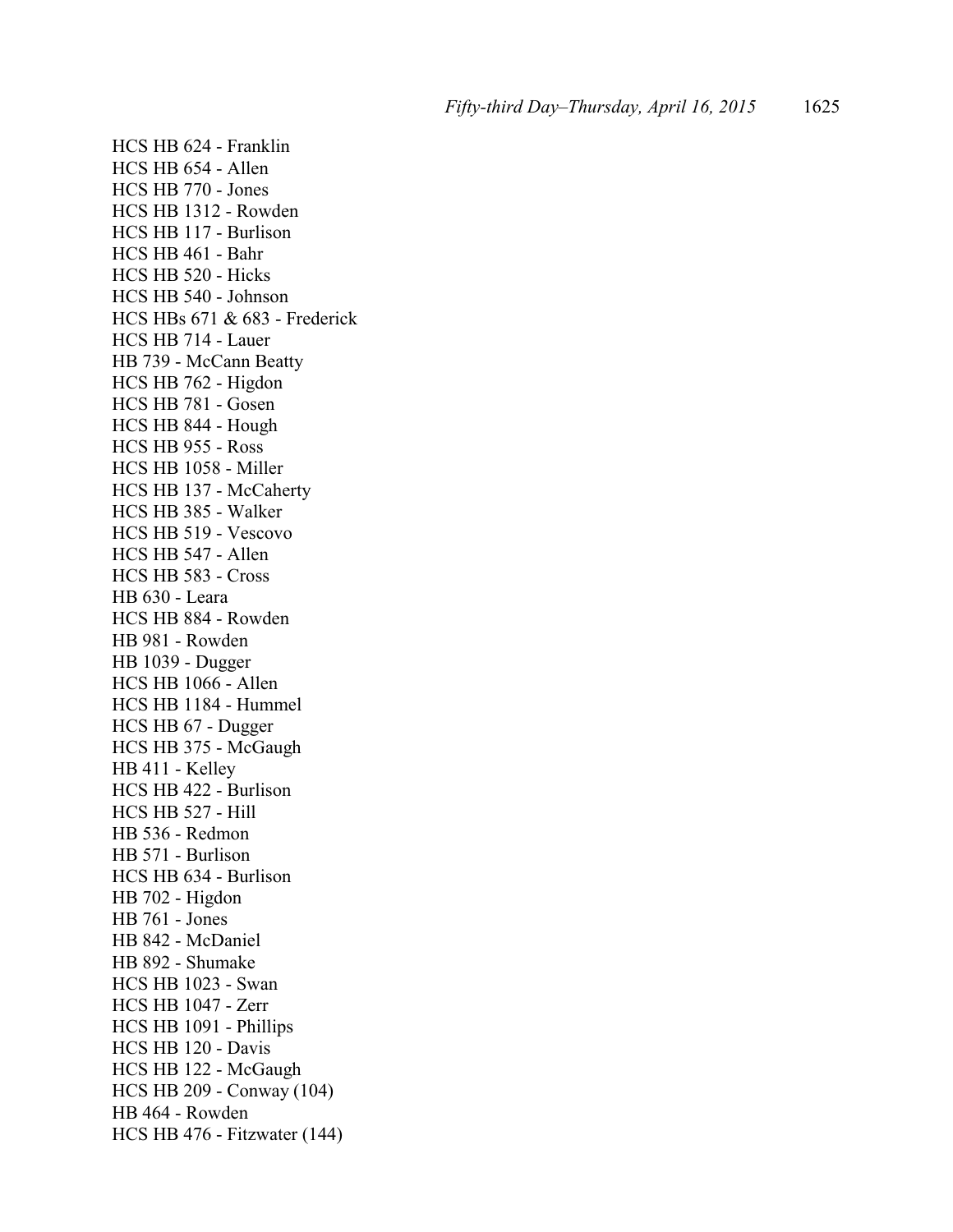HCS HB 624 - Franklin
HCS HB 654 - Allen
HCS HB 770 - Jones
HCS HB 1312 - Rowden
HCS HB 117 - Burlison
HCS HB 461 - Bahr
HCS HB 520 - Hicks
HCS HB 540 - Johnson
HCS HBs 671 & 683 - Frederick
HCS HB 714 - Lauer
HB 739 - McCann Beatty
HCS HB 762 - Higdon
HCS HB 781 - Gosen
HCS HB 844 - Hough
HCS HB 955 - Ross
HCS HB 1058 - Miller
HCS HB 137 - McCaherty
HCS HB 385 - Walker
HCS HB 519 - Vescovo
HCS HB 547 - Allen
HCS HB 583 - Cross
HB 630 - Leara
HCS HB 884 - Rowden
HB 981 - Rowden
HB 1039 - Dugger
HCS HB 1066 - Allen
HCS HB 1184 - Hummel
HCS HB 67 - Dugger
HCS HB 375 - McGaugh
HB 411 - Kelley
HCS HB 422 - Burlison
HCS HB 527 - Hill
HB 536 - Redmon
HB 571 - Burlison
HCS HB 634 - Burlison
HB 702 - Higdon
HB 761 - Jones
HB 842 - McDaniel
HB 892 - Shumake
HCS HB 1023 - Swan
HCS HB 1047 - Zerr
HCS HB 1091 - Phillips
HCS HB 120 - Davis
HCS HB 122 - McGaugh
HCS HB 209 - Conway (104)
HB 464 - Rowden
HCS HB 476 - Fitzwater (144)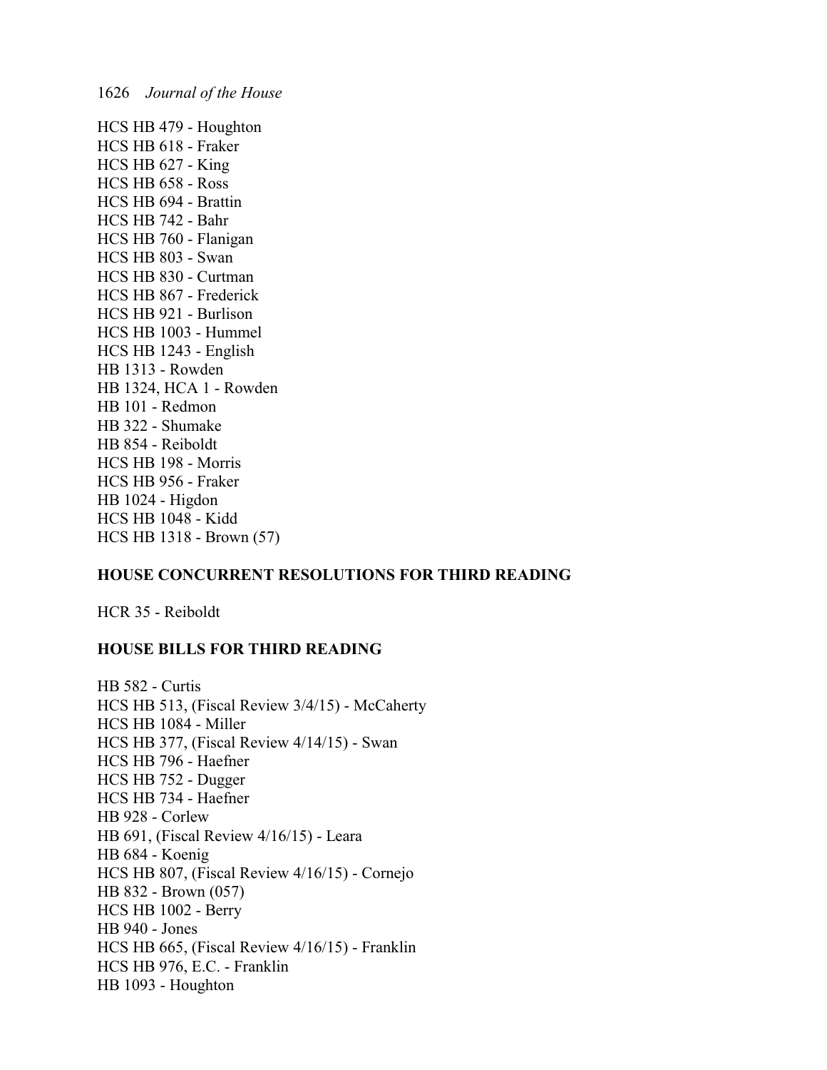HCS HB 479 - Houghton
HCS HB 618 - Fraker
HCS HB 627 - King
HCS HB 658 - Ross
HCS HB 694 - Brattin
HCS HB 742 - Bahr
HCS HB 760 - Flanigan
HCS HB 803 - Swan
HCS HB 830 - Curtman
HCS HB 867 - Frederick
HCS HB 921 - Burlison
HCS HB 1003 - Hummel
HCS HB 1243 - English
HB 1313 - Rowden
HB 1324, HCA 1 - Rowden
HB 101 - Redmon
HB 322 - Shumake
HB 854 - Reiboldt
HCS HB 198 - Morris
HCS HB 956 - Fraker
HB 1024 - Higdon
HCS HB 1048 - Kidd
HCS HB 1318 - Brown (57)

**HOUSE CONCURRENT RESOLUTIONS FOR THIRD READING**

HCR 35 - Reiboldt

**HOUSE BILLS FOR THIRD READING**

HB 582 - Curtis
HCS HB 513, (Fiscal Review 3/4/15) - McCaherty
HCS HB 1084 - Miller
HCS HB 377, (Fiscal Review 4/14/15) - Swan
HCS HB 796 - Haefner
HCS HB 752 - Dugger
HCS HB 734 - Haefner
HB 928 - Corlew
HB 691, (Fiscal Review 4/16/15) - Leara
HB 684 - Koenig
HCS HB 807, (Fiscal Review 4/16/15) - Cornejo
HB 832 - Brown (057)
HCS HB 1002 - Berry
HB 940 - Jones
HCS HB 665, (Fiscal Review 4/16/15) - Franklin
HCS HB 976, E.C. - Franklin
HB 1093 - Houghton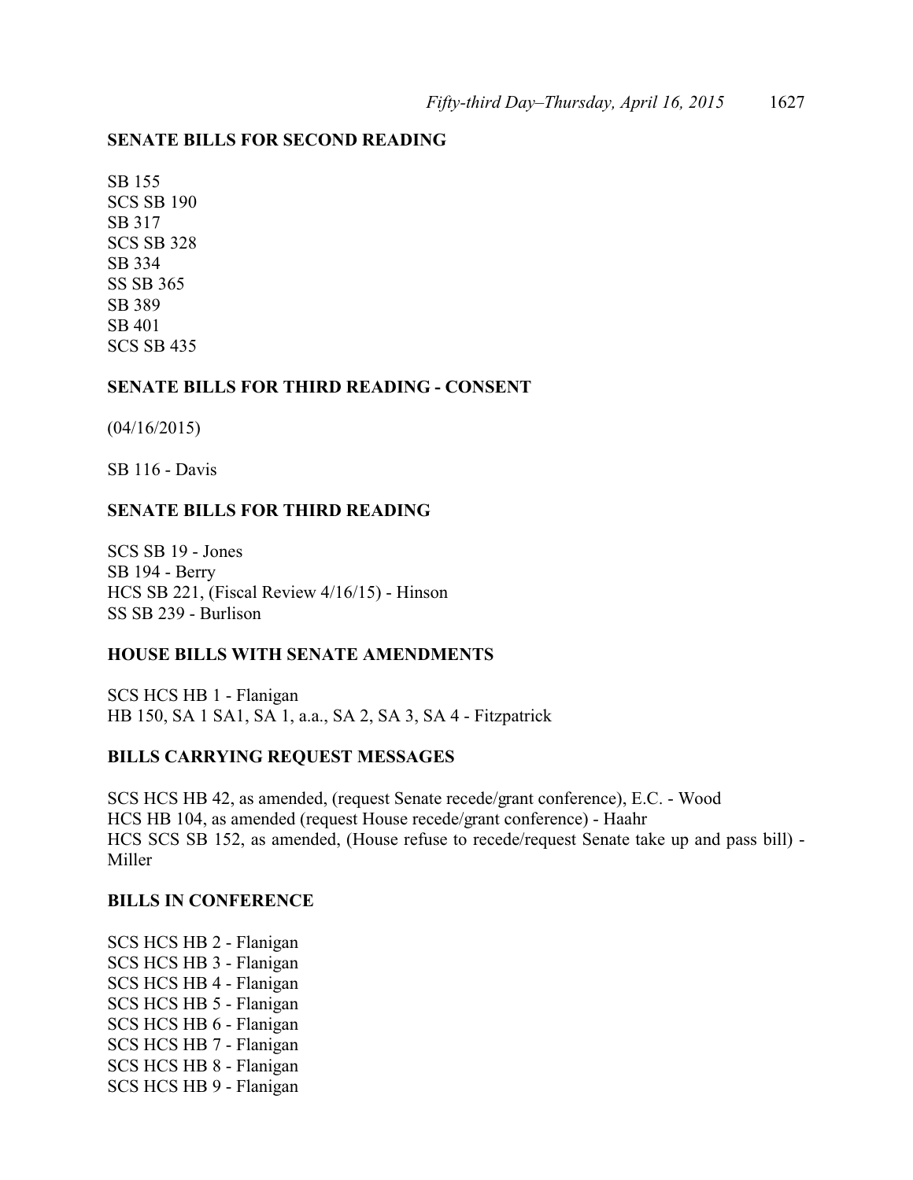**SENATE BILLS FOR SECOND READING**

SB 155
SCS SB 190
SB 317
SCS SB 328
SB 334
SS SB 365
SB 389
SB 401
SCS SB 435

**SENATE BILLS FOR THIRD READING - CONSENT**

(04/16/2015)

SB 116 - Davis

**SENATE BILLS FOR THIRD READING**

SCS SB 19 - Jones
SB 194 - Berry
HCS SB 221, (Fiscal Review 4/16/15) - Hinson
SS SB 239 - Burlison

**HOUSE BILLS WITH SENATE AMENDMENTS**

SCS HCS HB 1 - Flanigan
HB 150, SA 1 SA1, SA 1, a.a., SA 2, SA 3, SA 4 - Fitzpatrick

**BILLS CARRYING REQUEST MESSAGES**

SCS HCS HB 42, as amended, (request Senate recede/grant conference), E.C. - Wood
HCS HB 104, as amended (request House recede/grant conference) - Haahr
HCS SCS SB 152, as amended, (House refuse to recede/request Senate take up and pass bill) - Miller

**BILLS IN CONFERENCE**

SCS HCS HB 2 - Flanigan
SCS HCS HB 3 - Flanigan
SCS HCS HB 4 - Flanigan
SCS HCS HB 5 - Flanigan
SCS HCS HB 6 - Flanigan
SCS HCS HB 7 - Flanigan
SCS HCS HB 8 - Flanigan
SCS HCS HB 9 - Flanigan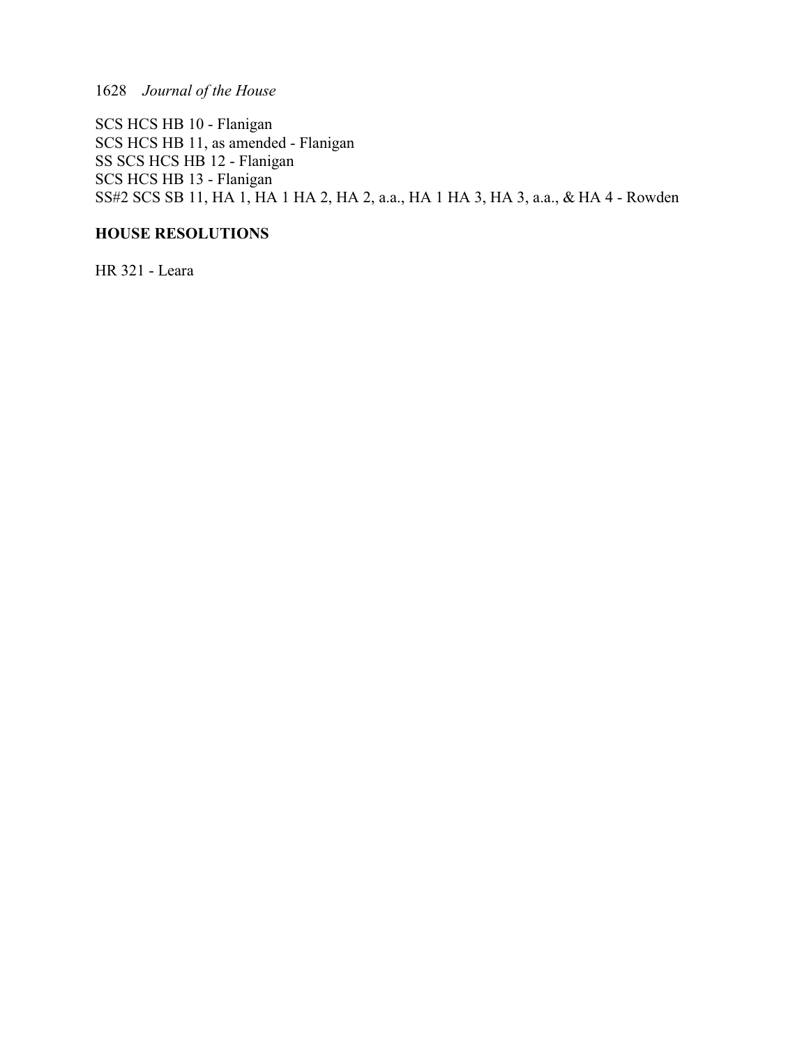SCS HCS HB 10 - Flanigan  
SCS HCS HB 11, as amended - Flanigan  
SS SCS HCS HB 12 - Flanigan  
SCS HCS HB 13 - Flanigan  
SS#2 SCS SB 11, HA 1, HA 1 HA 2, HA 2, a.a., HA 1 HA 3, HA 3, a.a., & HA 4 - Rowden

**HOUSE RESOLUTIONS**

HR 321 - Leara